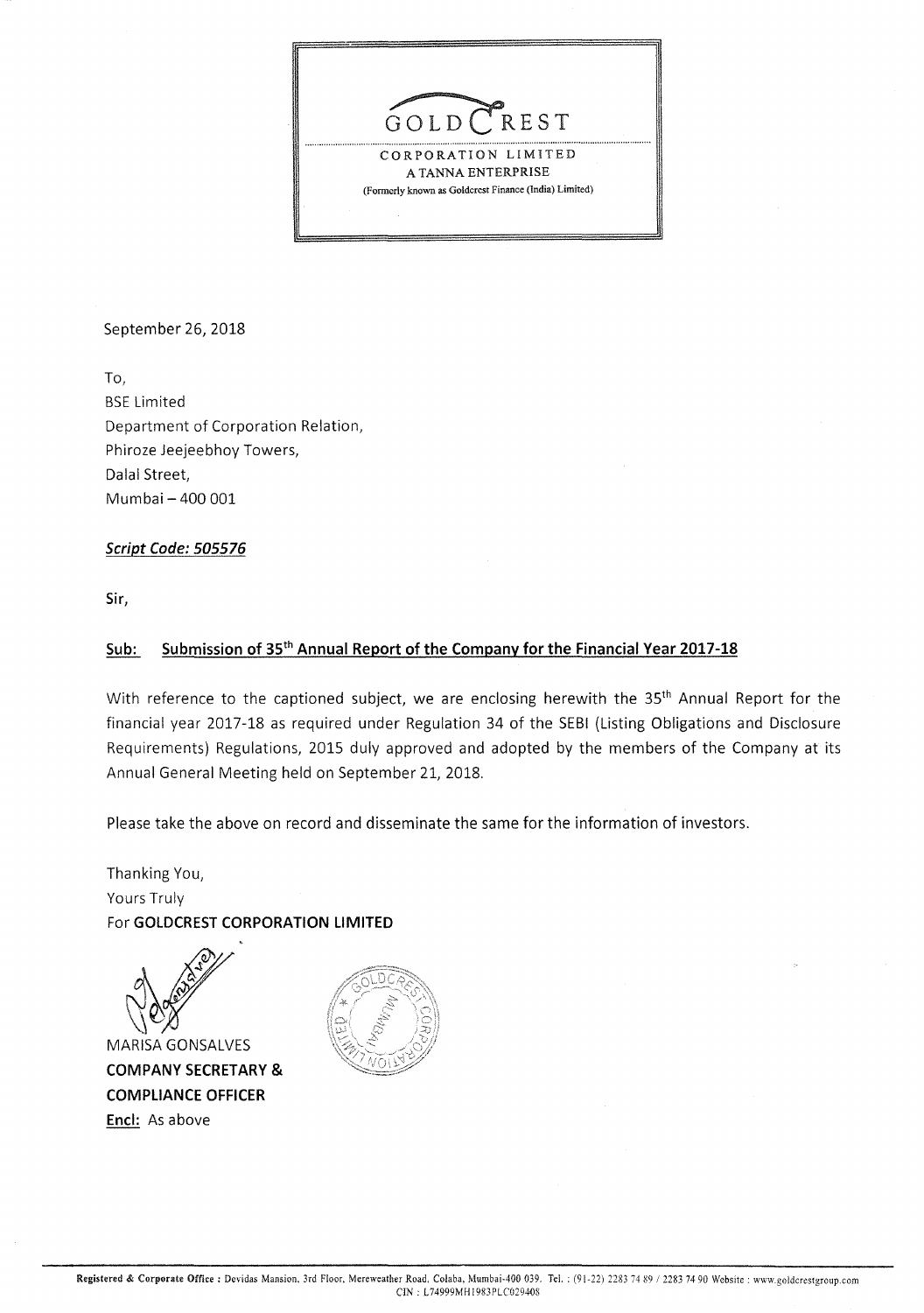GOLDCREST

CORPORATION LIMITED

A TANNA ENTERPRISE

(Formerly known as Goldcrest Finance (India) Limited)

September 26, 2018

To,
BSE Limited
Department of Corporation Relation,
Phiroze Jeejeebhoy Towers,
Dalal Street,
Mumbai – 400 001

***Script Code: 505576***

**Sir,**

## **Sub: Submission of 35th Annual Report of the Company for the Financial Year 2017-18**

With reference to the captioned subject, we are enclosing herewith the 35th Annual Report for the financial year 2017-18 as required under Regulation 34 of the SEBI (Listing Obligations and Disclosure Requirements) Regulations, 2015 duly approved and adopted by the members of the Company at its Annual General Meeting held on September 21, 2018.

Please take the above on record and disseminate the same for the information of investors.

Thanking You,
Yours Truly
For **GOLDCREST CORPORATION LIMITED**

MARISA GONSALVES
**COMPANY SECRETARY &**
**COMPLIANCE OFFICER**
**Encl:** As above

**Registered & Corporate Office :** Devidas Mansion, 3rd Floor, Mereweather Road, Colaba, Mumbai-400 039. Tel. : (91-22) 2283 74 89 / 2283 74 90 Website : www.goldcrestgroup.com
CIN : L74999MH1983PLC029408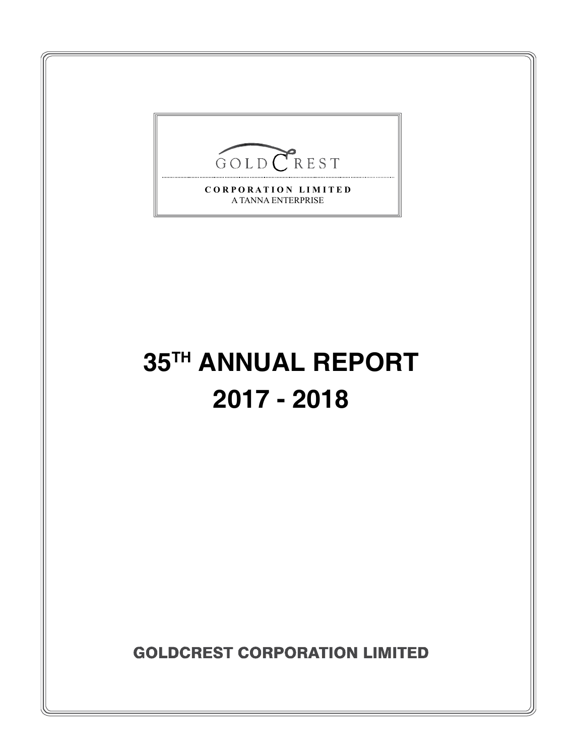GOLDCREST

**CORPORATION LIMITED**

A TANNA ENTERPRISE

# 35TH ANNUAL REPORT

# 2017 - 2018

**GOLDCREST CORPORATION LIMITED**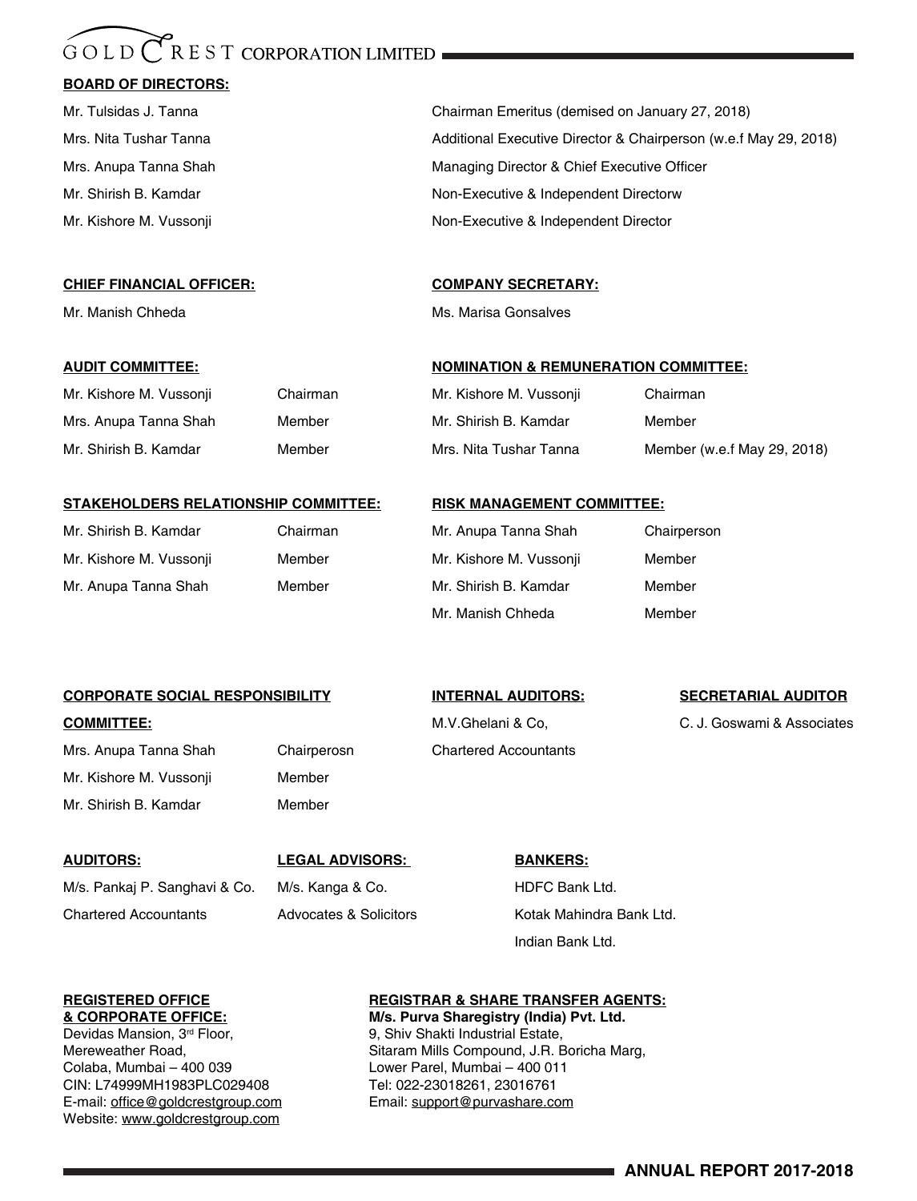# GOLDCREST CORPORATION LIMITED

**BOARD OF DIRECTORS:**

| | |
|---|---|
| Mr. Tulsidas J. Tanna | Chairman Emeritus (demised on January 27, 2018) |
| Mrs. Nita Tushar Tanna | Additional Executive Director & Chairperson (w.e.f May 29, 2018) |
| Mrs. Anupa Tanna Shah | Managing Director & Chief Executive Officer |
| Mr. Shirish B. Kamdar | Non-Executive & Independent Directorw |
| Mr. Kishore M. Vussonji | Non-Executive & Independent Director |

**CHIEF FINANCIAL OFFICER:**

Mr. Manish Chheda

**COMPANY SECRETARY:**

Ms. Marisa Gonsalves

**AUDIT COMMITTEE:**

| | |
|---|---|
| Mr. Kishore M. Vussonji | Chairman |
| Mrs. Anupa Tanna Shah | Member |
| Mr. Shirish B. Kamdar | Member |

**NOMINATION & REMUNERATION COMMITTEE:**

| | |
|---|---|
| Mr. Kishore M. Vussonji | Chairman |
| Mr. Shirish B. Kamdar | Member |
| Mrs. Nita Tushar Tanna | Member (w.e.f May 29, 2018) |

**STAKEHOLDERS RELATIONSHIP COMMITTEE:**

| | |
|---|---|
| Mr. Shirish B. Kamdar | Chairman |
| Mr. Kishore M. Vussonji | Member |
| Mr. Anupa Tanna Shah | Member |

**RISK MANAGEMENT COMMITTEE:**

| | |
|---|---|
| Mr. Anupa Tanna Shah | Chairperson |
| Mr. Kishore M. Vussonji | Member |
| Mr. Shirish B. Kamdar | Member |
| Mr. Manish Chheda | Member |

**CORPORATE SOCIAL RESPONSIBILITY COMMITTEE:**

| | |
|---|---|
| Mrs. Anupa Tanna Shah | Chairperosn |
| Mr. Kishore M. Vussonji | Member |
| Mr. Shirish B. Kamdar | Member |

**INTERNAL AUDITORS:**

M.V.Ghelani & Co,
Chartered Accountants

**SECRETARIAL AUDITOR**

C. J. Goswami & Associates

**AUDITORS:**

M/s. Pankaj P. Sanghavi & Co.
Chartered Accountants

**LEGAL ADVISORS:**

M/s. Kanga & Co.
Advocates & Solicitors

**BANKERS:**

HDFC Bank Ltd.
Kotak Mahindra Bank Ltd.
Indian Bank Ltd.

**REGISTERED OFFICE & CORPORATE OFFICE:**

Devidas Mansion, 3rd Floor,
Mereweather Road,
Colaba, Mumbai – 400 039
CIN: L74999MH1983PLC029408
E-mail: office@goldcrestgroup.com
Website: www.goldcrestgroup.com

**REGISTRAR & SHARE TRANSFER AGENTS:**

**M/s. Purva Sharegistry (India) Pvt. Ltd.**
9, Shiv Shakti Industrial Estate,
Sitaram Mills Compound, J.R. Boricha Marg,
Lower Parel, Mumbai – 400 011
Tel: 022-23018261, 23016761
Email: support@purvashare.com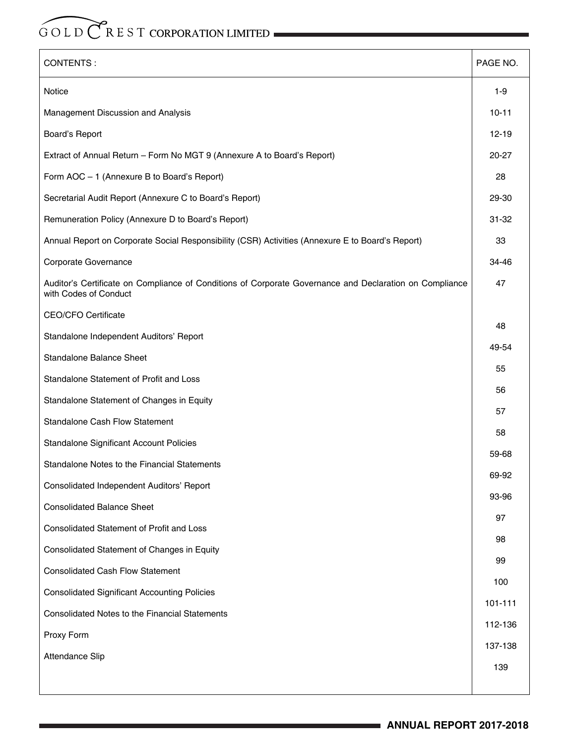| CONTENTS : | PAGE NO. |
|---|---|
| Notice | 1-9 |
| Management Discussion and Analysis | 10-11 |
| Board's Report | 12-19 |
| Extract of Annual Return – Form No MGT 9 (Annexure A to Board's Report) | 20-27 |
| Form AOC – 1 (Annexure B to Board's Report) | 28 |
| Secretarial Audit Report (Annexure C to Board's Report) | 29-30 |
| Remuneration Policy (Annexure D to Board's Report) | 31-32 |
| Annual Report on Corporate Social Responsibility (CSR) Activities (Annexure E to Board's Report) | 33 |
| Corporate Governance | 34-46 |
| Auditor's Certificate on Compliance of Conditions of Corporate Governance and Declaration on Compliance with Codes of Conduct | 47 |
| CEO/CFO Certificate | 48 |
| Standalone Independent Auditors' Report | 49-54 |
| Standalone Balance Sheet | 55 |
| Standalone Statement of Profit and Loss | 56 |
| Standalone Statement of Changes in Equity | 57 |
| Standalone Cash Flow Statement | 58 |
| Standalone Significant Account Policies | 59-68 |
| Standalone Notes to the Financial Statements | 69-92 |
| Consolidated Independent Auditors' Report | 93-96 |
| Consolidated Balance Sheet | 97 |
| Consolidated Statement of Profit and Loss | 98 |
| Consolidated Statement of Changes in Equity | 99 |
| Consolidated Cash Flow Statement | 100 |
| Consolidated Significant Accounting Policies | 101-111 |
| Consolidated Notes to the Financial Statements | 112-136 |
| Proxy Form | 137-138 |
| Attendance Slip | 139 |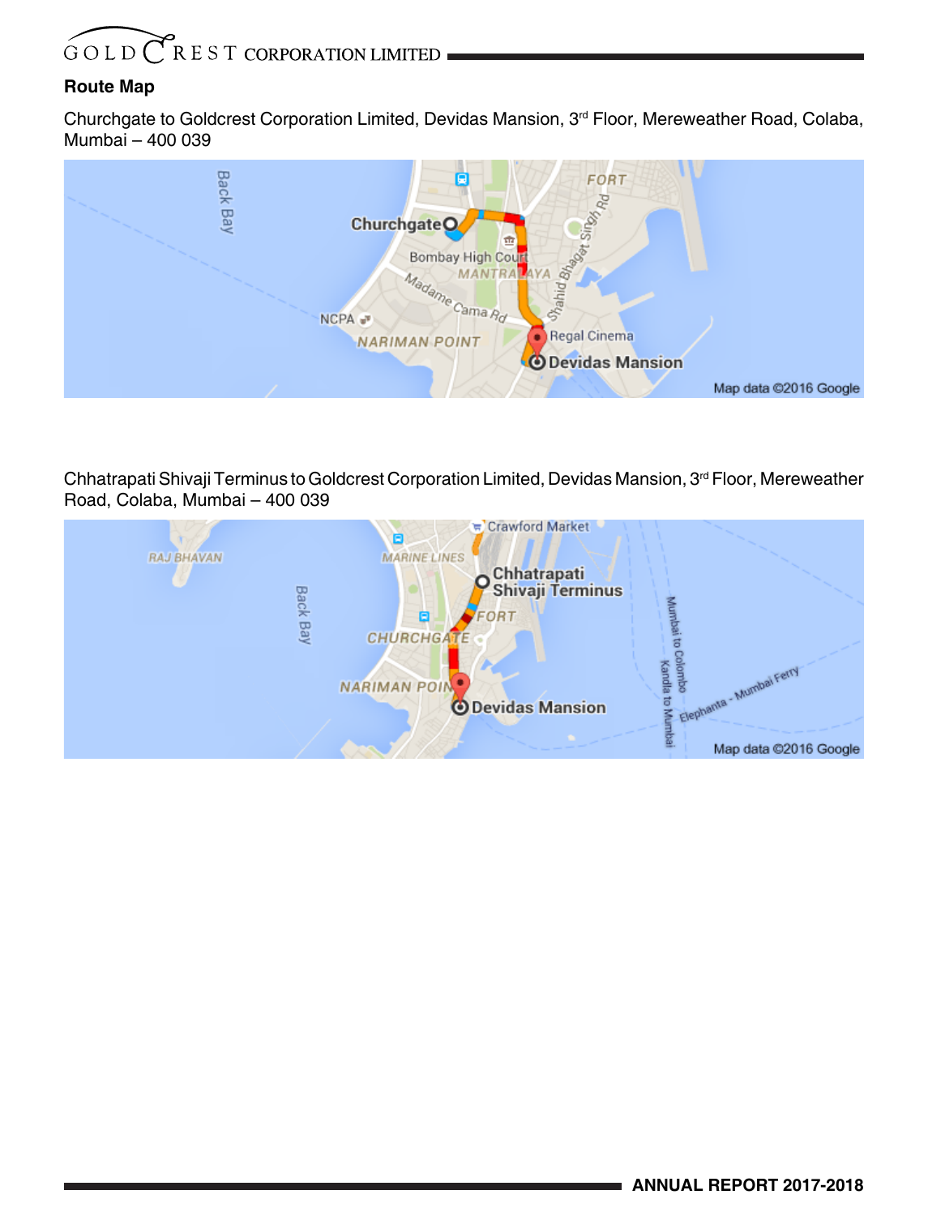## Route Map

Churchgate to Goldcrest Corporation Limited, Devidas Mansion, 3rd Floor, Mereweather Road, Colaba, Mumbai – 400 039

Chhatrapati Shivaji Terminus to Goldcrest Corporation Limited, Devidas Mansion, 3rd Floor, Mereweather Road, Colaba, Mumbai – 400 039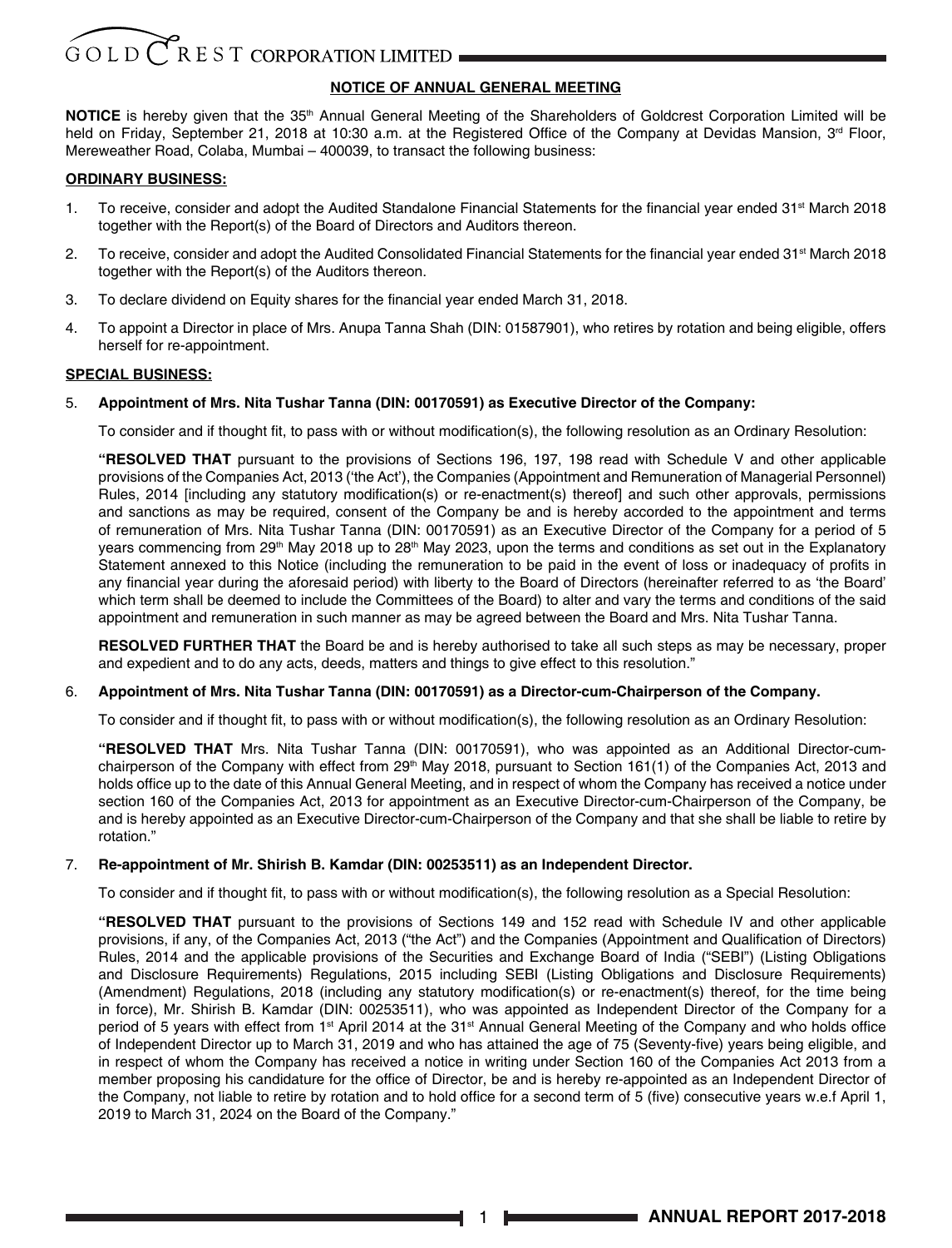## NOTICE OF ANNUAL GENERAL MEETING

**NOTICE** is hereby given that the 35th Annual General Meeting of the Shareholders of Goldcrest Corporation Limited will be held on Friday, September 21, 2018 at 10:30 a.m. at the Registered Office of the Company at Devidas Mansion, 3rd Floor, Mereweather Road, Colaba, Mumbai – 400039, to transact the following business:

### ORDINARY BUSINESS:

1. To receive, consider and adopt the Audited Standalone Financial Statements for the financial year ended 31st March 2018 together with the Report(s) of the Board of Directors and Auditors thereon.
2. To receive, consider and adopt the Audited Consolidated Financial Statements for the financial year ended 31st March 2018 together with the Report(s) of the Auditors thereon.
3. To declare dividend on Equity shares for the financial year ended March 31, 2018.
4. To appoint a Director in place of Mrs. Anupa Tanna Shah (DIN: 01587901), who retires by rotation and being eligible, offers herself for re-appointment.

### SPECIAL BUSINESS:

5. **Appointment of Mrs. Nita Tushar Tanna (DIN: 00170591) as Executive Director of the Company:**

   To consider and if thought fit, to pass with or without modification(s), the following resolution as an Ordinary Resolution:

   **"RESOLVED THAT** pursuant to the provisions of Sections 196, 197, 198 read with Schedule V and other applicable provisions of the Companies Act, 2013 ('the Act'), the Companies (Appointment and Remuneration of Managerial Personnel) Rules, 2014 [including any statutory modification(s) or re-enactment(s) thereof] and such other approvals, permissions and sanctions as may be required, consent of the Company be and is hereby accorded to the appointment and terms of remuneration of Mrs. Nita Tushar Tanna (DIN: 00170591) as an Executive Director of the Company for a period of 5 years commencing from 29th May 2018 up to 28th May 2023, upon the terms and conditions as set out in the Explanatory Statement annexed to this Notice (including the remuneration to be paid in the event of loss or inadequacy of profits in any financial year during the aforesaid period) with liberty to the Board of Directors (hereinafter referred to as 'the Board' which term shall be deemed to include the Committees of the Board) to alter and vary the terms and conditions of the said appointment and remuneration in such manner as may be agreed between the Board and Mrs. Nita Tushar Tanna.

   **RESOLVED FURTHER THAT** the Board be and is hereby authorised to take all such steps as may be necessary, proper and expedient and to do any acts, deeds, matters and things to give effect to this resolution."

6. **Appointment of Mrs. Nita Tushar Tanna (DIN: 00170591) as a Director-cum-Chairperson of the Company.**

   To consider and if thought fit, to pass with or without modification(s), the following resolution as an Ordinary Resolution:

   **"RESOLVED THAT** Mrs. Nita Tushar Tanna (DIN: 00170591), who was appointed as an Additional Director-cum-chairperson of the Company with effect from 29th May 2018, pursuant to Section 161(1) of the Companies Act, 2013 and holds office up to the date of this Annual General Meeting, and in respect of whom the Company has received a notice under section 160 of the Companies Act, 2013 for appointment as an Executive Director-cum-Chairperson of the Company, be and is hereby appointed as an Executive Director-cum-Chairperson of the Company and that she shall be liable to retire by rotation."

7. **Re-appointment of Mr. Shirish B. Kamdar (DIN: 00253511) as an Independent Director.**

   To consider and if thought fit, to pass with or without modification(s), the following resolution as a Special Resolution:

   **"RESOLVED THAT** pursuant to the provisions of Sections 149 and 152 read with Schedule IV and other applicable provisions, if any, of the Companies Act, 2013 ("the Act") and the Companies (Appointment and Qualification of Directors) Rules, 2014 and the applicable provisions of the Securities and Exchange Board of India ("SEBI") (Listing Obligations and Disclosure Requirements) Regulations, 2015 including SEBI (Listing Obligations and Disclosure Requirements) (Amendment) Regulations, 2018 (including any statutory modification(s) or re-enactment(s) thereof, for the time being in force), Mr. Shirish B. Kamdar (DIN: 00253511), who was appointed as Independent Director of the Company for a period of 5 years with effect from 1st April 2014 at the 31st Annual General Meeting of the Company and who holds office of Independent Director up to March 31, 2019 and who has attained the age of 75 (Seventy-five) years being eligible, and in respect of whom the Company has received a notice in writing under Section 160 of the Companies Act 2013 from a member proposing his candidature for the office of Director, be and is hereby re-appointed as an Independent Director of the Company, not liable to retire by rotation and to hold office for a second term of 5 (five) consecutive years w.e.f April 1, 2019 to March 31, 2024 on the Board of the Company."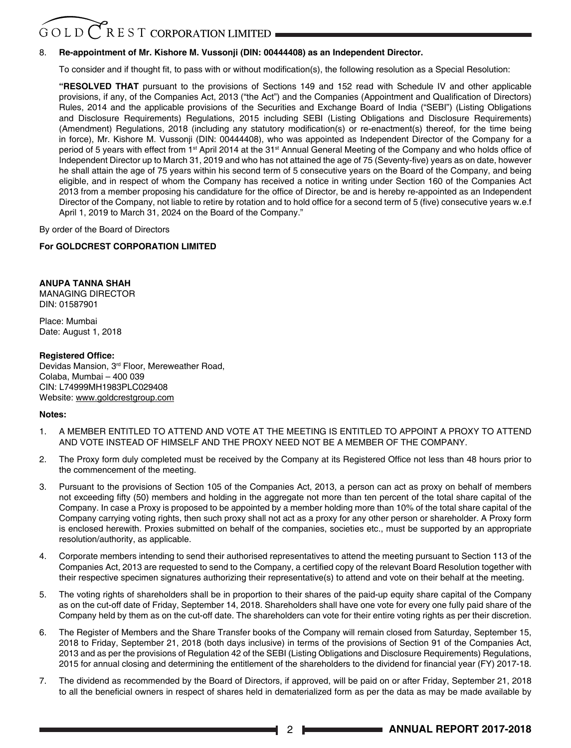8. **Re-appointment of Mr. Kishore M. Vussonji (DIN: 00444408) as an Independent Director.**

   To consider and if thought fit, to pass with or without modification(s), the following resolution as a Special Resolution:

   **"RESOLVED THAT** pursuant to the provisions of Sections 149 and 152 read with Schedule IV and other applicable provisions, if any, of the Companies Act, 2013 ("the Act") and the Companies (Appointment and Qualification of Directors) Rules, 2014 and the applicable provisions of the Securities and Exchange Board of India ("SEBI") (Listing Obligations and Disclosure Requirements) Regulations, 2015 including SEBI (Listing Obligations and Disclosure Requirements) (Amendment) Regulations, 2018 (including any statutory modification(s) or re-enactment(s) thereof, for the time being in force), Mr. Kishore M. Vussonji (DIN: 00444408), who was appointed as Independent Director of the Company for a period of 5 years with effect from 1st April 2014 at the 31st Annual General Meeting of the Company and who holds office of Independent Director up to March 31, 2019 and who has not attained the age of 75 (Seventy-five) years as on date, however he shall attain the age of 75 years within his second term of 5 consecutive years on the Board of the Company, and being eligible, and in respect of whom the Company has received a notice in writing under Section 160 of the Companies Act 2013 from a member proposing his candidature for the office of Director, be and is hereby re-appointed as an Independent Director of the Company, not liable to retire by rotation and to hold office for a second term of 5 (five) consecutive years w.e.f April 1, 2019 to March 31, 2024 on the Board of the Company."

By order of the Board of Directors

**For GOLDCREST CORPORATION LIMITED**

**ANUPA TANNA SHAH**
MANAGING DIRECTOR
DIN: 01587901

Place: Mumbai
Date: August 1, 2018

**Registered Office:**
Devidas Mansion, 3rd Floor, Mereweather Road,
Colaba, Mumbai – 400 039
CIN: L74999MH1983PLC029408
Website: www.goldcrestgroup.com

**Notes:**

1. A MEMBER ENTITLED TO ATTEND AND VOTE AT THE MEETING IS ENTITLED TO APPOINT A PROXY TO ATTEND AND VOTE INSTEAD OF HIMSELF AND THE PROXY NEED NOT BE A MEMBER OF THE COMPANY.

2. The Proxy form duly completed must be received by the Company at its Registered Office not less than 48 hours prior to the commencement of the meeting.

3. Pursuant to the provisions of Section 105 of the Companies Act, 2013, a person can act as proxy on behalf of members not exceeding fifty (50) members and holding in the aggregate not more than ten percent of the total share capital of the Company. In case a Proxy is proposed to be appointed by a member holding more than 10% of the total share capital of the Company carrying voting rights, then such proxy shall not act as a proxy for any other person or shareholder. A Proxy form is enclosed herewith. Proxies submitted on behalf of the companies, societies etc., must be supported by an appropriate resolution/authority, as applicable.

4. Corporate members intending to send their authorised representatives to attend the meeting pursuant to Section 113 of the Companies Act, 2013 are requested to send to the Company, a certified copy of the relevant Board Resolution together with their respective specimen signatures authorizing their representative(s) to attend and vote on their behalf at the meeting.

5. The voting rights of shareholders shall be in proportion to their shares of the paid-up equity share capital of the Company as on the cut-off date of Friday, September 14, 2018. Shareholders shall have one vote for every one fully paid share of the Company held by them as on the cut-off date. The shareholders can vote for their entire voting rights as per their discretion.

6. The Register of Members and the Share Transfer books of the Company will remain closed from Saturday, September 15, 2018 to Friday, September 21, 2018 (both days inclusive) in terms of the provisions of Section 91 of the Companies Act, 2013 and as per the provisions of Regulation 42 of the SEBI (Listing Obligations and Disclosure Requirements) Regulations, 2015 for annual closing and determining the entitlement of the shareholders to the dividend for financial year (FY) 2017-18.

7. The dividend as recommended by the Board of Directors, if approved, will be paid on or after Friday, September 21, 2018 to all the beneficial owners in respect of shares held in dematerialized form as per the data as may be made available by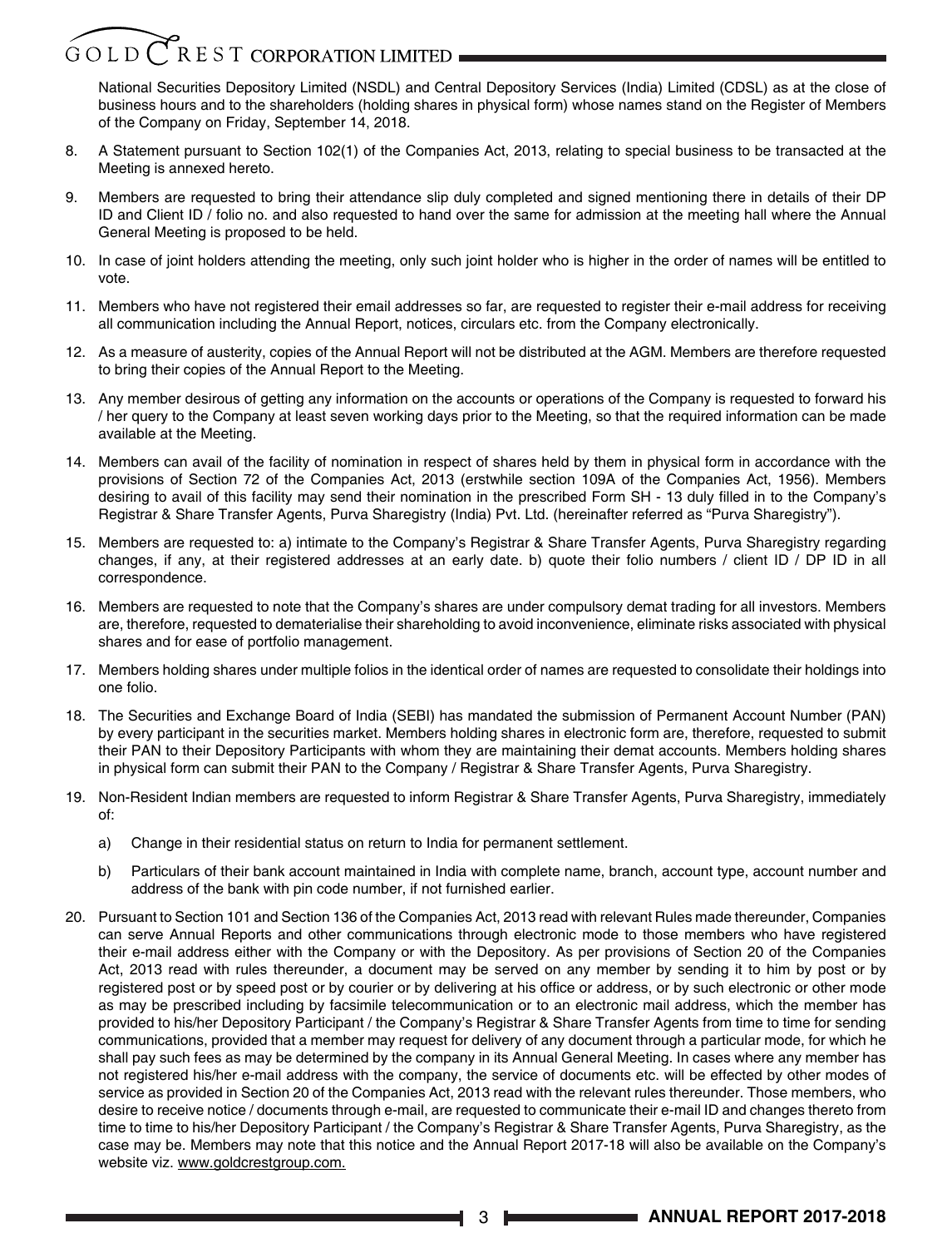National Securities Depository Limited (NSDL) and Central Depository Services (India) Limited (CDSL) as at the close of business hours and to the shareholders (holding shares in physical form) whose names stand on the Register of Members of the Company on Friday, September 14, 2018.

8. A Statement pursuant to Section 102(1) of the Companies Act, 2013, relating to special business to be transacted at the Meeting is annexed hereto.

9. Members are requested to bring their attendance slip duly completed and signed mentioning there in details of their DP ID and Client ID / folio no. and also requested to hand over the same for admission at the meeting hall where the Annual General Meeting is proposed to be held.

10. In case of joint holders attending the meeting, only such joint holder who is higher in the order of names will be entitled to vote.

11. Members who have not registered their email addresses so far, are requested to register their e-mail address for receiving all communication including the Annual Report, notices, circulars etc. from the Company electronically.

12. As a measure of austerity, copies of the Annual Report will not be distributed at the AGM. Members are therefore requested to bring their copies of the Annual Report to the Meeting.

13. Any member desirous of getting any information on the accounts or operations of the Company is requested to forward his / her query to the Company at least seven working days prior to the Meeting, so that the required information can be made available at the Meeting.

14. Members can avail of the facility of nomination in respect of shares held by them in physical form in accordance with the provisions of Section 72 of the Companies Act, 2013 (erstwhile section 109A of the Companies Act, 1956). Members desiring to avail of this facility may send their nomination in the prescribed Form SH - 13 duly filled in to the Company's Registrar & Share Transfer Agents, Purva Sharegistry (India) Pvt. Ltd. (hereinafter referred as "Purva Sharegistry").

15. Members are requested to: a) intimate to the Company's Registrar & Share Transfer Agents, Purva Sharegistry regarding changes, if any, at their registered addresses at an early date. b) quote their folio numbers / client ID / DP ID in all correspondence.

16. Members are requested to note that the Company's shares are under compulsory demat trading for all investors. Members are, therefore, requested to dematerialise their shareholding to avoid inconvenience, eliminate risks associated with physical shares and for ease of portfolio management.

17. Members holding shares under multiple folios in the identical order of names are requested to consolidate their holdings into one folio.

18. The Securities and Exchange Board of India (SEBI) has mandated the submission of Permanent Account Number (PAN) by every participant in the securities market. Members holding shares in electronic form are, therefore, requested to submit their PAN to their Depository Participants with whom they are maintaining their demat accounts. Members holding shares in physical form can submit their PAN to the Company / Registrar & Share Transfer Agents, Purva Sharegistry.

19. Non-Resident Indian members are requested to inform Registrar & Share Transfer Agents, Purva Sharegistry, immediately of:

   a) Change in their residential status on return to India for permanent settlement.

   b) Particulars of their bank account maintained in India with complete name, branch, account type, account number and address of the bank with pin code number, if not furnished earlier.

20. Pursuant to Section 101 and Section 136 of the Companies Act, 2013 read with relevant Rules made thereunder, Companies can serve Annual Reports and other communications through electronic mode to those members who have registered their e-mail address either with the Company or with the Depository. As per provisions of Section 20 of the Companies Act, 2013 read with rules thereunder, a document may be served on any member by sending it to him by post or by registered post or by speed post or by courier or by delivering at his office or address, or by such electronic or other mode as may be prescribed including by facsimile telecommunication or to an electronic mail address, which the member has provided to his/her Depository Participant / the Company's Registrar & Share Transfer Agents from time to time for sending communications, provided that a member may request for delivery of any document through a particular mode, for which he shall pay such fees as may be determined by the company in its Annual General Meeting. In cases where any member has not registered his/her e-mail address with the company, the service of documents etc. will be effected by other modes of service as provided in Section 20 of the Companies Act, 2013 read with the relevant rules thereunder. Those members, who desire to receive notice / documents through e-mail, are requested to communicate their e-mail ID and changes thereto from time to time to his/her Depository Participant / the Company's Registrar & Share Transfer Agents, Purva Sharegistry, as the case may be. Members may note that this notice and the Annual Report 2017-18 will also be available on the Company's website viz. www.goldcrestgroup.com.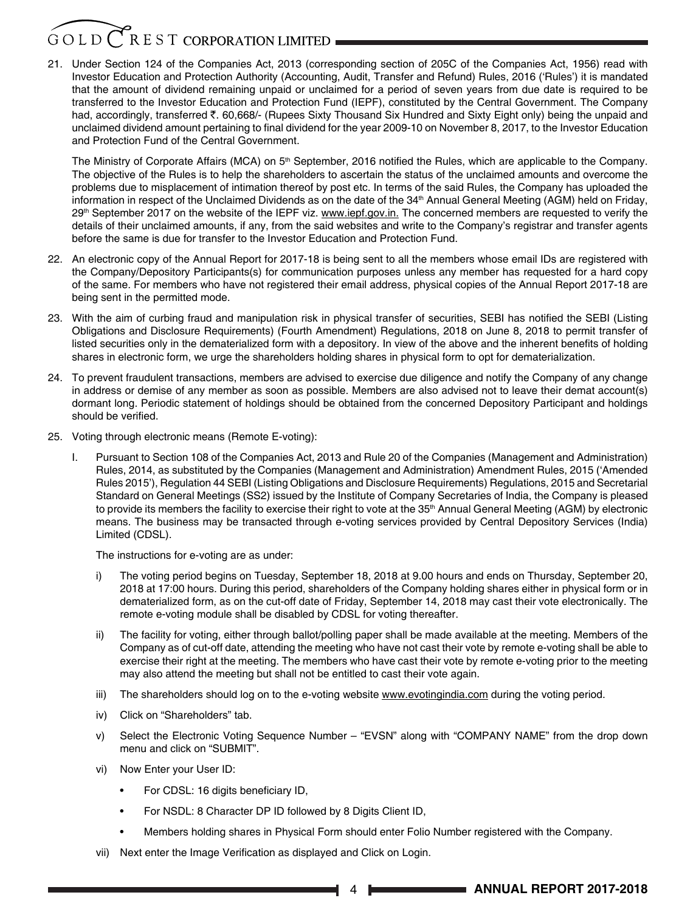21. Under Section 124 of the Companies Act, 2013 (corresponding section of 205C of the Companies Act, 1956) read with Investor Education and Protection Authority (Accounting, Audit, Transfer and Refund) Rules, 2016 ('Rules') it is mandated that the amount of dividend remaining unpaid or unclaimed for a period of seven years from due date is required to be transferred to the Investor Education and Protection Fund (IEPF), constituted by the Central Government. The Company had, accordingly, transferred ₹. 60,668/- (Rupees Sixty Thousand Six Hundred and Sixty Eight only) being the unpaid and unclaimed dividend amount pertaining to final dividend for the year 2009-10 on November 8, 2017, to the Investor Education and Protection Fund of the Central Government.

    The Ministry of Corporate Affairs (MCA) on 5th September, 2016 notified the Rules, which are applicable to the Company. The objective of the Rules is to help the shareholders to ascertain the status of the unclaimed amounts and overcome the problems due to misplacement of intimation thereof by post etc. In terms of the said Rules, the Company has uploaded the information in respect of the Unclaimed Dividends as on the date of the 34th Annual General Meeting (AGM) held on Friday, 29th September 2017 on the website of the IEPF viz. www.iepf.gov.in. The concerned members are requested to verify the details of their unclaimed amounts, if any, from the said websites and write to the Company's registrar and transfer agents before the same is due for transfer to the Investor Education and Protection Fund.

22. An electronic copy of the Annual Report for 2017-18 is being sent to all the members whose email IDs are registered with the Company/Depository Participants(s) for communication purposes unless any member has requested for a hard copy of the same. For members who have not registered their email address, physical copies of the Annual Report 2017-18 are being sent in the permitted mode.

23. With the aim of curbing fraud and manipulation risk in physical transfer of securities, SEBI has notified the SEBI (Listing Obligations and Disclosure Requirements) (Fourth Amendment) Regulations, 2018 on June 8, 2018 to permit transfer of listed securities only in the dematerialized form with a depository. In view of the above and the inherent benefits of holding shares in electronic form, we urge the shareholders holding shares in physical form to opt for dematerialization.

24. To prevent fraudulent transactions, members are advised to exercise due diligence and notify the Company of any change in address or demise of any member as soon as possible. Members are also advised not to leave their demat account(s) dormant long. Periodic statement of holdings should be obtained from the concerned Depository Participant and holdings should be verified.

25. Voting through electronic means (Remote E-voting):

    I. Pursuant to Section 108 of the Companies Act, 2013 and Rule 20 of the Companies (Management and Administration) Rules, 2014, as substituted by the Companies (Management and Administration) Amendment Rules, 2015 ('Amended Rules 2015'), Regulation 44 SEBI (Listing Obligations and Disclosure Requirements) Regulations, 2015 and Secretarial Standard on General Meetings (SS2) issued by the Institute of Company Secretaries of India, the Company is pleased to provide its members the facility to exercise their right to vote at the 35th Annual General Meeting (AGM) by electronic means. The business may be transacted through e-voting services provided by Central Depository Services (India) Limited (CDSL).

       The instructions for e-voting are as under:

       i) The voting period begins on Tuesday, September 18, 2018 at 9.00 hours and ends on Thursday, September 20, 2018 at 17:00 hours. During this period, shareholders of the Company holding shares either in physical form or in dematerialized form, as on the cut-off date of Friday, September 14, 2018 may cast their vote electronically. The remote e-voting module shall be disabled by CDSL for voting thereafter.

       ii) The facility for voting, either through ballot/polling paper shall be made available at the meeting. Members of the Company as of cut-off date, attending the meeting who have not cast their vote by remote e-voting shall be able to exercise their right at the meeting. The members who have cast their vote by remote e-voting prior to the meeting may also attend the meeting but shall not be entitled to cast their vote again.

       iii) The shareholders should log on to the e-voting website www.evotingindia.com during the voting period.

       iv) Click on "Shareholders" tab.

       v) Select the Electronic Voting Sequence Number – "EVSN" along with "COMPANY NAME" from the drop down menu and click on "SUBMIT".

       vi) Now Enter your User ID:

          - For CDSL: 16 digits beneficiary ID,
          - For NSDL: 8 Character DP ID followed by 8 Digits Client ID,
          - Members holding shares in Physical Form should enter Folio Number registered with the Company.

       vii) Next enter the Image Verification as displayed and Click on Login.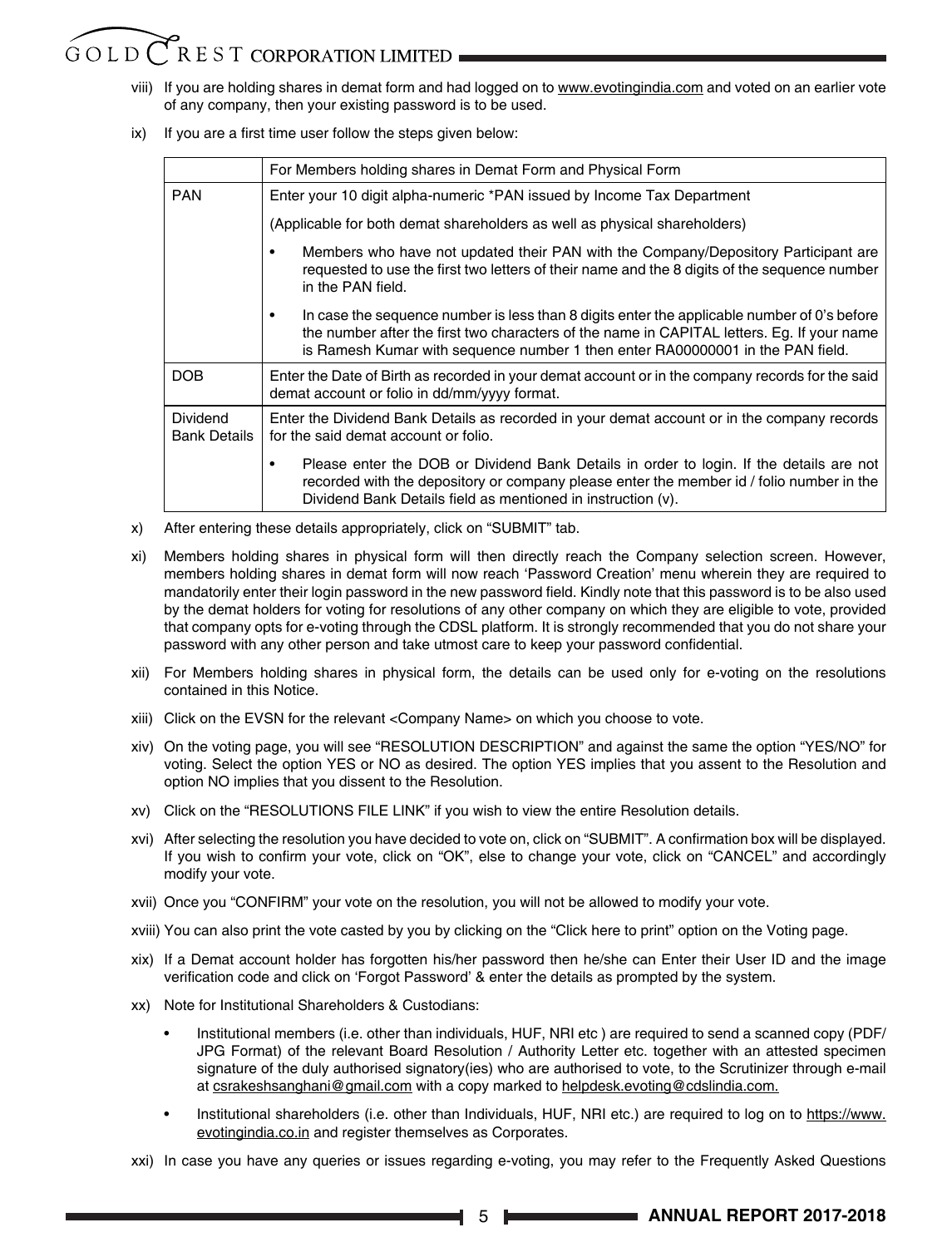viii) If you are holding shares in demat form and had logged on to www.evotingindia.com and voted on an earlier vote of any company, then your existing password is to be used.

ix) If you are a first time user follow the steps given below:

| | For Members holding shares in Demat Form and Physical Form |
|---|---|
| PAN | Enter your 10 digit alpha-numeric *PAN issued by Income Tax Department<br><br>(Applicable for both demat shareholders as well as physical shareholders)<br><br>• Members who have not updated their PAN with the Company/Depository Participant are requested to use the first two letters of their name and the 8 digits of the sequence number in the PAN field.<br><br>• In case the sequence number is less than 8 digits enter the applicable number of 0's before the number after the first two characters of the name in CAPITAL letters. Eg. If your name is Ramesh Kumar with sequence number 1 then enter RA00000001 in the PAN field. |
| DOB | Enter the Date of Birth as recorded in your demat account or in the company records for the said demat account or folio in dd/mm/yyyy format. |
| Dividend Bank Details | Enter the Dividend Bank Details as recorded in your demat account or in the company records for the said demat account or folio.<br><br>• Please enter the DOB or Dividend Bank Details in order to login. If the details are not recorded with the depository or company please enter the member id / folio number in the Dividend Bank Details field as mentioned in instruction (v). |

x) After entering these details appropriately, click on "SUBMIT" tab.

xi) Members holding shares in physical form will then directly reach the Company selection screen. However, members holding shares in demat form will now reach 'Password Creation' menu wherein they are required to mandatorily enter their login password in the new password field. Kindly note that this password is to be also used by the demat holders for voting for resolutions of any other company on which they are eligible to vote, provided that company opts for e-voting through the CDSL platform. It is strongly recommended that you do not share your password with any other person and take utmost care to keep your password confidential.

xii) For Members holding shares in physical form, the details can be used only for e-voting on the resolutions contained in this Notice.

xiii) Click on the EVSN for the relevant <Company Name> on which you choose to vote.

xiv) On the voting page, you will see "RESOLUTION DESCRIPTION" and against the same the option "YES/NO" for voting. Select the option YES or NO as desired. The option YES implies that you assent to the Resolution and option NO implies that you dissent to the Resolution.

xv) Click on the "RESOLUTIONS FILE LINK" if you wish to view the entire Resolution details.

xvi) After selecting the resolution you have decided to vote on, click on "SUBMIT". A confirmation box will be displayed. If you wish to confirm your vote, click on "OK", else to change your vote, click on "CANCEL" and accordingly modify your vote.

xvii) Once you "CONFIRM" your vote on the resolution, you will not be allowed to modify your vote.

xviii) You can also print the vote casted by you by clicking on the "Click here to print" option on the Voting page.

xix) If a Demat account holder has forgotten his/her password then he/she can Enter their User ID and the image verification code and click on 'Forgot Password' & enter the details as prompted by the system.

xx) Note for Institutional Shareholders & Custodians:

- Institutional members (i.e. other than individuals, HUF, NRI etc ) are required to send a scanned copy (PDF/ JPG Format) of the relevant Board Resolution / Authority Letter etc. together with an attested specimen signature of the duly authorised signatory(ies) who are authorised to vote, to the Scrutinizer through e-mail at csrakeshsanghani@gmail.com with a copy marked to helpdesk.evoting@cdslindia.com.

- Institutional shareholders (i.e. other than Individuals, HUF, NRI etc.) are required to log on to https://www.evotingindia.co.in and register themselves as Corporates.

xxi) In case you have any queries or issues regarding e-voting, you may refer to the Frequently Asked Questions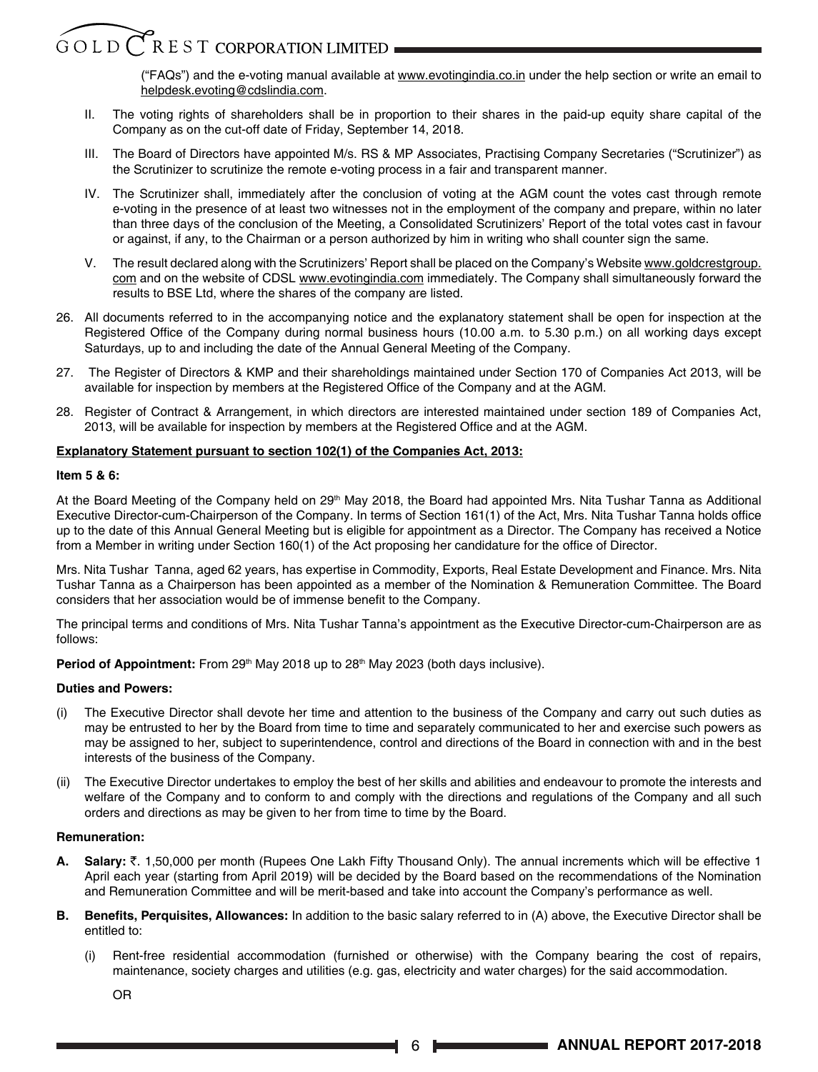("FAQs") and the e-voting manual available at www.evotingindia.co.in under the help section or write an email to helpdesk.evoting@cdslindia.com.

II. The voting rights of shareholders shall be in proportion to their shares in the paid-up equity share capital of the Company as on the cut-off date of Friday, September 14, 2018.

III. The Board of Directors have appointed M/s. RS & MP Associates, Practising Company Secretaries ("Scrutinizer") as the Scrutinizer to scrutinize the remote e-voting process in a fair and transparent manner.

IV. The Scrutinizer shall, immediately after the conclusion of voting at the AGM count the votes cast through remote e-voting in the presence of at least two witnesses not in the employment of the company and prepare, within no later than three days of the conclusion of the Meeting, a Consolidated Scrutinizers' Report of the total votes cast in favour or against, if any, to the Chairman or a person authorized by him in writing who shall counter sign the same.

V. The result declared along with the Scrutinizers' Report shall be placed on the Company's Website www.goldcrestgroup.com and on the website of CDSL www.evotingindia.com immediately. The Company shall simultaneously forward the results to BSE Ltd, where the shares of the company are listed.

26. All documents referred to in the accompanying notice and the explanatory statement shall be open for inspection at the Registered Office of the Company during normal business hours (10.00 a.m. to 5.30 p.m.) on all working days except Saturdays, up to and including the date of the Annual General Meeting of the Company.

27. The Register of Directors & KMP and their shareholdings maintained under Section 170 of Companies Act 2013, will be available for inspection by members at the Registered Office of the Company and at the AGM.

28. Register of Contract & Arrangement, in which directors are interested maintained under section 189 of Companies Act, 2013, will be available for inspection by members at the Registered Office and at the AGM.

**Explanatory Statement pursuant to section 102(1) of the Companies Act, 2013:**

**Item 5 & 6:**

At the Board Meeting of the Company held on 29th May 2018, the Board had appointed Mrs. Nita Tushar Tanna as Additional Executive Director-cum-Chairperson of the Company. In terms of Section 161(1) of the Act, Mrs. Nita Tushar Tanna holds office up to the date of this Annual General Meeting but is eligible for appointment as a Director. The Company has received a Notice from a Member in writing under Section 160(1) of the Act proposing her candidature for the office of Director.

Mrs. Nita Tushar Tanna, aged 62 years, has expertise in Commodity, Exports, Real Estate Development and Finance. Mrs. Nita Tushar Tanna as a Chairperson has been appointed as a member of the Nomination & Remuneration Committee. The Board considers that her association would be of immense benefit to the Company.

The principal terms and conditions of Mrs. Nita Tushar Tanna's appointment as the Executive Director-cum-Chairperson are as follows:

**Period of Appointment:** From 29th May 2018 up to 28th May 2023 (both days inclusive).

**Duties and Powers:**

(i) The Executive Director shall devote her time and attention to the business of the Company and carry out such duties as may be entrusted to her by the Board from time to time and separately communicated to her and exercise such powers as may be assigned to her, subject to superintendence, control and directions of the Board in connection with and in the best interests of the business of the Company.

(ii) The Executive Director undertakes to employ the best of her skills and abilities and endeavour to promote the interests and welfare of the Company and to conform to and comply with the directions and regulations of the Company and all such orders and directions as may be given to her from time to time by the Board.

**Remuneration:**

**A. Salary:** ₹. 1,50,000 per month (Rupees One Lakh Fifty Thousand Only). The annual increments which will be effective 1 April each year (starting from April 2019) will be decided by the Board based on the recommendations of the Nomination and Remuneration Committee and will be merit-based and take into account the Company's performance as well.

**B. Benefits, Perquisites, Allowances:** In addition to the basic salary referred to in (A) above, the Executive Director shall be entitled to:

(i) Rent-free residential accommodation (furnished or otherwise) with the Company bearing the cost of repairs, maintenance, society charges and utilities (e.g. gas, electricity and water charges) for the said accommodation.

OR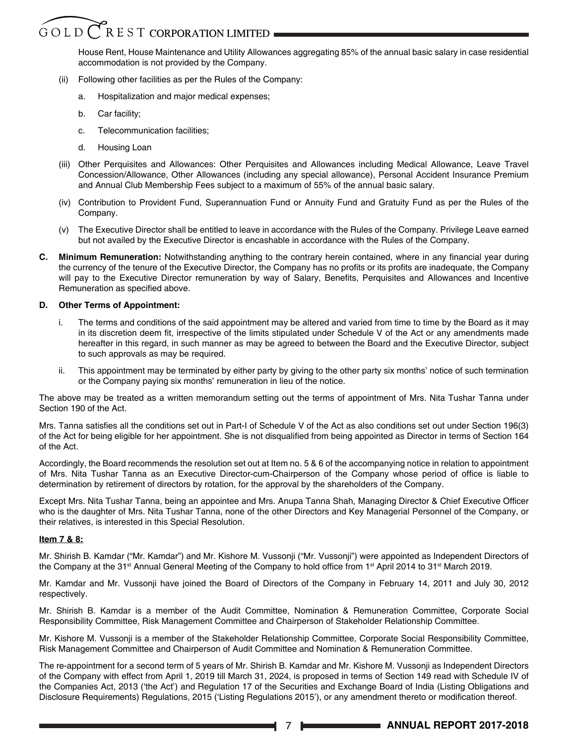House Rent, House Maintenance and Utility Allowances aggregating 85% of the annual basic salary in case residential accommodation is not provided by the Company.

(ii) Following other facilities as per the Rules of the Company:

a. Hospitalization and major medical expenses;

b. Car facility;

c. Telecommunication facilities;

d. Housing Loan

(iii) Other Perquisites and Allowances: Other Perquisites and Allowances including Medical Allowance, Leave Travel Concession/Allowance, Other Allowances (including any special allowance), Personal Accident Insurance Premium and Annual Club Membership Fees subject to a maximum of 55% of the annual basic salary.

(iv) Contribution to Provident Fund, Superannuation Fund or Annuity Fund and Gratuity Fund as per the Rules of the Company.

(v) The Executive Director shall be entitled to leave in accordance with the Rules of the Company. Privilege Leave earned but not availed by the Executive Director is encashable in accordance with the Rules of the Company.

**C. Minimum Remuneration:** Notwithstanding anything to the contrary herein contained, where in any financial year during the currency of the tenure of the Executive Director, the Company has no profits or its profits are inadequate, the Company will pay to the Executive Director remuneration by way of Salary, Benefits, Perquisites and Allowances and Incentive Remuneration as specified above.

**D. Other Terms of Appointment:**

i. The terms and conditions of the said appointment may be altered and varied from time to time by the Board as it may in its discretion deem fit, irrespective of the limits stipulated under Schedule V of the Act or any amendments made hereafter in this regard, in such manner as may be agreed to between the Board and the Executive Director, subject to such approvals as may be required.

ii. This appointment may be terminated by either party by giving to the other party six months' notice of such termination or the Company paying six months' remuneration in lieu of the notice.

The above may be treated as a written memorandum setting out the terms of appointment of Mrs. Nita Tushar Tanna under Section 190 of the Act.

Mrs. Tanna satisfies all the conditions set out in Part-I of Schedule V of the Act as also conditions set out under Section 196(3) of the Act for being eligible for her appointment. She is not disqualified from being appointed as Director in terms of Section 164 of the Act.

Accordingly, the Board recommends the resolution set out at Item no. 5 & 6 of the accompanying notice in relation to appointment of Mrs. Nita Tushar Tanna as an Executive Director-cum-Chairperson of the Company whose period of office is liable to determination by retirement of directors by rotation, for the approval by the shareholders of the Company.

Except Mrs. Nita Tushar Tanna, being an appointee and Mrs. Anupa Tanna Shah, Managing Director & Chief Executive Officer who is the daughter of Mrs. Nita Tushar Tanna, none of the other Directors and Key Managerial Personnel of the Company, or their relatives, is interested in this Special Resolution.

**Item 7 & 8:**

Mr. Shirish B. Kamdar ("Mr. Kamdar") and Mr. Kishore M. Vussonji ("Mr. Vussonji") were appointed as Independent Directors of the Company at the 31st Annual General Meeting of the Company to hold office from 1st April 2014 to 31st March 2019.

Mr. Kamdar and Mr. Vussonji have joined the Board of Directors of the Company in February 14, 2011 and July 30, 2012 respectively.

Mr. Shirish B. Kamdar is a member of the Audit Committee, Nomination & Remuneration Committee, Corporate Social Responsibility Committee, Risk Management Committee and Chairperson of Stakeholder Relationship Committee.

Mr. Kishore M. Vussonji is a member of the Stakeholder Relationship Committee, Corporate Social Responsibility Committee, Risk Management Committee and Chairperson of Audit Committee and Nomination & Remuneration Committee.

The re-appointment for a second term of 5 years of Mr. Shirish B. Kamdar and Mr. Kishore M. Vussonji as Independent Directors of the Company with effect from April 1, 2019 till March 31, 2024, is proposed in terms of Section 149 read with Schedule IV of the Companies Act, 2013 ('the Act') and Regulation 17 of the Securities and Exchange Board of India (Listing Obligations and Disclosure Requirements) Regulations, 2015 ('Listing Regulations 2015'), or any amendment thereto or modification thereof.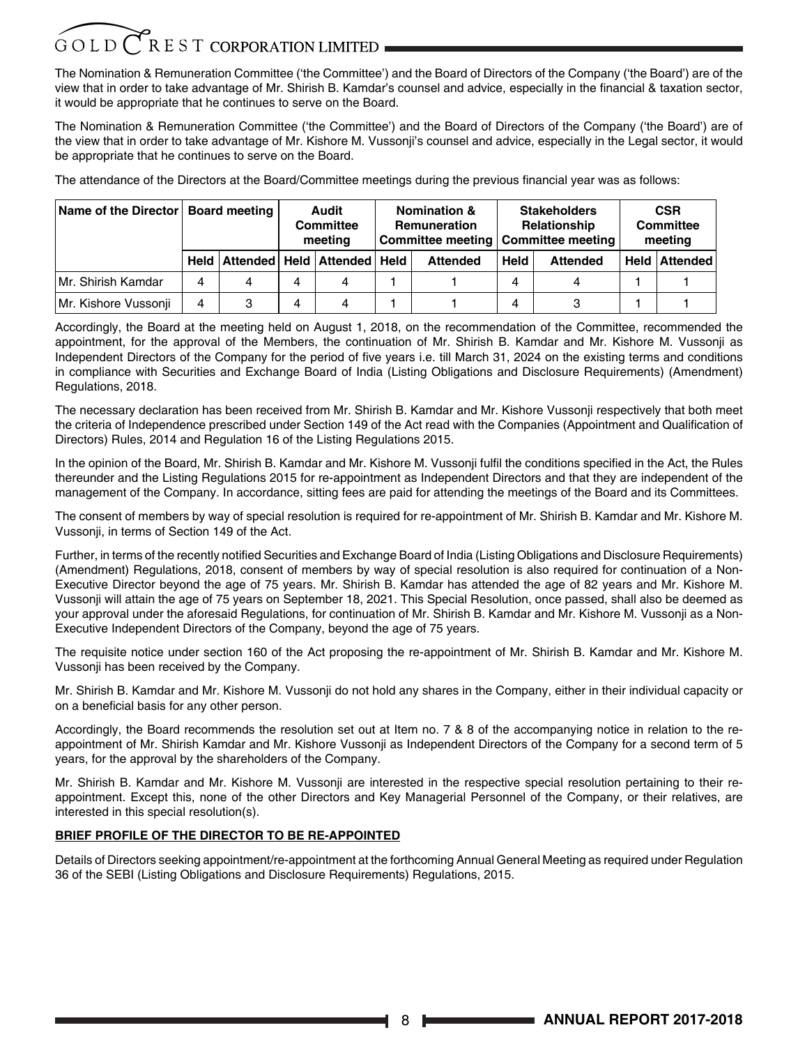The Nomination & Remuneration Committee ('the Committee') and the Board of Directors of the Company ('the Board') are of the view that in order to take advantage of Mr. Shirish B. Kamdar's counsel and advice, especially in the financial & taxation sector, it would be appropriate that he continues to serve on the Board.

The Nomination & Remuneration Committee ('the Committee') and the Board of Directors of the Company ('the Board') are of the view that in order to take advantage of Mr. Kishore M. Vussonji's counsel and advice, especially in the Legal sector, it would be appropriate that he continues to serve on the Board.

The attendance of the Directors at the Board/Committee meetings during the previous financial year was as follows:

| Name of the Director | Board meeting | | Audit Committee meeting | | Nomination & Remuneration Committee meeting | | Stakeholders Relationship Committee meeting | | CSR Committee meeting | |
|---|---|---|---|---|---|---|---|---|---|---|
| | Held | Attended | Held | Attended | Held | Attended | Held | Attended | Held | Attended |
| Mr. Shirish Kamdar | 4 | 4 | 4 | 4 | 1 | 1 | 4 | 4 | 1 | 1 |
| Mr. Kishore Vussonji | 4 | 3 | 4 | 4 | 1 | 1 | 4 | 3 | 1 | 1 |

Accordingly, the Board at the meeting held on August 1, 2018, on the recommendation of the Committee, recommended the appointment, for the approval of the Members, the continuation of Mr. Shirish B. Kamdar and Mr. Kishore M. Vussonji as Independent Directors of the Company for the period of five years i.e. till March 31, 2024 on the existing terms and conditions in compliance with Securities and Exchange Board of India (Listing Obligations and Disclosure Requirements) (Amendment) Regulations, 2018.

The necessary declaration has been received from Mr. Shirish B. Kamdar and Mr. Kishore Vussonji respectively that both meet the criteria of Independence prescribed under Section 149 of the Act read with the Companies (Appointment and Qualification of Directors) Rules, 2014 and Regulation 16 of the Listing Regulations 2015.

In the opinion of the Board, Mr. Shirish B. Kamdar and Mr. Kishore M. Vussonji fulfil the conditions specified in the Act, the Rules thereunder and the Listing Regulations 2015 for re-appointment as Independent Directors and that they are independent of the management of the Company. In accordance, sitting fees are paid for attending the meetings of the Board and its Committees.

The consent of members by way of special resolution is required for re-appointment of Mr. Shirish B. Kamdar and Mr. Kishore M. Vussonji, in terms of Section 149 of the Act.

Further, in terms of the recently notified Securities and Exchange Board of India (Listing Obligations and Disclosure Requirements) (Amendment) Regulations, 2018, consent of members by way of special resolution is also required for continuation of a Non-Executive Director beyond the age of 75 years. Mr. Shirish B. Kamdar has attended the age of 82 years and Mr. Kishore M. Vussonji will attain the age of 75 years on September 18, 2021. This Special Resolution, once passed, shall also be deemed as your approval under the aforesaid Regulations, for continuation of Mr. Shirish B. Kamdar and Mr. Kishore M. Vussonji as a Non-Executive Independent Directors of the Company, beyond the age of 75 years.

The requisite notice under section 160 of the Act proposing the re-appointment of Mr. Shirish B. Kamdar and Mr. Kishore M. Vussonji has been received by the Company.

Mr. Shirish B. Kamdar and Mr. Kishore M. Vussonji do not hold any shares in the Company, either in their individual capacity or on a beneficial basis for any other person.

Accordingly, the Board recommends the resolution set out at Item no. 7 & 8 of the accompanying notice in relation to the re-appointment of Mr. Shirish Kamdar and Mr. Kishore Vussonji as Independent Directors of the Company for a second term of 5 years, for the approval by the shareholders of the Company.

Mr. Shirish B. Kamdar and Mr. Kishore M. Vussonji are interested in the respective special resolution pertaining to their re-appointment. Except this, none of the other Directors and Key Managerial Personnel of the Company, or their relatives, are interested in this special resolution(s).

**BRIEF PROFILE OF THE DIRECTOR TO BE RE-APPOINTED**

Details of Directors seeking appointment/re-appointment at the forthcoming Annual General Meeting as required under Regulation 36 of the SEBI (Listing Obligations and Disclosure Requirements) Regulations, 2015.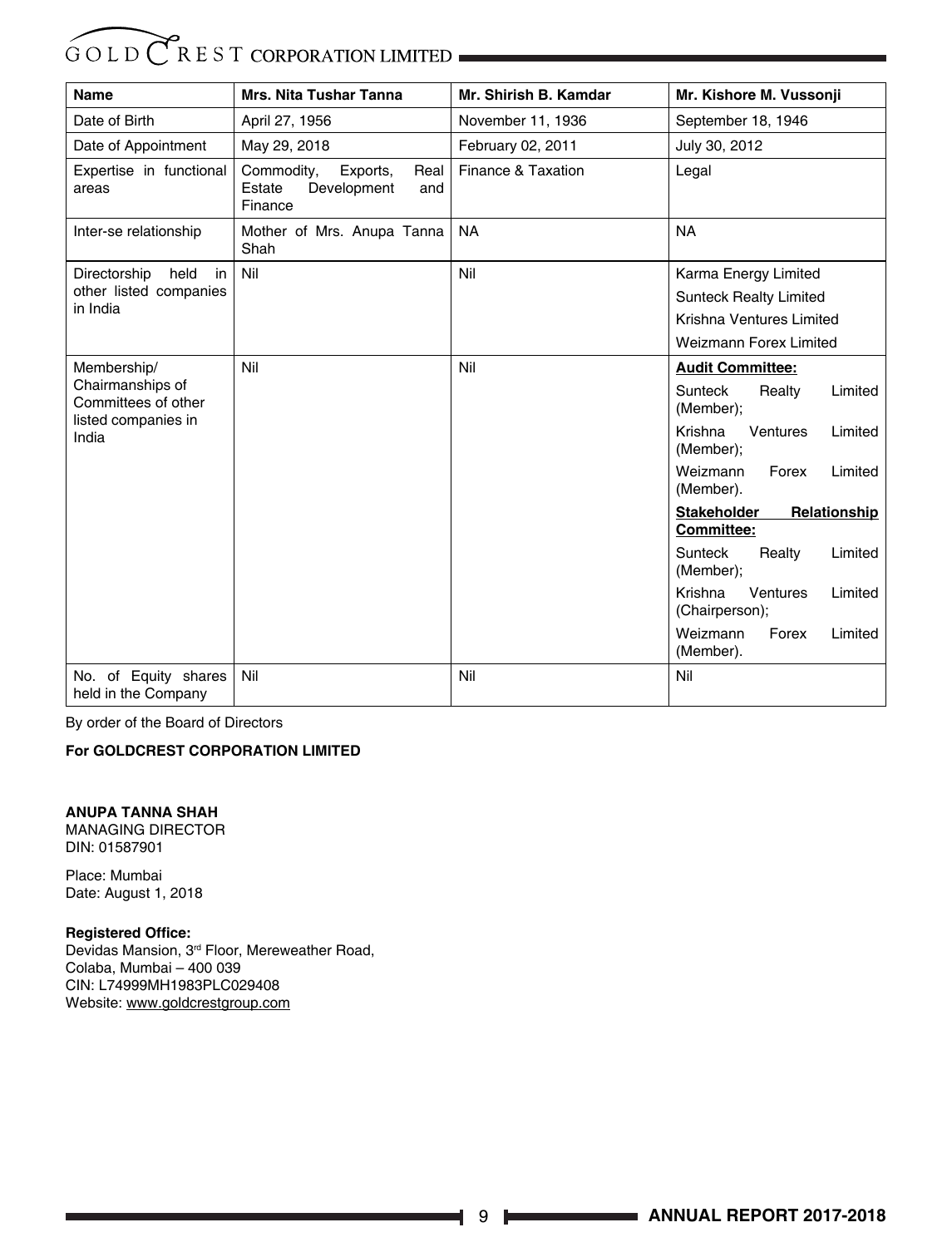| Name | Mrs. Nita Tushar Tanna | Mr. Shirish B. Kamdar | Mr. Kishore M. Vussonji |
|---|---|---|---|
| Date of Birth | April 27, 1956 | November 11, 1936 | September 18, 1946 |
| Date of Appointment | May 29, 2018 | February 02, 2011 | July 30, 2012 |
| Expertise in functional areas | Commodity, Exports, Real Estate Development and Finance | Finance & Taxation | Legal |
| Inter-se relationship | Mother of Mrs. Anupa Tanna Shah | NA | NA |
| Directorship held in other listed companies in India | Nil | Nil | Karma Energy Limited<br>Sunteck Realty Limited<br>Krishna Ventures Limited<br>Weizmann Forex Limited |
| Membership/ Chairmanships of Committees of other listed companies in India | Nil | Nil | **Audit Committee:**<br>Sunteck Realty Limited (Member);<br>Krishna Ventures Limited (Member);<br>Weizmann Forex Limited (Member).<br>**Stakeholder Relationship Committee:**<br>Sunteck Realty Limited (Member);<br>Krishna Ventures Limited (Chairperson);<br>Weizmann Forex Limited (Member). |
| No. of Equity shares held in the Company | Nil | Nil | Nil |

By order of the Board of Directors

**For GOLDCREST CORPORATION LIMITED**

**ANUPA TANNA SHAH**
MANAGING DIRECTOR
DIN: 01587901

Place: Mumbai
Date: August 1, 2018

**Registered Office:**
Devidas Mansion, 3rd Floor, Mereweather Road,
Colaba, Mumbai – 400 039
CIN: L74999MH1983PLC029408
Website: www.goldcrestgroup.com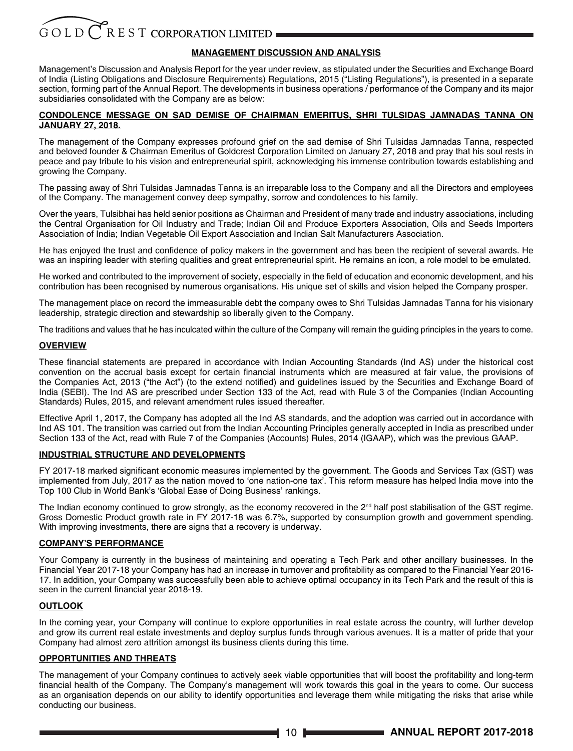## MANAGEMENT DISCUSSION AND ANALYSIS

Management's Discussion and Analysis Report for the year under review, as stipulated under the Securities and Exchange Board of India (Listing Obligations and Disclosure Requirements) Regulations, 2015 ("Listing Regulations"), is presented in a separate section, forming part of the Annual Report. The developments in business operations / performance of the Company and its major subsidiaries consolidated with the Company are as below:

### CONDOLENCE MESSAGE ON SAD DEMISE OF CHAIRMAN EMERITUS, SHRI TULSIDAS JAMNADAS TANNA ON JANUARY 27, 2018.

The management of the Company expresses profound grief on the sad demise of Shri Tulsidas Jamnadas Tanna, respected and beloved founder & Chairman Emeritus of Goldcrest Corporation Limited on January 27, 2018 and pray that his soul rests in peace and pay tribute to his vision and entrepreneurial spirit, acknowledging his immense contribution towards establishing and growing the Company.

The passing away of Shri Tulsidas Jamnadas Tanna is an irreparable loss to the Company and all the Directors and employees of the Company. The management convey deep sympathy, sorrow and condolences to his family.

Over the years, Tulsibhai has held senior positions as Chairman and President of many trade and industry associations, including the Central Organisation for Oil Industry and Trade; Indian Oil and Produce Exporters Association, Oils and Seeds Importers Association of India; Indian Vegetable Oil Export Association and Indian Salt Manufacturers Association.

He has enjoyed the trust and confidence of policy makers in the government and has been the recipient of several awards. He was an inspiring leader with sterling qualities and great entrepreneurial spirit. He remains an icon, a role model to be emulated.

He worked and contributed to the improvement of society, especially in the field of education and economic development, and his contribution has been recognised by numerous organisations. His unique set of skills and vision helped the Company prosper.

The management place on record the immeasurable debt the company owes to Shri Tulsidas Jamnadas Tanna for his visionary leadership, strategic direction and stewardship so liberally given to the Company.

The traditions and values that he has inculcated within the culture of the Company will remain the guiding principles in the years to come.

### OVERVIEW

These financial statements are prepared in accordance with Indian Accounting Standards (Ind AS) under the historical cost convention on the accrual basis except for certain financial instruments which are measured at fair value, the provisions of the Companies Act, 2013 ("the Act") (to the extend notified) and guidelines issued by the Securities and Exchange Board of India (SEBI). The Ind AS are prescribed under Section 133 of the Act, read with Rule 3 of the Companies (Indian Accounting Standards) Rules, 2015, and relevant amendment rules issued thereafter.

Effective April 1, 2017, the Company has adopted all the Ind AS standards, and the adoption was carried out in accordance with Ind AS 101. The transition was carried out from the Indian Accounting Principles generally accepted in India as prescribed under Section 133 of the Act, read with Rule 7 of the Companies (Accounts) Rules, 2014 (IGAAP), which was the previous GAAP.

### INDUSTRIAL STRUCTURE AND DEVELOPMENTS

FY 2017-18 marked significant economic measures implemented by the government. The Goods and Services Tax (GST) was implemented from July, 2017 as the nation moved to 'one nation-one tax'. This reform measure has helped India move into the Top 100 Club in World Bank's 'Global Ease of Doing Business' rankings.

The Indian economy continued to grow strongly, as the economy recovered in the 2nd half post stabilisation of the GST regime. Gross Domestic Product growth rate in FY 2017-18 was 6.7%, supported by consumption growth and government spending. With improving investments, there are signs that a recovery is underway.

### COMPANY'S PERFORMANCE

Your Company is currently in the business of maintaining and operating a Tech Park and other ancillary businesses. In the Financial Year 2017-18 your Company has had an increase in turnover and profitability as compared to the Financial Year 2016-17. In addition, your Company was successfully been able to achieve optimal occupancy in its Tech Park and the result of this is seen in the current financial year 2018-19.

### OUTLOOK

In the coming year, your Company will continue to explore opportunities in real estate across the country, will further develop and grow its current real estate investments and deploy surplus funds through various avenues. It is a matter of pride that your Company had almost zero attrition amongst its business clients during this time.

### OPPORTUNITIES AND THREATS

The management of your Company continues to actively seek viable opportunities that will boost the profitability and long-term financial health of the Company. The Company's management will work towards this goal in the years to come. Our success as an organisation depends on our ability to identify opportunities and leverage them while mitigating the risks that arise while conducting our business.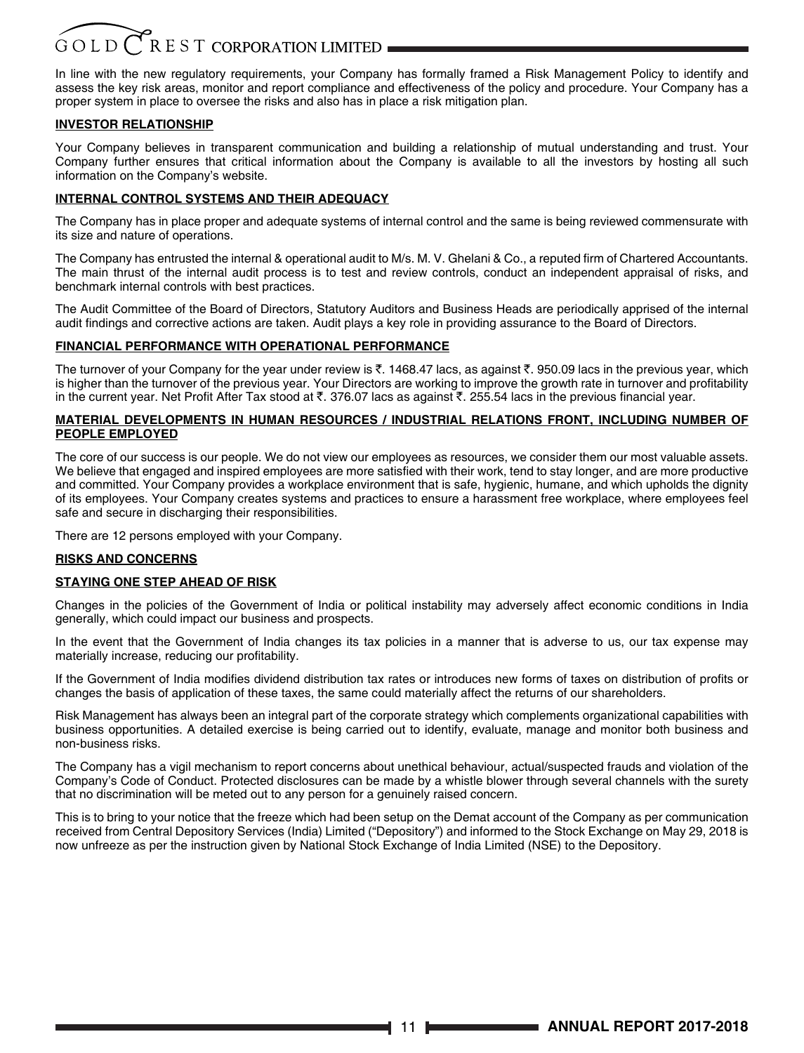In line with the new regulatory requirements, your Company has formally framed a Risk Management Policy to identify and assess the key risk areas, monitor and report compliance and effectiveness of the policy and procedure. Your Company has a proper system in place to oversee the risks and also has in place a risk mitigation plan.

**INVESTOR RELATIONSHIP**

Your Company believes in transparent communication and building a relationship of mutual understanding and trust. Your Company further ensures that critical information about the Company is available to all the investors by hosting all such information on the Company's website.

**INTERNAL CONTROL SYSTEMS AND THEIR ADEQUACY**

The Company has in place proper and adequate systems of internal control and the same is being reviewed commensurate with its size and nature of operations.

The Company has entrusted the internal & operational audit to M/s. M. V. Ghelani & Co., a reputed firm of Chartered Accountants. The main thrust of the internal audit process is to test and review controls, conduct an independent appraisal of risks, and benchmark internal controls with best practices.

The Audit Committee of the Board of Directors, Statutory Auditors and Business Heads are periodically apprised of the internal audit findings and corrective actions are taken. Audit plays a key role in providing assurance to the Board of Directors.

**FINANCIAL PERFORMANCE WITH OPERATIONAL PERFORMANCE**

The turnover of your Company for the year under review is ₹. 1468.47 lacs, as against ₹. 950.09 lacs in the previous year, which is higher than the turnover of the previous year. Your Directors are working to improve the growth rate in turnover and profitability in the current year. Net Profit After Tax stood at ₹. 376.07 lacs as against ₹. 255.54 lacs in the previous financial year.

**MATERIAL DEVELOPMENTS IN HUMAN RESOURCES / INDUSTRIAL RELATIONS FRONT, INCLUDING NUMBER OF PEOPLE EMPLOYED**

The core of our success is our people. We do not view our employees as resources, we consider them our most valuable assets. We believe that engaged and inspired employees are more satisfied with their work, tend to stay longer, and are more productive and committed. Your Company provides a workplace environment that is safe, hygienic, humane, and which upholds the dignity of its employees. Your Company creates systems and practices to ensure a harassment free workplace, where employees feel safe and secure in discharging their responsibilities.

There are 12 persons employed with your Company.

**RISKS AND CONCERNS**

**STAYING ONE STEP AHEAD OF RISK**

Changes in the policies of the Government of India or political instability may adversely affect economic conditions in India generally, which could impact our business and prospects.

In the event that the Government of India changes its tax policies in a manner that is adverse to us, our tax expense may materially increase, reducing our profitability.

If the Government of India modifies dividend distribution tax rates or introduces new forms of taxes on distribution of profits or changes the basis of application of these taxes, the same could materially affect the returns of our shareholders.

Risk Management has always been an integral part of the corporate strategy which complements organizational capabilities with business opportunities. A detailed exercise is being carried out to identify, evaluate, manage and monitor both business and non-business risks.

The Company has a vigil mechanism to report concerns about unethical behaviour, actual/suspected frauds and violation of the Company's Code of Conduct. Protected disclosures can be made by a whistle blower through several channels with the surety that no discrimination will be meted out to any person for a genuinely raised concern.

This is to bring to your notice that the freeze which had been setup on the Demat account of the Company as per communication received from Central Depository Services (India) Limited ("Depository") and informed to the Stock Exchange on May 29, 2018 is now unfreeze as per the instruction given by National Stock Exchange of India Limited (NSE) to the Depository.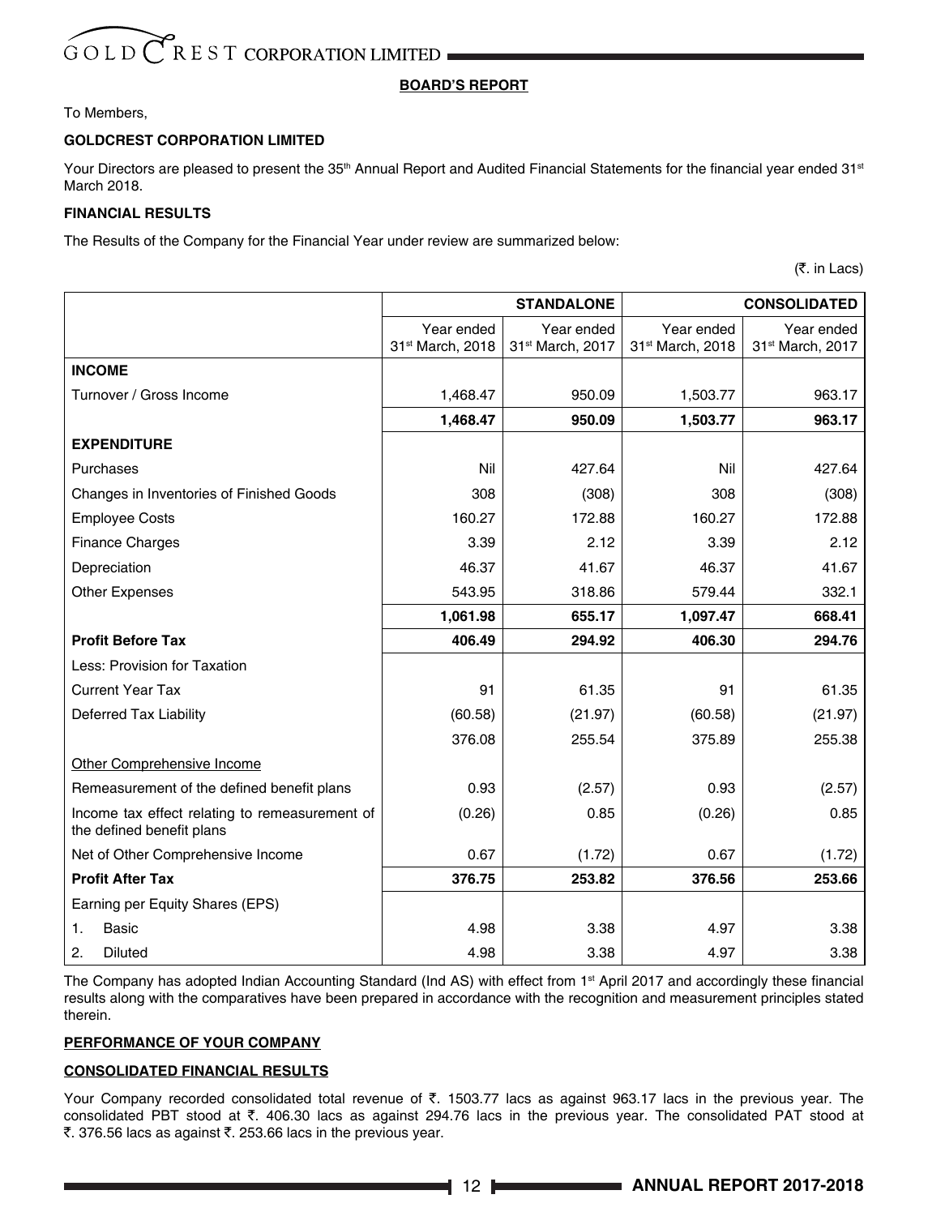## BOARD'S REPORT

To Members,

**GOLDCREST CORPORATION LIMITED**

Your Directors are pleased to present the 35th Annual Report and Audited Financial Statements for the financial year ended 31st March 2018.

**FINANCIAL RESULTS**

The Results of the Company for the Financial Year under review are summarized below:

(₹. in Lacs)

| | STANDALONE | | CONSOLIDATED | |
|---|---|---|---|---|
| | Year ended 31st March, 2018 | Year ended 31st March, 2017 | Year ended 31st March, 2018 | Year ended 31st March, 2017 |
| **INCOME** | | | | |
| Turnover / Gross Income | 1,468.47 | 950.09 | 1,503.77 | 963.17 |
| | **1,468.47** | **950.09** | **1,503.77** | **963.17** |
| **EXPENDITURE** | | | | |
| Purchases | Nil | 427.64 | Nil | 427.64 |
| Changes in Inventories of Finished Goods | 308 | (308) | 308 | (308) |
| Employee Costs | 160.27 | 172.88 | 160.27 | 172.88 |
| Finance Charges | 3.39 | 2.12 | 3.39 | 2.12 |
| Depreciation | 46.37 | 41.67 | 46.37 | 41.67 |
| Other Expenses | 543.95 | 318.86 | 579.44 | 332.1 |
| | **1,061.98** | **655.17** | **1,097.47** | **668.41** |
| **Profit Before Tax** | **406.49** | **294.92** | **406.30** | **294.76** |
| Less: Provision for Taxation | | | | |
| Current Year Tax | 91 | 61.35 | 91 | 61.35 |
| Deferred Tax Liability | (60.58) | (21.97) | (60.58) | (21.97) |
| | 376.08 | 255.54 | 375.89 | 255.38 |
| Other Comprehensive Income | | | | |
| Remeasurement of the defined benefit plans | 0.93 | (2.57) | 0.93 | (2.57) |
| Income tax effect relating to remeasurement of the defined benefit plans | (0.26) | 0.85 | (0.26) | 0.85 |
| Net of Other Comprehensive Income | 0.67 | (1.72) | 0.67 | (1.72) |
| **Profit After Tax** | **376.75** | **253.82** | **376.56** | **253.66** |
| Earning per Equity Shares (EPS) | | | | |
| 1. Basic | 4.98 | 3.38 | 4.97 | 3.38 |
| 2. Diluted | 4.98 | 3.38 | 4.97 | 3.38 |

The Company has adopted Indian Accounting Standard (Ind AS) with effect from 1st April 2017 and accordingly these financial results along with the comparatives have been prepared in accordance with the recognition and measurement principles stated therein.

**PERFORMANCE OF YOUR COMPANY**

**CONSOLIDATED FINANCIAL RESULTS**

Your Company recorded consolidated total revenue of ₹. 1503.77 lacs as against 963.17 lacs in the previous year. The consolidated PBT stood at ₹. 406.30 lacs as against 294.76 lacs in the previous year. The consolidated PAT stood at ₹. 376.56 lacs as against ₹. 253.66 lacs in the previous year.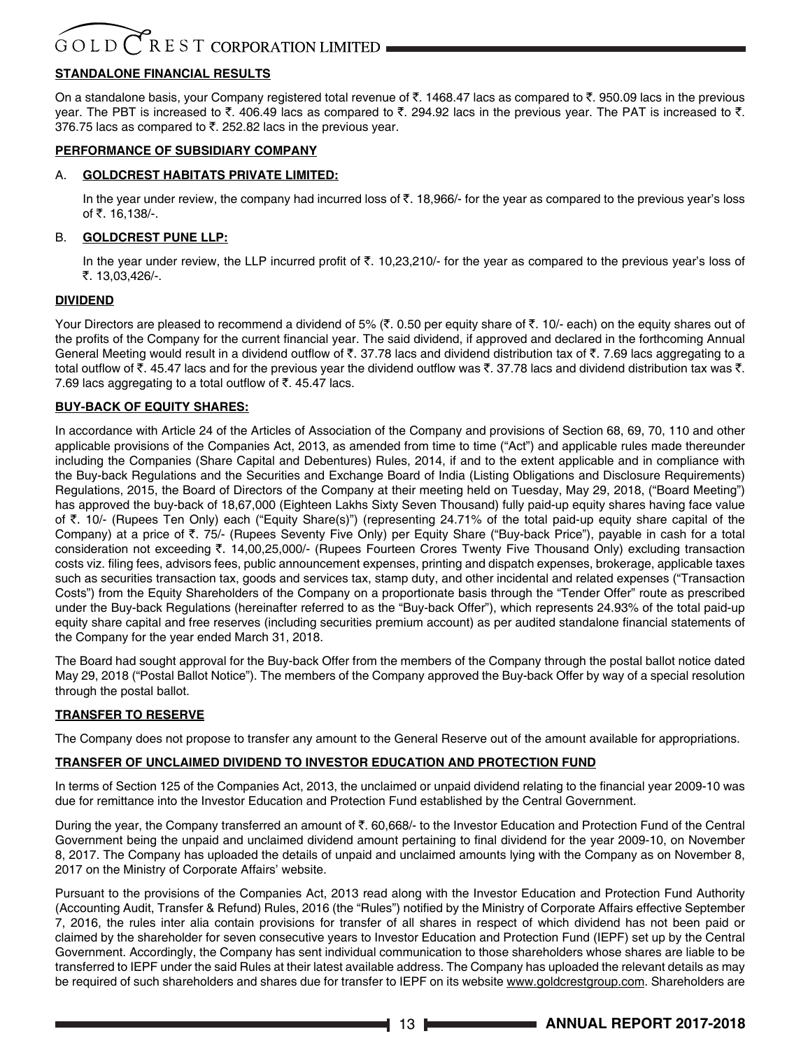## STANDALONE FINANCIAL RESULTS

On a standalone basis, your Company registered total revenue of ₹. 1468.47 lacs as compared to ₹. 950.09 lacs in the previous year. The PBT is increased to ₹. 406.49 lacs as compared to ₹. 294.92 lacs in the previous year. The PAT is increased to ₹. 376.75 lacs as compared to ₹. 252.82 lacs in the previous year.

## PERFORMANCE OF SUBSIDIARY COMPANY

### A. GOLDCREST HABITATS PRIVATE LIMITED:

In the year under review, the company had incurred loss of ₹. 18,966/- for the year as compared to the previous year's loss of ₹. 16,138/-.

### B. GOLDCREST PUNE LLP:

In the year under review, the LLP incurred profit of ₹. 10,23,210/- for the year as compared to the previous year's loss of ₹. 13,03,426/-.

## DIVIDEND

Your Directors are pleased to recommend a dividend of 5% (₹. 0.50 per equity share of ₹. 10/- each) on the equity shares out of the profits of the Company for the current financial year. The said dividend, if approved and declared in the forthcoming Annual General Meeting would result in a dividend outflow of ₹. 37.78 lacs and dividend distribution tax of ₹. 7.69 lacs aggregating to a total outflow of ₹. 45.47 lacs and for the previous year the dividend outflow was ₹. 37.78 lacs and dividend distribution tax was ₹. 7.69 lacs aggregating to a total outflow of ₹. 45.47 lacs.

## BUY-BACK OF EQUITY SHARES:

In accordance with Article 24 of the Articles of Association of the Company and provisions of Section 68, 69, 70, 110 and other applicable provisions of the Companies Act, 2013, as amended from time to time ("Act") and applicable rules made thereunder including the Companies (Share Capital and Debentures) Rules, 2014, if and to the extent applicable and in compliance with the Buy-back Regulations and the Securities and Exchange Board of India (Listing Obligations and Disclosure Requirements) Regulations, 2015, the Board of Directors of the Company at their meeting held on Tuesday, May 29, 2018, ("Board Meeting") has approved the buy-back of 18,67,000 (Eighteen Lakhs Sixty Seven Thousand) fully paid-up equity shares having face value of ₹. 10/- (Rupees Ten Only) each ("Equity Share(s)") (representing 24.71% of the total paid-up equity share capital of the Company) at a price of ₹. 75/- (Rupees Seventy Five Only) per Equity Share ("Buy-back Price"), payable in cash for a total consideration not exceeding ₹. 14,00,25,000/- (Rupees Fourteen Crores Twenty Five Thousand Only) excluding transaction costs viz. filing fees, advisors fees, public announcement expenses, printing and dispatch expenses, brokerage, applicable taxes such as securities transaction tax, goods and services tax, stamp duty, and other incidental and related expenses ("Transaction Costs") from the Equity Shareholders of the Company on a proportionate basis through the "Tender Offer" route as prescribed under the Buy-back Regulations (hereinafter referred to as the "Buy-back Offer"), which represents 24.93% of the total paid-up equity share capital and free reserves (including securities premium account) as per audited standalone financial statements of the Company for the year ended March 31, 2018.

The Board had sought approval for the Buy-back Offer from the members of the Company through the postal ballot notice dated May 29, 2018 ("Postal Ballot Notice"). The members of the Company approved the Buy-back Offer by way of a special resolution through the postal ballot.

## TRANSFER TO RESERVE

The Company does not propose to transfer any amount to the General Reserve out of the amount available for appropriations.

## TRANSFER OF UNCLAIMED DIVIDEND TO INVESTOR EDUCATION AND PROTECTION FUND

In terms of Section 125 of the Companies Act, 2013, the unclaimed or unpaid dividend relating to the financial year 2009-10 was due for remittance into the Investor Education and Protection Fund established by the Central Government.

During the year, the Company transferred an amount of ₹. 60,668/- to the Investor Education and Protection Fund of the Central Government being the unpaid and unclaimed dividend amount pertaining to final dividend for the year 2009-10, on November 8, 2017. The Company has uploaded the details of unpaid and unclaimed amounts lying with the Company as on November 8, 2017 on the Ministry of Corporate Affairs' website.

Pursuant to the provisions of the Companies Act, 2013 read along with the Investor Education and Protection Fund Authority (Accounting Audit, Transfer & Refund) Rules, 2016 (the "Rules") notified by the Ministry of Corporate Affairs effective September 7, 2016, the rules inter alia contain provisions for transfer of all shares in respect of which dividend has not been paid or claimed by the shareholder for seven consecutive years to Investor Education and Protection Fund (IEPF) set up by the Central Government. Accordingly, the Company has sent individual communication to those shareholders whose shares are liable to be transferred to IEPF under the said Rules at their latest available address. The Company has uploaded the relevant details as may be required of such shareholders and shares due for transfer to IEPF on its website www.goldcrestgroup.com. Shareholders are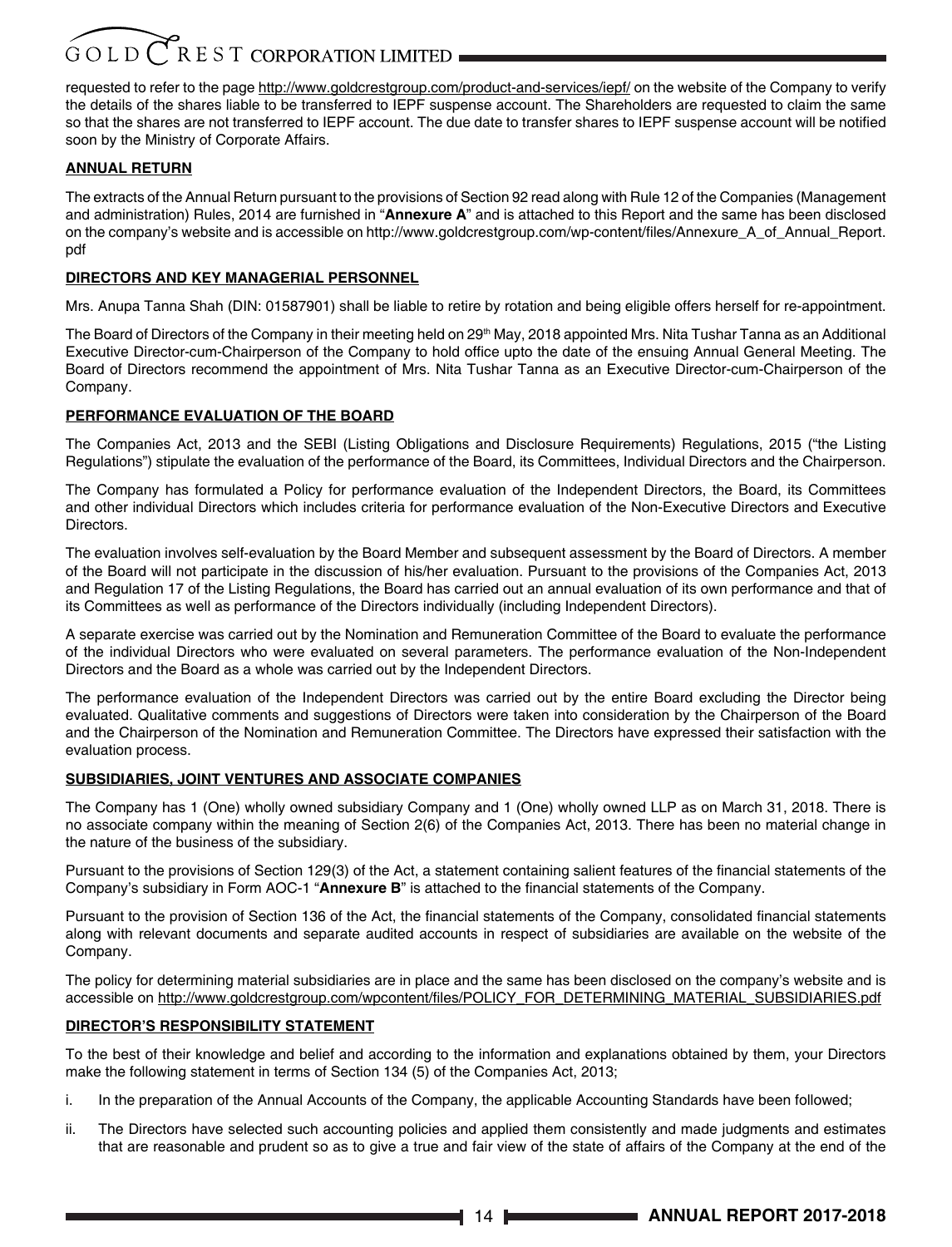requested to refer to the page http://www.goldcrestgroup.com/product-and-services/iepf/ on the website of the Company to verify the details of the shares liable to be transferred to IEPF suspense account. The Shareholders are requested to claim the same so that the shares are not transferred to IEPF account. The due date to transfer shares to IEPF suspense account will be notified soon by the Ministry of Corporate Affairs.

**ANNUAL RETURN**

The extracts of the Annual Return pursuant to the provisions of Section 92 read along with Rule 12 of the Companies (Management and administration) Rules, 2014 are furnished in "**Annexure A**" and is attached to this Report and the same has been disclosed on the company's website and is accessible on http://www.goldcrestgroup.com/wp-content/files/Annexure_A_of_Annual_Report.pdf

**DIRECTORS AND KEY MANAGERIAL PERSONNEL**

Mrs. Anupa Tanna Shah (DIN: 01587901) shall be liable to retire by rotation and being eligible offers herself for re-appointment.

The Board of Directors of the Company in their meeting held on 29th May, 2018 appointed Mrs. Nita Tushar Tanna as an Additional Executive Director-cum-Chairperson of the Company to hold office upto the date of the ensuing Annual General Meeting. The Board of Directors recommend the appointment of Mrs. Nita Tushar Tanna as an Executive Director-cum-Chairperson of the Company.

**PERFORMANCE EVALUATION OF THE BOARD**

The Companies Act, 2013 and the SEBI (Listing Obligations and Disclosure Requirements) Regulations, 2015 ("the Listing Regulations") stipulate the evaluation of the performance of the Board, its Committees, Individual Directors and the Chairperson.

The Company has formulated a Policy for performance evaluation of the Independent Directors, the Board, its Committees and other individual Directors which includes criteria for performance evaluation of the Non-Executive Directors and Executive Directors.

The evaluation involves self-evaluation by the Board Member and subsequent assessment by the Board of Directors. A member of the Board will not participate in the discussion of his/her evaluation. Pursuant to the provisions of the Companies Act, 2013 and Regulation 17 of the Listing Regulations, the Board has carried out an annual evaluation of its own performance and that of its Committees as well as performance of the Directors individually (including Independent Directors).

A separate exercise was carried out by the Nomination and Remuneration Committee of the Board to evaluate the performance of the individual Directors who were evaluated on several parameters. The performance evaluation of the Non-Independent Directors and the Board as a whole was carried out by the Independent Directors.

The performance evaluation of the Independent Directors was carried out by the entire Board excluding the Director being evaluated. Qualitative comments and suggestions of Directors were taken into consideration by the Chairperson of the Board and the Chairperson of the Nomination and Remuneration Committee. The Directors have expressed their satisfaction with the evaluation process.

**SUBSIDIARIES, JOINT VENTURES AND ASSOCIATE COMPANIES**

The Company has 1 (One) wholly owned subsidiary Company and 1 (One) wholly owned LLP as on March 31, 2018. There is no associate company within the meaning of Section 2(6) of the Companies Act, 2013. There has been no material change in the nature of the business of the subsidiary.

Pursuant to the provisions of Section 129(3) of the Act, a statement containing salient features of the financial statements of the Company's subsidiary in Form AOC-1 "**Annexure B**" is attached to the financial statements of the Company.

Pursuant to the provision of Section 136 of the Act, the financial statements of the Company, consolidated financial statements along with relevant documents and separate audited accounts in respect of subsidiaries are available on the website of the Company.

The policy for determining material subsidiaries are in place and the same has been disclosed on the company's website and is accessible on http://www.goldcrestgroup.com/wpcontent/files/POLICY_FOR_DETERMINING_MATERIAL_SUBSIDIARIES.pdf

**DIRECTOR'S RESPONSIBILITY STATEMENT**

To the best of their knowledge and belief and according to the information and explanations obtained by them, your Directors make the following statement in terms of Section 134 (5) of the Companies Act, 2013;

i. In the preparation of the Annual Accounts of the Company, the applicable Accounting Standards have been followed;

ii. The Directors have selected such accounting policies and applied them consistently and made judgments and estimates that are reasonable and prudent so as to give a true and fair view of the state of affairs of the Company at the end of the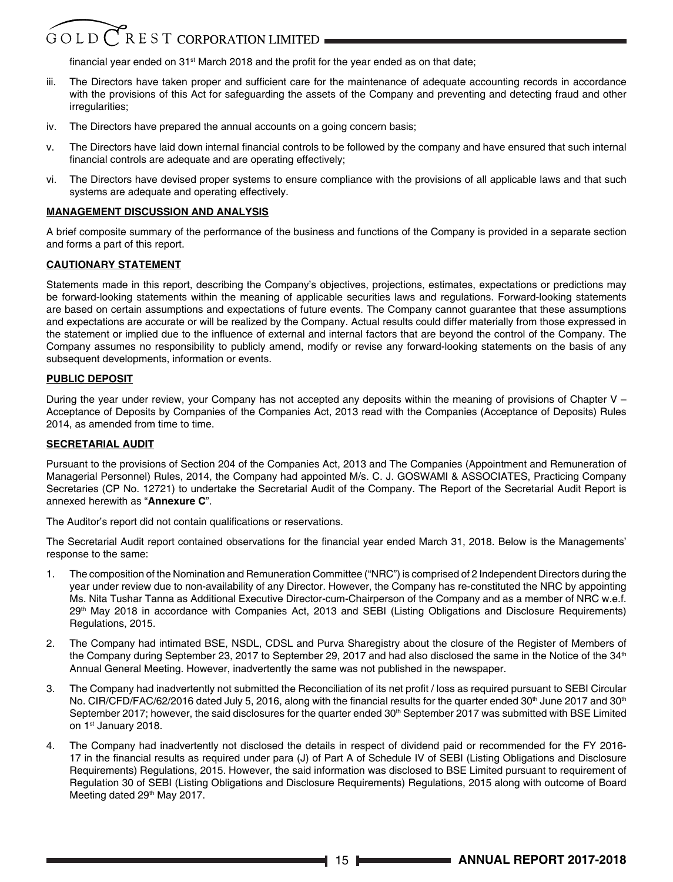financial year ended on 31st March 2018 and the profit for the year ended as on that date;

iii. The Directors have taken proper and sufficient care for the maintenance of adequate accounting records in accordance with the provisions of this Act for safeguarding the assets of the Company and preventing and detecting fraud and other irregularities;

iv. The Directors have prepared the annual accounts on a going concern basis;

v. The Directors have laid down internal financial controls to be followed by the company and have ensured that such internal financial controls are adequate and are operating effectively;

vi. The Directors have devised proper systems to ensure compliance with the provisions of all applicable laws and that such systems are adequate and operating effectively.

**MANAGEMENT DISCUSSION AND ANALYSIS**

A brief composite summary of the performance of the business and functions of the Company is provided in a separate section and forms a part of this report.

**CAUTIONARY STATEMENT**

Statements made in this report, describing the Company's objectives, projections, estimates, expectations or predictions may be forward-looking statements within the meaning of applicable securities laws and regulations. Forward-looking statements are based on certain assumptions and expectations of future events. The Company cannot guarantee that these assumptions and expectations are accurate or will be realized by the Company. Actual results could differ materially from those expressed in the statement or implied due to the influence of external and internal factors that are beyond the control of the Company. The Company assumes no responsibility to publicly amend, modify or revise any forward-looking statements on the basis of any subsequent developments, information or events.

**PUBLIC DEPOSIT**

During the year under review, your Company has not accepted any deposits within the meaning of provisions of Chapter V – Acceptance of Deposits by Companies of the Companies Act, 2013 read with the Companies (Acceptance of Deposits) Rules 2014, as amended from time to time.

**SECRETARIAL AUDIT**

Pursuant to the provisions of Section 204 of the Companies Act, 2013 and The Companies (Appointment and Remuneration of Managerial Personnel) Rules, 2014, the Company had appointed M/s. C. J. GOSWAMI & ASSOCIATES, Practicing Company Secretaries (CP No. 12721) to undertake the Secretarial Audit of the Company. The Report of the Secretarial Audit Report is annexed herewith as "**Annexure C**".

The Auditor's report did not contain qualifications or reservations.

The Secretarial Audit report contained observations for the financial year ended March 31, 2018. Below is the Managements' response to the same:

1. The composition of the Nomination and Remuneration Committee ("NRC") is comprised of 2 Independent Directors during the year under review due to non-availability of any Director. However, the Company has re-constituted the NRC by appointing Ms. Nita Tushar Tanna as Additional Executive Director-cum-Chairperson of the Company and as a member of NRC w.e.f. 29th May 2018 in accordance with Companies Act, 2013 and SEBI (Listing Obligations and Disclosure Requirements) Regulations, 2015.

2. The Company had intimated BSE, NSDL, CDSL and Purva Sharegistry about the closure of the Register of Members of the Company during September 23, 2017 to September 29, 2017 and had also disclosed the same in the Notice of the 34th Annual General Meeting. However, inadvertently the same was not published in the newspaper.

3. The Company had inadvertently not submitted the Reconciliation of its net profit / loss as required pursuant to SEBI Circular No. CIR/CFD/FAC/62/2016 dated July 5, 2016, along with the financial results for the quarter ended 30th June 2017 and 30th September 2017; however, the said disclosures for the quarter ended 30th September 2017 was submitted with BSE Limited on 1st January 2018.

4. The Company had inadvertently not disclosed the details in respect of dividend paid or recommended for the FY 2016-17 in the financial results as required under para (J) of Part A of Schedule IV of SEBI (Listing Obligations and Disclosure Requirements) Regulations, 2015. However, the said information was disclosed to BSE Limited pursuant to requirement of Regulation 30 of SEBI (Listing Obligations and Disclosure Requirements) Regulations, 2015 along with outcome of Board Meeting dated 29th May 2017.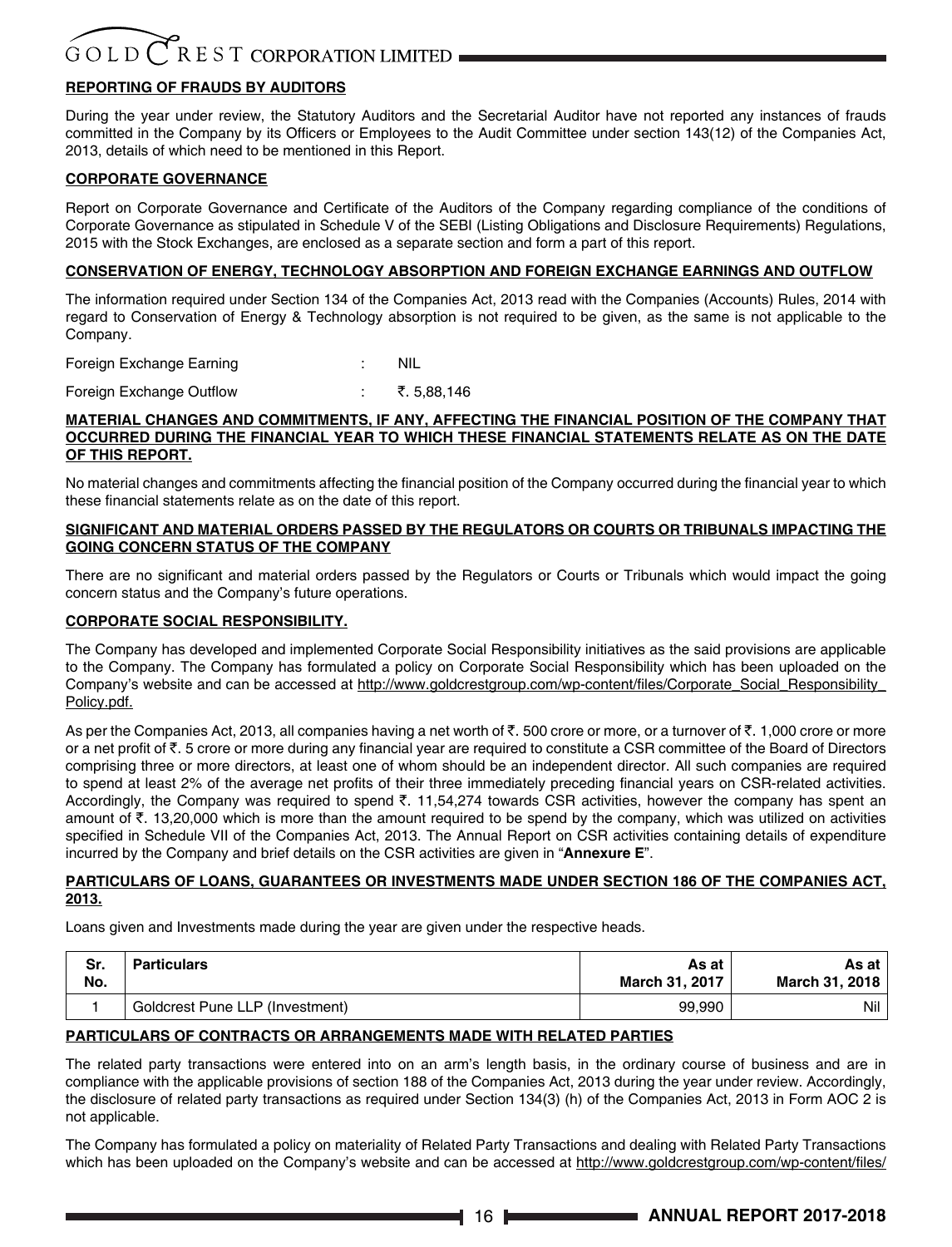**REPORTING OF FRAUDS BY AUDITORS**

During the year under review, the Statutory Auditors and the Secretarial Auditor have not reported any instances of frauds committed in the Company by its Officers or Employees to the Audit Committee under section 143(12) of the Companies Act, 2013, details of which need to be mentioned in this Report.

**CORPORATE GOVERNANCE**

Report on Corporate Governance and Certificate of the Auditors of the Company regarding compliance of the conditions of Corporate Governance as stipulated in Schedule V of the SEBI (Listing Obligations and Disclosure Requirements) Regulations, 2015 with the Stock Exchanges, are enclosed as a separate section and form a part of this report.

**CONSERVATION OF ENERGY, TECHNOLOGY ABSORPTION AND FOREIGN EXCHANGE EARNINGS AND OUTFLOW**

The information required under Section 134 of the Companies Act, 2013 read with the Companies (Accounts) Rules, 2014 with regard to Conservation of Energy & Technology absorption is not required to be given, as the same is not applicable to the Company.

Foreign Exchange Earning : NIL

Foreign Exchange Outflow : ₹. 5,88,146

**MATERIAL CHANGES AND COMMITMENTS, IF ANY, AFFECTING THE FINANCIAL POSITION OF THE COMPANY THAT OCCURRED DURING THE FINANCIAL YEAR TO WHICH THESE FINANCIAL STATEMENTS RELATE AS ON THE DATE OF THIS REPORT.**

No material changes and commitments affecting the financial position of the Company occurred during the financial year to which these financial statements relate as on the date of this report.

**SIGNIFICANT AND MATERIAL ORDERS PASSED BY THE REGULATORS OR COURTS OR TRIBUNALS IMPACTING THE GOING CONCERN STATUS OF THE COMPANY**

There are no significant and material orders passed by the Regulators or Courts or Tribunals which would impact the going concern status and the Company's future operations.

**CORPORATE SOCIAL RESPONSIBILITY.**

The Company has developed and implemented Corporate Social Responsibility initiatives as the said provisions are applicable to the Company. The Company has formulated a policy on Corporate Social Responsibility which has been uploaded on the Company's website and can be accessed at http://www.goldcrestgroup.com/wp-content/files/Corporate_Social_Responsibility_Policy.pdf.

As per the Companies Act, 2013, all companies having a net worth of ₹. 500 crore or more, or a turnover of ₹. 1,000 crore or more or a net profit of ₹. 5 crore or more during any financial year are required to constitute a CSR committee of the Board of Directors comprising three or more directors, at least one of whom should be an independent director. All such companies are required to spend at least 2% of the average net profits of their three immediately preceding financial years on CSR-related activities. Accordingly, the Company was required to spend ₹. 11,54,274 towards CSR activities, however the company has spent an amount of ₹. 13,20,000 which is more than the amount required to be spend by the company, which was utilized on activities specified in Schedule VII of the Companies Act, 2013. The Annual Report on CSR activities containing details of expenditure incurred by the Company and brief details on the CSR activities are given in "**Annexure E**".

**PARTICULARS OF LOANS, GUARANTEES OR INVESTMENTS MADE UNDER SECTION 186 OF THE COMPANIES ACT, 2013.**

Loans given and Investments made during the year are given under the respective heads.

| Sr. No. | Particulars | As at March 31, 2017 | As at March 31, 2018 |
|---|---|---|---|
| 1 | Goldcrest Pune LLP (Investment) | 99,990 | Nil |

**PARTICULARS OF CONTRACTS OR ARRANGEMENTS MADE WITH RELATED PARTIES**

The related party transactions were entered into on an arm's length basis, in the ordinary course of business and are in compliance with the applicable provisions of section 188 of the Companies Act, 2013 during the year under review. Accordingly, the disclosure of related party transactions as required under Section 134(3) (h) of the Companies Act, 2013 in Form AOC 2 is not applicable.

The Company has formulated a policy on materiality of Related Party Transactions and dealing with Related Party Transactions which has been uploaded on the Company's website and can be accessed at http://www.goldcrestgroup.com/wp-content/files/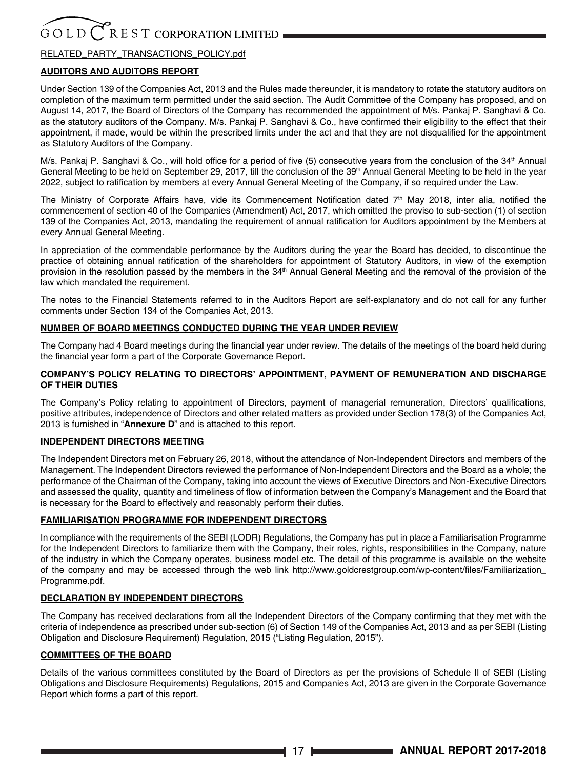RELATED_PARTY_TRANSACTIONS_POLICY.pdf

**AUDITORS AND AUDITORS REPORT**

Under Section 139 of the Companies Act, 2013 and the Rules made thereunder, it is mandatory to rotate the statutory auditors on completion of the maximum term permitted under the said section. The Audit Committee of the Company has proposed, and on August 14, 2017, the Board of Directors of the Company has recommended the appointment of M/s. Pankaj P. Sanghavi & Co. as the statutory auditors of the Company. M/s. Pankaj P. Sanghavi & Co., have confirmed their eligibility to the effect that their appointment, if made, would be within the prescribed limits under the act and that they are not disqualified for the appointment as Statutory Auditors of the Company.

M/s. Pankaj P. Sanghavi & Co., will hold office for a period of five (5) consecutive years from the conclusion of the 34th Annual General Meeting to be held on September 29, 2017, till the conclusion of the 39th Annual General Meeting to be held in the year 2022, subject to ratification by members at every Annual General Meeting of the Company, if so required under the Law.

The Ministry of Corporate Affairs have, vide its Commencement Notification dated 7th May 2018, inter alia, notified the commencement of section 40 of the Companies (Amendment) Act, 2017, which omitted the proviso to sub-section (1) of section 139 of the Companies Act, 2013, mandating the requirement of annual ratification for Auditors appointment by the Members at every Annual General Meeting.

In appreciation of the commendable performance by the Auditors during the year the Board has decided, to discontinue the practice of obtaining annual ratification of the shareholders for appointment of Statutory Auditors, in view of the exemption provision in the resolution passed by the members in the 34th Annual General Meeting and the removal of the provision of the law which mandated the requirement.

The notes to the Financial Statements referred to in the Auditors Report are self-explanatory and do not call for any further comments under Section 134 of the Companies Act, 2013.

**NUMBER OF BOARD MEETINGS CONDUCTED DURING THE YEAR UNDER REVIEW**

The Company had 4 Board meetings during the financial year under review. The details of the meetings of the board held during the financial year form a part of the Corporate Governance Report.

**COMPANY'S POLICY RELATING TO DIRECTORS' APPOINTMENT, PAYMENT OF REMUNERATION AND DISCHARGE OF THEIR DUTIES**

The Company's Policy relating to appointment of Directors, payment of managerial remuneration, Directors' qualifications, positive attributes, independence of Directors and other related matters as provided under Section 178(3) of the Companies Act, 2013 is furnished in "**Annexure D**" and is attached to this report.

**INDEPENDENT DIRECTORS MEETING**

The Independent Directors met on February 26, 2018, without the attendance of Non-Independent Directors and members of the Management. The Independent Directors reviewed the performance of Non-Independent Directors and the Board as a whole; the performance of the Chairman of the Company, taking into account the views of Executive Directors and Non-Executive Directors and assessed the quality, quantity and timeliness of flow of information between the Company's Management and the Board that is necessary for the Board to effectively and reasonably perform their duties.

**FAMILIARISATION PROGRAMME FOR INDEPENDENT DIRECTORS**

In compliance with the requirements of the SEBI (LODR) Regulations, the Company has put in place a Familiarisation Programme for the Independent Directors to familiarize them with the Company, their roles, rights, responsibilities in the Company, nature of the industry in which the Company operates, business model etc. The detail of this programme is available on the website of the company and may be accessed through the web link http://www.goldcrestgroup.com/wp-content/files/Familiarization_Programme.pdf.

**DECLARATION BY INDEPENDENT DIRECTORS**

The Company has received declarations from all the Independent Directors of the Company confirming that they met with the criteria of independence as prescribed under sub-section (6) of Section 149 of the Companies Act, 2013 and as per SEBI (Listing Obligation and Disclosure Requirement) Regulation, 2015 ("Listing Regulation, 2015").

**COMMITTEES OF THE BOARD**

Details of the various committees constituted by the Board of Directors as per the provisions of Schedule II of SEBI (Listing Obligations and Disclosure Requirements) Regulations, 2015 and Companies Act, 2013 are given in the Corporate Governance Report which forms a part of this report.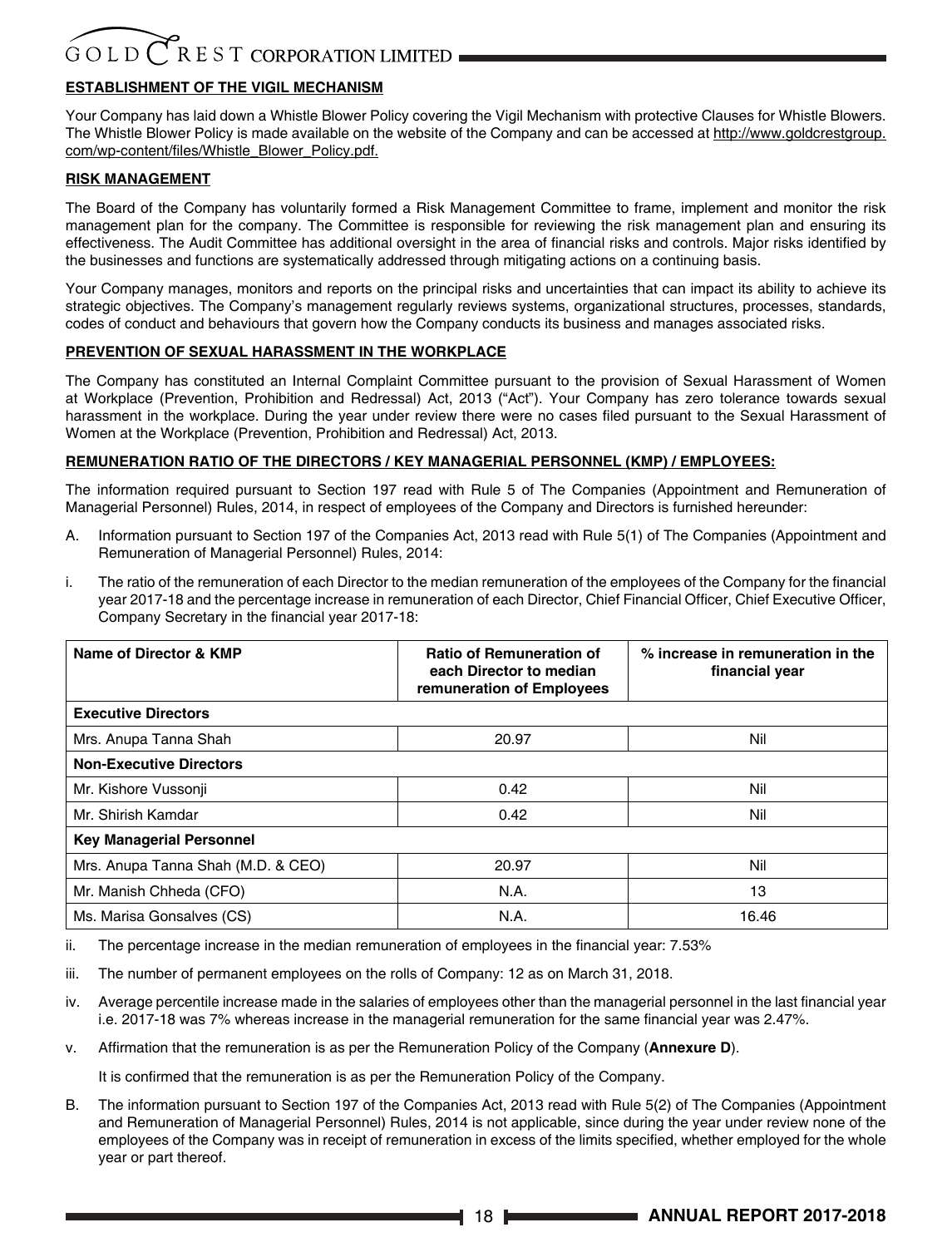## ESTABLISHMENT OF THE VIGIL MECHANISM

Your Company has laid down a Whistle Blower Policy covering the Vigil Mechanism with protective Clauses for Whistle Blowers. The Whistle Blower Policy is made available on the website of the Company and can be accessed at http://www.goldcrestgroup.com/wp-content/files/Whistle_Blower_Policy.pdf.

## RISK MANAGEMENT

The Board of the Company has voluntarily formed a Risk Management Committee to frame, implement and monitor the risk management plan for the company. The Committee is responsible for reviewing the risk management plan and ensuring its effectiveness. The Audit Committee has additional oversight in the area of financial risks and controls. Major risks identified by the businesses and functions are systematically addressed through mitigating actions on a continuing basis.

Your Company manages, monitors and reports on the principal risks and uncertainties that can impact its ability to achieve its strategic objectives. The Company's management regularly reviews systems, organizational structures, processes, standards, codes of conduct and behaviours that govern how the Company conducts its business and manages associated risks.

## PREVENTION OF SEXUAL HARASSMENT IN THE WORKPLACE

The Company has constituted an Internal Complaint Committee pursuant to the provision of Sexual Harassment of Women at Workplace (Prevention, Prohibition and Redressal) Act, 2013 ("Act"). Your Company has zero tolerance towards sexual harassment in the workplace. During the year under review there were no cases filed pursuant to the Sexual Harassment of Women at the Workplace (Prevention, Prohibition and Redressal) Act, 2013.

## REMUNERATION RATIO OF THE DIRECTORS / KEY MANAGERIAL PERSONNEL (KMP) / EMPLOYEES:

The information required pursuant to Section 197 read with Rule 5 of The Companies (Appointment and Remuneration of Managerial Personnel) Rules, 2014, in respect of employees of the Company and Directors is furnished hereunder:

A. Information pursuant to Section 197 of the Companies Act, 2013 read with Rule 5(1) of The Companies (Appointment and Remuneration of Managerial Personnel) Rules, 2014:

i. The ratio of the remuneration of each Director to the median remuneration of the employees of the Company for the financial year 2017-18 and the percentage increase in remuneration of each Director, Chief Financial Officer, Chief Executive Officer, Company Secretary in the financial year 2017-18:

| Name of Director & KMP | Ratio of Remuneration of each Director to median remuneration of Employees | % increase in remuneration in the financial year |
|---|---|---|
| **Executive Directors** | | |
| Mrs. Anupa Tanna Shah | 20.97 | Nil |
| **Non-Executive Directors** | | |
| Mr. Kishore Vussonji | 0.42 | Nil |
| Mr. Shirish Kamdar | 0.42 | Nil |
| **Key Managerial Personnel** | | |
| Mrs. Anupa Tanna Shah (M.D. & CEO) | 20.97 | Nil |
| Mr. Manish Chheda (CFO) | N.A. | 13 |
| Ms. Marisa Gonsalves (CS) | N.A. | 16.46 |

ii. The percentage increase in the median remuneration of employees in the financial year: 7.53%

iii. The number of permanent employees on the rolls of Company: 12 as on March 31, 2018.

iv. Average percentile increase made in the salaries of employees other than the managerial personnel in the last financial year i.e. 2017-18 was 7% whereas increase in the managerial remuneration for the same financial year was 2.47%.

v. Affirmation that the remuneration is as per the Remuneration Policy of the Company (**Annexure D**).

It is confirmed that the remuneration is as per the Remuneration Policy of the Company.

B. The information pursuant to Section 197 of the Companies Act, 2013 read with Rule 5(2) of The Companies (Appointment and Remuneration of Managerial Personnel) Rules, 2014 is not applicable, since during the year under review none of the employees of the Company was in receipt of remuneration in excess of the limits specified, whether employed for the whole year or part thereof.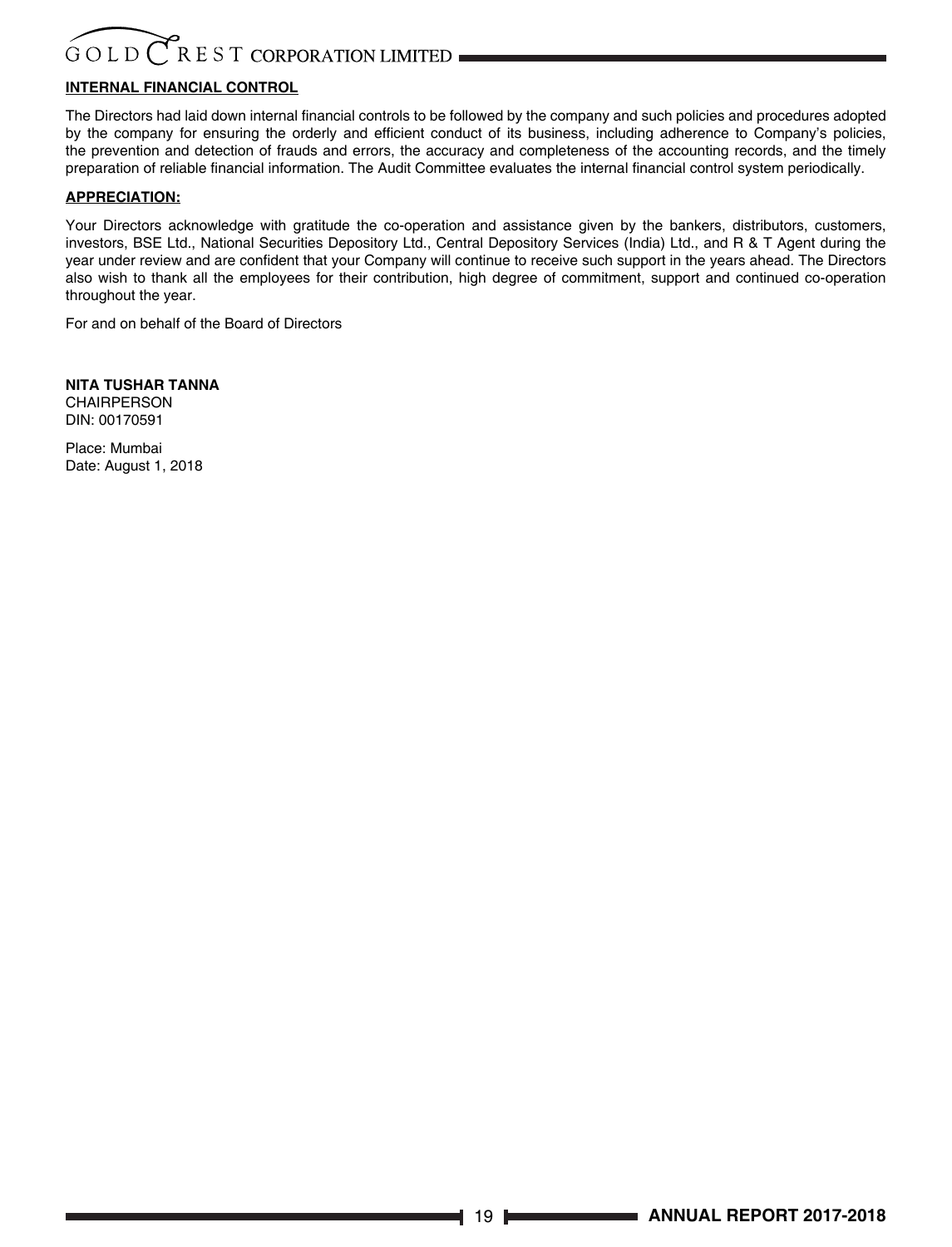## INTERNAL FINANCIAL CONTROL

The Directors had laid down internal financial controls to be followed by the company and such policies and procedures adopted by the company for ensuring the orderly and efficient conduct of its business, including adherence to Company's policies, the prevention and detection of frauds and errors, the accuracy and completeness of the accounting records, and the timely preparation of reliable financial information. The Audit Committee evaluates the internal financial control system periodically.

## APPRECIATION:

Your Directors acknowledge with gratitude the co-operation and assistance given by the bankers, distributors, customers, investors, BSE Ltd., National Securities Depository Ltd., Central Depository Services (India) Ltd., and R & T Agent during the year under review and are confident that your Company will continue to receive such support in the years ahead. The Directors also wish to thank all the employees for their contribution, high degree of commitment, support and continued co-operation throughout the year.

For and on behalf of the Board of Directors

**NITA TUSHAR TANNA**
CHAIRPERSON
DIN: 00170591

Place: Mumbai
Date: August 1, 2018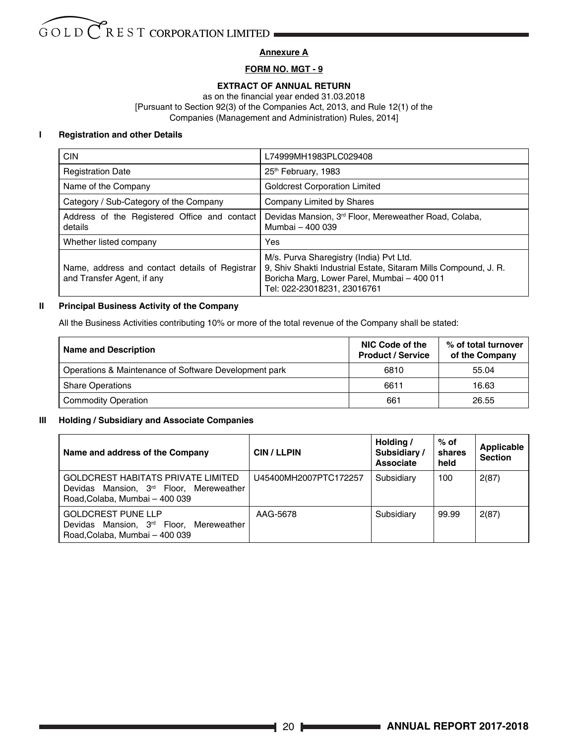**Annexure A**

**FORM NO. MGT - 9**

**EXTRACT OF ANNUAL RETURN**

as on the financial year ended 31.03.2018
[Pursuant to Section 92(3) of the Companies Act, 2013, and Rule 12(1) of the Companies (Management and Administration) Rules, 2014]

## I Registration and other Details

| | |
|---|---|
| CIN | L74999MH1983PLC029408 |
| Registration Date | 25th February, 1983 |
| Name of the Company | Goldcrest Corporation Limited |
| Category / Sub-Category of the Company | Company Limited by Shares |
| Address of the Registered Office and contact details | Devidas Mansion, 3rd Floor, Mereweather Road, Colaba, Mumbai – 400 039 |
| Whether listed company | Yes |
| Name, address and contact details of Registrar and Transfer Agent, if any | M/s. Purva Sharegistry (India) Pvt Ltd.<br>9, Shiv Shakti Industrial Estate, Sitaram Mills Compound, J. R. Boricha Marg, Lower Parel, Mumbai – 400 011<br>Tel: 022-23018231, 23016761 |

## II Principal Business Activity of the Company

All the Business Activities contributing 10% or more of the total revenue of the Company shall be stated:

| Name and Description | NIC Code of the Product / Service | % of total turnover of the Company |
|---|---|---|
| Operations & Maintenance of Software Development park | 6810 | 55.04 |
| Share Operations | 6611 | 16.63 |
| Commodity Operation | 661 | 26.55 |

## III Holding / Subsidiary and Associate Companies

| Name and address of the Company | CIN / LLPIN | Holding / Subsidiary / Associate | % of shares held | Applicable Section |
|---|---|---|---|---|
| GOLDCREST HABITATS PRIVATE LIMITED<br>Devidas Mansion, 3rd Floor, Mereweather Road,Colaba, Mumbai – 400 039 | U45400MH2007PTC172257 | Subsidiary | 100 | 2(87) |
| GOLDCREST PUNE LLP<br>Devidas Mansion, 3rd Floor, Mereweather Road,Colaba, Mumbai – 400 039 | AAG-5678 | Subsidiary | 99.99 | 2(87) |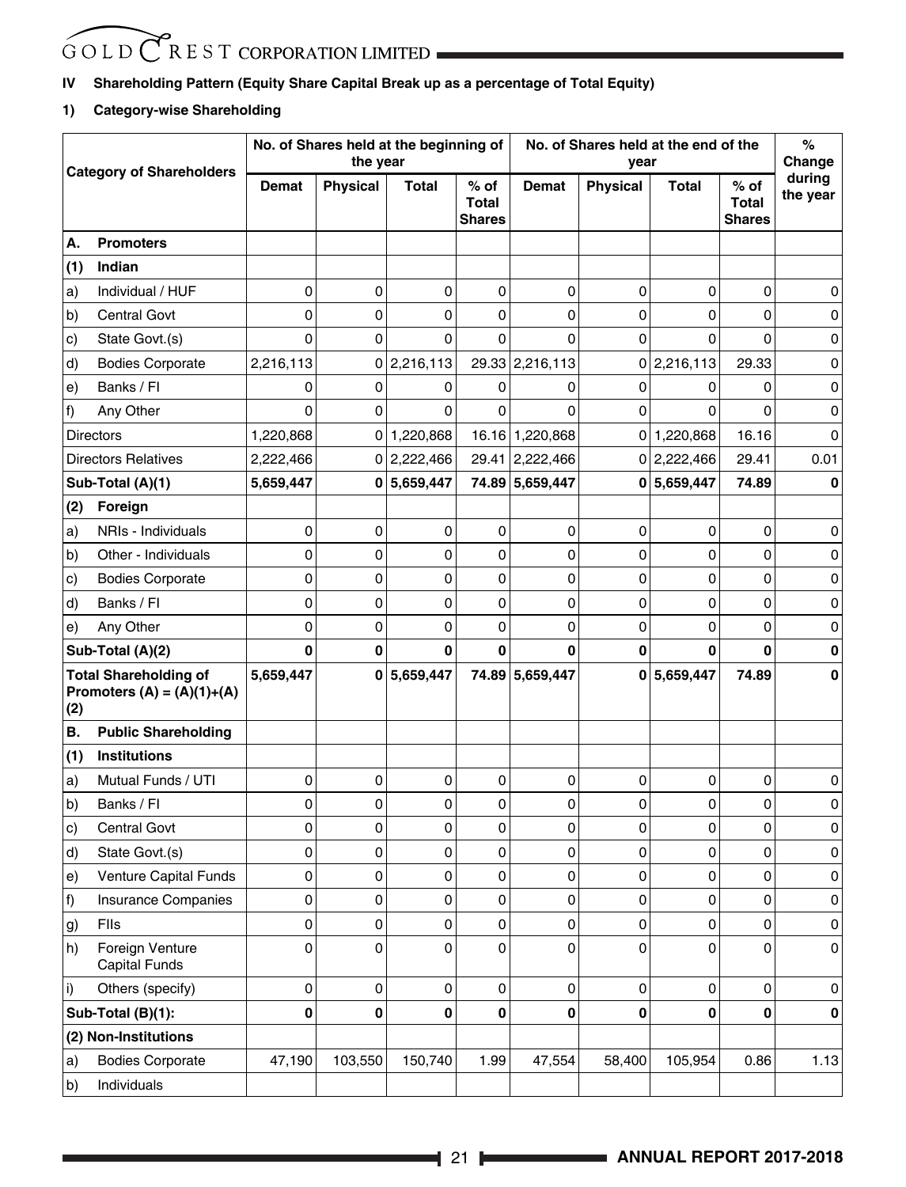## IV Shareholding Pattern (Equity Share Capital Break up as a percentage of Total Equity)

### 1) Category-wise Shareholding

| Category of Shareholders | | No. of Shares held at the beginning of the year | | | | No. of Shares held at the end of the year | | | | % Change during the year |
|---|---|---|---|---|---|---|---|---|---|---|
| | | Demat | Physical | Total | % of Total Shares | Demat | Physical | Total | % of Total Shares | |
| **A.** | **Promoters** | | | | | | | | | |
| **(1)** | **Indian** | | | | | | | | | |
| a) | Individual / HUF | 0 | 0 | 0 | 0 | 0 | 0 | 0 | 0 | 0 |
| b) | Central Govt | 0 | 0 | 0 | 0 | 0 | 0 | 0 | 0 | 0 |
| c) | State Govt.(s) | 0 | 0 | 0 | 0 | 0 | 0 | 0 | 0 | 0 |
| d) | Bodies Corporate | 2,216,113 | 0 | 2,216,113 | 29.33 | 2,216,113 | 0 | 2,216,113 | 29.33 | 0 |
| e) | Banks / FI | 0 | 0 | 0 | 0 | 0 | 0 | 0 | 0 | 0 |
| f) | Any Other | 0 | 0 | 0 | 0 | 0 | 0 | 0 | 0 | 0 |
| Directors | | 1,220,868 | 0 | 1,220,868 | 16.16 | 1,220,868 | 0 | 1,220,868 | 16.16 | 0 |
| Directors Relatives | | 2,222,466 | 0 | 2,222,466 | 29.41 | 2,222,466 | 0 | 2,222,466 | 29.41 | 0.01 |
| **Sub-Total (A)(1)** | | **5,659,447** | **0** | **5,659,447** | **74.89** | **5,659,447** | **0** | **5,659,447** | **74.89** | **0** |
| **(2)** | **Foreign** | | | | | | | | | |
| a) | NRIs - Individuals | 0 | 0 | 0 | 0 | 0 | 0 | 0 | 0 | 0 |
| b) | Other - Individuals | 0 | 0 | 0 | 0 | 0 | 0 | 0 | 0 | 0 |
| c) | Bodies Corporate | 0 | 0 | 0 | 0 | 0 | 0 | 0 | 0 | 0 |
| d) | Banks / FI | 0 | 0 | 0 | 0 | 0 | 0 | 0 | 0 | 0 |
| e) | Any Other | 0 | 0 | 0 | 0 | 0 | 0 | 0 | 0 | 0 |
| **Sub-Total (A)(2)** | | **0** | **0** | **0** | **0** | **0** | **0** | **0** | **0** | **0** |
| **Total Shareholding of Promoters (A) = (A)(1)+(A)(2)** | | **5,659,447** | **0** | **5,659,447** | **74.89** | **5,659,447** | **0** | **5,659,447** | **74.89** | **0** |
| **B.** | **Public Shareholding** | | | | | | | | | |
| **(1)** | **Institutions** | | | | | | | | | |
| a) | Mutual Funds / UTI | 0 | 0 | 0 | 0 | 0 | 0 | 0 | 0 | 0 |
| b) | Banks / FI | 0 | 0 | 0 | 0 | 0 | 0 | 0 | 0 | 0 |
| c) | Central Govt | 0 | 0 | 0 | 0 | 0 | 0 | 0 | 0 | 0 |
| d) | State Govt.(s) | 0 | 0 | 0 | 0 | 0 | 0 | 0 | 0 | 0 |
| e) | Venture Capital Funds | 0 | 0 | 0 | 0 | 0 | 0 | 0 | 0 | 0 |
| f) | Insurance Companies | 0 | 0 | 0 | 0 | 0 | 0 | 0 | 0 | 0 |
| g) | FIIs | 0 | 0 | 0 | 0 | 0 | 0 | 0 | 0 | 0 |
| h) | Foreign Venture Capital Funds | 0 | 0 | 0 | 0 | 0 | 0 | 0 | 0 | 0 |
| i) | Others (specify) | 0 | 0 | 0 | 0 | 0 | 0 | 0 | 0 | 0 |
| **Sub-Total (B)(1):** | | **0** | **0** | **0** | **0** | **0** | **0** | **0** | **0** | **0** |
| **(2) Non-Institutions** | | | | | | | | | | |
| a) | Bodies Corporate | 47,190 | 103,550 | 150,740 | 1.99 | 47,554 | 58,400 | 105,954 | 0.86 | 1.13 |
| b) | Individuals | | | | | | | | | |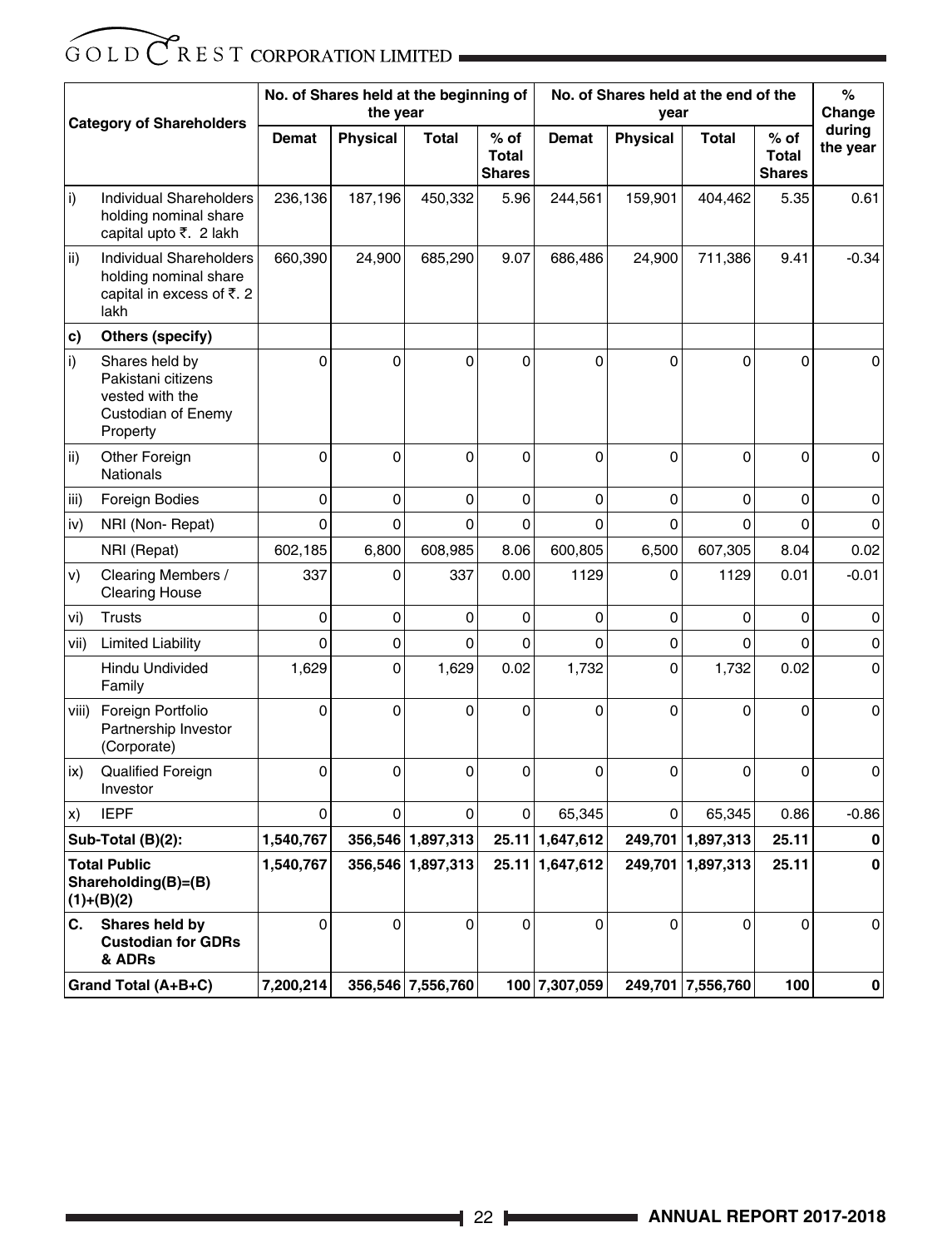| Category of Shareholders | | No. of Shares held at the beginning of the year | | | | No. of Shares held at the end of the year | | | | % Change during the year |
|---|---|---|---|---|---|---|---|---|---|---|
| | | Demat | Physical | Total | % of Total Shares | Demat | Physical | Total | % of Total Shares | |
| i) | Individual Shareholders holding nominal share capital upto ₹. 2 lakh | 236,136 | 187,196 | 450,332 | 5.96 | 244,561 | 159,901 | 404,462 | 5.35 | 0.61 |
| ii) | Individual Shareholders holding nominal share capital in excess of ₹. 2 lakh | 660,390 | 24,900 | 685,290 | 9.07 | 686,486 | 24,900 | 711,386 | 9.41 | -0.34 |
| **c)** | **Others (specify)** | | | | | | | | | |
| i) | Shares held by Pakistani citizens vested with the Custodian of Enemy Property | 0 | 0 | 0 | 0 | 0 | 0 | 0 | 0 | 0 |
| ii) | Other Foreign Nationals | 0 | 0 | 0 | 0 | 0 | 0 | 0 | 0 | 0 |
| iii) | Foreign Bodies | 0 | 0 | 0 | 0 | 0 | 0 | 0 | 0 | 0 |
| iv) | NRI (Non- Repat) | 0 | 0 | 0 | 0 | 0 | 0 | 0 | 0 | 0 |
| | NRI (Repat) | 602,185 | 6,800 | 608,985 | 8.06 | 600,805 | 6,500 | 607,305 | 8.04 | 0.02 |
| v) | Clearing Members / Clearing House | 337 | 0 | 337 | 0.00 | 1129 | 0 | 1129 | 0.01 | -0.01 |
| vi) | Trusts | 0 | 0 | 0 | 0 | 0 | 0 | 0 | 0 | 0 |
| vii) | Limited Liability | 0 | 0 | 0 | 0 | 0 | 0 | 0 | 0 | 0 |
| | Hindu Undivided Family | 1,629 | 0 | 1,629 | 0.02 | 1,732 | 0 | 1,732 | 0.02 | 0 |
| viii) | Foreign Portfolio Partnership Investor (Corporate) | 0 | 0 | 0 | 0 | 0 | 0 | 0 | 0 | 0 |
| ix) | Qualified Foreign Investor | 0 | 0 | 0 | 0 | 0 | 0 | 0 | 0 | 0 |
| x) | IEPF | 0 | 0 | 0 | 0 | 65,345 | 0 | 65,345 | 0.86 | -0.86 |
| **Sub-Total (B)(2):** | | **1,540,767** | **356,546** | **1,897,313** | **25.11** | **1,647,612** | **249,701** | **1,897,313** | **25.11** | **0** |
| **Total Public Shareholding(B)=(B)(1)+(B)(2)** | | **1,540,767** | **356,546** | **1,897,313** | **25.11** | **1,647,612** | **249,701** | **1,897,313** | **25.11** | **0** |
| **C.** | **Shares held by Custodian for GDRs & ADRs** | 0 | 0 | 0 | 0 | 0 | 0 | 0 | 0 | 0 |
| **Grand Total (A+B+C)** | | **7,200,214** | **356,546** | **7,556,760** | **100** | **7,307,059** | **249,701** | **7,556,760** | **100** | **0** |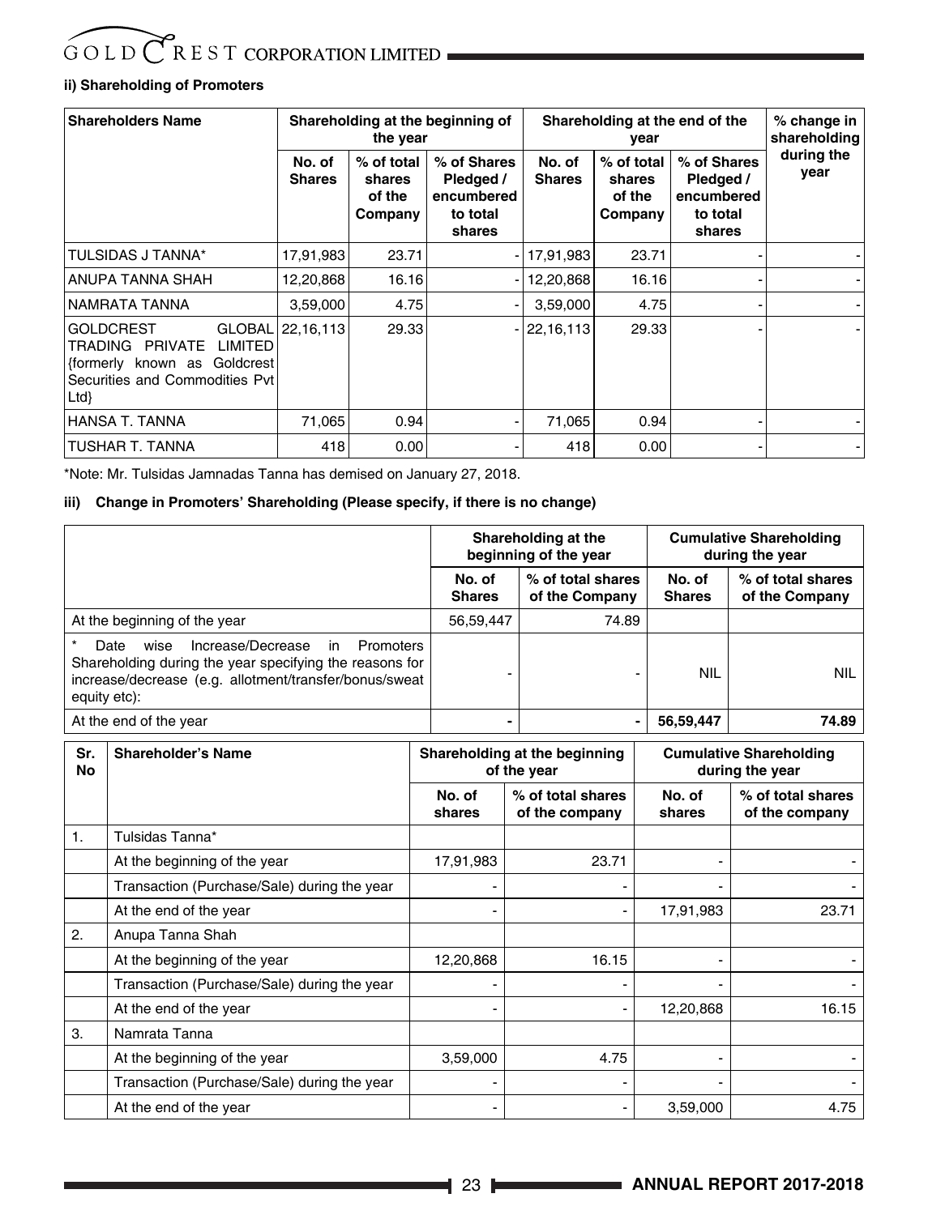#### ii) Shareholding of Promoters

| Shareholders Name | Shareholding at the beginning of the year | | | Shareholding at the end of the year | | | % change in shareholding during the year |
|---|---|---|---|---|---|---|---|
| | No. of Shares | % of total shares of the Company | % of Shares Pledged / encumbered to total shares | No. of Shares | % of total shares of the Company | % of Shares Pledged / encumbered to total shares | |
| TULSIDAS J TANNA* | 17,91,983 | 23.71 | - | 17,91,983 | 23.71 | - | - |
| ANUPA TANNA SHAH | 12,20,868 | 16.16 | - | 12,20,868 | 16.16 | - | - |
| NAMRATA TANNA | 3,59,000 | 4.75 | - | 3,59,000 | 4.75 | - | - |
| GOLDCREST GLOBAL TRADING PRIVATE LIMITED {formerly known as Goldcrest Securities and Commodities Pvt Ltd} | 22,16,113 | 29.33 | - | 22,16,113 | 29.33 | - | - |
| HANSA T. TANNA | 71,065 | 0.94 | - | 71,065 | 0.94 | - | - |
| TUSHAR T. TANNA | 418 | 0.00 | - | 418 | 0.00 | - | - |

*Note: Mr. Tulsidas Jamnadas Tanna has demised on January 27, 2018.

#### iii) Change in Promoters' Shareholding (Please specify, if there is no change)

| | Shareholding at the beginning of the year | | Cumulative Shareholding during the year | |
|---|---|---|---|---|
| | No. of Shares | % of total shares of the Company | No. of Shares | % of total shares of the Company |
| At the beginning of the year | 56,59,447 | 74.89 | | |
| * Date wise Increase/Decrease in Promoters Shareholding during the year specifying the reasons for increase/decrease (e.g. allotment/transfer/bonus/sweat equity etc): | - | - | NIL | NIL |
| At the end of the year | **-** | **-** | **56,59,447** | **74.89** |

| Sr. No | Shareholder's Name | Shareholding at the beginning of the year | | Cumulative Shareholding during the year | |
|---|---|---|---|---|---|
| | | No. of shares | % of total shares of the company | No. of shares | % of total shares of the company |
| 1. | Tulsidas Tanna* | | | | |
| | At the beginning of the year | 17,91,983 | 23.71 | - | - |
| | Transaction (Purchase/Sale) during the year | - | - | - | - |
| | At the end of the year | - | - | 17,91,983 | 23.71 |
| 2. | Anupa Tanna Shah | | | | |
| | At the beginning of the year | 12,20,868 | 16.15 | - | - |
| | Transaction (Purchase/Sale) during the year | - | - | - | - |
| | At the end of the year | - | - | 12,20,868 | 16.15 |
| 3. | Namrata Tanna | | | | |
| | At the beginning of the year | 3,59,000 | 4.75 | - | - |
| | Transaction (Purchase/Sale) during the year | - | - | - | - |
| | At the end of the year | - | - | 3,59,000 | 4.75 |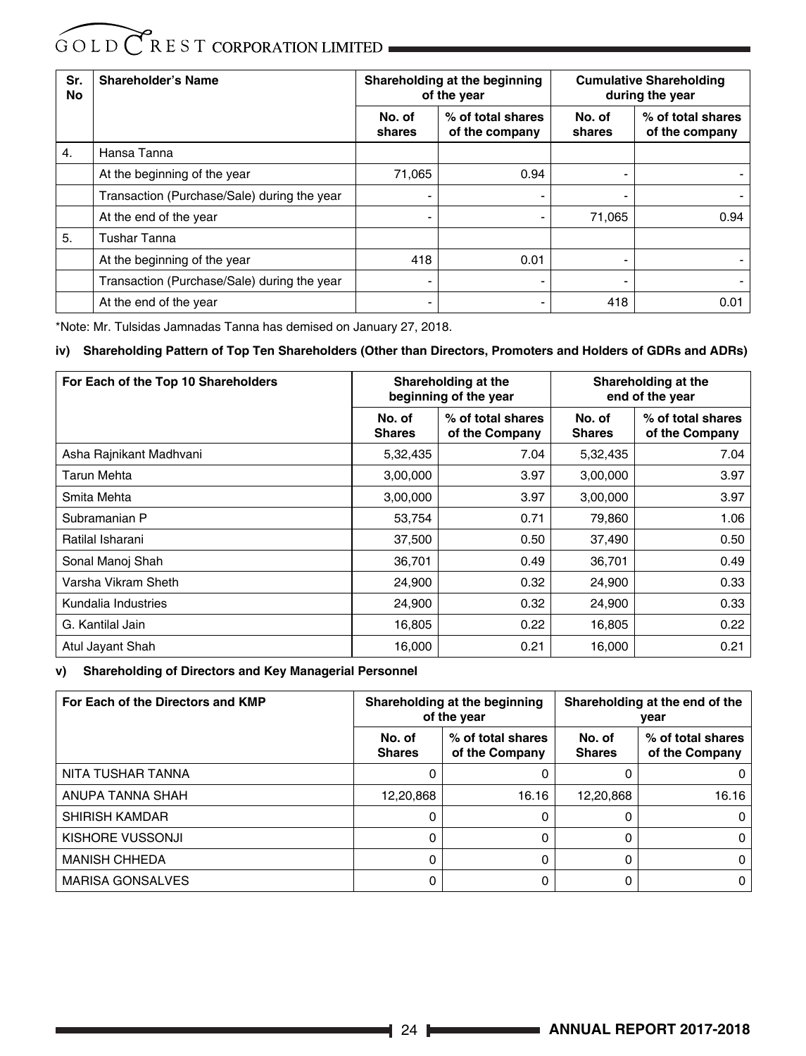| Sr. No | Shareholder's Name | Shareholding at the beginning of the year | | Cumulative Shareholding during the year | |
|---|---|---|---|---|---|
| | | No. of shares | % of total shares of the company | No. of shares | % of total shares of the company |
| 4. | Hansa Tanna | | | | |
| | At the beginning of the year | 71,065 | 0.94 | - | - |
| | Transaction (Purchase/Sale) during the year | - | - | - | - |
| | At the end of the year | - | - | 71,065 | 0.94 |
| 5. | Tushar Tanna | | | | |
| | At the beginning of the year | 418 | 0.01 | - | - |
| | Transaction (Purchase/Sale) during the year | - | - | - | - |
| | At the end of the year | - | - | 418 | 0.01 |

*Note: Mr. Tulsidas Jamnadas Tanna has demised on January 27, 2018.

**iv) Shareholding Pattern of Top Ten Shareholders (Other than Directors, Promoters and Holders of GDRs and ADRs)**

| For Each of the Top 10 Shareholders | Shareholding at the beginning of the year | | Shareholding at the end of the year | |
|---|---|---|---|---|
| | No. of Shares | % of total shares of the Company | No. of Shares | % of total shares of the Company |
| Asha Rajnikant Madhvani | 5,32,435 | 7.04 | 5,32,435 | 7.04 |
| Tarun Mehta | 3,00,000 | 3.97 | 3,00,000 | 3.97 |
| Smita Mehta | 3,00,000 | 3.97 | 3,00,000 | 3.97 |
| Subramanian P | 53,754 | 0.71 | 79,860 | 1.06 |
| Ratilal Isharani | 37,500 | 0.50 | 37,490 | 0.50 |
| Sonal Manoj Shah | 36,701 | 0.49 | 36,701 | 0.49 |
| Varsha Vikram Sheth | 24,900 | 0.32 | 24,900 | 0.33 |
| Kundalia Industries | 24,900 | 0.32 | 24,900 | 0.33 |
| G. Kantilal Jain | 16,805 | 0.22 | 16,805 | 0.22 |
| Atul Jayant Shah | 16,000 | 0.21 | 16,000 | 0.21 |

**v) Shareholding of Directors and Key Managerial Personnel**

| For Each of the Directors and KMP | Shareholding at the beginning of the year | | Shareholding at the end of the year | |
|---|---|---|---|---|
| | No. of Shares | % of total shares of the Company | No. of Shares | % of total shares of the Company |
| NITA TUSHAR TANNA | 0 | 0 | 0 | 0 |
| ANUPA TANNA SHAH | 12,20,868 | 16.16 | 12,20,868 | 16.16 |
| SHIRISH KAMDAR | 0 | 0 | 0 | 0 |
| KISHORE VUSSONJI | 0 | 0 | 0 | 0 |
| MANISH CHHEDA | 0 | 0 | 0 | 0 |
| MARISA GONSALVES | 0 | 0 | 0 | 0 |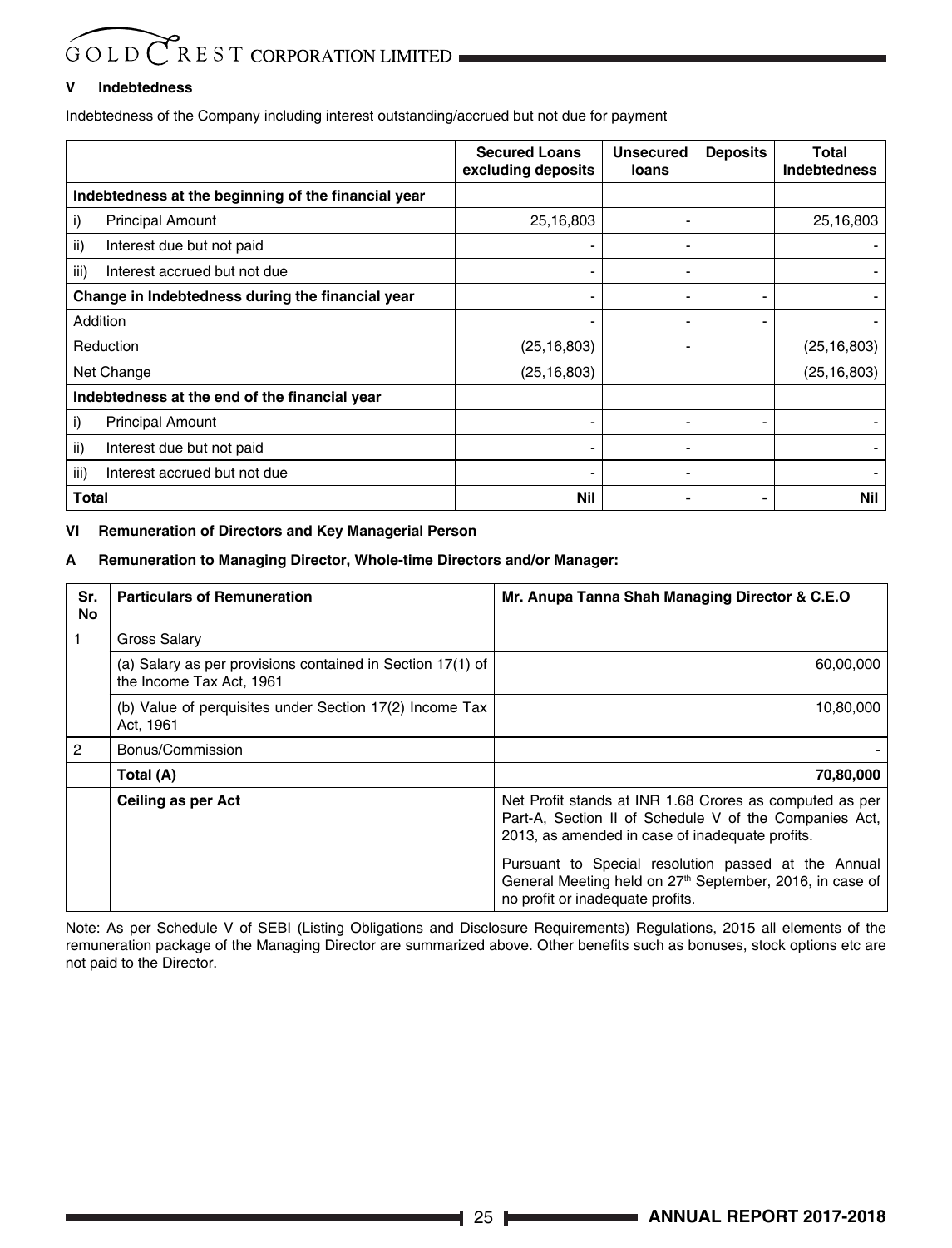## V Indebtedness

Indebtedness of the Company including interest outstanding/accrued but not due for payment

| | Secured Loans excluding deposits | Unsecured loans | Deposits | Total Indebtedness |
|---|---|---|---|---|
| **Indebtedness at the beginning of the financial year** | | | | |
| i) Principal Amount | 25,16,803 | - | | 25,16,803 |
| ii) Interest due but not paid | - | - | | - |
| iii) Interest accrued but not due | - | - | | - |
| **Change in Indebtedness during the financial year** | - | - | - | - |
| Addition | - | - | - | - |
| Reduction | (25,16,803) | - | | (25,16,803) |
| Net Change | (25,16,803) | | | (25,16,803) |
| **Indebtedness at the end of the financial year** | | | | |
| i) Principal Amount | - | - | - | - |
| ii) Interest due but not paid | - | - | | - |
| iii) Interest accrued but not due | - | - | | - |
| **Total** | **Nil** | **-** | **-** | **Nil** |

## VI Remuneration of Directors and Key Managerial Person

### A Remuneration to Managing Director, Whole-time Directors and/or Manager:

| Sr. No | Particulars of Remuneration | Mr. Anupa Tanna Shah Managing Director & C.E.O |
|---|---|---|
| 1 | Gross Salary | |
| | (a) Salary as per provisions contained in Section 17(1) of the Income Tax Act, 1961 | 60,00,000 |
| | (b) Value of perquisites under Section 17(2) Income Tax Act, 1961 | 10,80,000 |
| 2 | Bonus/Commission | - |
| | **Total (A)** | **70,80,000** |
| | **Ceiling as per Act** | Net Profit stands at INR 1.68 Crores as computed as per Part-A, Section II of Schedule V of the Companies Act, 2013, as amended in case of inadequate profits. Pursuant to Special resolution passed at the Annual General Meeting held on 27th September, 2016, in case of no profit or inadequate profits. |

Note: As per Schedule V of SEBI (Listing Obligations and Disclosure Requirements) Regulations, 2015 all elements of the remuneration package of the Managing Director are summarized above. Other benefits such as bonuses, stock options etc are not paid to the Director.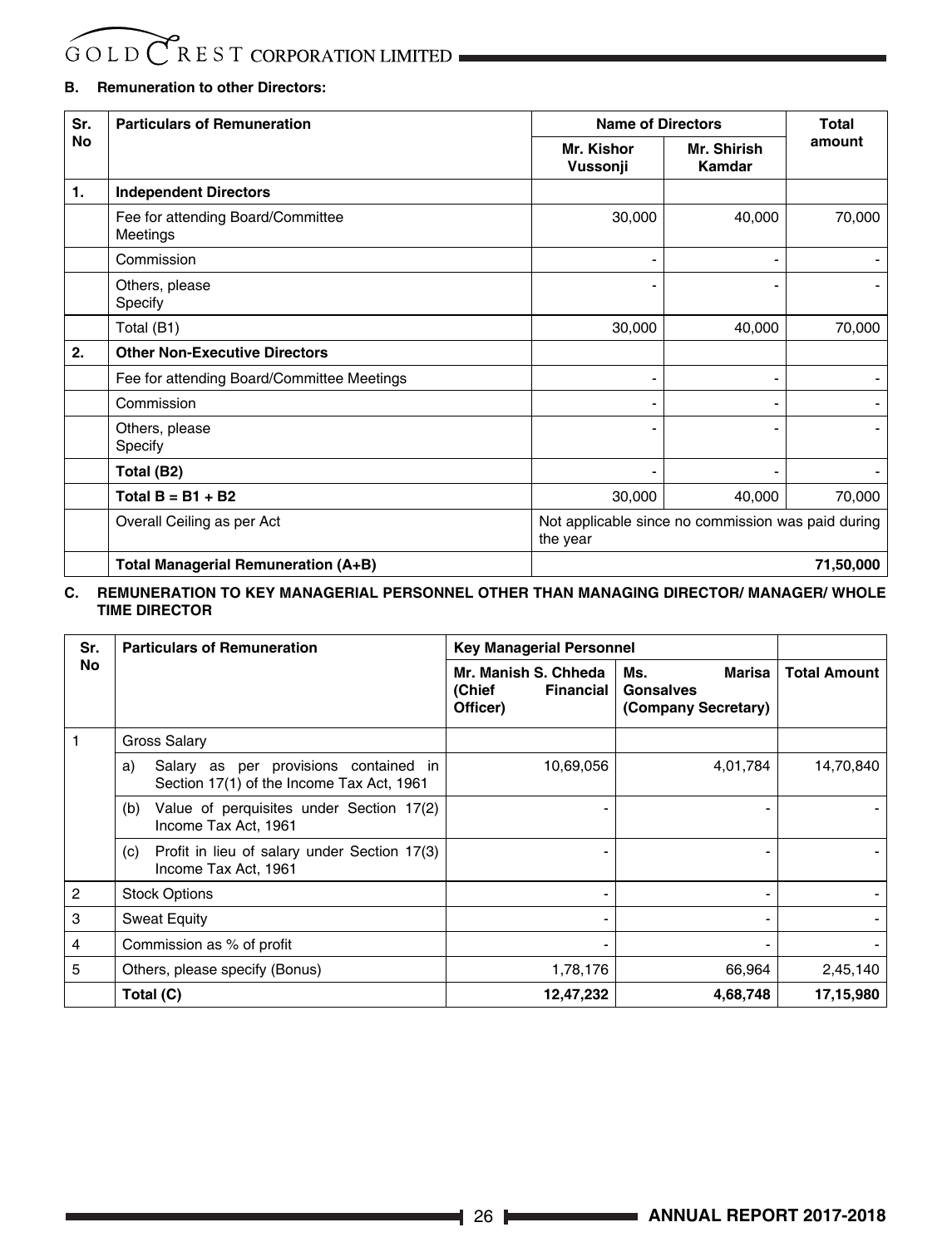### B. Remuneration to other Directors:

| Sr. No | Particulars of Remuneration | Name of Directors | | Total amount |
|---|---|---|---|---|
| | | Mr. Kishor Vussonji | Mr. Shirish Kamdar | |
| 1. | **Independent Directors** | | | |
| | Fee for attending Board/Committee Meetings | 30,000 | 40,000 | 70,000 |
| | Commission | - | - | - |
| | Others, please Specify | - | - | - |
| | Total (B1) | 30,000 | 40,000 | 70,000 |
| 2. | **Other Non-Executive Directors** | | | |
| | Fee for attending Board/Committee Meetings | - | - | - |
| | Commission | - | - | - |
| | Others, please Specify | - | - | - |
| | **Total (B2)** | - | - | - |
| | **Total B = B1 + B2** | 30,000 | 40,000 | 70,000 |
| | Overall Ceiling as per Act | Not applicable since no commission was paid during the year | | |
| | **Total Managerial Remuneration (A+B)** | | | **71,50,000** |

### C. REMUNERATION TO KEY MANAGERIAL PERSONNEL OTHER THAN MANAGING DIRECTOR/ MANAGER/ WHOLE TIME DIRECTOR

| Sr. No | Particulars of Remuneration | Key Managerial Personnel | | |
|---|---|---|---|---|
| | | Mr. Manish S. Chheda (Chief Financial Officer) | Ms. Marisa Gonsalves (Company Secretary) | Total Amount |
| 1 | Gross Salary | | | |
| | a) Salary as per provisions contained in Section 17(1) of the Income Tax Act, 1961 | 10,69,056 | 4,01,784 | 14,70,840 |
| | (b) Value of perquisites under Section 17(2) Income Tax Act, 1961 | - | - | - |
| | (c) Profit in lieu of salary under Section 17(3) Income Tax Act, 1961 | - | - | - |
| 2 | Stock Options | - | - | - |
| 3 | Sweat Equity | - | - | - |
| 4 | Commission as % of profit | - | - | - |
| 5 | Others, please specify (Bonus) | 1,78,176 | 66,964 | 2,45,140 |
| | **Total (C)** | **12,47,232** | **4,68,748** | **17,15,980** |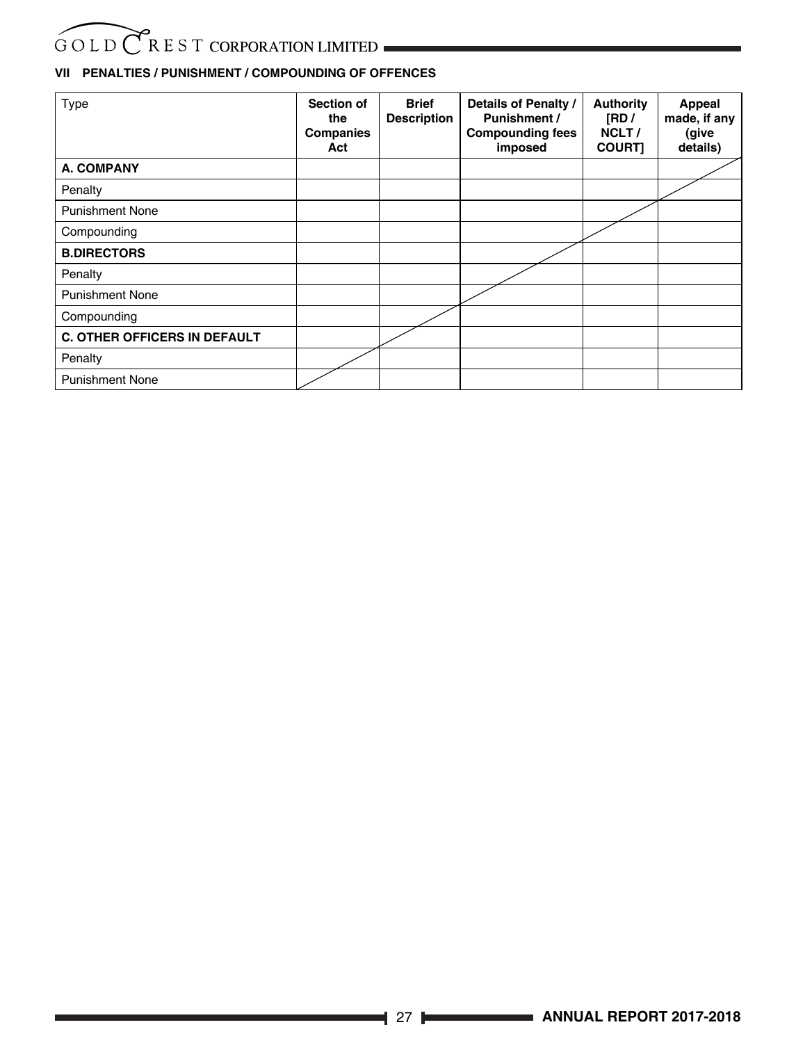## VII PENALTIES / PUNISHMENT / COMPOUNDING OF OFFENCES

| Type | Section of the Companies Act | Brief Description | Details of Penalty / Punishment / Compounding fees imposed | Authority [RD / NCLT / COURT] | Appeal made, if any (give details) |
|---|---|---|---|---|---|
| **A. COMPANY** | | | | | |
| Penalty | | | | | |
| Punishment None | | | | | |
| Compounding | | | | | |
| **B.DIRECTORS** | | | | | |
| Penalty | | | | | |
| Punishment None | | | | | |
| Compounding | | | | | |
| **C. OTHER OFFICERS IN DEFAULT** | | | | | |
| Penalty | | | | | |
| Punishment None | | | | | |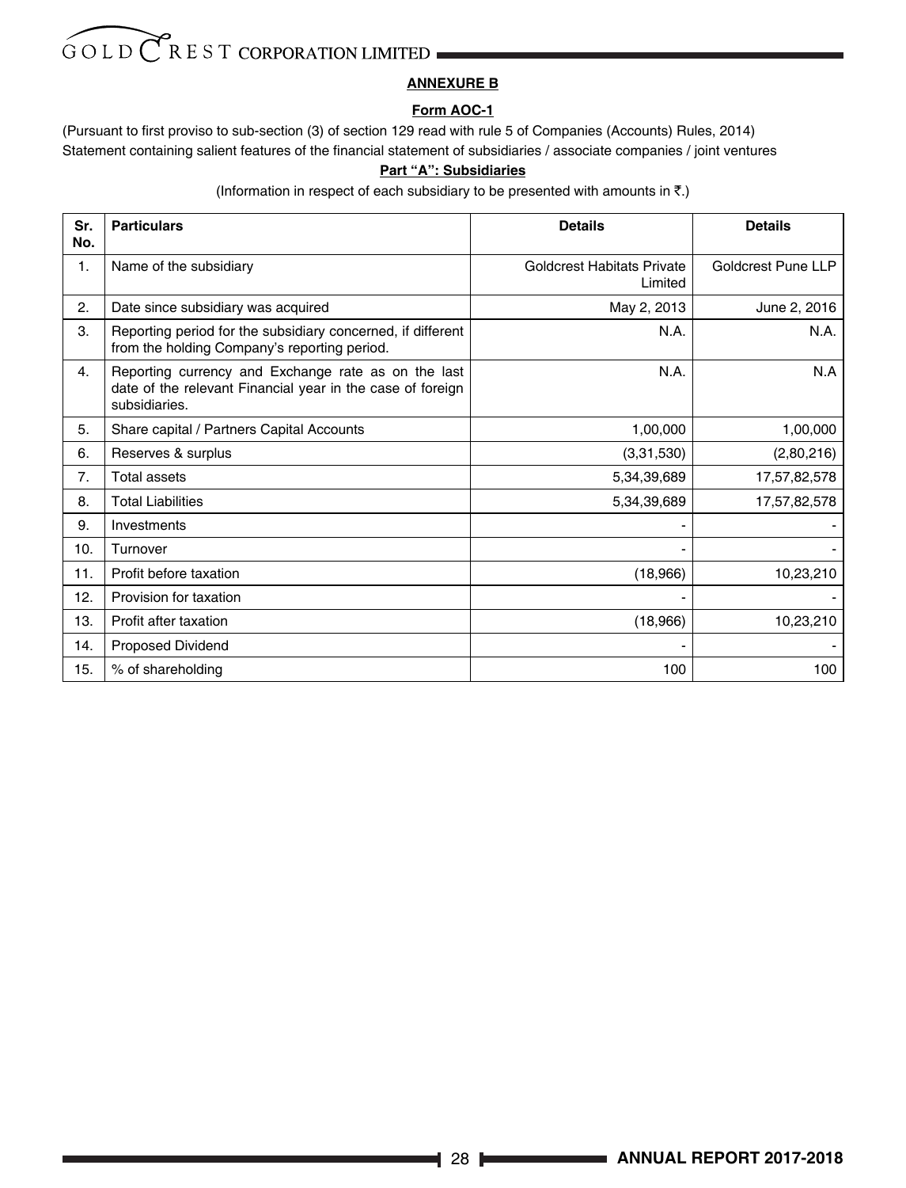## ANNEXURE B

### Form AOC-1

(Pursuant to first proviso to sub-section (3) of section 129 read with rule 5 of Companies (Accounts) Rules, 2014)

Statement containing salient features of the financial statement of subsidiaries / associate companies / joint ventures

### Part "A": Subsidiaries

(Information in respect of each subsidiary to be presented with amounts in ₹.)

| Sr. No. | Particulars | Details | Details |
|---|---|---|---|
| 1. | Name of the subsidiary | Goldcrest Habitats Private Limited | Goldcrest Pune LLP |
| 2. | Date since subsidiary was acquired | May 2, 2013 | June 2, 2016 |
| 3. | Reporting period for the subsidiary concerned, if different from the holding Company's reporting period. | N.A. | N.A. |
| 4. | Reporting currency and Exchange rate as on the last date of the relevant Financial year in the case of foreign subsidiaries. | N.A. | N.A |
| 5. | Share capital / Partners Capital Accounts | 1,00,000 | 1,00,000 |
| 6. | Reserves & surplus | (3,31,530) | (2,80,216) |
| 7. | Total assets | 5,34,39,689 | 17,57,82,578 |
| 8. | Total Liabilities | 5,34,39,689 | 17,57,82,578 |
| 9. | Investments | - | - |
| 10. | Turnover | - | - |
| 11. | Profit before taxation | (18,966) | 10,23,210 |
| 12. | Provision for taxation | - | - |
| 13. | Profit after taxation | (18,966) | 10,23,210 |
| 14. | Proposed Dividend | - | - |
| 15. | % of shareholding | 100 | 100 |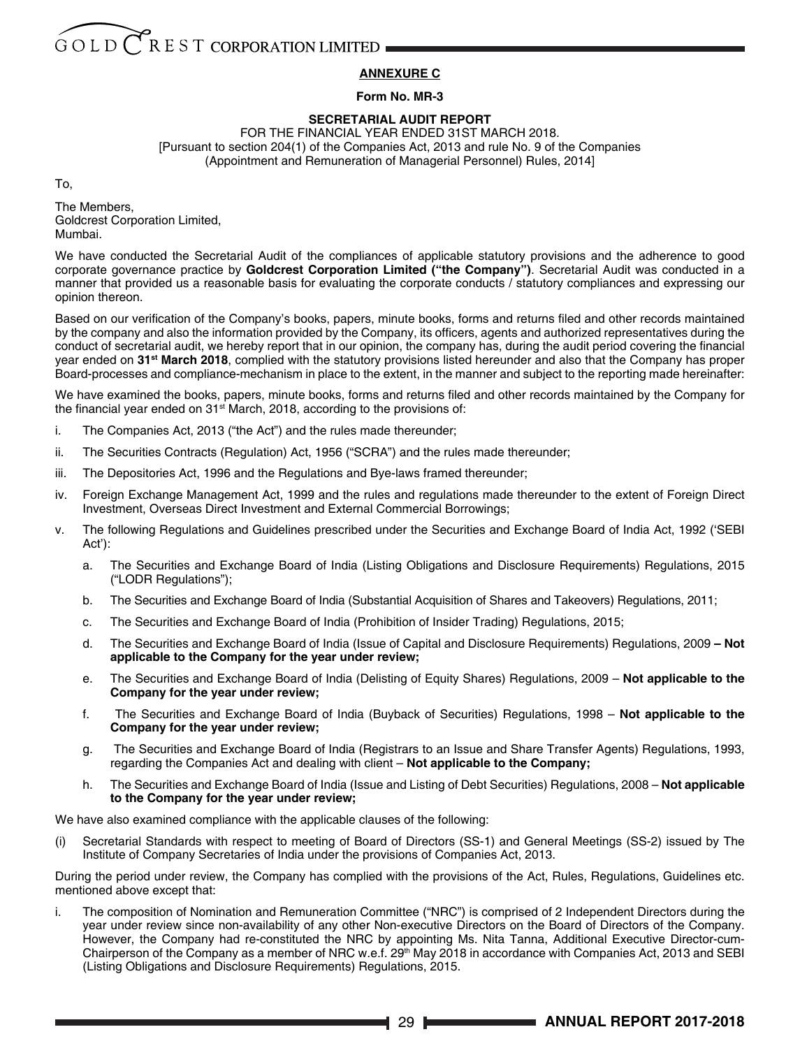**ANNEXURE C**

**Form No. MR-3**

**SECRETARIAL AUDIT REPORT**

FOR THE FINANCIAL YEAR ENDED 31ST MARCH 2018.
[Pursuant to section 204(1) of the Companies Act, 2013 and rule No. 9 of the Companies (Appointment and Remuneration of Managerial Personnel) Rules, 2014]

To,

The Members,
Goldcrest Corporation Limited,
Mumbai.

We have conducted the Secretarial Audit of the compliances of applicable statutory provisions and the adherence to good corporate governance practice by **Goldcrest Corporation Limited ("the Company")**. Secretarial Audit was conducted in a manner that provided us a reasonable basis for evaluating the corporate conducts / statutory compliances and expressing our opinion thereon.

Based on our verification of the Company's books, papers, minute books, forms and returns filed and other records maintained by the company and also the information provided by the Company, its officers, agents and authorized representatives during the conduct of secretarial audit, we hereby report that in our opinion, the company has, during the audit period covering the financial year ended on **31st March 2018**, complied with the statutory provisions listed hereunder and also that the Company has proper Board-processes and compliance-mechanism in place to the extent, in the manner and subject to the reporting made hereinafter:

We have examined the books, papers, minute books, forms and returns filed and other records maintained by the Company for the financial year ended on 31st March, 2018, according to the provisions of:

i. The Companies Act, 2013 ("the Act") and the rules made thereunder;

ii. The Securities Contracts (Regulation) Act, 1956 ("SCRA") and the rules made thereunder;

iii. The Depositories Act, 1996 and the Regulations and Bye-laws framed thereunder;

iv. Foreign Exchange Management Act, 1999 and the rules and regulations made thereunder to the extent of Foreign Direct Investment, Overseas Direct Investment and External Commercial Borrowings;

v. The following Regulations and Guidelines prescribed under the Securities and Exchange Board of India Act, 1992 ('SEBI Act'):

   a. The Securities and Exchange Board of India (Listing Obligations and Disclosure Requirements) Regulations, 2015 ("LODR Regulations");

   b. The Securities and Exchange Board of India (Substantial Acquisition of Shares and Takeovers) Regulations, 2011;

   c. The Securities and Exchange Board of India (Prohibition of Insider Trading) Regulations, 2015;

   d. The Securities and Exchange Board of India (Issue of Capital and Disclosure Requirements) Regulations, 2009 **– Not applicable to the Company for the year under review;**

   e. The Securities and Exchange Board of India (Delisting of Equity Shares) Regulations, 2009 – **Not applicable to the Company for the year under review;**

   f. The Securities and Exchange Board of India (Buyback of Securities) Regulations, 1998 – **Not applicable to the Company for the year under review;**

   g. The Securities and Exchange Board of India (Registrars to an Issue and Share Transfer Agents) Regulations, 1993, regarding the Companies Act and dealing with client – **Not applicable to the Company;**

   h. The Securities and Exchange Board of India (Issue and Listing of Debt Securities) Regulations, 2008 – **Not applicable to the Company for the year under review;**

We have also examined compliance with the applicable clauses of the following:

(i) Secretarial Standards with respect to meeting of Board of Directors (SS-1) and General Meetings (SS-2) issued by The Institute of Company Secretaries of India under the provisions of Companies Act, 2013.

During the period under review, the Company has complied with the provisions of the Act, Rules, Regulations, Guidelines etc. mentioned above except that:

i. The composition of Nomination and Remuneration Committee ("NRC") is comprised of 2 Independent Directors during the year under review since non-availability of any other Non-executive Directors on the Board of Directors of the Company. However, the Company had re-constituted the NRC by appointing Ms. Nita Tanna, Additional Executive Director-cum-Chairperson of the Company as a member of NRC w.e.f. 29th May 2018 in accordance with Companies Act, 2013 and SEBI (Listing Obligations and Disclosure Requirements) Regulations, 2015.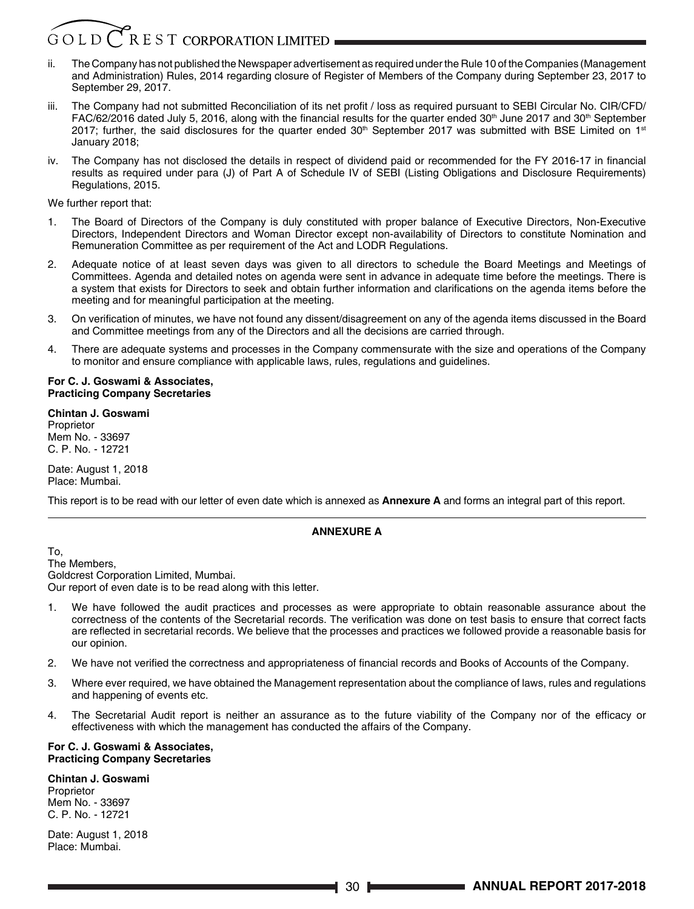ii. The Company has not published the Newspaper advertisement as required under the Rule 10 of the Companies (Management and Administration) Rules, 2014 regarding closure of Register of Members of the Company during September 23, 2017 to September 29, 2017.

iii. The Company had not submitted Reconciliation of its net profit / loss as required pursuant to SEBI Circular No. CIR/CFD/FAC/62/2016 dated July 5, 2016, along with the financial results for the quarter ended 30th June 2017 and 30th September 2017; further, the said disclosures for the quarter ended 30th September 2017 was submitted with BSE Limited on 1st January 2018;

iv. The Company has not disclosed the details in respect of dividend paid or recommended for the FY 2016-17 in financial results as required under para (J) of Part A of Schedule IV of SEBI (Listing Obligations and Disclosure Requirements) Regulations, 2015.

We further report that:

1. The Board of Directors of the Company is duly constituted with proper balance of Executive Directors, Non-Executive Directors, Independent Directors and Woman Director except non-availability of Directors to constitute Nomination and Remuneration Committee as per requirement of the Act and LODR Regulations.
2. Adequate notice of at least seven days was given to all directors to schedule the Board Meetings and Meetings of Committees. Agenda and detailed notes on agenda were sent in advance in adequate time before the meetings. There is a system that exists for Directors to seek and obtain further information and clarifications on the agenda items before the meeting and for meaningful participation at the meeting.
3. On verification of minutes, we have not found any dissent/disagreement on any of the agenda items discussed in the Board and Committee meetings from any of the Directors and all the decisions are carried through.
4. There are adequate systems and processes in the Company commensurate with the size and operations of the Company to monitor and ensure compliance with applicable laws, rules, regulations and guidelines.

**For C. J. Goswami & Associates,**
**Practicing Company Secretaries**

**Chintan J. Goswami**
Proprietor
Mem No. - 33697
C. P. No. - 12721

Date: August 1, 2018
Place: Mumbai.

This report is to be read with our letter of even date which is annexed as **Annexure A** and forms an integral part of this report.

## ANNEXURE A

To,
The Members,
Goldcrest Corporation Limited, Mumbai.
Our report of even date is to be read along with this letter.

1. We have followed the audit practices and processes as were appropriate to obtain reasonable assurance about the correctness of the contents of the Secretarial records. The verification was done on test basis to ensure that correct facts are reflected in secretarial records. We believe that the processes and practices we followed provide a reasonable basis for our opinion.
2. We have not verified the correctness and appropriateness of financial records and Books of Accounts of the Company.
3. Where ever required, we have obtained the Management representation about the compliance of laws, rules and regulations and happening of events etc.
4. The Secretarial Audit report is neither an assurance as to the future viability of the Company nor of the efficacy or effectiveness with which the management has conducted the affairs of the Company.

**For C. J. Goswami & Associates,**
**Practicing Company Secretaries**

**Chintan J. Goswami**
Proprietor
Mem No. - 33697
C. P. No. - 12721

Date: August 1, 2018
Place: Mumbai.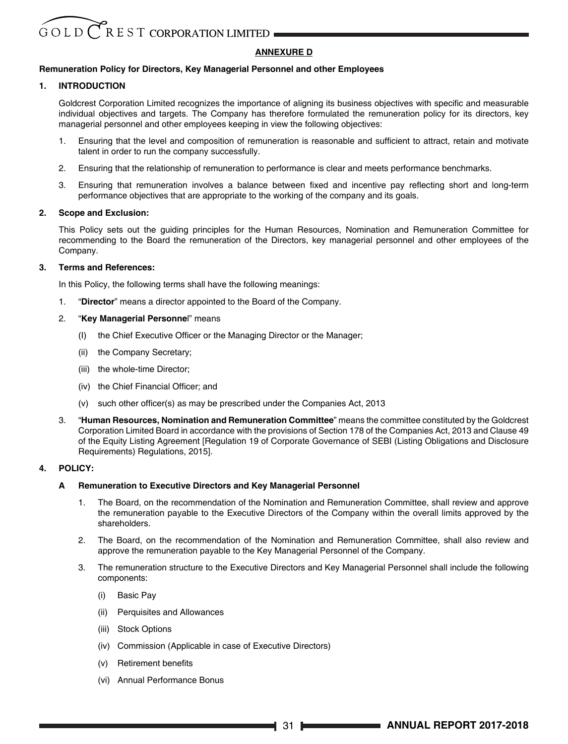## ANNEXURE D

**Remuneration Policy for Directors, Key Managerial Personnel and other Employees**

### 1. INTRODUCTION

Goldcrest Corporation Limited recognizes the importance of aligning its business objectives with specific and measurable individual objectives and targets. The Company has therefore formulated the remuneration policy for its directors, key managerial personnel and other employees keeping in view the following objectives:

1. Ensuring that the level and composition of remuneration is reasonable and sufficient to attract, retain and motivate talent in order to run the company successfully.
2. Ensuring that the relationship of remuneration to performance is clear and meets performance benchmarks.
3. Ensuring that remuneration involves a balance between fixed and incentive pay reflecting short and long-term performance objectives that are appropriate to the working of the company and its goals.

### 2. Scope and Exclusion:

This Policy sets out the guiding principles for the Human Resources, Nomination and Remuneration Committee for recommending to the Board the remuneration of the Directors, key managerial personnel and other employees of the Company.

### 3. Terms and References:

In this Policy, the following terms shall have the following meanings:

1. "**Director**" means a director appointed to the Board of the Company.
2. "**Key Managerial Personnel**" means
   - (I) the Chief Executive Officer or the Managing Director or the Manager;
   - (ii) the Company Secretary;
   - (iii) the whole-time Director;
   - (iv) the Chief Financial Officer; and
   - (v) such other officer(s) as may be prescribed under the Companies Act, 2013
3. "**Human Resources, Nomination and Remuneration Committee**" means the committee constituted by the Goldcrest Corporation Limited Board in accordance with the provisions of Section 178 of the Companies Act, 2013 and Clause 49 of the Equity Listing Agreement [Regulation 19 of Corporate Governance of SEBI (Listing Obligations and Disclosure Requirements) Regulations, 2015].

### 4. POLICY:

#### A Remuneration to Executive Directors and Key Managerial Personnel

1. The Board, on the recommendation of the Nomination and Remuneration Committee, shall review and approve the remuneration payable to the Executive Directors of the Company within the overall limits approved by the shareholders.
2. The Board, on the recommendation of the Nomination and Remuneration Committee, shall also review and approve the remuneration payable to the Key Managerial Personnel of the Company.
3. The remuneration structure to the Executive Directors and Key Managerial Personnel shall include the following components:
   - (i) Basic Pay
   - (ii) Perquisites and Allowances
   - (iii) Stock Options
   - (iv) Commission (Applicable in case of Executive Directors)
   - (v) Retirement benefits
   - (vi) Annual Performance Bonus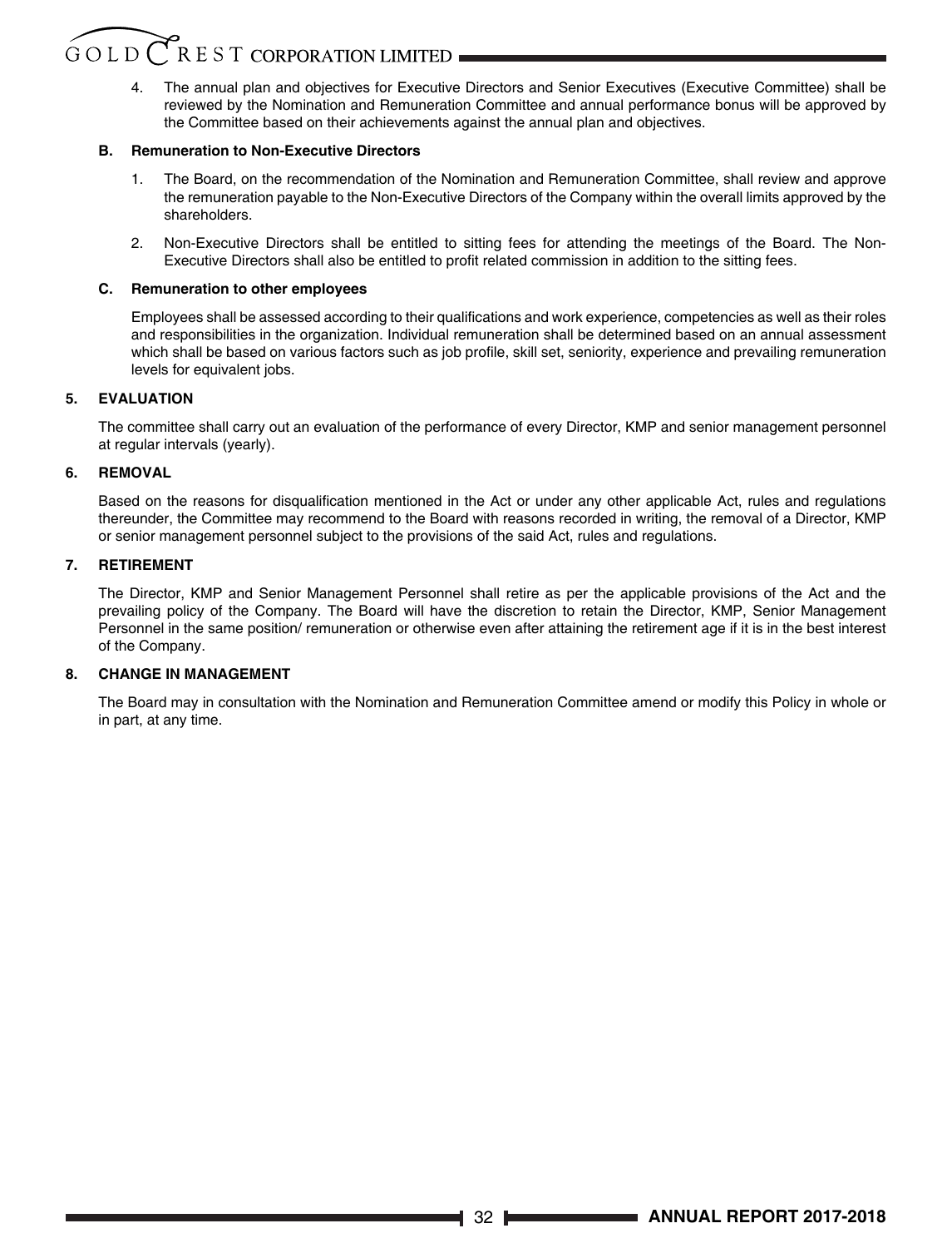4. The annual plan and objectives for Executive Directors and Senior Executives (Executive Committee) shall be reviewed by the Nomination and Remuneration Committee and annual performance bonus will be approved by the Committee based on their achievements against the annual plan and objectives.

**B. Remuneration to Non-Executive Directors**

1. The Board, on the recommendation of the Nomination and Remuneration Committee, shall review and approve the remuneration payable to the Non-Executive Directors of the Company within the overall limits approved by the shareholders.

2. Non-Executive Directors shall be entitled to sitting fees for attending the meetings of the Board. The Non-Executive Directors shall also be entitled to profit related commission in addition to the sitting fees.

**C. Remuneration to other employees**

Employees shall be assessed according to their qualifications and work experience, competencies as well as their roles and responsibilities in the organization. Individual remuneration shall be determined based on an annual assessment which shall be based on various factors such as job profile, skill set, seniority, experience and prevailing remuneration levels for equivalent jobs.

**5. EVALUATION**

The committee shall carry out an evaluation of the performance of every Director, KMP and senior management personnel at regular intervals (yearly).

**6. REMOVAL**

Based on the reasons for disqualification mentioned in the Act or under any other applicable Act, rules and regulations thereunder, the Committee may recommend to the Board with reasons recorded in writing, the removal of a Director, KMP or senior management personnel subject to the provisions of the said Act, rules and regulations.

**7. RETIREMENT**

The Director, KMP and Senior Management Personnel shall retire as per the applicable provisions of the Act and the prevailing policy of the Company. The Board will have the discretion to retain the Director, KMP, Senior Management Personnel in the same position/ remuneration or otherwise even after attaining the retirement age if it is in the best interest of the Company.

**8. CHANGE IN MANAGEMENT**

The Board may in consultation with the Nomination and Remuneration Committee amend or modify this Policy in whole or in part, at any time.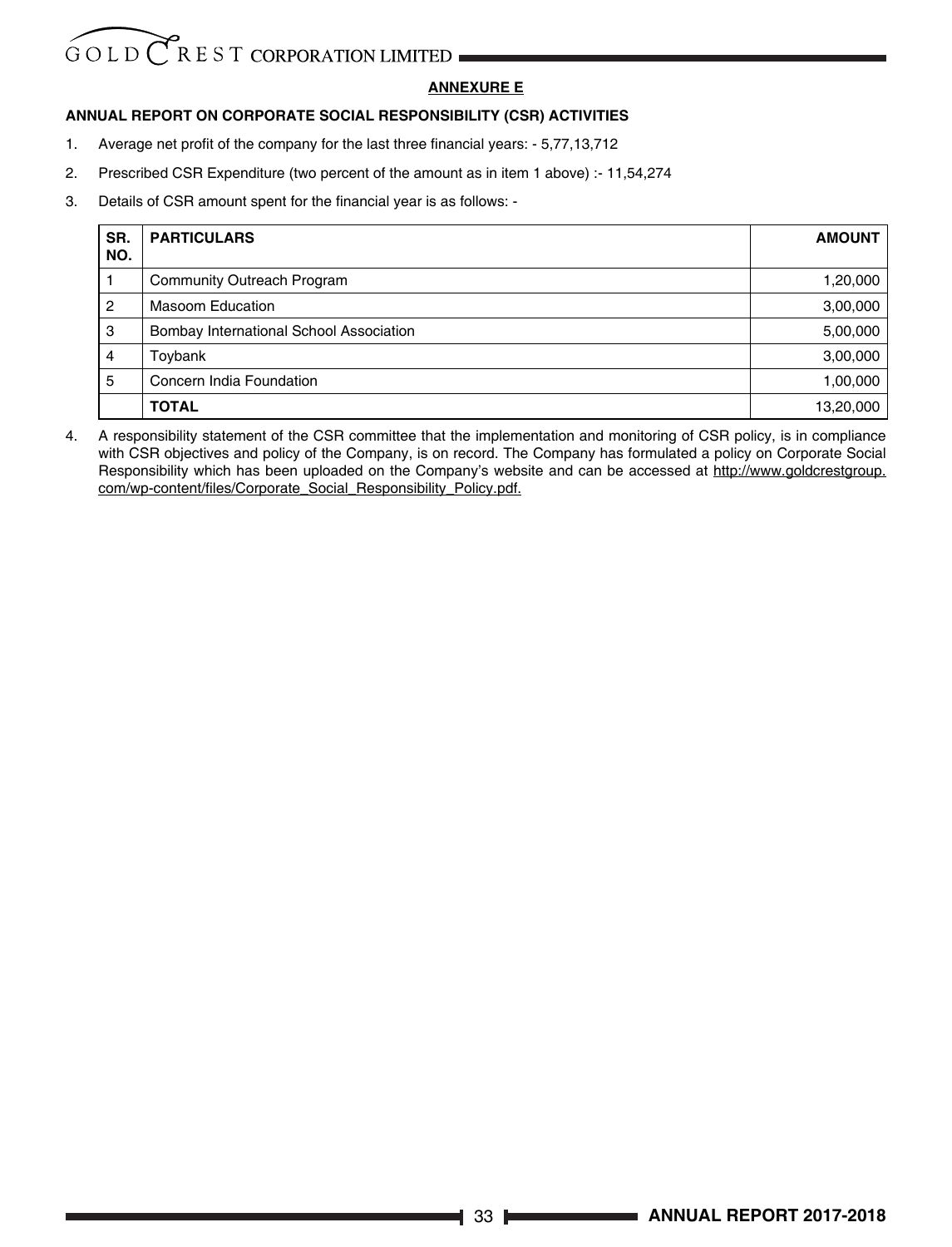## ANNEXURE E

**ANNUAL REPORT ON CORPORATE SOCIAL RESPONSIBILITY (CSR) ACTIVITIES**

1. Average net profit of the company for the last three financial years: - 5,77,13,712

2. Prescribed CSR Expenditure (two percent of the amount as in item 1 above) :- 11,54,274

3. Details of CSR amount spent for the financial year is as follows: -

| SR. NO. | PARTICULARS | AMOUNT |
|---|---|---|
| 1 | Community Outreach Program | 1,20,000 |
| 2 | Masoom Education | 3,00,000 |
| 3 | Bombay International School Association | 5,00,000 |
| 4 | Toybank | 3,00,000 |
| 5 | Concern India Foundation | 1,00,000 |
| | **TOTAL** | 13,20,000 |

4. A responsibility statement of the CSR committee that the implementation and monitoring of CSR policy, is in compliance with CSR objectives and policy of the Company, is on record. The Company has formulated a policy on Corporate Social Responsibility which has been uploaded on the Company's website and can be accessed at http://www.goldcrestgroup.com/wp-content/files/Corporate_Social_Responsibility_Policy.pdf.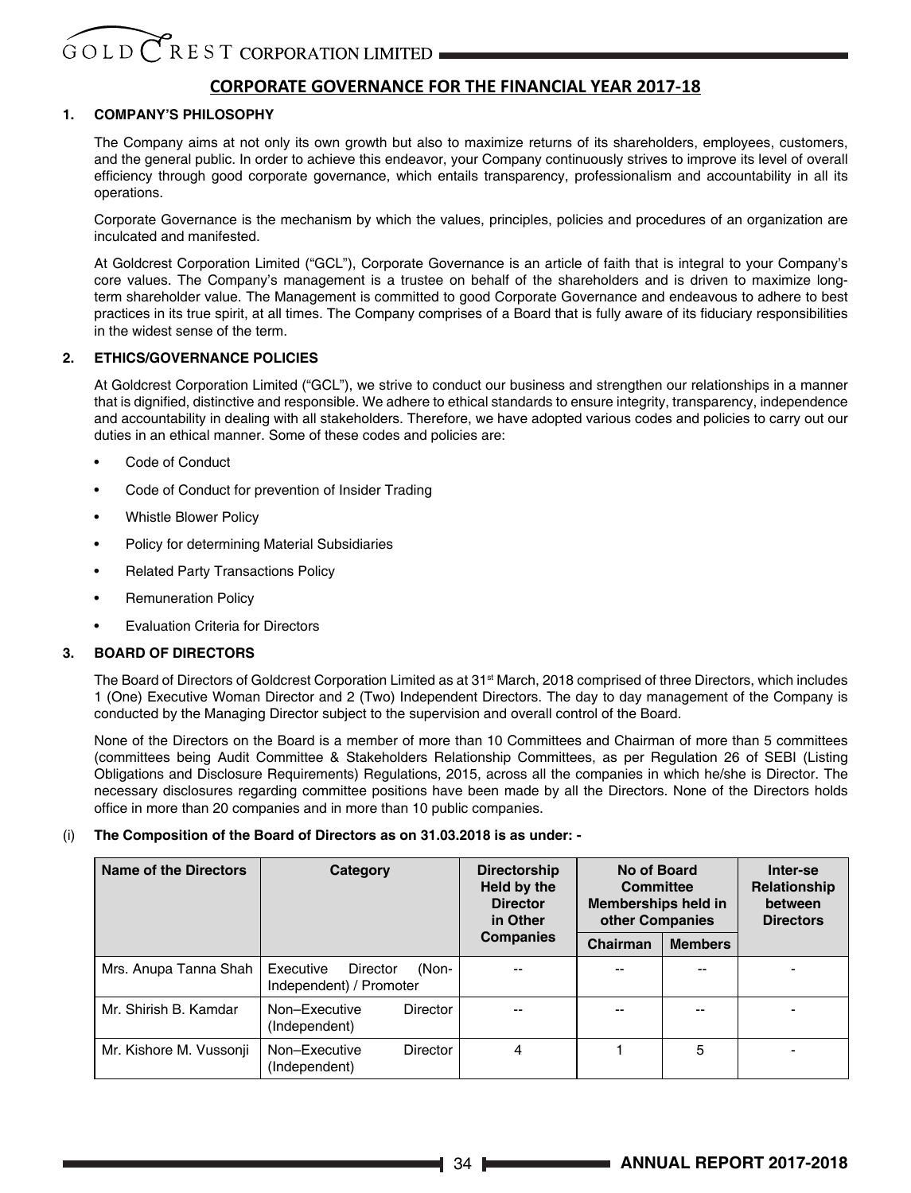## CORPORATE GOVERNANCE FOR THE FINANCIAL YEAR 2017-18

### 1. COMPANY'S PHILOSOPHY

The Company aims at not only its own growth but also to maximize returns of its shareholders, employees, customers, and the general public. In order to achieve this endeavor, your Company continuously strives to improve its level of overall efficiency through good corporate governance, which entails transparency, professionalism and accountability in all its operations.

Corporate Governance is the mechanism by which the values, principles, policies and procedures of an organization are inculcated and manifested.

At Goldcrest Corporation Limited ("GCL"), Corporate Governance is an article of faith that is integral to your Company's core values. The Company's management is a trustee on behalf of the shareholders and is driven to maximize long-term shareholder value. The Management is committed to good Corporate Governance and endeavous to adhere to best practices in its true spirit, at all times. The Company comprises of a Board that is fully aware of its fiduciary responsibilities in the widest sense of the term.

### 2. ETHICS/GOVERNANCE POLICIES

At Goldcrest Corporation Limited ("GCL"), we strive to conduct our business and strengthen our relationships in a manner that is dignified, distinctive and responsible. We adhere to ethical standards to ensure integrity, transparency, independence and accountability in dealing with all stakeholders. Therefore, we have adopted various codes and policies to carry out our duties in an ethical manner. Some of these codes and policies are:

- Code of Conduct
- Code of Conduct for prevention of Insider Trading
- Whistle Blower Policy
- Policy for determining Material Subsidiaries
- Related Party Transactions Policy
- Remuneration Policy
- Evaluation Criteria for Directors

### 3. BOARD OF DIRECTORS

The Board of Directors of Goldcrest Corporation Limited as at 31st March, 2018 comprised of three Directors, which includes 1 (One) Executive Woman Director and 2 (Two) Independent Directors. The day to day management of the Company is conducted by the Managing Director subject to the supervision and overall control of the Board.

None of the Directors on the Board is a member of more than 10 Committees and Chairman of more than 5 committees (committees being Audit Committee & Stakeholders Relationship Committees, as per Regulation 26 of SEBI (Listing Obligations and Disclosure Requirements) Regulations, 2015, across all the companies in which he/she is Director. The necessary disclosures regarding committee positions have been made by all the Directors. None of the Directors holds office in more than 20 companies and in more than 10 public companies.

(i) **The Composition of the Board of Directors as on 31.03.2018 is as under: -**

| Name of the Directors | Category | Directorship Held by the Director in Other Companies | No of Board Committee Memberships held in other Companies | | Inter-se Relationship between Directors |
|---|---|---|---|---|---|
| | | | Chairman | Members | |
| Mrs. Anupa Tanna Shah | Executive Director (Non-Independent) / Promoter | -- | -- | -- | - |
| Mr. Shirish B. Kamdar | Non–Executive Director (Independent) | -- | -- | -- | - |
| Mr. Kishore M. Vussonji | Non–Executive Director (Independent) | 4 | 1 | 5 | - |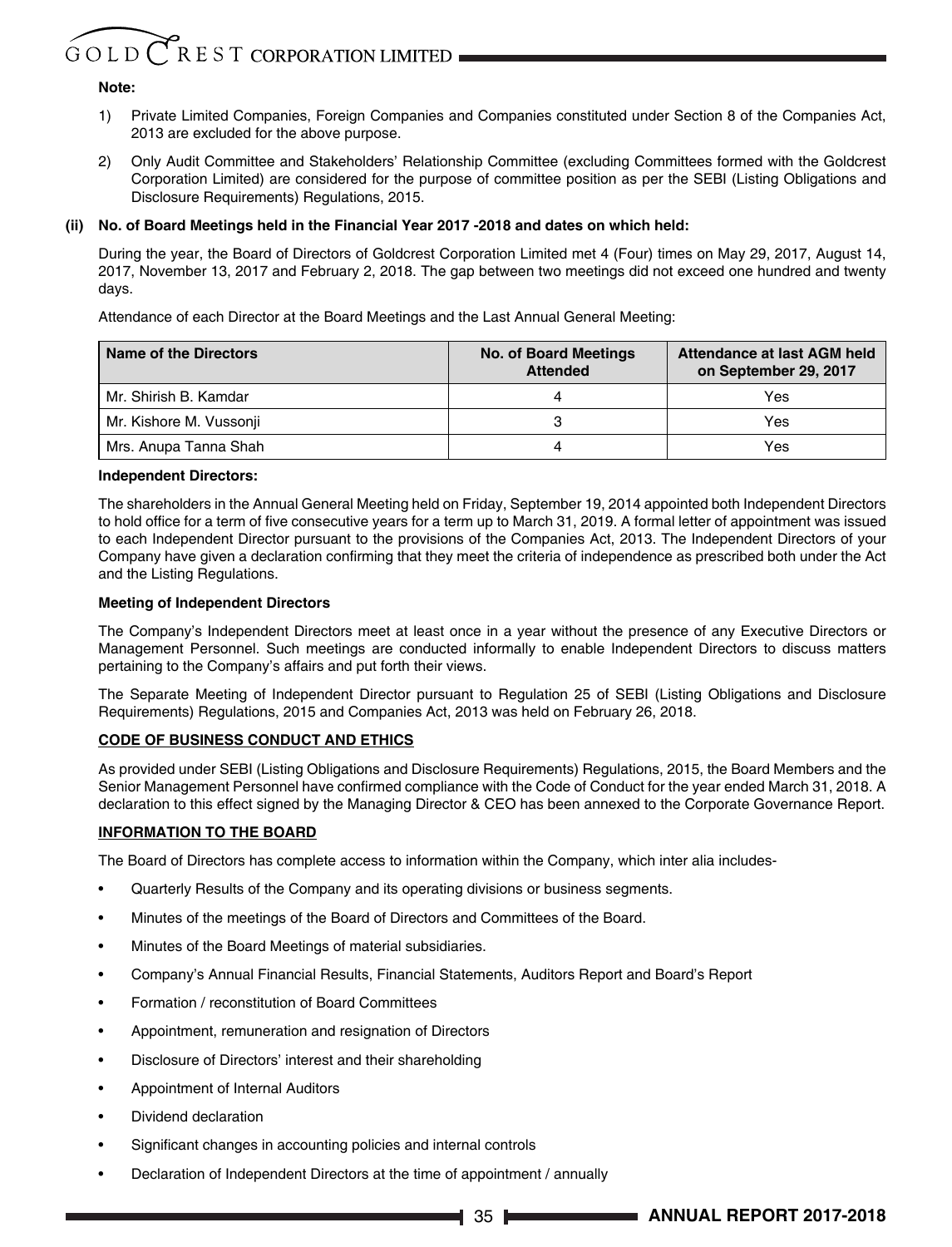**Note:**

1) Private Limited Companies, Foreign Companies and Companies constituted under Section 8 of the Companies Act, 2013 are excluded for the above purpose.

2) Only Audit Committee and Stakeholders' Relationship Committee (excluding Committees formed with the Goldcrest Corporation Limited) are considered for the purpose of committee position as per the SEBI (Listing Obligations and Disclosure Requirements) Regulations, 2015.

**(ii) No. of Board Meetings held in the Financial Year 2017 -2018 and dates on which held:**

During the year, the Board of Directors of Goldcrest Corporation Limited met 4 (Four) times on May 29, 2017, August 14, 2017, November 13, 2017 and February 2, 2018. The gap between two meetings did not exceed one hundred and twenty days.

Attendance of each Director at the Board Meetings and the Last Annual General Meeting:

| Name of the Directors | No. of Board Meetings Attended | Attendance at last AGM held on September 29, 2017 |
|---|---|---|
| Mr. Shirish B. Kamdar | 4 | Yes |
| Mr. Kishore M. Vussonji | 3 | Yes |
| Mrs. Anupa Tanna Shah | 4 | Yes |

**Independent Directors:**

The shareholders in the Annual General Meeting held on Friday, September 19, 2014 appointed both Independent Directors to hold office for a term of five consecutive years for a term up to March 31, 2019. A formal letter of appointment was issued to each Independent Director pursuant to the provisions of the Companies Act, 2013. The Independent Directors of your Company have given a declaration confirming that they meet the criteria of independence as prescribed both under the Act and the Listing Regulations.

**Meeting of Independent Directors**

The Company's Independent Directors meet at least once in a year without the presence of any Executive Directors or Management Personnel. Such meetings are conducted informally to enable Independent Directors to discuss matters pertaining to the Company's affairs and put forth their views.

The Separate Meeting of Independent Director pursuant to Regulation 25 of SEBI (Listing Obligations and Disclosure Requirements) Regulations, 2015 and Companies Act, 2013 was held on February 26, 2018.

**CODE OF BUSINESS CONDUCT AND ETHICS**

As provided under SEBI (Listing Obligations and Disclosure Requirements) Regulations, 2015, the Board Members and the Senior Management Personnel have confirmed compliance with the Code of Conduct for the year ended March 31, 2018. A declaration to this effect signed by the Managing Director & CEO has been annexed to the Corporate Governance Report.

**INFORMATION TO THE BOARD**

The Board of Directors has complete access to information within the Company, which inter alia includes-

- Quarterly Results of the Company and its operating divisions or business segments.
- Minutes of the meetings of the Board of Directors and Committees of the Board.
- Minutes of the Board Meetings of material subsidiaries.
- Company's Annual Financial Results, Financial Statements, Auditors Report and Board's Report
- Formation / reconstitution of Board Committees
- Appointment, remuneration and resignation of Directors
- Disclosure of Directors' interest and their shareholding
- Appointment of Internal Auditors
- Dividend declaration
- Significant changes in accounting policies and internal controls
- Declaration of Independent Directors at the time of appointment / annually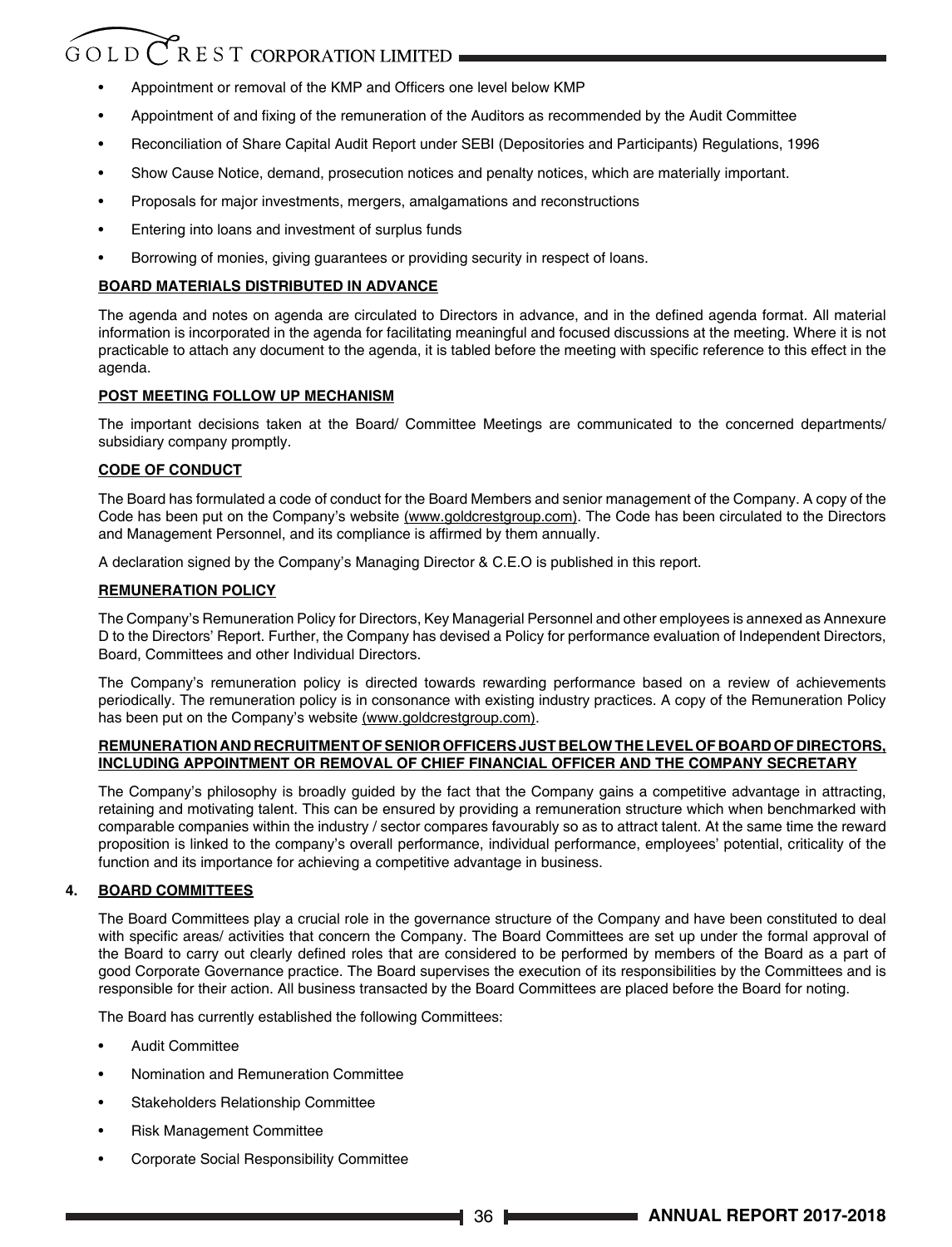- Appointment or removal of the KMP and Officers one level below KMP
- Appointment of and fixing of the remuneration of the Auditors as recommended by the Audit Committee
- Reconciliation of Share Capital Audit Report under SEBI (Depositories and Participants) Regulations, 1996
- Show Cause Notice, demand, prosecution notices and penalty notices, which are materially important.
- Proposals for major investments, mergers, amalgamations and reconstructions
- Entering into loans and investment of surplus funds
- Borrowing of monies, giving guarantees or providing security in respect of loans.

**BOARD MATERIALS DISTRIBUTED IN ADVANCE**

The agenda and notes on agenda are circulated to Directors in advance, and in the defined agenda format. All material information is incorporated in the agenda for facilitating meaningful and focused discussions at the meeting. Where it is not practicable to attach any document to the agenda, it is tabled before the meeting with specific reference to this effect in the agenda.

**POST MEETING FOLLOW UP MECHANISM**

The important decisions taken at the Board/ Committee Meetings are communicated to the concerned departments/ subsidiary company promptly.

**CODE OF CONDUCT**

The Board has formulated a code of conduct for the Board Members and senior management of the Company. A copy of the Code has been put on the Company's website (www.goldcrestgroup.com). The Code has been circulated to the Directors and Management Personnel, and its compliance is affirmed by them annually.

A declaration signed by the Company's Managing Director & C.E.O is published in this report.

**REMUNERATION POLICY**

The Company's Remuneration Policy for Directors, Key Managerial Personnel and other employees is annexed as Annexure D to the Directors' Report. Further, the Company has devised a Policy for performance evaluation of Independent Directors, Board, Committees and other Individual Directors.

The Company's remuneration policy is directed towards rewarding performance based on a review of achievements periodically. The remuneration policy is in consonance with existing industry practices. A copy of the Remuneration Policy has been put on the Company's website (www.goldcrestgroup.com).

**REMUNERATION AND RECRUITMENT OF SENIOR OFFICERS JUST BELOW THE LEVEL OF BOARD OF DIRECTORS, INCLUDING APPOINTMENT OR REMOVAL OF CHIEF FINANCIAL OFFICER AND THE COMPANY SECRETARY**

The Company's philosophy is broadly guided by the fact that the Company gains a competitive advantage in attracting, retaining and motivating talent. This can be ensured by providing a remuneration structure which when benchmarked with comparable companies within the industry / sector compares favourably so as to attract talent. At the same time the reward proposition is linked to the company's overall performance, individual performance, employees' potential, criticality of the function and its importance for achieving a competitive advantage in business.

## 4. BOARD COMMITTEES

The Board Committees play a crucial role in the governance structure of the Company and have been constituted to deal with specific areas/ activities that concern the Company. The Board Committees are set up under the formal approval of the Board to carry out clearly defined roles that are considered to be performed by members of the Board as a part of good Corporate Governance practice. The Board supervises the execution of its responsibilities by the Committees and is responsible for their action. All business transacted by the Board Committees are placed before the Board for noting.

The Board has currently established the following Committees:

- Audit Committee
- Nomination and Remuneration Committee
- Stakeholders Relationship Committee
- Risk Management Committee
- Corporate Social Responsibility Committee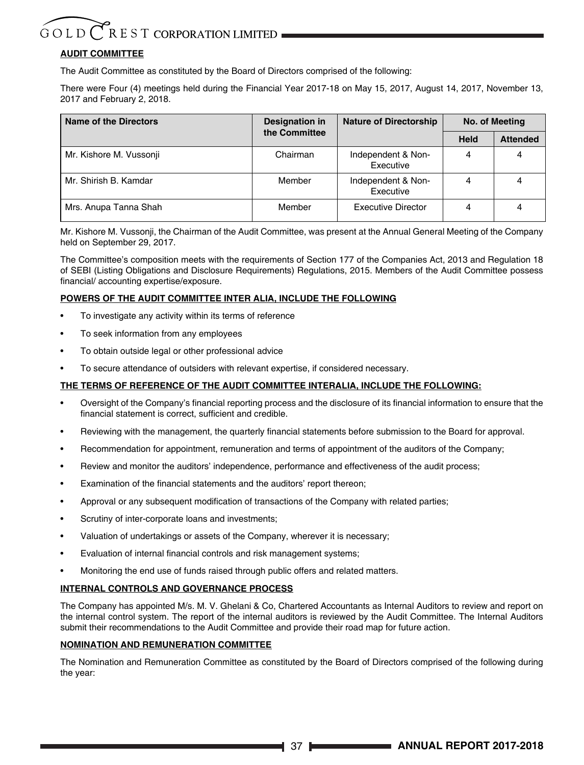### AUDIT COMMITTEE

The Audit Committee as constituted by the Board of Directors comprised of the following:

There were Four (4) meetings held during the Financial Year 2017-18 on May 15, 2017, August 14, 2017, November 13, 2017 and February 2, 2018.

| Name of the Directors | Designation in the Committee | Nature of Directorship | No. of Meeting | |
|---|---|---|---|---|
| | | | Held | Attended |
| Mr. Kishore M. Vussonji | Chairman | Independent & Non-Executive | 4 | 4 |
| Mr. Shirish B. Kamdar | Member | Independent & Non-Executive | 4 | 4 |
| Mrs. Anupa Tanna Shah | Member | Executive Director | 4 | 4 |

Mr. Kishore M. Vussonji, the Chairman of the Audit Committee, was present at the Annual General Meeting of the Company held on September 29, 2017.

The Committee's composition meets with the requirements of Section 177 of the Companies Act, 2013 and Regulation 18 of SEBI (Listing Obligations and Disclosure Requirements) Regulations, 2015. Members of the Audit Committee possess financial/ accounting expertise/exposure.

### POWERS OF THE AUDIT COMMITTEE INTER ALIA, INCLUDE THE FOLLOWING

- To investigate any activity within its terms of reference
- To seek information from any employees
- To obtain outside legal or other professional advice
- To secure attendance of outsiders with relevant expertise, if considered necessary.

### THE TERMS OF REFERENCE OF THE AUDIT COMMITTEE INTERALIA, INCLUDE THE FOLLOWING:

- Oversight of the Company's financial reporting process and the disclosure of its financial information to ensure that the financial statement is correct, sufficient and credible.
- Reviewing with the management, the quarterly financial statements before submission to the Board for approval.
- Recommendation for appointment, remuneration and terms of appointment of the auditors of the Company;
- Review and monitor the auditors' independence, performance and effectiveness of the audit process;
- Examination of the financial statements and the auditors' report thereon;
- Approval or any subsequent modification of transactions of the Company with related parties;
- Scrutiny of inter-corporate loans and investments;
- Valuation of undertakings or assets of the Company, wherever it is necessary;
- Evaluation of internal financial controls and risk management systems;
- Monitoring the end use of funds raised through public offers and related matters.

### INTERNAL CONTROLS AND GOVERNANCE PROCESS

The Company has appointed M/s. M. V. Ghelani & Co, Chartered Accountants as Internal Auditors to review and report on the internal control system. The report of the internal auditors is reviewed by the Audit Committee. The Internal Auditors submit their recommendations to the Audit Committee and provide their road map for future action.

### NOMINATION AND REMUNERATION COMMITTEE

The Nomination and Remuneration Committee as constituted by the Board of Directors comprised of the following during the year: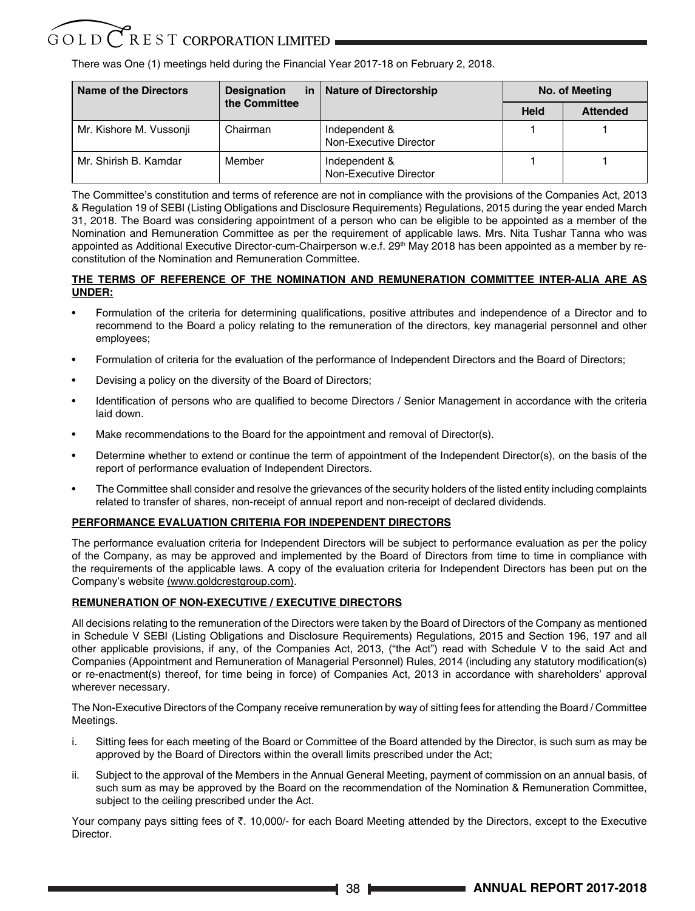There was One (1) meetings held during the Financial Year 2017-18 on February 2, 2018.

| Name of the Directors | Designation in the Committee | Nature of Directorship | No. of Meeting | |
|---|---|---|---|---|
| | | | Held | Attended |
| Mr. Kishore M. Vussonji | Chairman | Independent & Non-Executive Director | 1 | 1 |
| Mr. Shirish B. Kamdar | Member | Independent & Non-Executive Director | 1 | 1 |

The Committee's constitution and terms of reference are not in compliance with the provisions of the Companies Act, 2013 & Regulation 19 of SEBI (Listing Obligations and Disclosure Requirements) Regulations, 2015 during the year ended March 31, 2018. The Board was considering appointment of a person who can be eligible to be appointed as a member of the Nomination and Remuneration Committee as per the requirement of applicable laws. Mrs. Nita Tushar Tanna who was appointed as Additional Executive Director-cum-Chairperson w.e.f. 29th May 2018 has been appointed as a member by re-constitution of the Nomination and Remuneration Committee.

**THE TERMS OF REFERENCE OF THE NOMINATION AND REMUNERATION COMMITTEE INTER-ALIA ARE AS UNDER:**

- Formulation of the criteria for determining qualifications, positive attributes and independence of a Director and to recommend to the Board a policy relating to the remuneration of the directors, key managerial personnel and other employees;
- Formulation of criteria for the evaluation of the performance of Independent Directors and the Board of Directors;
- Devising a policy on the diversity of the Board of Directors;
- Identification of persons who are qualified to become Directors / Senior Management in accordance with the criteria laid down.
- Make recommendations to the Board for the appointment and removal of Director(s).
- Determine whether to extend or continue the term of appointment of the Independent Director(s), on the basis of the report of performance evaluation of Independent Directors.
- The Committee shall consider and resolve the grievances of the security holders of the listed entity including complaints related to transfer of shares, non-receipt of annual report and non-receipt of declared dividends.

**PERFORMANCE EVALUATION CRITERIA FOR INDEPENDENT DIRECTORS**

The performance evaluation criteria for Independent Directors will be subject to performance evaluation as per the policy of the Company, as may be approved and implemented by the Board of Directors from time to time in compliance with the requirements of the applicable laws. A copy of the evaluation criteria for Independent Directors has been put on the Company's website (www.goldcrestgroup.com).

**REMUNERATION OF NON-EXECUTIVE / EXECUTIVE DIRECTORS**

All decisions relating to the remuneration of the Directors were taken by the Board of Directors of the Company as mentioned in Schedule V SEBI (Listing Obligations and Disclosure Requirements) Regulations, 2015 and Section 196, 197 and all other applicable provisions, if any, of the Companies Act, 2013, ("the Act") read with Schedule V to the said Act and Companies (Appointment and Remuneration of Managerial Personnel) Rules, 2014 (including any statutory modification(s) or re-enactment(s) thereof, for time being in force) of Companies Act, 2013 in accordance with shareholders' approval wherever necessary.

The Non-Executive Directors of the Company receive remuneration by way of sitting fees for attending the Board / Committee Meetings.

i. Sitting fees for each meeting of the Board or Committee of the Board attended by the Director, is such sum as may be approved by the Board of Directors within the overall limits prescribed under the Act;

ii. Subject to the approval of the Members in the Annual General Meeting, payment of commission on an annual basis, of such sum as may be approved by the Board on the recommendation of the Nomination & Remuneration Committee, subject to the ceiling prescribed under the Act.

Your company pays sitting fees of ₹. 10,000/- for each Board Meeting attended by the Directors, except to the Executive Director.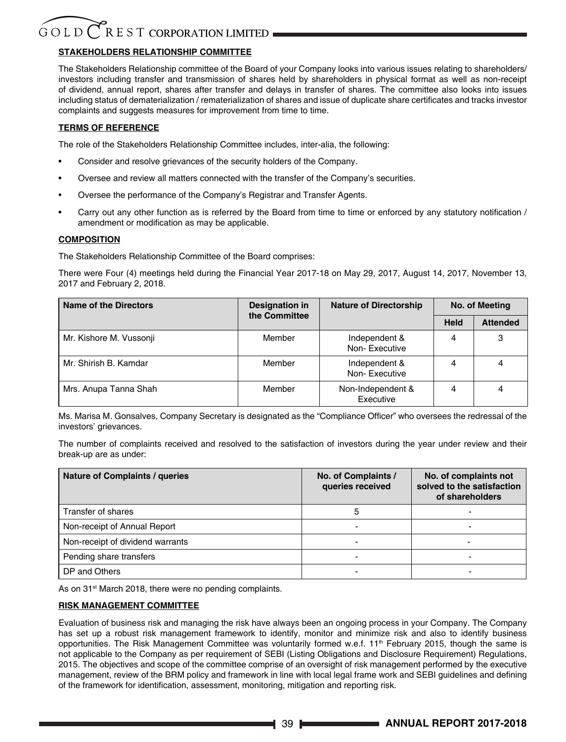## STAKEHOLDERS RELATIONSHIP COMMITTEE

The Stakeholders Relationship committee of the Board of your Company looks into various issues relating to shareholders/ investors including transfer and transmission of shares held by shareholders in physical format as well as non-receipt of dividend, annual report, shares after transfer and delays in transfer of shares. The committee also looks into issues including status of dematerialization / rematerialization of shares and issue of duplicate share certificates and tracks investor complaints and suggests measures for improvement from time to time.

## TERMS OF REFERENCE

The role of the Stakeholders Relationship Committee includes, inter-alia, the following:

- Consider and resolve grievances of the security holders of the Company.
- Oversee and review all matters connected with the transfer of the Company's securities.
- Oversee the performance of the Company's Registrar and Transfer Agents.
- Carry out any other function as is referred by the Board from time to time or enforced by any statutory notification / amendment or modification as may be applicable.

## COMPOSITION

The Stakeholders Relationship Committee of the Board comprises:

There were Four (4) meetings held during the Financial Year 2017-18 on May 29, 2017, August 14, 2017, November 13, 2017 and February 2, 2018.

| Name of the Directors | Designation in the Committee | Nature of Directorship | No. of Meeting | |
|---|---|---|---|---|
| | | | Held | Attended |
| Mr. Kishore M. Vussonji | Member | Independent & Non- Executive | 4 | 3 |
| Mr. Shirish B. Kamdar | Member | Independent & Non- Executive | 4 | 4 |
| Mrs. Anupa Tanna Shah | Member | Non-Independent & Executive | 4 | 4 |

Ms. Marisa M. Gonsalves, Company Secretary is designated as the "Compliance Officer" who oversees the redressal of the investors' grievances.

The number of complaints received and resolved to the satisfaction of investors during the year under review and their break-up are as under:

| Nature of Complaints / queries | No. of Complaints / queries received | No. of complaints not solved to the satisfaction of shareholders |
|---|---|---|
| Transfer of shares | 5 | - |
| Non-receipt of Annual Report | - | - |
| Non-receipt of dividend warrants | - | - |
| Pending share transfers | - | - |
| DP and Others | - | - |

As on 31st March 2018, there were no pending complaints.

## RISK MANAGEMENT COMMITTEE

Evaluation of business risk and managing the risk have always been an ongoing process in your Company. The Company has set up a robust risk management framework to identify, monitor and minimize risk and also to identify business opportunities. The Risk Management Committee was voluntarily formed w.e.f. 11th February 2015, though the same is not applicable to the Company as per requirement of SEBI (Listing Obligations and Disclosure Requirement) Regulations, 2015. The objectives and scope of the committee comprise of an oversight of risk management performed by the executive management, review of the BRM policy and framework in line with local legal frame work and SEBI guidelines and defining of the framework for identification, assessment, monitoring, mitigation and reporting risk.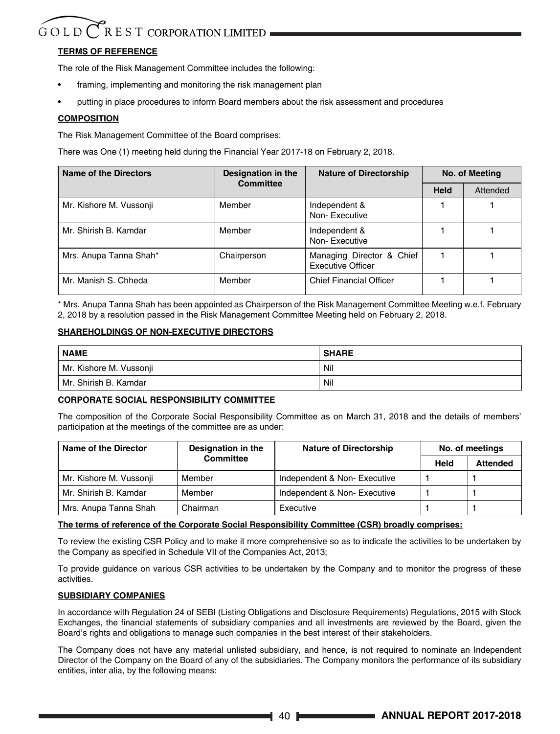**TERMS OF REFERENCE**

The role of the Risk Management Committee includes the following:

- framing, implementing and monitoring the risk management plan
- putting in place procedures to inform Board members about the risk assessment and procedures

**COMPOSITION**

The Risk Management Committee of the Board comprises:

There was One (1) meeting held during the Financial Year 2017-18 on February 2, 2018.

| Name of the Directors | Designation in the Committee | Nature of Directorship | No. of Meeting | |
|---|---|---|---|---|
| | | | Held | Attended |
| Mr. Kishore M. Vussonji | Member | Independent & Non- Executive | 1 | 1 |
| Mr. Shirish B. Kamdar | Member | Independent & Non- Executive | 1 | 1 |
| Mrs. Anupa Tanna Shah* | Chairperson | Managing Director & Chief Executive Officer | 1 | 1 |
| Mr. Manish S. Chheda | Member | Chief Financial Officer | 1 | 1 |

\* Mrs. Anupa Tanna Shah has been appointed as Chairperson of the Risk Management Committee Meeting w.e.f. February 2, 2018 by a resolution passed in the Risk Management Committee Meeting held on February 2, 2018.

**SHAREHOLDINGS OF NON-EXECUTIVE DIRECTORS**

| NAME | SHARE |
|---|---|
| Mr. Kishore M. Vussonji | Nil |
| Mr. Shirish B. Kamdar | Nil |

**CORPORATE SOCIAL RESPONSIBILITY COMMITTEE**

The composition of the Corporate Social Responsibility Committee as on March 31, 2018 and the details of members' participation at the meetings of the committee are as under:

| Name of the Director | Designation in the Committee | Nature of Directorship | No. of meetings | |
|---|---|---|---|---|
| | | | Held | Attended |
| Mr. Kishore M. Vussonji | Member | Independent & Non- Executive | 1 | 1 |
| Mr. Shirish B. Kamdar | Member | Independent & Non- Executive | 1 | 1 |
| Mrs. Anupa Tanna Shah | Chairman | Executive | 1 | 1 |

**The terms of reference of the Corporate Social Responsibility Committee (CSR) broadly comprises:**

To review the existing CSR Policy and to make it more comprehensive so as to indicate the activities to be undertaken by the Company as specified in Schedule VII of the Companies Act, 2013;

To provide guidance on various CSR activities to be undertaken by the Company and to monitor the progress of these activities.

**SUBSIDIARY COMPANIES**

In accordance with Regulation 24 of SEBI (Listing Obligations and Disclosure Requirements) Regulations, 2015 with Stock Exchanges, the financial statements of subsidiary companies and all investments are reviewed by the Board, given the Board's rights and obligations to manage such companies in the best interest of their stakeholders.

The Company does not have any material unlisted subsidiary, and hence, is not required to nominate an Independent Director of the Company on the Board of any of the subsidiaries. The Company monitors the performance of its subsidiary entities, inter alia, by the following means: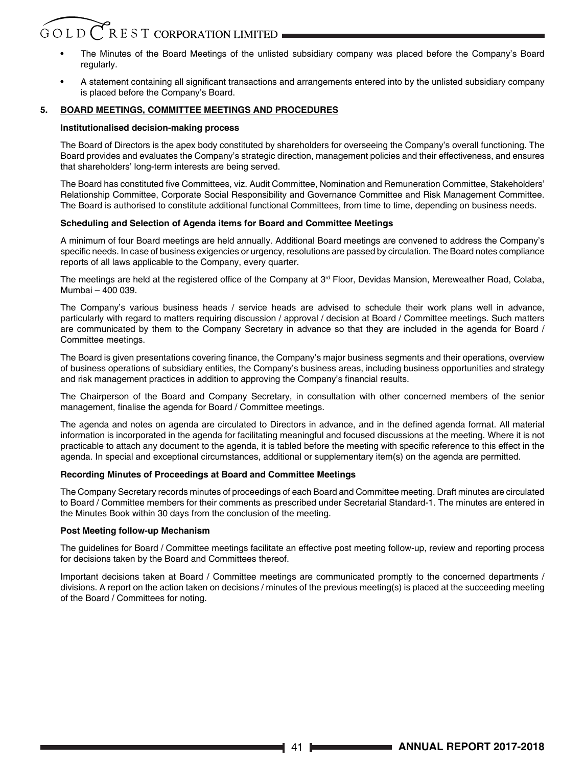- The Minutes of the Board Meetings of the unlisted subsidiary company was placed before the Company's Board regularly.
- A statement containing all significant transactions and arrangements entered into by the unlisted subsidiary company is placed before the Company's Board.

## 5. BOARD MEETINGS, COMMITTEE MEETINGS AND PROCEDURES

**Institutionalised decision-making process**

The Board of Directors is the apex body constituted by shareholders for overseeing the Company's overall functioning. The Board provides and evaluates the Company's strategic direction, management policies and their effectiveness, and ensures that shareholders' long-term interests are being served.

The Board has constituted five Committees, viz. Audit Committee, Nomination and Remuneration Committee, Stakeholders' Relationship Committee, Corporate Social Responsibility and Governance Committee and Risk Management Committee. The Board is authorised to constitute additional functional Committees, from time to time, depending on business needs.

**Scheduling and Selection of Agenda items for Board and Committee Meetings**

A minimum of four Board meetings are held annually. Additional Board meetings are convened to address the Company's specific needs. In case of business exigencies or urgency, resolutions are passed by circulation. The Board notes compliance reports of all laws applicable to the Company, every quarter.

The meetings are held at the registered office of the Company at 3rd Floor, Devidas Mansion, Mereweather Road, Colaba, Mumbai – 400 039.

The Company's various business heads / service heads are advised to schedule their work plans well in advance, particularly with regard to matters requiring discussion / approval / decision at Board / Committee meetings. Such matters are communicated by them to the Company Secretary in advance so that they are included in the agenda for Board / Committee meetings.

The Board is given presentations covering finance, the Company's major business segments and their operations, overview of business operations of subsidiary entities, the Company's business areas, including business opportunities and strategy and risk management practices in addition to approving the Company's financial results.

The Chairperson of the Board and Company Secretary, in consultation with other concerned members of the senior management, finalise the agenda for Board / Committee meetings.

The agenda and notes on agenda are circulated to Directors in advance, and in the defined agenda format. All material information is incorporated in the agenda for facilitating meaningful and focused discussions at the meeting. Where it is not practicable to attach any document to the agenda, it is tabled before the meeting with specific reference to this effect in the agenda. In special and exceptional circumstances, additional or supplementary item(s) on the agenda are permitted.

**Recording Minutes of Proceedings at Board and Committee Meetings**

The Company Secretary records minutes of proceedings of each Board and Committee meeting. Draft minutes are circulated to Board / Committee members for their comments as prescribed under Secretarial Standard-1. The minutes are entered in the Minutes Book within 30 days from the conclusion of the meeting.

**Post Meeting follow-up Mechanism**

The guidelines for Board / Committee meetings facilitate an effective post meeting follow-up, review and reporting process for decisions taken by the Board and Committees thereof.

Important decisions taken at Board / Committee meetings are communicated promptly to the concerned departments / divisions. A report on the action taken on decisions / minutes of the previous meeting(s) is placed at the succeeding meeting of the Board / Committees for noting.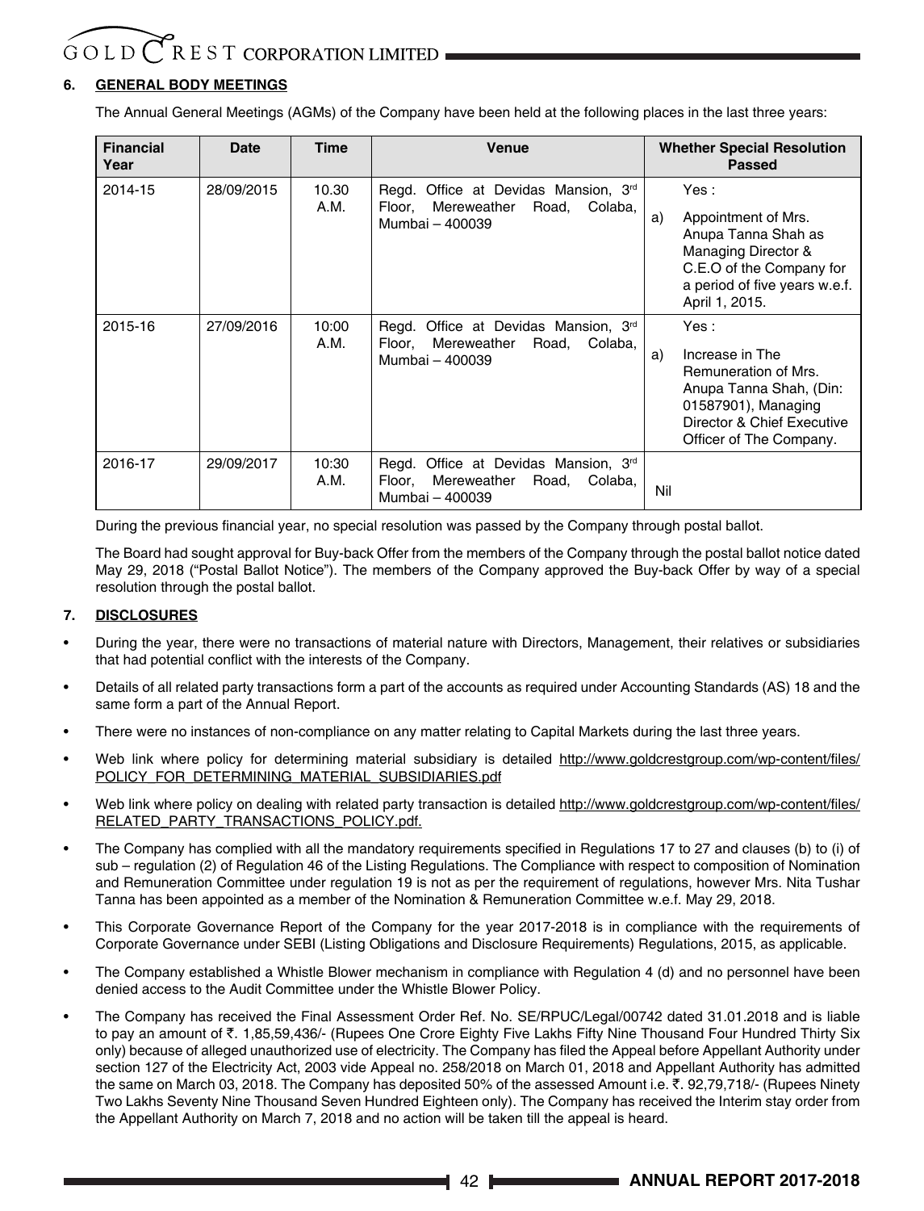## 6. GENERAL BODY MEETINGS

The Annual General Meetings (AGMs) of the Company have been held at the following places in the last three years:

| Financial Year | Date | Time | Venue | Whether Special Resolution Passed |
|---|---|---|---|---|
| 2014-15 | 28/09/2015 | 10.30 A.M. | Regd. Office at Devidas Mansion, 3rd Floor, Mereweather Road, Colaba, Mumbai – 400039 | Yes : a) Appointment of Mrs. Anupa Tanna Shah as Managing Director & C.E.O of the Company for a period of five years w.e.f. April 1, 2015. |
| 2015-16 | 27/09/2016 | 10:00 A.M. | Regd. Office at Devidas Mansion, 3rd Floor, Mereweather Road, Colaba, Mumbai – 400039 | Yes : a) Increase in The Remuneration of Mrs. Anupa Tanna Shah, (Din: 01587901), Managing Director & Chief Executive Officer of The Company. |
| 2016-17 | 29/09/2017 | 10:30 A.M. | Regd. Office at Devidas Mansion, 3rd Floor, Mereweather Road, Colaba, Mumbai – 400039 | Nil |

During the previous financial year, no special resolution was passed by the Company through postal ballot.

The Board had sought approval for Buy-back Offer from the members of the Company through the postal ballot notice dated May 29, 2018 ("Postal Ballot Notice"). The members of the Company approved the Buy-back Offer by way of a special resolution through the postal ballot.

## 7. DISCLOSURES

- During the year, there were no transactions of material nature with Directors, Management, their relatives or subsidiaries that had potential conflict with the interests of the Company.
- Details of all related party transactions form a part of the accounts as required under Accounting Standards (AS) 18 and the same form a part of the Annual Report.
- There were no instances of non-compliance on any matter relating to Capital Markets during the last three years.
- Web link where policy for determining material subsidiary is detailed http://www.goldcrestgroup.com/wp-content/files/POLICY_FOR_DETERMINING_MATERIAL_SUBSIDIARIES.pdf
- Web link where policy on dealing with related party transaction is detailed http://www.goldcrestgroup.com/wp-content/files/RELATED_PARTY_TRANSACTIONS_POLICY.pdf.
- The Company has complied with all the mandatory requirements specified in Regulations 17 to 27 and clauses (b) to (i) of sub – regulation (2) of Regulation 46 of the Listing Regulations. The Compliance with respect to composition of Nomination and Remuneration Committee under regulation 19 is not as per the requirement of regulations, however Mrs. Nita Tushar Tanna has been appointed as a member of the Nomination & Remuneration Committee w.e.f. May 29, 2018.
- This Corporate Governance Report of the Company for the year 2017-2018 is in compliance with the requirements of Corporate Governance under SEBI (Listing Obligations and Disclosure Requirements) Regulations, 2015, as applicable.
- The Company established a Whistle Blower mechanism in compliance with Regulation 4 (d) and no personnel have been denied access to the Audit Committee under the Whistle Blower Policy.
- The Company has received the Final Assessment Order Ref. No. SE/RPUC/Legal/00742 dated 31.01.2018 and is liable to pay an amount of ₹. 1,85,59,436/- (Rupees One Crore Eighty Five Lakhs Fifty Nine Thousand Four Hundred Thirty Six only) because of alleged unauthorized use of electricity. The Company has filed the Appeal before Appellant Authority under section 127 of the Electricity Act, 2003 vide Appeal no. 258/2018 on March 01, 2018 and Appellant Authority has admitted the same on March 03, 2018. The Company has deposited 50% of the assessed Amount i.e. ₹. 92,79,718/- (Rupees Ninety Two Lakhs Seventy Nine Thousand Seven Hundred Eighteen only). The Company has received the Interim stay order from the Appellant Authority on March 7, 2018 and no action will be taken till the appeal is heard.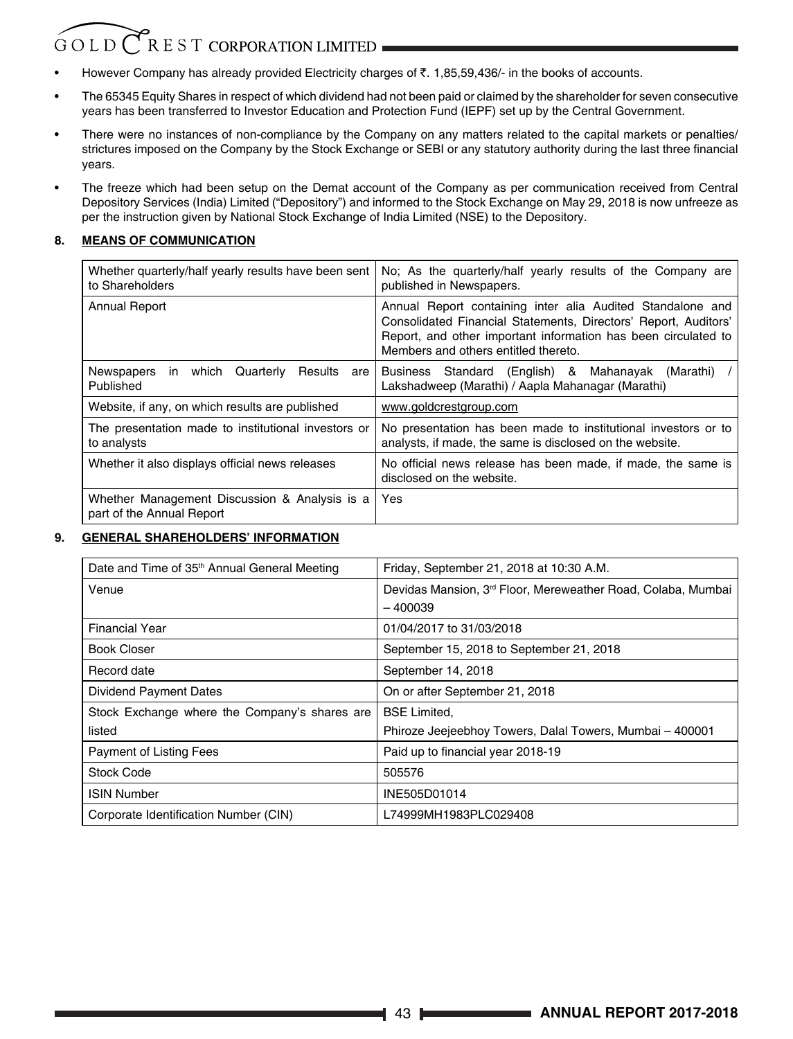- However Company has already provided Electricity charges of ₹. 1,85,59,436/- in the books of accounts.
- The 65345 Equity Shares in respect of which dividend had not been paid or claimed by the shareholder for seven consecutive years has been transferred to Investor Education and Protection Fund (IEPF) set up by the Central Government.
- There were no instances of non-compliance by the Company on any matters related to the capital markets or penalties/ strictures imposed on the Company by the Stock Exchange or SEBI or any statutory authority during the last three financial years.
- The freeze which had been setup on the Demat account of the Company as per communication received from Central Depository Services (India) Limited ("Depository") and informed to the Stock Exchange on May 29, 2018 is now unfreeze as per the instruction given by National Stock Exchange of India Limited (NSE) to the Depository.

## 8. MEANS OF COMMUNICATION

| | |
|---|---|
| Whether quarterly/half yearly results have been sent to Shareholders | No; As the quarterly/half yearly results of the Company are published in Newspapers. |
| Annual Report | Annual Report containing inter alia Audited Standalone and Consolidated Financial Statements, Directors' Report, Auditors' Report, and other important information has been circulated to Members and others entitled thereto. |
| Newspapers in which Quarterly Results are Published | Business Standard (English) & Mahanayak (Marathi) / Lakshadweep (Marathi) / Aapla Mahanagar (Marathi) |
| Website, if any, on which results are published | www.goldcrestgroup.com |
| The presentation made to institutional investors or to analysts | No presentation has been made to institutional investors or to analysts, if made, the same is disclosed on the website. |
| Whether it also displays official news releases | No official news release has been made, if made, the same is disclosed on the website. |
| Whether Management Discussion & Analysis is a part of the Annual Report | Yes |

## 9. GENERAL SHAREHOLDERS' INFORMATION

| | |
|---|---|
| Date and Time of 35th Annual General Meeting | Friday, September 21, 2018 at 10:30 A.M. |
| Venue | Devidas Mansion, 3rd Floor, Mereweather Road, Colaba, Mumbai – 400039 |
| Financial Year | 01/04/2017 to 31/03/2018 |
| Book Closer | September 15, 2018 to September 21, 2018 |
| Record date | September 14, 2018 |
| Dividend Payment Dates | On or after September 21, 2018 |
| Stock Exchange where the Company's shares are listed | BSE Limited,<br>Phiroze Jeejeebhoy Towers, Dalal Towers, Mumbai – 400001 |
| Payment of Listing Fees | Paid up to financial year 2018-19 |
| Stock Code | 505576 |
| ISIN Number | INE505D01014 |
| Corporate Identification Number (CIN) | L74999MH1983PLC029408 |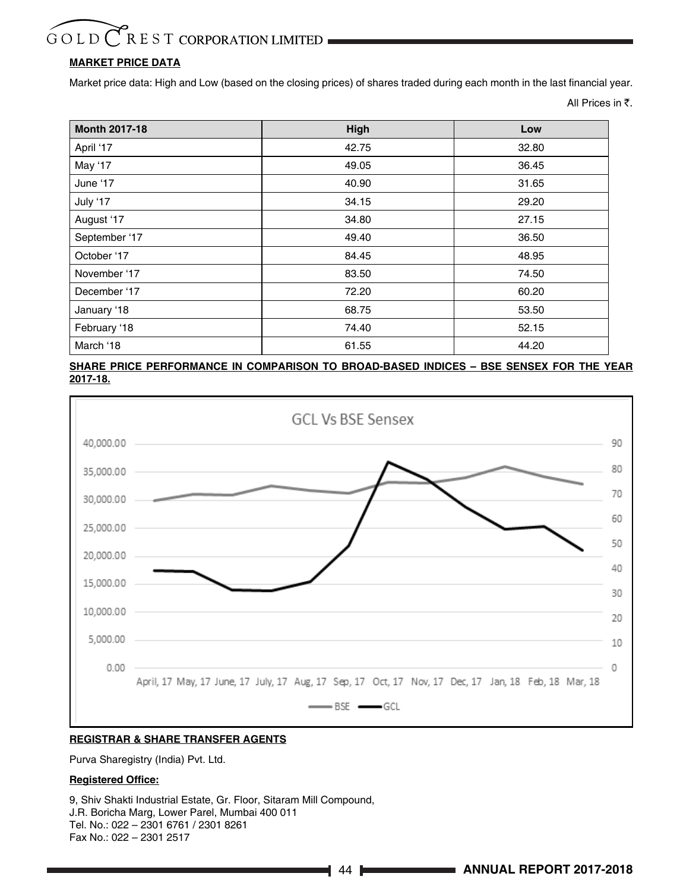**MARKET PRICE DATA**

Market price data: High and Low (based on the closing prices) of shares traded during each month in the last financial year.

All Prices in ₹.

| Month 2017-18 | High | Low |
|---|---|---|
| April '17 | 42.75 | 32.80 |
| May '17 | 49.05 | 36.45 |
| June '17 | 40.90 | 31.65 |
| July '17 | 34.15 | 29.20 |
| August '17 | 34.80 | 27.15 |
| September '17 | 49.40 | 36.50 |
| October '17 | 84.45 | 48.95 |
| November '17 | 83.50 | 74.50 |
| December '17 | 72.20 | 60.20 |
| January '18 | 68.75 | 53.50 |
| February '18 | 74.40 | 52.15 |
| March '18 | 61.55 | 44.20 |

**SHARE PRICE PERFORMANCE IN COMPARISON TO BROAD-BASED INDICES – BSE SENSEX FOR THE YEAR 2017-18.**

GCL Vs BSE Sensex

**REGISTRAR & SHARE TRANSFER AGENTS**

Purva Sharegistry (India) Pvt. Ltd.

**Registered Office:**

9, Shiv Shakti Industrial Estate, Gr. Floor, Sitaram Mill Compound,
J.R. Boricha Marg, Lower Parel, Mumbai 400 011
Tel. No.: 022 – 2301 6761 / 2301 8261
Fax No.: 022 – 2301 2517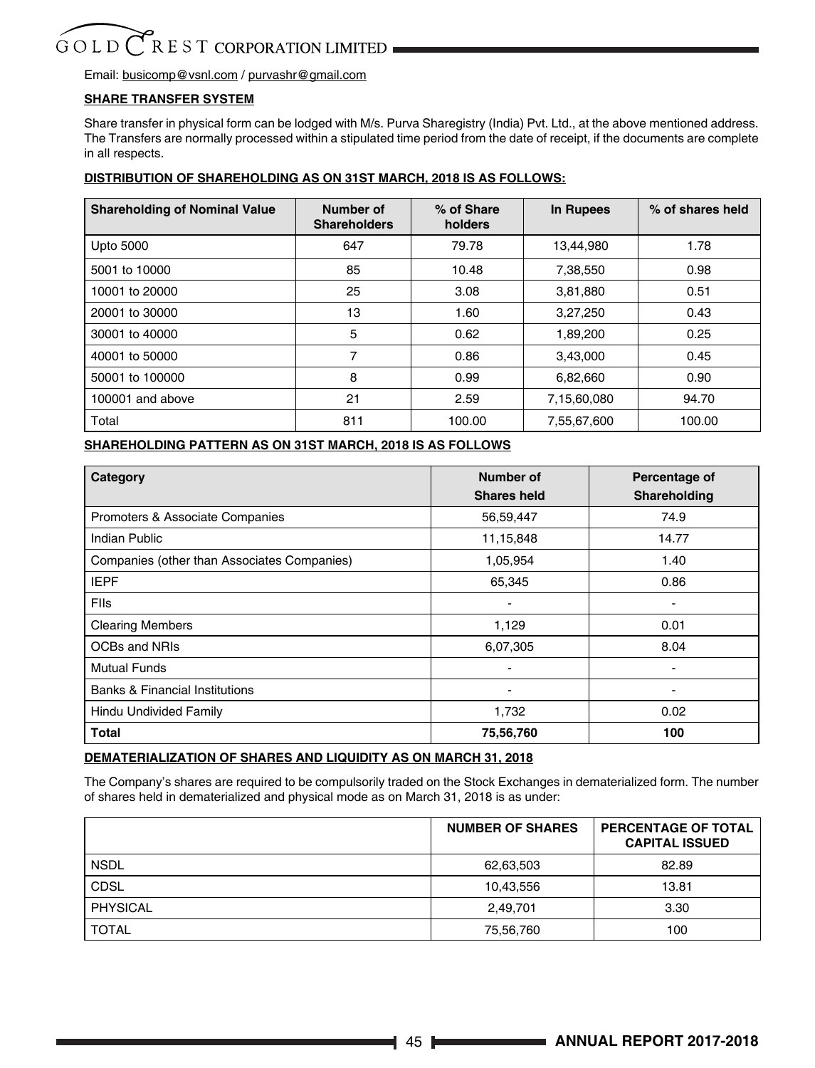Email: busicomp@vsnl.com / purvashr@gmail.com

**SHARE TRANSFER SYSTEM**

Share transfer in physical form can be lodged with M/s. Purva Sharegistry (India) Pvt. Ltd., at the above mentioned address. The Transfers are normally processed within a stipulated time period from the date of receipt, if the documents are complete in all respects.

**DISTRIBUTION OF SHAREHOLDING AS ON 31ST MARCH, 2018 IS AS FOLLOWS:**

| Shareholding of Nominal Value | Number of Shareholders | % of Share holders | In Rupees | % of shares held |
|---|---|---|---|---|
| Upto 5000 | 647 | 79.78 | 13,44,980 | 1.78 |
| 5001 to 10000 | 85 | 10.48 | 7,38,550 | 0.98 |
| 10001 to 20000 | 25 | 3.08 | 3,81,880 | 0.51 |
| 20001 to 30000 | 13 | 1.60 | 3,27,250 | 0.43 |
| 30001 to 40000 | 5 | 0.62 | 1,89,200 | 0.25 |
| 40001 to 50000 | 7 | 0.86 | 3,43,000 | 0.45 |
| 50001 to 100000 | 8 | 0.99 | 6,82,660 | 0.90 |
| 100001 and above | 21 | 2.59 | 7,15,60,080 | 94.70 |
| Total | 811 | 100.00 | 7,55,67,600 | 100.00 |

**SHAREHOLDING PATTERN AS ON 31ST MARCH, 2018 IS AS FOLLOWS**

| Category | Number of Shares held | Percentage of Shareholding |
|---|---|---|
| Promoters & Associate Companies | 56,59,447 | 74.9 |
| Indian Public | 11,15,848 | 14.77 |
| Companies (other than Associates Companies) | 1,05,954 | 1.40 |
| IEPF | 65,345 | 0.86 |
| FIIs | - | - |
| Clearing Members | 1,129 | 0.01 |
| OCBs and NRIs | 6,07,305 | 8.04 |
| Mutual Funds | - | - |
| Banks & Financial Institutions | - | - |
| Hindu Undivided Family | 1,732 | 0.02 |
| **Total** | **75,56,760** | **100** |

**DEMATERIALIZATION OF SHARES AND LIQUIDITY AS ON MARCH 31, 2018**

The Company's shares are required to be compulsorily traded on the Stock Exchanges in dematerialized form. The number of shares held in dematerialized and physical mode as on March 31, 2018 is as under:

| | NUMBER OF SHARES | PERCENTAGE OF TOTAL CAPITAL ISSUED |
|---|---|---|
| NSDL | 62,63,503 | 82.89 |
| CDSL | 10,43,556 | 13.81 |
| PHYSICAL | 2,49,701 | 3.30 |
| TOTAL | 75,56,760 | 100 |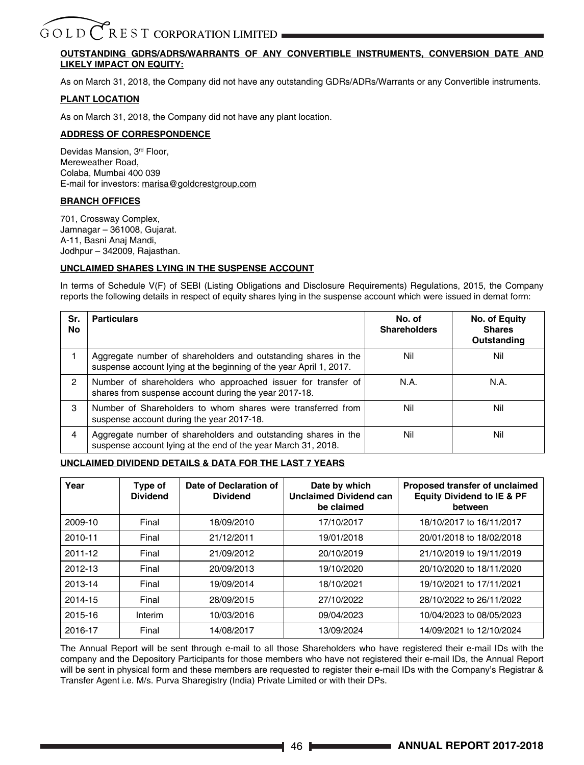## OUTSTANDING GDRS/ADRS/WARRANTS OF ANY CONVERTIBLE INSTRUMENTS, CONVERSION DATE AND LIKELY IMPACT ON EQUITY:

As on March 31, 2018, the Company did not have any outstanding GDRs/ADRs/Warrants or any Convertible instruments.

## PLANT LOCATION

As on March 31, 2018, the Company did not have any plant location.

## ADDRESS OF CORRESPONDENCE

Devidas Mansion, 3rd Floor,
Mereweather Road,
Colaba, Mumbai 400 039
E-mail for investors: marisa@goldcrestgroup.com

## BRANCH OFFICES

701, Crossway Complex,
Jamnagar – 361008, Gujarat.
A-11, Basni Anaj Mandi,
Jodhpur – 342009, Rajasthan.

## UNCLAIMED SHARES LYING IN THE SUSPENSE ACCOUNT

In terms of Schedule V(F) of SEBI (Listing Obligations and Disclosure Requirements) Regulations, 2015, the Company reports the following details in respect of equity shares lying in the suspense account which were issued in demat form:

| Sr. No | Particulars | No. of Shareholders | No. of Equity Shares Outstanding |
|---|---|---|---|
| 1 | Aggregate number of shareholders and outstanding shares in the suspense account lying at the beginning of the year April 1, 2017. | Nil | Nil |
| 2 | Number of shareholders who approached issuer for transfer of shares from suspense account during the year 2017-18. | N.A. | N.A. |
| 3 | Number of Shareholders to whom shares were transferred from suspense account during the year 2017-18. | Nil | Nil |
| 4 | Aggregate number of shareholders and outstanding shares in the suspense account lying at the end of the year March 31, 2018. | Nil | Nil |

## UNCLAIMED DIVIDEND DETAILS & DATA FOR THE LAST 7 YEARS

| Year | Type of Dividend | Date of Declaration of Dividend | Date by which Unclaimed Dividend can be claimed | Proposed transfer of unclaimed Equity Dividend to IE & PF between |
|---|---|---|---|---|
| 2009-10 | Final | 18/09/2010 | 17/10/2017 | 18/10/2017 to 16/11/2017 |
| 2010-11 | Final | 21/12/2011 | 19/01/2018 | 20/01/2018 to 18/02/2018 |
| 2011-12 | Final | 21/09/2012 | 20/10/2019 | 21/10/2019 to 19/11/2019 |
| 2012-13 | Final | 20/09/2013 | 19/10/2020 | 20/10/2020 to 18/11/2020 |
| 2013-14 | Final | 19/09/2014 | 18/10/2021 | 19/10/2021 to 17/11/2021 |
| 2014-15 | Final | 28/09/2015 | 27/10/2022 | 28/10/2022 to 26/11/2022 |
| 2015-16 | Interim | 10/03/2016 | 09/04/2023 | 10/04/2023 to 08/05/2023 |
| 2016-17 | Final | 14/08/2017 | 13/09/2024 | 14/09/2021 to 12/10/2024 |

The Annual Report will be sent through e-mail to all those Shareholders who have registered their e-mail IDs with the company and the Depository Participants for those members who have not registered their e-mail IDs, the Annual Report will be sent in physical form and these members are requested to register their e-mail IDs with the Company's Registrar & Transfer Agent i.e. M/s. Purva Sharegistry (India) Private Limited or with their DPs.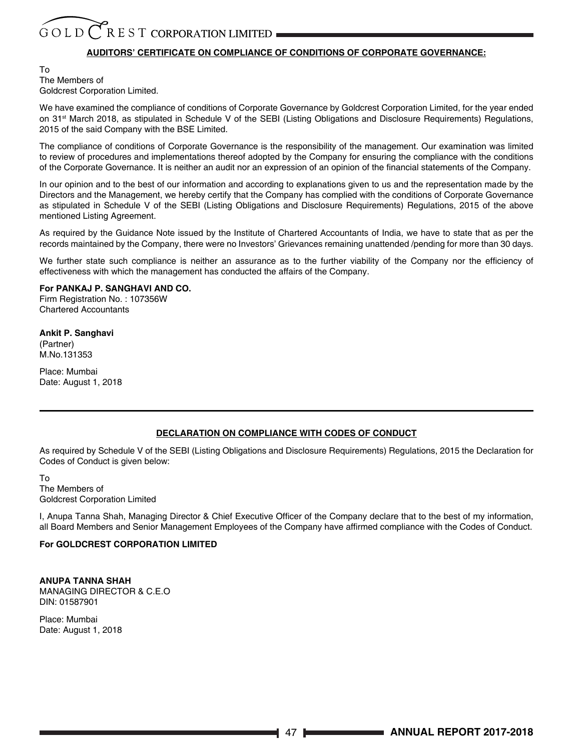## AUDITORS' CERTIFICATE ON COMPLIANCE OF CONDITIONS OF CORPORATE GOVERNANCE:

To
The Members of
Goldcrest Corporation Limited.

We have examined the compliance of conditions of Corporate Governance by Goldcrest Corporation Limited, for the year ended on 31st March 2018, as stipulated in Schedule V of the SEBI (Listing Obligations and Disclosure Requirements) Regulations, 2015 of the said Company with the BSE Limited.

The compliance of conditions of Corporate Governance is the responsibility of the management. Our examination was limited to review of procedures and implementations thereof adopted by the Company for ensuring the compliance with the conditions of the Corporate Governance. It is neither an audit nor an expression of an opinion of the financial statements of the Company.

In our opinion and to the best of our information and according to explanations given to us and the representation made by the Directors and the Management, we hereby certify that the Company has complied with the conditions of Corporate Governance as stipulated in Schedule V of the SEBI (Listing Obligations and Disclosure Requirements) Regulations, 2015 of the above mentioned Listing Agreement.

As required by the Guidance Note issued by the Institute of Chartered Accountants of India, we have to state that as per the records maintained by the Company, there were no Investors' Grievances remaining unattended /pending for more than 30 days.

We further state such compliance is neither an assurance as to the further viability of the Company nor the efficiency of effectiveness with which the management has conducted the affairs of the Company.

**For PANKAJ P. SANGHAVI AND CO.**
Firm Registration No. : 107356W
Chartered Accountants

**Ankit P. Sanghavi**
(Partner)
M.No.131353

Place: Mumbai
Date: August 1, 2018

---

## DECLARATION ON COMPLIANCE WITH CODES OF CONDUCT

As required by Schedule V of the SEBI (Listing Obligations and Disclosure Requirements) Regulations, 2015 the Declaration for Codes of Conduct is given below:

To
The Members of
Goldcrest Corporation Limited

I, Anupa Tanna Shah, Managing Director & Chief Executive Officer of the Company declare that to the best of my information, all Board Members and Senior Management Employees of the Company have affirmed compliance with the Codes of Conduct.

**For GOLDCREST CORPORATION LIMITED**

**ANUPA TANNA SHAH**
MANAGING DIRECTOR & C.E.O
DIN: 01587901

Place: Mumbai
Date: August 1, 2018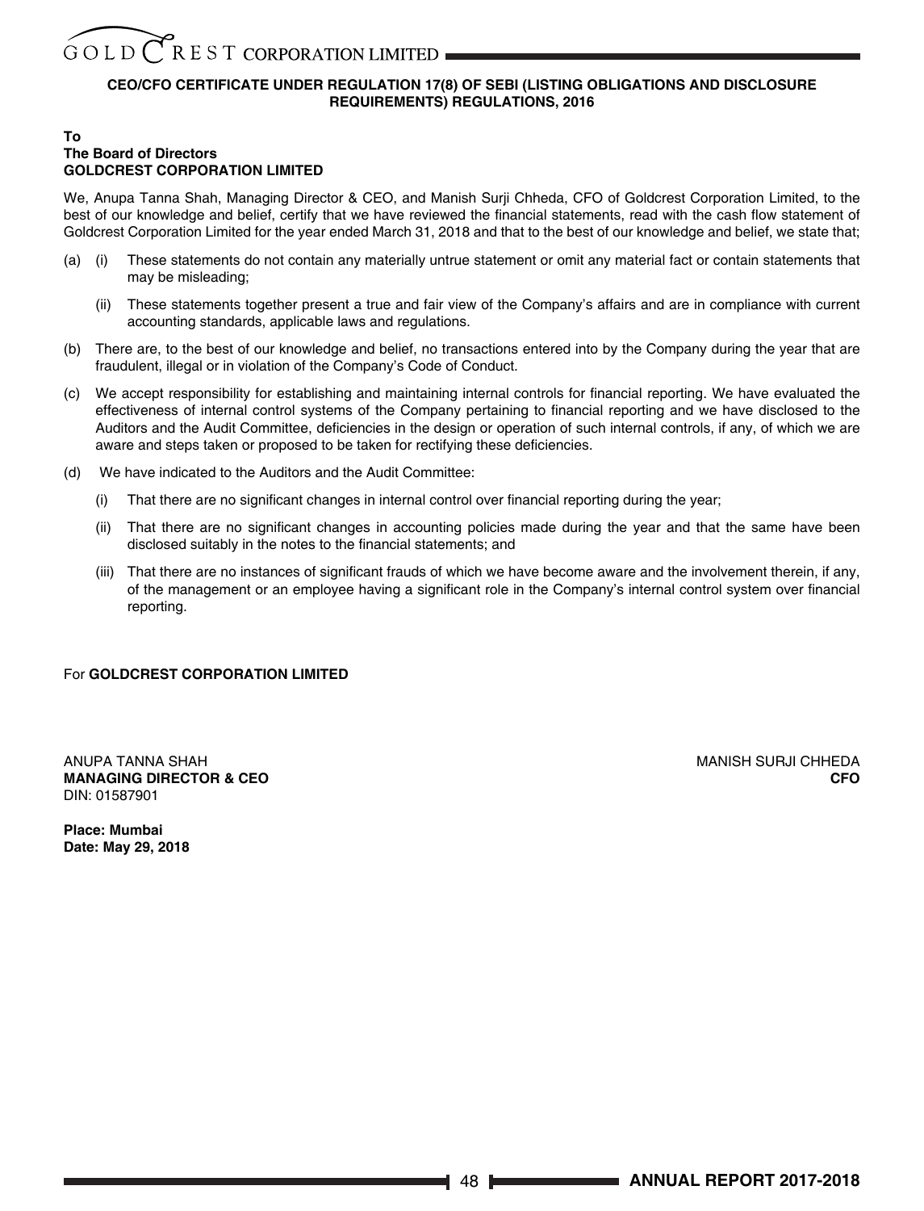## CEO/CFO CERTIFICATE UNDER REGULATION 17(8) OF SEBI (LISTING OBLIGATIONS AND DISCLOSURE REQUIREMENTS) REGULATIONS, 2016

**To**
**The Board of Directors**
**GOLDCREST CORPORATION LIMITED**

We, Anupa Tanna Shah, Managing Director & CEO, and Manish Surji Chheda, CFO of Goldcrest Corporation Limited, to the best of our knowledge and belief, certify that we have reviewed the financial statements, read with the cash flow statement of Goldcrest Corporation Limited for the year ended March 31, 2018 and that to the best of our knowledge and belief, we state that;

(a) (i) These statements do not contain any materially untrue statement or omit any material fact or contain statements that may be misleading;

(ii) These statements together present a true and fair view of the Company's affairs and are in compliance with current accounting standards, applicable laws and regulations.

(b) There are, to the best of our knowledge and belief, no transactions entered into by the Company during the year that are fraudulent, illegal or in violation of the Company's Code of Conduct.

(c) We accept responsibility for establishing and maintaining internal controls for financial reporting. We have evaluated the effectiveness of internal control systems of the Company pertaining to financial reporting and we have disclosed to the Auditors and the Audit Committee, deficiencies in the design or operation of such internal controls, if any, of which we are aware and steps taken or proposed to be taken for rectifying these deficiencies.

(d) We have indicated to the Auditors and the Audit Committee:

(i) That there are no significant changes in internal control over financial reporting during the year;

(ii) That there are no significant changes in accounting policies made during the year and that the same have been disclosed suitably in the notes to the financial statements; and

(iii) That there are no instances of significant frauds of which we have become aware and the involvement therein, if any, of the management or an employee having a significant role in the Company's internal control system over financial reporting.

For **GOLDCREST CORPORATION LIMITED**

ANUPA TANNA SHAH
**MANAGING DIRECTOR & CEO**
DIN: 01587901

MANISH SURJI CHHEDA
**CFO**

**Place: Mumbai**
**Date: May 29, 2018**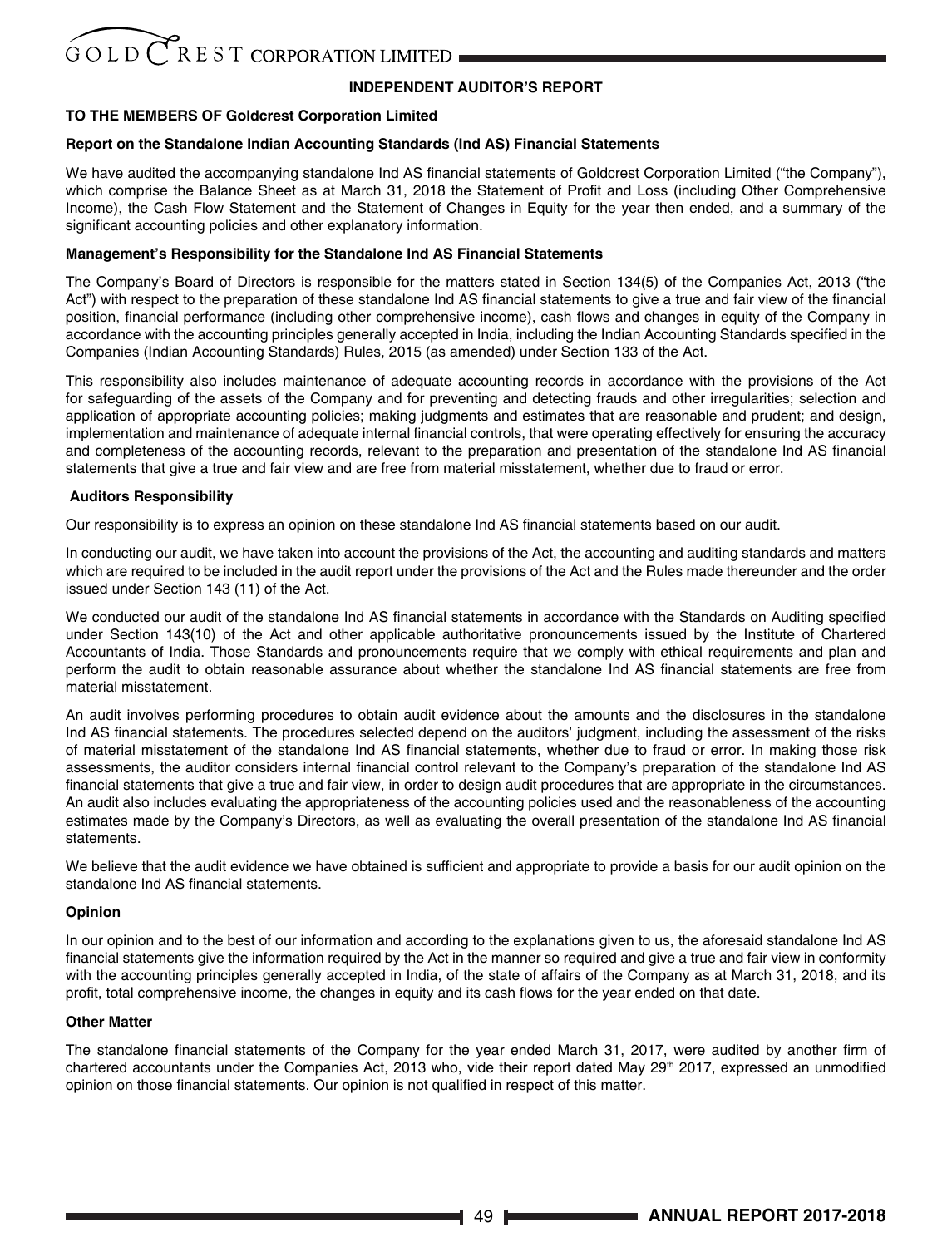## INDEPENDENT AUDITOR'S REPORT

**TO THE MEMBERS OF Goldcrest Corporation Limited**

**Report on the Standalone Indian Accounting Standards (Ind AS) Financial Statements**

We have audited the accompanying standalone Ind AS financial statements of Goldcrest Corporation Limited ("the Company"), which comprise the Balance Sheet as at March 31, 2018 the Statement of Profit and Loss (including Other Comprehensive Income), the Cash Flow Statement and the Statement of Changes in Equity for the year then ended, and a summary of the significant accounting policies and other explanatory information.

**Management's Responsibility for the Standalone Ind AS Financial Statements**

The Company's Board of Directors is responsible for the matters stated in Section 134(5) of the Companies Act, 2013 ("the Act") with respect to the preparation of these standalone Ind AS financial statements to give a true and fair view of the financial position, financial performance (including other comprehensive income), cash flows and changes in equity of the Company in accordance with the accounting principles generally accepted in India, including the Indian Accounting Standards specified in the Companies (Indian Accounting Standards) Rules, 2015 (as amended) under Section 133 of the Act.

This responsibility also includes maintenance of adequate accounting records in accordance with the provisions of the Act for safeguarding of the assets of the Company and for preventing and detecting frauds and other irregularities; selection and application of appropriate accounting policies; making judgments and estimates that are reasonable and prudent; and design, implementation and maintenance of adequate internal financial controls, that were operating effectively for ensuring the accuracy and completeness of the accounting records, relevant to the preparation and presentation of the standalone Ind AS financial statements that give a true and fair view and are free from material misstatement, whether due to fraud or error.

**Auditors Responsibility**

Our responsibility is to express an opinion on these standalone Ind AS financial statements based on our audit.

In conducting our audit, we have taken into account the provisions of the Act, the accounting and auditing standards and matters which are required to be included in the audit report under the provisions of the Act and the Rules made thereunder and the order issued under Section 143 (11) of the Act.

We conducted our audit of the standalone Ind AS financial statements in accordance with the Standards on Auditing specified under Section 143(10) of the Act and other applicable authoritative pronouncements issued by the Institute of Chartered Accountants of India. Those Standards and pronouncements require that we comply with ethical requirements and plan and perform the audit to obtain reasonable assurance about whether the standalone Ind AS financial statements are free from material misstatement.

An audit involves performing procedures to obtain audit evidence about the amounts and the disclosures in the standalone Ind AS financial statements. The procedures selected depend on the auditors' judgment, including the assessment of the risks of material misstatement of the standalone Ind AS financial statements, whether due to fraud or error. In making those risk assessments, the auditor considers internal financial control relevant to the Company's preparation of the standalone Ind AS financial statements that give a true and fair view, in order to design audit procedures that are appropriate in the circumstances. An audit also includes evaluating the appropriateness of the accounting policies used and the reasonableness of the accounting estimates made by the Company's Directors, as well as evaluating the overall presentation of the standalone Ind AS financial statements.

We believe that the audit evidence we have obtained is sufficient and appropriate to provide a basis for our audit opinion on the standalone Ind AS financial statements.

**Opinion**

In our opinion and to the best of our information and according to the explanations given to us, the aforesaid standalone Ind AS financial statements give the information required by the Act in the manner so required and give a true and fair view in conformity with the accounting principles generally accepted in India, of the state of affairs of the Company as at March 31, 2018, and its profit, total comprehensive income, the changes in equity and its cash flows for the year ended on that date.

**Other Matter**

The standalone financial statements of the Company for the year ended March 31, 2017, were audited by another firm of chartered accountants under the Companies Act, 2013 who, vide their report dated May 29th 2017, expressed an unmodified opinion on those financial statements. Our opinion is not qualified in respect of this matter.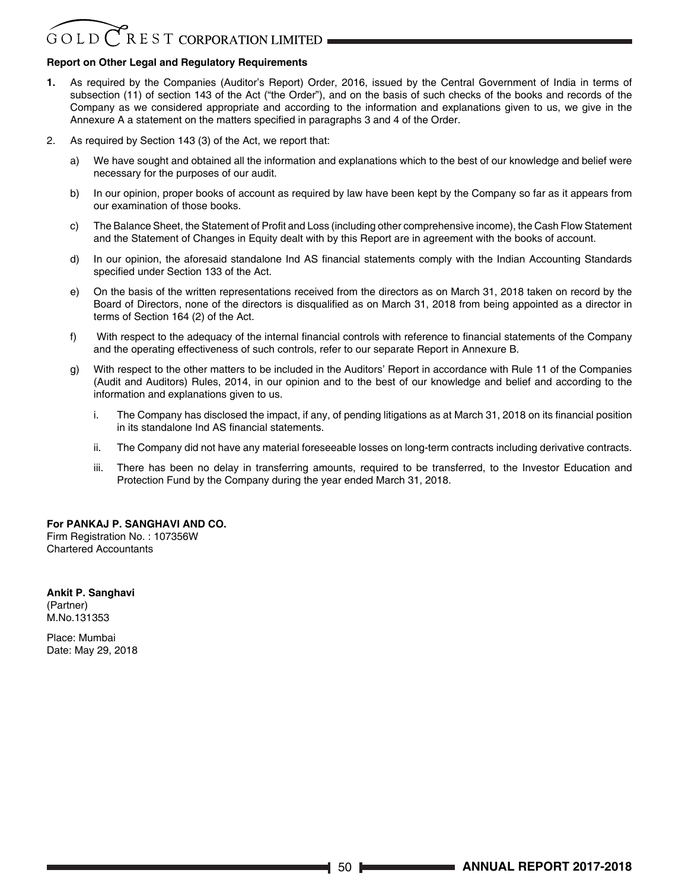**Report on Other Legal and Regulatory Requirements**

**1.** As required by the Companies (Auditor's Report) Order, 2016, issued by the Central Government of India in terms of subsection (11) of section 143 of the Act ("the Order"), and on the basis of such checks of the books and records of the Company as we considered appropriate and according to the information and explanations given to us, we give in the Annexure A a statement on the matters specified in paragraphs 3 and 4 of the Order.

2. As required by Section 143 (3) of the Act, we report that:

   a) We have sought and obtained all the information and explanations which to the best of our knowledge and belief were necessary for the purposes of our audit.

   b) In our opinion, proper books of account as required by law have been kept by the Company so far as it appears from our examination of those books.

   c) The Balance Sheet, the Statement of Profit and Loss (including other comprehensive income), the Cash Flow Statement and the Statement of Changes in Equity dealt with by this Report are in agreement with the books of account.

   d) In our opinion, the aforesaid standalone Ind AS financial statements comply with the Indian Accounting Standards specified under Section 133 of the Act.

   e) On the basis of the written representations received from the directors as on March 31, 2018 taken on record by the Board of Directors, none of the directors is disqualified as on March 31, 2018 from being appointed as a director in terms of Section 164 (2) of the Act.

   f) With respect to the adequacy of the internal financial controls with reference to financial statements of the Company and the operating effectiveness of such controls, refer to our separate Report in Annexure B.

   g) With respect to the other matters to be included in the Auditors' Report in accordance with Rule 11 of the Companies (Audit and Auditors) Rules, 2014, in our opinion and to the best of our knowledge and belief and according to the information and explanations given to us.

      i. The Company has disclosed the impact, if any, of pending litigations as at March 31, 2018 on its financial position in its standalone Ind AS financial statements.

      ii. The Company did not have any material foreseeable losses on long-term contracts including derivative contracts.

      iii. There has been no delay in transferring amounts, required to be transferred, to the Investor Education and Protection Fund by the Company during the year ended March 31, 2018.

**For PANKAJ P. SANGHAVI AND CO.**
Firm Registration No. : 107356W
Chartered Accountants

**Ankit P. Sanghavi**
(Partner)
M.No.131353

Place: Mumbai
Date: May 29, 2018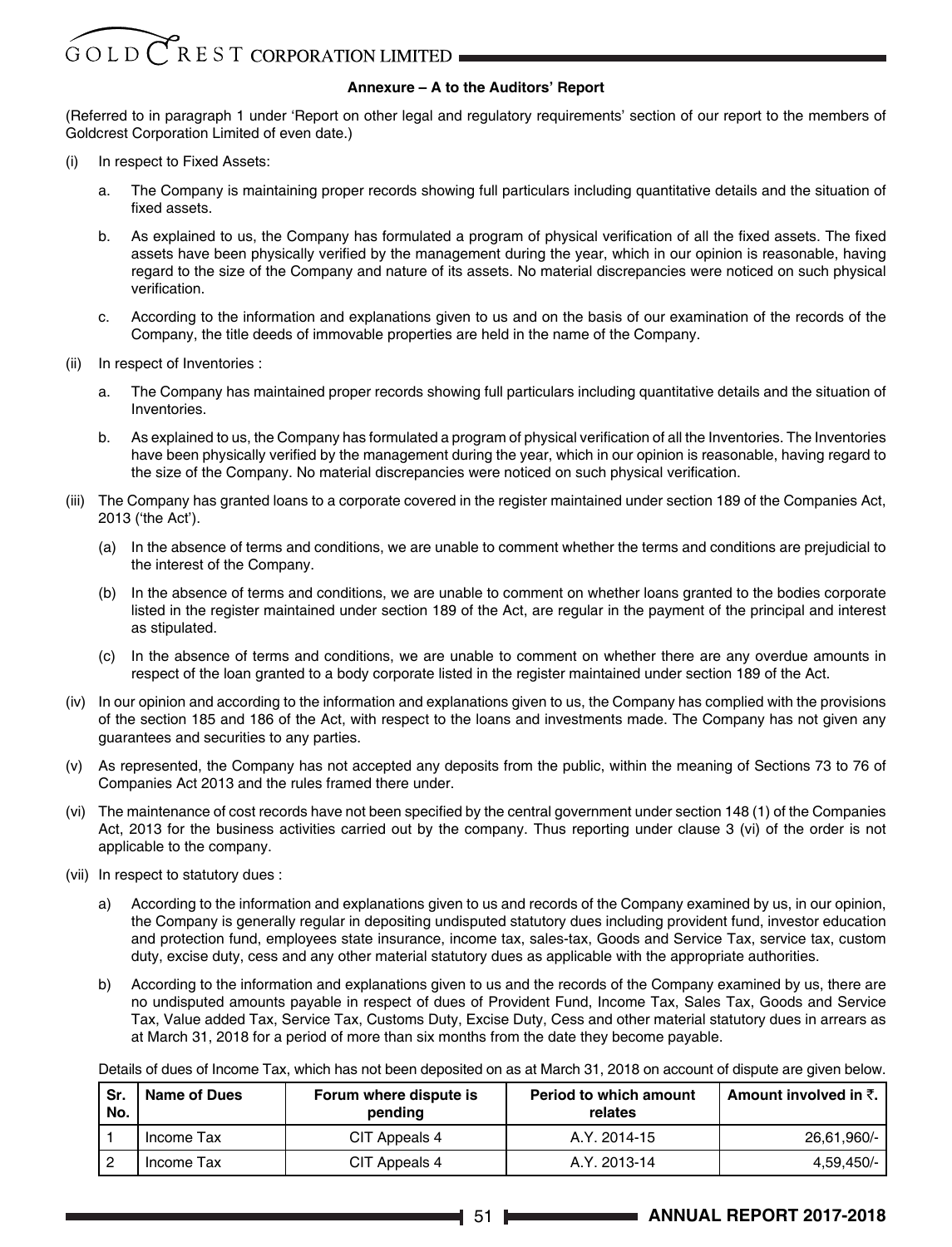## Annexure – A to the Auditors' Report

(Referred to in paragraph 1 under 'Report on other legal and regulatory requirements' section of our report to the members of Goldcrest Corporation Limited of even date.)

(i) In respect to Fixed Assets:

   a. The Company is maintaining proper records showing full particulars including quantitative details and the situation of fixed assets.

   b. As explained to us, the Company has formulated a program of physical verification of all the fixed assets. The fixed assets have been physically verified by the management during the year, which in our opinion is reasonable, having regard to the size of the Company and nature of its assets. No material discrepancies were noticed on such physical verification.

   c. According to the information and explanations given to us and on the basis of our examination of the records of the Company, the title deeds of immovable properties are held in the name of the Company.

(ii) In respect of Inventories :

   a. The Company has maintained proper records showing full particulars including quantitative details and the situation of Inventories.

   b. As explained to us, the Company has formulated a program of physical verification of all the Inventories. The Inventories have been physically verified by the management during the year, which in our opinion is reasonable, having regard to the size of the Company. No material discrepancies were noticed on such physical verification.

(iii) The Company has granted loans to a corporate covered in the register maintained under section 189 of the Companies Act, 2013 ('the Act').

   (a) In the absence of terms and conditions, we are unable to comment whether the terms and conditions are prejudicial to the interest of the Company.

   (b) In the absence of terms and conditions, we are unable to comment on whether loans granted to the bodies corporate listed in the register maintained under section 189 of the Act, are regular in the payment of the principal and interest as stipulated.

   (c) In the absence of terms and conditions, we are unable to comment on whether there are any overdue amounts in respect of the loan granted to a body corporate listed in the register maintained under section 189 of the Act.

(iv) In our opinion and according to the information and explanations given to us, the Company has complied with the provisions of the section 185 and 186 of the Act, with respect to the loans and investments made. The Company has not given any guarantees and securities to any parties.

(v) As represented, the Company has not accepted any deposits from the public, within the meaning of Sections 73 to 76 of Companies Act 2013 and the rules framed there under.

(vi) The maintenance of cost records have not been specified by the central government under section 148 (1) of the Companies Act, 2013 for the business activities carried out by the company. Thus reporting under clause 3 (vi) of the order is not applicable to the company.

(vii) In respect to statutory dues :

   a) According to the information and explanations given to us and records of the Company examined by us, in our opinion, the Company is generally regular in depositing undisputed statutory dues including provident fund, investor education and protection fund, employees state insurance, income tax, sales-tax, Goods and Service Tax, service tax, custom duty, excise duty, cess and any other material statutory dues as applicable with the appropriate authorities.

   b) According to the information and explanations given to us and the records of the Company examined by us, there are no undisputed amounts payable in respect of dues of Provident Fund, Income Tax, Sales Tax, Goods and Service Tax, Value added Tax, Service Tax, Customs Duty, Excise Duty, Cess and other material statutory dues in arrears as at March 31, 2018 for a period of more than six months from the date they become payable.

   Details of dues of Income Tax, which has not been deposited on as at March 31, 2018 on account of dispute are given below.

| Sr. No. | Name of Dues | Forum where dispute is pending | Period to which amount relates | Amount involved in ₹. |
|---|---|---|---|---|
| 1 | Income Tax | CIT Appeals 4 | A.Y. 2014-15 | 26,61,960/- |
| 2 | Income Tax | CIT Appeals 4 | A.Y. 2013-14 | 4,59,450/- |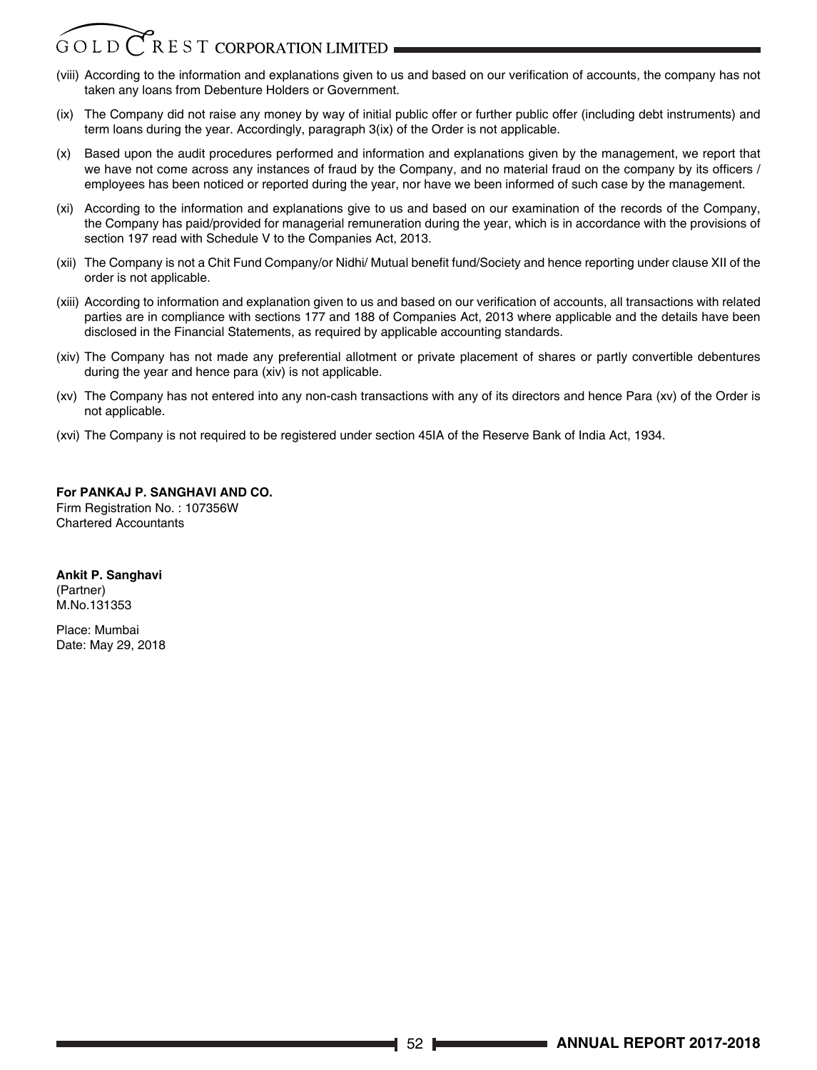(viii) According to the information and explanations given to us and based on our verification of accounts, the company has not taken any loans from Debenture Holders or Government.

(ix) The Company did not raise any money by way of initial public offer or further public offer (including debt instruments) and term loans during the year. Accordingly, paragraph 3(ix) of the Order is not applicable.

(x) Based upon the audit procedures performed and information and explanations given by the management, we report that we have not come across any instances of fraud by the Company, and no material fraud on the company by its officers / employees has been noticed or reported during the year, nor have we been informed of such case by the management.

(xi) According to the information and explanations give to us and based on our examination of the records of the Company, the Company has paid/provided for managerial remuneration during the year, which is in accordance with the provisions of section 197 read with Schedule V to the Companies Act, 2013.

(xii) The Company is not a Chit Fund Company/or Nidhi/ Mutual benefit fund/Society and hence reporting under clause XII of the order is not applicable.

(xiii) According to information and explanation given to us and based on our verification of accounts, all transactions with related parties are in compliance with sections 177 and 188 of Companies Act, 2013 where applicable and the details have been disclosed in the Financial Statements, as required by applicable accounting standards.

(xiv) The Company has not made any preferential allotment or private placement of shares or partly convertible debentures during the year and hence para (xiv) is not applicable.

(xv) The Company has not entered into any non-cash transactions with any of its directors and hence Para (xv) of the Order is not applicable.

(xvi) The Company is not required to be registered under section 45IA of the Reserve Bank of India Act, 1934.

**For PANKAJ P. SANGHAVI AND CO.**
Firm Registration No. : 107356W
Chartered Accountants

**Ankit P. Sanghavi**
(Partner)
M.No.131353

Place: Mumbai
Date: May 29, 2018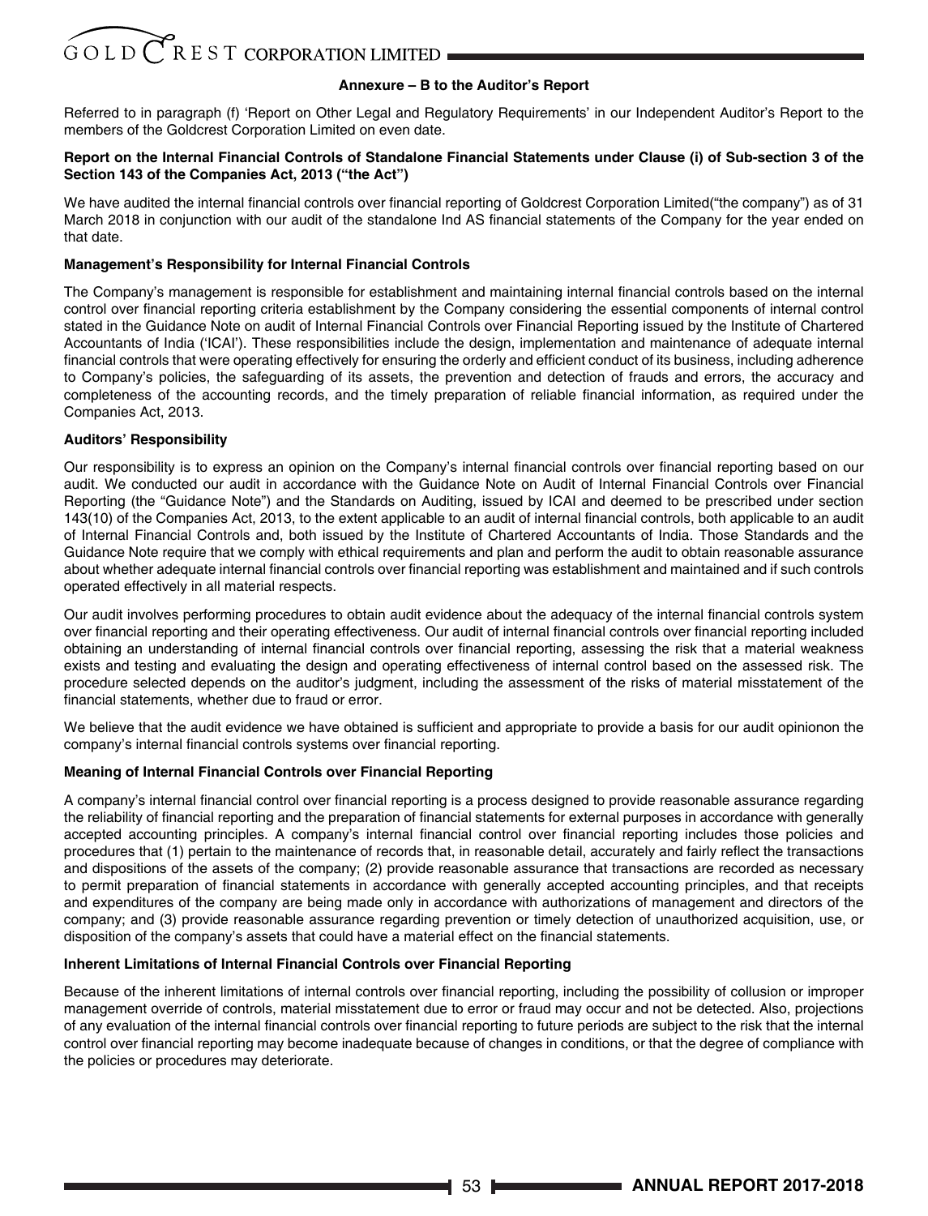## Annexure – B to the Auditor's Report

Referred to in paragraph (f) 'Report on Other Legal and Regulatory Requirements' in our Independent Auditor's Report to the members of the Goldcrest Corporation Limited on even date.

**Report on the Internal Financial Controls of Standalone Financial Statements under Clause (i) of Sub-section 3 of the Section 143 of the Companies Act, 2013 ("the Act")**

We have audited the internal financial controls over financial reporting of Goldcrest Corporation Limited("the company") as of 31 March 2018 in conjunction with our audit of the standalone Ind AS financial statements of the Company for the year ended on that date.

**Management's Responsibility for Internal Financial Controls**

The Company's management is responsible for establishment and maintaining internal financial controls based on the internal control over financial reporting criteria establishment by the Company considering the essential components of internal control stated in the Guidance Note on audit of Internal Financial Controls over Financial Reporting issued by the Institute of Chartered Accountants of India ('ICAI'). These responsibilities include the design, implementation and maintenance of adequate internal financial controls that were operating effectively for ensuring the orderly and efficient conduct of its business, including adherence to Company's policies, the safeguarding of its assets, the prevention and detection of frauds and errors, the accuracy and completeness of the accounting records, and the timely preparation of reliable financial information, as required under the Companies Act, 2013.

**Auditors' Responsibility**

Our responsibility is to express an opinion on the Company's internal financial controls over financial reporting based on our audit. We conducted our audit in accordance with the Guidance Note on Audit of Internal Financial Controls over Financial Reporting (the "Guidance Note") and the Standards on Auditing, issued by ICAI and deemed to be prescribed under section 143(10) of the Companies Act, 2013, to the extent applicable to an audit of internal financial controls, both applicable to an audit of Internal Financial Controls and, both issued by the Institute of Chartered Accountants of India. Those Standards and the Guidance Note require that we comply with ethical requirements and plan and perform the audit to obtain reasonable assurance about whether adequate internal financial controls over financial reporting was establishment and maintained and if such controls operated effectively in all material respects.

Our audit involves performing procedures to obtain audit evidence about the adequacy of the internal financial controls system over financial reporting and their operating effectiveness. Our audit of internal financial controls over financial reporting included obtaining an understanding of internal financial controls over financial reporting, assessing the risk that a material weakness exists and testing and evaluating the design and operating effectiveness of internal control based on the assessed risk. The procedure selected depends on the auditor's judgment, including the assessment of the risks of material misstatement of the financial statements, whether due to fraud or error.

We believe that the audit evidence we have obtained is sufficient and appropriate to provide a basis for our audit opinionon the company's internal financial controls systems over financial reporting.

**Meaning of Internal Financial Controls over Financial Reporting**

A company's internal financial control over financial reporting is a process designed to provide reasonable assurance regarding the reliability of financial reporting and the preparation of financial statements for external purposes in accordance with generally accepted accounting principles. A company's internal financial control over financial reporting includes those policies and procedures that (1) pertain to the maintenance of records that, in reasonable detail, accurately and fairly reflect the transactions and dispositions of the assets of the company; (2) provide reasonable assurance that transactions are recorded as necessary to permit preparation of financial statements in accordance with generally accepted accounting principles, and that receipts and expenditures of the company are being made only in accordance with authorizations of management and directors of the company; and (3) provide reasonable assurance regarding prevention or timely detection of unauthorized acquisition, use, or disposition of the company's assets that could have a material effect on the financial statements.

**Inherent Limitations of Internal Financial Controls over Financial Reporting**

Because of the inherent limitations of internal controls over financial reporting, including the possibility of collusion or improper management override of controls, material misstatement due to error or fraud may occur and not be detected. Also, projections of any evaluation of the internal financial controls over financial reporting to future periods are subject to the risk that the internal control over financial reporting may become inadequate because of changes in conditions, or that the degree of compliance with the policies or procedures may deteriorate.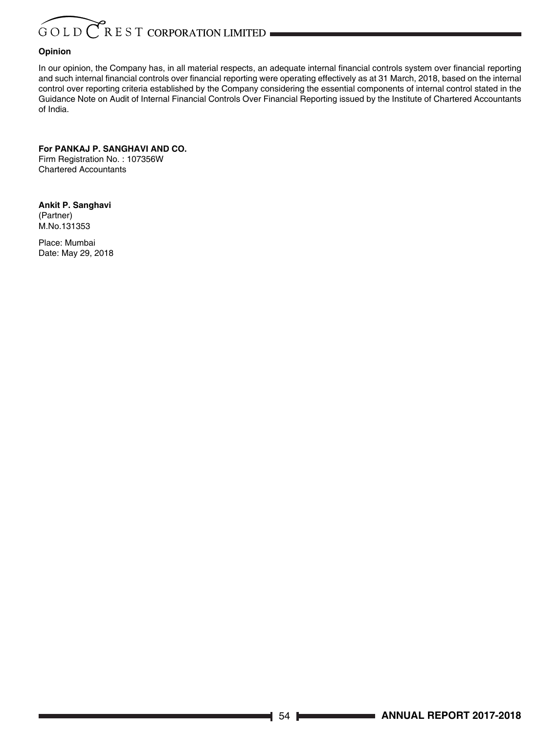**Opinion**

In our opinion, the Company has, in all material respects, an adequate internal financial controls system over financial reporting and such internal financial controls over financial reporting were operating effectively as at 31 March, 2018, based on the internal control over reporting criteria established by the Company considering the essential components of internal control stated in the Guidance Note on Audit of Internal Financial Controls Over Financial Reporting issued by the Institute of Chartered Accountants of India.

**For PANKAJ P. SANGHAVI AND CO.**
Firm Registration No. : 107356W
Chartered Accountants

**Ankit P. Sanghavi**
(Partner)
M.No.131353

Place: Mumbai
Date: May 29, 2018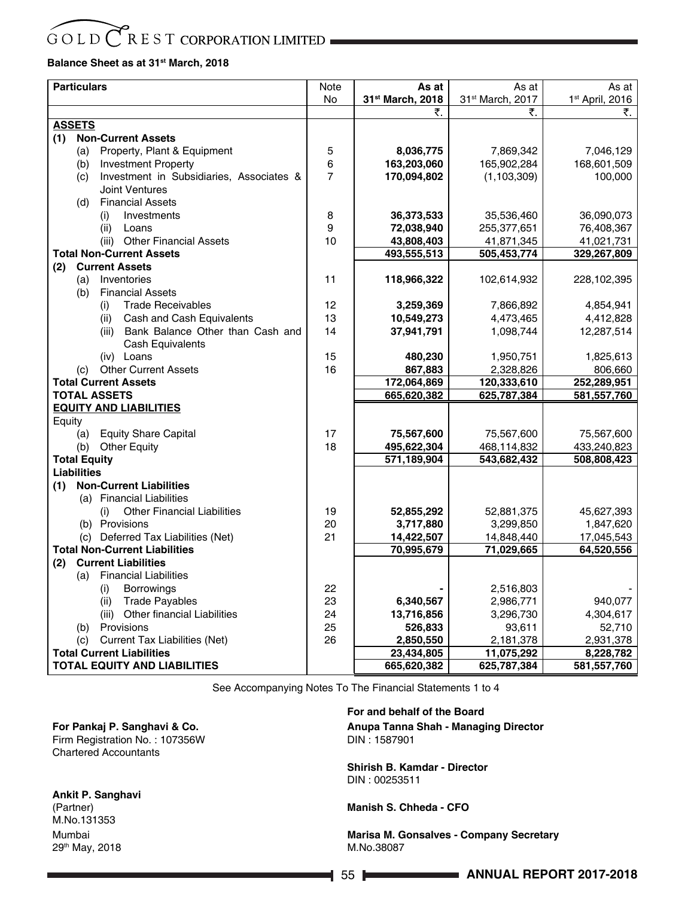# GOLD CREST CORPORATION LIMITED

**Balance Sheet as at 31st March, 2018**

| Particulars | Note No | As at 31st March, 2018 | As at 31st March, 2017 | As at 1st April, 2016 |
|---|---|---|---|---|
| | | ₹. | ₹. | ₹. |
| **ASSETS** | | | | |
| **(1) Non-Current Assets** | | | | |
| (a) Property, Plant & Equipment | 5 | **8,036,775** | 7,869,342 | 7,046,129 |
| (b) Investment Property | 6 | **163,203,060** | 165,902,284 | 168,601,509 |
| (c) Investment in Subsidiaries, Associates & Joint Ventures | 7 | **170,094,802** | (1,103,309) | 100,000 |
| (d) Financial Assets | | | | |
| (i) Investments | 8 | **36,373,533** | 35,536,460 | 36,090,073 |
| (ii) Loans | 9 | **72,038,940** | 255,377,651 | 76,408,367 |
| (iii) Other Financial Assets | 10 | **43,808,403** | 41,871,345 | 41,021,731 |
| **Total Non-Current Assets** | | **493,555,513** | **505,453,774** | **329,267,809** |
| **(2) Current Assets** | | | | |
| (a) Inventories | 11 | **118,966,322** | 102,614,932 | 228,102,395 |
| (b) Financial Assets | | | | |
| (i) Trade Receivables | 12 | **3,259,369** | 7,866,892 | 4,854,941 |
| (ii) Cash and Cash Equivalents | 13 | **10,549,273** | 4,473,465 | 4,412,828 |
| (iii) Bank Balance Other than Cash and Cash Equivalents | 14 | **37,941,791** | 1,098,744 | 12,287,514 |
| (iv) Loans | 15 | **480,230** | 1,950,751 | 1,825,613 |
| (c) Other Current Assets | 16 | **867,883** | 2,328,826 | 806,660 |
| **Total Current Assets** | | **172,064,869** | **120,333,610** | **252,289,951** |
| **TOTAL ASSETS** | | **665,620,382** | **625,787,384** | **581,557,760** |
| **EQUITY AND LIABILITIES** | | | | |
| Equity | | | | |
| (a) Equity Share Capital | 17 | **75,567,600** | 75,567,600 | 75,567,600 |
| (b) Other Equity | 18 | **495,622,304** | 468,114,832 | 433,240,823 |
| **Total Equity** | | **571,189,904** | **543,682,432** | **508,808,423** |
| **Liabilities** | | | | |
| **(1) Non-Current Liabilities** | | | | |
| (a) Financial Liabilities | | | | |
| (i) Other Financial Liabilities | 19 | **52,855,292** | 52,881,375 | 45,627,393 |
| (b) Provisions | 20 | **3,717,880** | 3,299,850 | 1,847,620 |
| (c) Deferred Tax Liabilities (Net) | 21 | **14,422,507** | 14,848,440 | 17,045,543 |
| **Total Non-Current Liabilities** | | **70,995,679** | **71,029,665** | **64,520,556** |
| **(2) Current Liabilities** | | | | |
| (a) Financial Liabilities | | | | |
| (i) Borrowings | 22 | **-** | 2,516,803 | - |
| (ii) Trade Payables | 23 | **6,340,567** | 2,986,771 | 940,077 |
| (iii) Other financial Liabilities | 24 | **13,716,856** | 3,296,730 | 4,304,617 |
| (b) Provisions | 25 | **526,833** | 93,611 | 52,710 |
| (c) Current Tax Liabilities (Net) | 26 | **2,850,550** | 2,181,378 | 2,931,378 |
| **Total Current Liabilities** | | **23,434,805** | **11,075,292** | **8,228,782** |
| **TOTAL EQUITY AND LIABILITIES** | | **665,620,382** | **625,787,384** | **581,557,760** |

See Accompanying Notes To The Financial Statements 1 to 4

**For Pankaj P. Sanghavi & Co.**
Firm Registration No. : 107356W
Chartered Accountants

**Ankit P. Sanghavi**
(Partner)
M.No.131353
Mumbai
29th May, 2018

**For and behalf of the Board**

**Anupa Tanna Shah - Managing Director**
DIN : 1587901

**Shirish B. Kamdar - Director**
DIN : 00253511

**Manish S. Chheda - CFO**

**Marisa M. Gonsalves - Company Secretary**
M.No.38087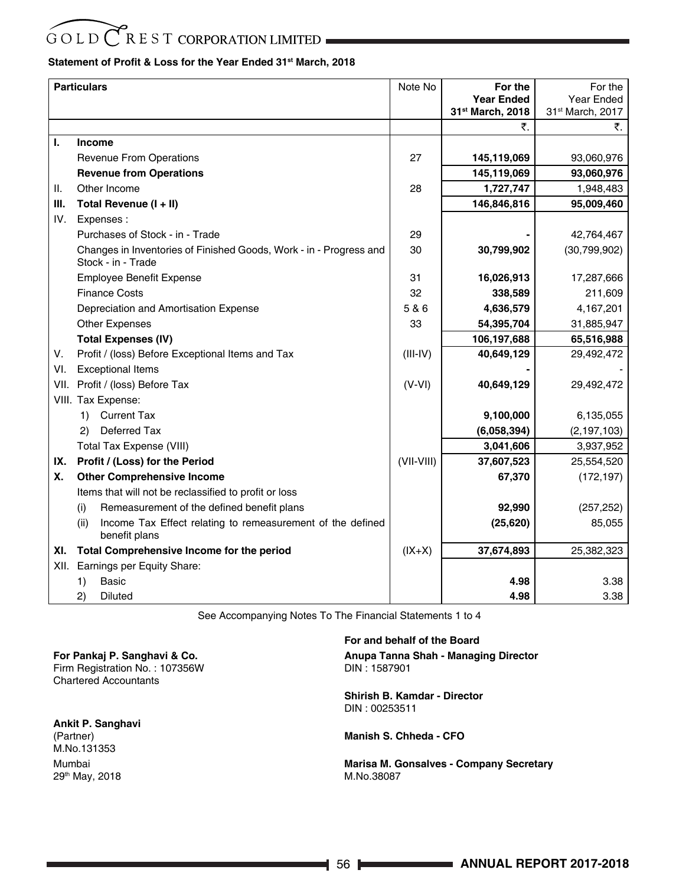## Statement of Profit & Loss for the Year Ended 31st March, 2018

| | Particulars | Note No | For the Year Ended 31st March, 2018 | For the Year Ended 31st March, 2017 |
|---|---|---|---|---|
| | | | ₹. | ₹. |
| **I.** | **Income** | | | |
| | Revenue From Operations | 27 | **145,119,069** | 93,060,976 |
| | **Revenue from Operations** | | **145,119,069** | **93,060,976** |
| II. | Other Income | 28 | **1,727,747** | 1,948,483 |
| **III.** | **Total Revenue (I + II)** | | **146,846,816** | **95,009,460** |
| IV. | Expenses : | | | |
| | Purchases of Stock - in - Trade | 29 | **-** | 42,764,467 |
| | Changes in Inventories of Finished Goods, Work - in - Progress and Stock - in - Trade | 30 | **30,799,902** | (30,799,902) |
| | Employee Benefit Expense | 31 | **16,026,913** | 17,287,666 |
| | Finance Costs | 32 | **338,589** | 211,609 |
| | Depreciation and Amortisation Expense | 5 & 6 | **4,636,579** | 4,167,201 |
| | Other Expenses | 33 | **54,395,704** | 31,885,947 |
| | **Total Expenses (IV)** | | **106,197,688** | **65,516,988** |
| V. | Profit / (loss) Before Exceptional Items and Tax | (III-IV) | **40,649,129** | 29,492,472 |
| VI. | Exceptional Items | | **-** | - |
| VII. | Profit / (loss) Before Tax | (V-VI) | **40,649,129** | 29,492,472 |
| VIII. | Tax Expense: | | | |
| | 1) Current Tax | | **9,100,000** | 6,135,055 |
| | 2) Deferred Tax | | **(6,058,394)** | (2,197,103) |
| | Total Tax Expense (VIII) | | **3,041,606** | 3,937,952 |
| **IX.** | **Profit / (Loss) for the Period** | (VII-VIII) | **37,607,523** | 25,554,520 |
| **X.** | **Other Comprehensive Income** | | **67,370** | (172,197) |
| | Items that will not be reclassified to profit or loss | | | |
| | (i) Remeasurement of the defined benefit plans | | **92,990** | (257,252) |
| | (ii) Income Tax Effect relating to remeasurement of the defined benefit plans | | **(25,620)** | 85,055 |
| **XI.** | **Total Comprehensive Income for the period** | (IX+X) | **37,674,893** | 25,382,323 |
| XII. | Earnings per Equity Share: | | | |
| | 1) Basic | | **4.98** | 3.38 |
| | 2) Diluted | | **4.98** | 3.38 |

See Accompanying Notes To The Financial Statements 1 to 4

**For Pankaj P. Sanghavi & Co.**
Firm Registration No. : 107356W
Chartered Accountants

**Ankit P. Sanghavi**
(Partner)
M.No.131353
Mumbai
29th May, 2018

**For and behalf of the Board**

**Anupa Tanna Shah - Managing Director**
DIN : 1587901

**Shirish B. Kamdar - Director**
DIN : 00253511

**Manish S. Chheda - CFO**

**Marisa M. Gonsalves - Company Secretary**
M.No.38087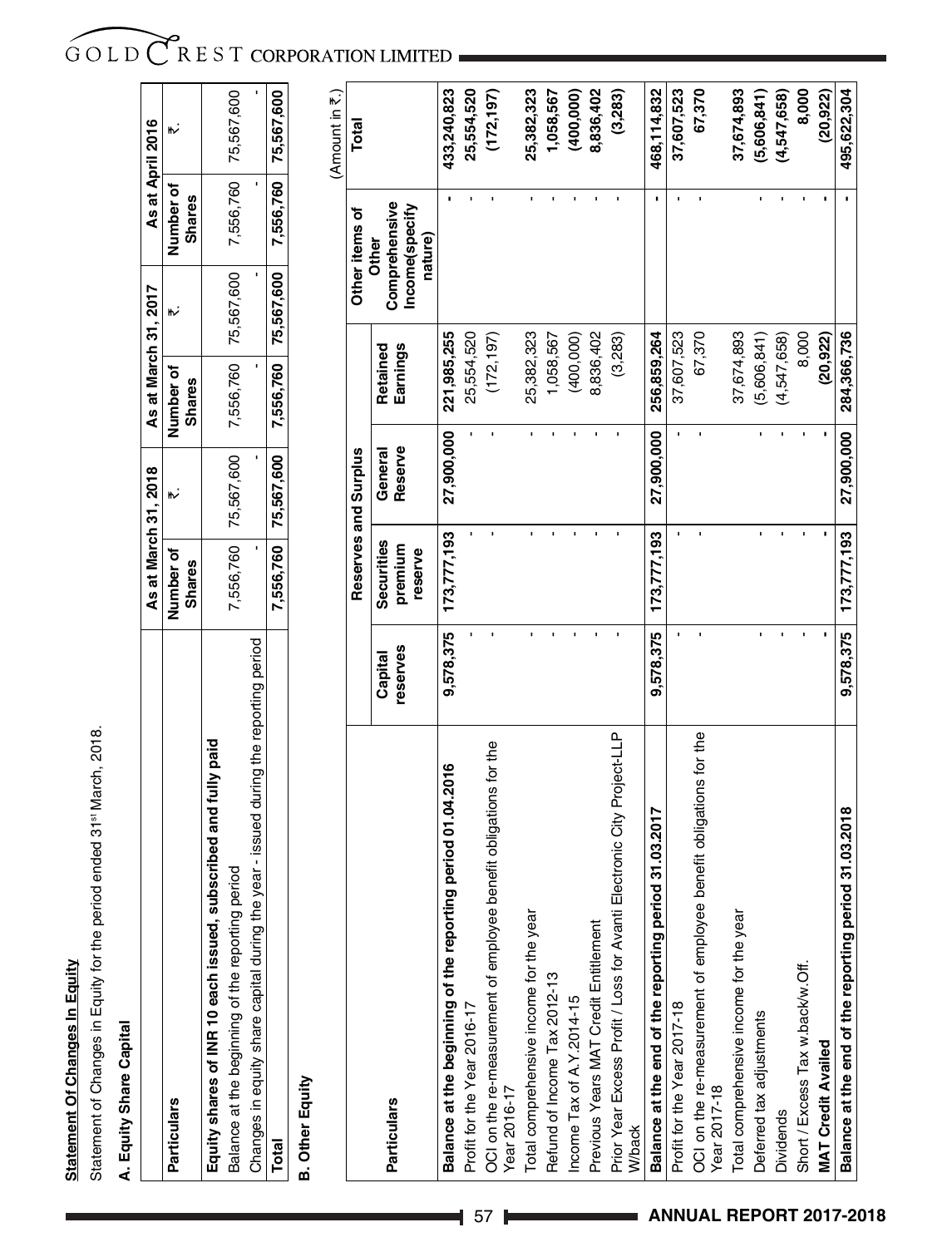**Statement Of Changes In Equity**

Statement of Changes in Equity for the period ended 31st March, 2018.

**A. Equity Share Capital**

| Particulars | As at March 31, 2018 | | As at March 31, 2017 | | As at April 2016 | |
|---|---|---|---|---|---|---|
| | Number of Shares | ₹. | Number of Shares | ₹. | Number of Shares | ₹. |
| **Equity shares of INR 10 each issued, subscribed and fully paid** | | | | | | |
| Balance at the beginning of the reporting period | 7,556,760 | 75,567,600 | 7,556,760 | 75,567,600 | 7,556,760 | 75,567,600 |
| Changes in equity share capital during the year - issued during the reporting period | - | - | - | - | - | - |
| **Total** | **7,556,760** | **75,567,600** | **7,556,760** | **75,567,600** | **7,556,760** | **75,567,600** |

**B. Other Equity**

(Amount in ₹.)

| Particulars | Reserves and Surplus | | | | Other items of Other Comprehensive Income(specify nature) | Total |
|---|---|---|---|---|---|---|
| | Capital reserves | Securities premium reserve | General Reserve | Retained Earnings | | |
| **Balance at the beginning of the reporting period 01.04.2016** | **9,578,375** | **173,777,193** | **27,900,000** | **221,985,255** | **-** | **433,240,823** |
| Profit for the Year 2016-17 | - | - | - | 25,554,520 | - | **25,554,520** |
| OCI on the re-measurement of employee benefit obligations for the Year 2016-17 | - | - | - | (172,197) | - | **(172,197)** |
| Total comprehensive income for the year | - | - | - | 25,382,323 | - | **25,382,323** |
| Refund of Income Tax 2012-13 | - | - | - | 1,058,567 | - | **1,058,567** |
| Income Tax of A.Y.2014-15 | - | - | - | (400,000) | - | **(400,000)** |
| Previous Years MAT Credit Entitlement | - | - | - | 8,836,402 | - | **8,836,402** |
| Prior Year Excess Profit / Loss for Avanti Electronic City Project-LLP W/back | - | - | - | (3,283) | - | **(3,283)** |
| **Balance at the end of the reporting period 31.03.2017** | **9,578,375** | **173,777,193** | **27,900,000** | **256,859,264** | **-** | **468,114,832** |
| Profit for the Year 2017-18 | - | - | - | 37,607,523 | - | **37,607,523** |
| OCI on the re-measurement of employee benefit obligations for the Year 2017-18 | - | - | - | 67,370 | - | **67,370** |
| Total comprehensive income for the year | | | | 37,674,893 | | **37,674,893** |
| Deferred tax adjustments | - | - | - | (5,606,841) | - | **(5,606,841)** |
| Dividends | - | - | - | (4,547,658) | - | **(4,547,658)** |
| Short / Excess Tax w.back/w.Off. | - | - | - | 8,000 | - | **8,000** |
| **MAT Credit Availed** | **-** | **-** | **-** | **(20,922)** | **-** | **(20,922)** |
| **Balance at the end of the reporting period 31.03.2018** | **9,578,375** | **173,777,193** | **27,900,000** | **284,366,736** | **-** | **495,622,304** |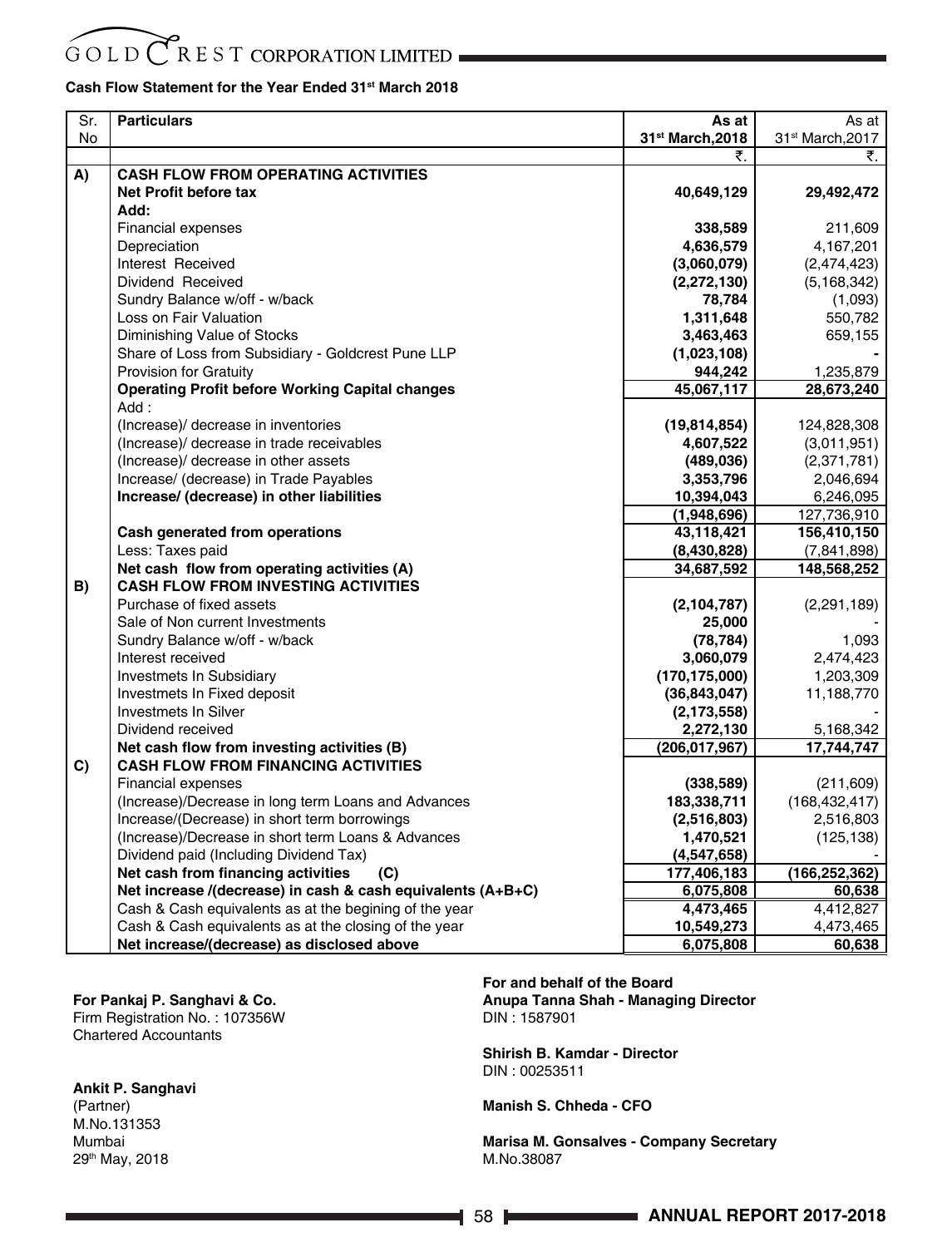# GOLDCREST CORPORATION LIMITED

**Cash Flow Statement for the Year Ended 31st March 2018**

| Sr. No | Particulars | As at 31st March,2018 | As at 31st March,2017 |
|---|---|---|---|
| | | ₹. | ₹. |
| **A)** | **CASH FLOW FROM OPERATING ACTIVITIES** | | |
| | **Net Profit before tax** | **40,649,129** | **29,492,472** |
| | **Add:** | | |
| | Financial expenses | **338,589** | 211,609 |
| | Depreciation | **4,636,579** | 4,167,201 |
| | Interest Received | **(3,060,079)** | (2,474,423) |
| | Dividend Received | **(2,272,130)** | (5,168,342) |
| | Sundry Balance w/off - w/back | **78,784** | (1,093) |
| | Loss on Fair Valuation | **1,311,648** | 550,782 |
| | Diminishing Value of Stocks | **3,463,463** | 659,155 |
| | Share of Loss from Subsidiary - Goldcrest Pune LLP | **(1,023,108)** | - |
| | Provision for Gratuity | **944,242** | 1,235,879 |
| | **Operating Profit before Working Capital changes** | **45,067,117** | **28,673,240** |
| | Add : | | |
| | (Increase)/ decrease in inventories | **(19,814,854)** | 124,828,308 |
| | (Increase)/ decrease in trade receivables | **4,607,522** | (3,011,951) |
| | (Increase)/ decrease in other assets | **(489,036)** | (2,371,781) |
| | Increase/ (decrease) in Trade Payables | **3,353,796** | 2,046,694 |
| | **Increase/ (decrease) in other liabilities** | **10,394,043** | 6,246,095 |
| | | **(1,948,696)** | 127,736,910 |
| | **Cash generated from operations** | **43,118,421** | **156,410,150** |
| | Less: Taxes paid | **(8,430,828)** | (7,841,898) |
| | **Net cash flow from operating activities (A)** | **34,687,592** | **148,568,252** |
| **B)** | **CASH FLOW FROM INVESTING ACTIVITIES** | | |
| | Purchase of fixed assets | **(2,104,787)** | (2,291,189) |
| | Sale of Non current Investments | **25,000** | - |
| | Sundry Balance w/off - w/back | **(78,784)** | 1,093 |
| | Interest received | **3,060,079** | 2,474,423 |
| | Investmets In Subsidiary | **(170,175,000)** | 1,203,309 |
| | Investmets In Fixed deposit | **(36,843,047)** | 11,188,770 |
| | Investmets In Silver | **(2,173,558)** | - |
| | Dividend received | **2,272,130** | 5,168,342 |
| | **Net cash flow from investing activities (B)** | **(206,017,967)** | **17,744,747** |
| **C)** | **CASH FLOW FROM FINANCING ACTIVITIES** | | |
| | Financial expenses | **(338,589)** | (211,609) |
| | (Increase)/Decrease in long term Loans and Advances | **183,338,711** | (168,432,417) |
| | Increase/(Decrease) in short term borrowings | **(2,516,803)** | 2,516,803 |
| | (Increase)/Decrease in short term Loans & Advances | **1,470,521** | (125,138) |
| | Dividend paid (Including Dividend Tax) | **(4,547,658)** | - |
| | **Net cash from financing activities (C)** | **177,406,183** | **(166,252,362)** |
| | **Net increase /(decrease) in cash & cash equivalents (A+B+C)** | **6,075,808** | **60,638** |
| | Cash & Cash equivalents as at the begining of the year | **4,473,465** | 4,412,827 |
| | Cash & Cash equivalents as at the closing of the year | **10,549,273** | 4,473,465 |
| | **Net increase/(decrease) as disclosed above** | **6,075,808** | **60,638** |

**For Pankaj P. Sanghavi & Co.**
Firm Registration No. : 107356W
Chartered Accountants

**Ankit P. Sanghavi**
(Partner)
M.No.131353
Mumbai
29th May, 2018

**For and behalf of the Board**
**Anupa Tanna Shah - Managing Director**
DIN : 1587901

**Shirish B. Kamdar - Director**
DIN : 00253511

**Manish S. Chheda - CFO**

**Marisa M. Gonsalves - Company Secretary**
M.No.38087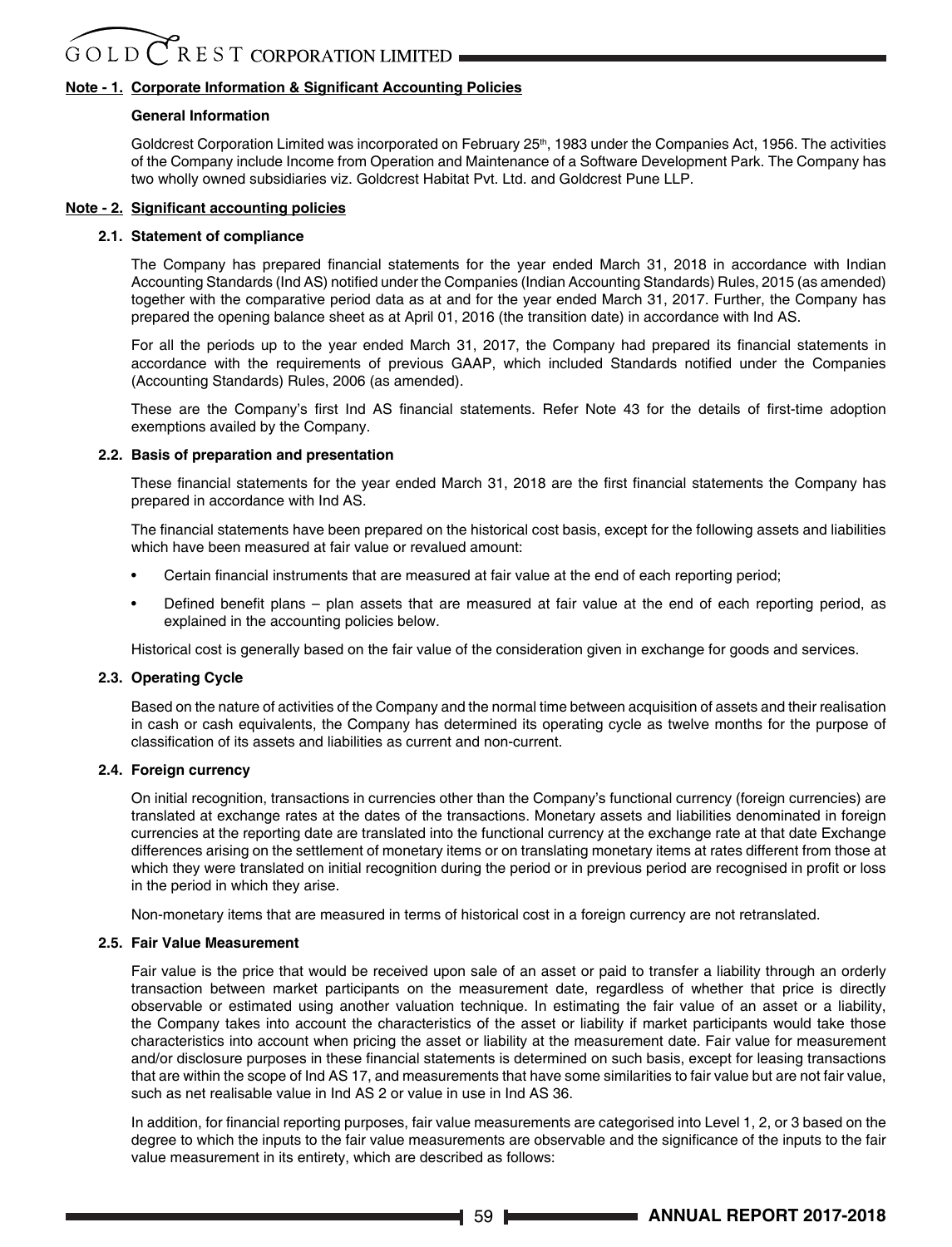## Note - 1. Corporate Information & Significant Accounting Policies

### General Information

Goldcrest Corporation Limited was incorporated on February 25th, 1983 under the Companies Act, 1956. The activities of the Company include Income from Operation and Maintenance of a Software Development Park. The Company has two wholly owned subsidiaries viz. Goldcrest Habitat Pvt. Ltd. and Goldcrest Pune LLP.

## Note - 2. Significant accounting policies

### 2.1. Statement of compliance

The Company has prepared financial statements for the year ended March 31, 2018 in accordance with Indian Accounting Standards (Ind AS) notified under the Companies (Indian Accounting Standards) Rules, 2015 (as amended) together with the comparative period data as at and for the year ended March 31, 2017. Further, the Company has prepared the opening balance sheet as at April 01, 2016 (the transition date) in accordance with Ind AS.

For all the periods up to the year ended March 31, 2017, the Company had prepared its financial statements in accordance with the requirements of previous GAAP, which included Standards notified under the Companies (Accounting Standards) Rules, 2006 (as amended).

These are the Company's first Ind AS financial statements. Refer Note 43 for the details of first-time adoption exemptions availed by the Company.

### 2.2. Basis of preparation and presentation

These financial statements for the year ended March 31, 2018 are the first financial statements the Company has prepared in accordance with Ind AS.

The financial statements have been prepared on the historical cost basis, except for the following assets and liabilities which have been measured at fair value or revalued amount:

- Certain financial instruments that are measured at fair value at the end of each reporting period;
- Defined benefit plans – plan assets that are measured at fair value at the end of each reporting period, as explained in the accounting policies below.

Historical cost is generally based on the fair value of the consideration given in exchange for goods and services.

### 2.3. Operating Cycle

Based on the nature of activities of the Company and the normal time between acquisition of assets and their realisation in cash or cash equivalents, the Company has determined its operating cycle as twelve months for the purpose of classification of its assets and liabilities as current and non-current.

### 2.4. Foreign currency

On initial recognition, transactions in currencies other than the Company's functional currency (foreign currencies) are translated at exchange rates at the dates of the transactions. Monetary assets and liabilities denominated in foreign currencies at the reporting date are translated into the functional currency at the exchange rate at that date Exchange differences arising on the settlement of monetary items or on translating monetary items at rates different from those at which they were translated on initial recognition during the period or in previous period are recognised in profit or loss in the period in which they arise.

Non-monetary items that are measured in terms of historical cost in a foreign currency are not retranslated.

### 2.5. Fair Value Measurement

Fair value is the price that would be received upon sale of an asset or paid to transfer a liability through an orderly transaction between market participants on the measurement date, regardless of whether that price is directly observable or estimated using another valuation technique. In estimating the fair value of an asset or a liability, the Company takes into account the characteristics of the asset or liability if market participants would take those characteristics into account when pricing the asset or liability at the measurement date. Fair value for measurement and/or disclosure purposes in these financial statements is determined on such basis, except for leasing transactions that are within the scope of Ind AS 17, and measurements that have some similarities to fair value but are not fair value, such as net realisable value in Ind AS 2 or value in use in Ind AS 36.

In addition, for financial reporting purposes, fair value measurements are categorised into Level 1, 2, or 3 based on the degree to which the inputs to the fair value measurements are observable and the significance of the inputs to the fair value measurement in its entirety, which are described as follows: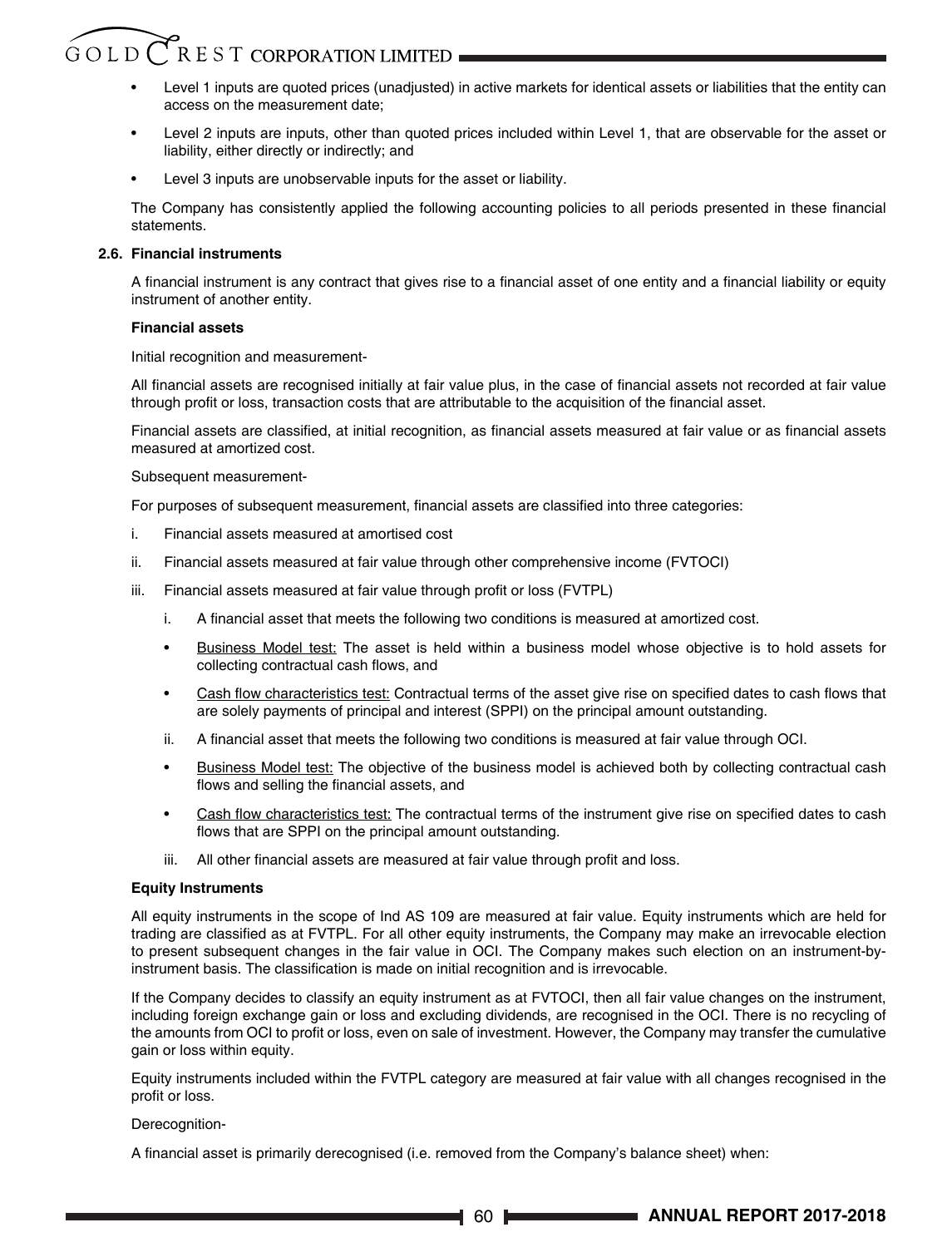- Level 1 inputs are quoted prices (unadjusted) in active markets for identical assets or liabilities that the entity can access on the measurement date;
- Level 2 inputs are inputs, other than quoted prices included within Level 1, that are observable for the asset or liability, either directly or indirectly; and
- Level 3 inputs are unobservable inputs for the asset or liability.

The Company has consistently applied the following accounting policies to all periods presented in these financial statements.

### 2.6. Financial instruments

A financial instrument is any contract that gives rise to a financial asset of one entity and a financial liability or equity instrument of another entity.

**Financial assets**

Initial recognition and measurement-

All financial assets are recognised initially at fair value plus, in the case of financial assets not recorded at fair value through profit or loss, transaction costs that are attributable to the acquisition of the financial asset.

Financial assets are classified, at initial recognition, as financial assets measured at fair value or as financial assets measured at amortized cost.

Subsequent measurement-

For purposes of subsequent measurement, financial assets are classified into three categories:

i. Financial assets measured at amortised cost

ii. Financial assets measured at fair value through other comprehensive income (FVTOCI)

iii. Financial assets measured at fair value through profit or loss (FVTPL)

   i. A financial asset that meets the following two conditions is measured at amortized cost.

   - Business Model test: The asset is held within a business model whose objective is to hold assets for collecting contractual cash flows, and
   - Cash flow characteristics test: Contractual terms of the asset give rise on specified dates to cash flows that are solely payments of principal and interest (SPPI) on the principal amount outstanding.

   ii. A financial asset that meets the following two conditions is measured at fair value through OCI.

   - Business Model test: The objective of the business model is achieved both by collecting contractual cash flows and selling the financial assets, and
   - Cash flow characteristics test: The contractual terms of the instrument give rise on specified dates to cash flows that are SPPI on the principal amount outstanding.

   iii. All other financial assets are measured at fair value through profit and loss.

**Equity Instruments**

All equity instruments in the scope of Ind AS 109 are measured at fair value. Equity instruments which are held for trading are classified as at FVTPL. For all other equity instruments, the Company may make an irrevocable election to present subsequent changes in the fair value in OCI. The Company makes such election on an instrument-by-instrument basis. The classification is made on initial recognition and is irrevocable.

If the Company decides to classify an equity instrument as at FVTOCI, then all fair value changes on the instrument, including foreign exchange gain or loss and excluding dividends, are recognised in the OCI. There is no recycling of the amounts from OCI to profit or loss, even on sale of investment. However, the Company may transfer the cumulative gain or loss within equity.

Equity instruments included within the FVTPL category are measured at fair value with all changes recognised in the profit or loss.

Derecognition-

A financial asset is primarily derecognised (i.e. removed from the Company's balance sheet) when: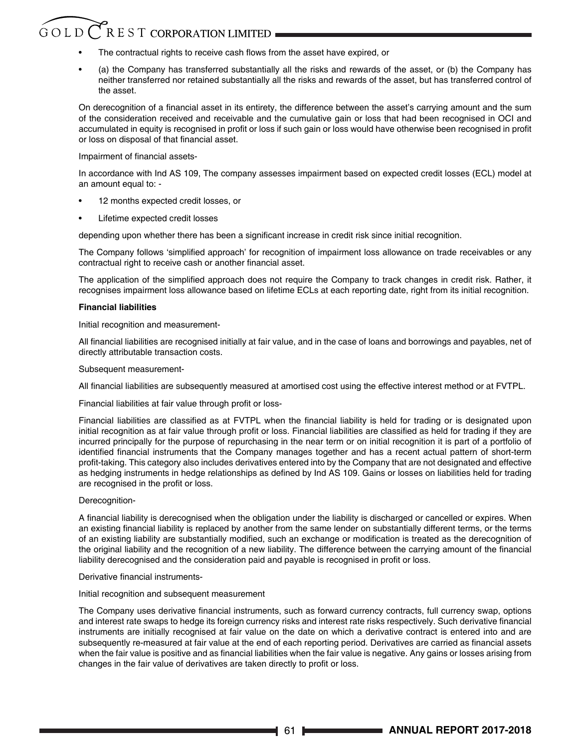- The contractual rights to receive cash flows from the asset have expired, or
- (a) the Company has transferred substantially all the risks and rewards of the asset, or (b) the Company has neither transferred nor retained substantially all the risks and rewards of the asset, but has transferred control of the asset.

On derecognition of a financial asset in its entirety, the difference between the asset's carrying amount and the sum of the consideration received and receivable and the cumulative gain or loss that had been recognised in OCI and accumulated in equity is recognised in profit or loss if such gain or loss would have otherwise been recognised in profit or loss on disposal of that financial asset.

Impairment of financial assets-

In accordance with Ind AS 109, The company assesses impairment based on expected credit losses (ECL) model at an amount equal to: -

- 12 months expected credit losses, or
- Lifetime expected credit losses

depending upon whether there has been a significant increase in credit risk since initial recognition.

The Company follows 'simplified approach' for recognition of impairment loss allowance on trade receivables or any contractual right to receive cash or another financial asset.

The application of the simplified approach does not require the Company to track changes in credit risk. Rather, it recognises impairment loss allowance based on lifetime ECLs at each reporting date, right from its initial recognition.

**Financial liabilities**

Initial recognition and measurement-

All financial liabilities are recognised initially at fair value, and in the case of loans and borrowings and payables, net of directly attributable transaction costs.

Subsequent measurement-

All financial liabilities are subsequently measured at amortised cost using the effective interest method or at FVTPL.

Financial liabilities at fair value through profit or loss-

Financial liabilities are classified as at FVTPL when the financial liability is held for trading or is designated upon initial recognition as at fair value through profit or loss. Financial liabilities are classified as held for trading if they are incurred principally for the purpose of repurchasing in the near term or on initial recognition it is part of a portfolio of identified financial instruments that the Company manages together and has a recent actual pattern of short-term profit-taking. This category also includes derivatives entered into by the Company that are not designated and effective as hedging instruments in hedge relationships as defined by Ind AS 109. Gains or losses on liabilities held for trading are recognised in the profit or loss.

Derecognition-

A financial liability is derecognised when the obligation under the liability is discharged or cancelled or expires. When an existing financial liability is replaced by another from the same lender on substantially different terms, or the terms of an existing liability are substantially modified, such an exchange or modification is treated as the derecognition of the original liability and the recognition of a new liability. The difference between the carrying amount of the financial liability derecognised and the consideration paid and payable is recognised in profit or loss.

Derivative financial instruments-

Initial recognition and subsequent measurement

The Company uses derivative financial instruments, such as forward currency contracts, full currency swap, options and interest rate swaps to hedge its foreign currency risks and interest rate risks respectively. Such derivative financial instruments are initially recognised at fair value on the date on which a derivative contract is entered into and are subsequently re-measured at fair value at the end of each reporting period. Derivatives are carried as financial assets when the fair value is positive and as financial liabilities when the fair value is negative. Any gains or losses arising from changes in the fair value of derivatives are taken directly to profit or loss.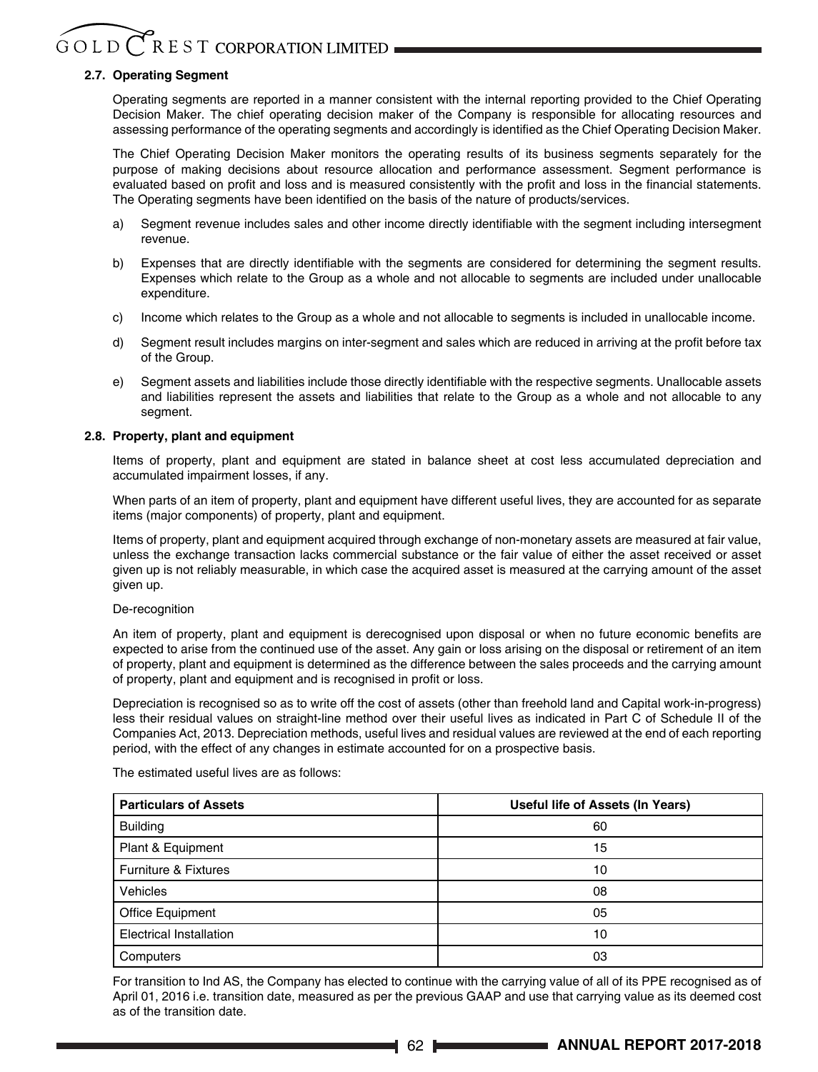### 2.7. Operating Segment

Operating segments are reported in a manner consistent with the internal reporting provided to the Chief Operating Decision Maker. The chief operating decision maker of the Company is responsible for allocating resources and assessing performance of the operating segments and accordingly is identified as the Chief Operating Decision Maker.

The Chief Operating Decision Maker monitors the operating results of its business segments separately for the purpose of making decisions about resource allocation and performance assessment. Segment performance is evaluated based on profit and loss and is measured consistently with the profit and loss in the financial statements. The Operating segments have been identified on the basis of the nature of products/services.

a) Segment revenue includes sales and other income directly identifiable with the segment including intersegment revenue.

b) Expenses that are directly identifiable with the segments are considered for determining the segment results. Expenses which relate to the Group as a whole and not allocable to segments are included under unallocable expenditure.

c) Income which relates to the Group as a whole and not allocable to segments is included in unallocable income.

d) Segment result includes margins on inter-segment and sales which are reduced in arriving at the profit before tax of the Group.

e) Segment assets and liabilities include those directly identifiable with the respective segments. Unallocable assets and liabilities represent the assets and liabilities that relate to the Group as a whole and not allocable to any segment.

### 2.8. Property, plant and equipment

Items of property, plant and equipment are stated in balance sheet at cost less accumulated depreciation and accumulated impairment losses, if any.

When parts of an item of property, plant and equipment have different useful lives, they are accounted for as separate items (major components) of property, plant and equipment.

Items of property, plant and equipment acquired through exchange of non-monetary assets are measured at fair value, unless the exchange transaction lacks commercial substance or the fair value of either the asset received or asset given up is not reliably measurable, in which case the acquired asset is measured at the carrying amount of the asset given up.

De-recognition

An item of property, plant and equipment is derecognised upon disposal or when no future economic benefits are expected to arise from the continued use of the asset. Any gain or loss arising on the disposal or retirement of an item of property, plant and equipment is determined as the difference between the sales proceeds and the carrying amount of property, plant and equipment and is recognised in profit or loss.

Depreciation is recognised so as to write off the cost of assets (other than freehold land and Capital work-in-progress) less their residual values on straight-line method over their useful lives as indicated in Part C of Schedule II of the Companies Act, 2013. Depreciation methods, useful lives and residual values are reviewed at the end of each reporting period, with the effect of any changes in estimate accounted for on a prospective basis.

The estimated useful lives are as follows:

| Particulars of Assets | Useful life of Assets (In Years) |
|---|---|
| Building | 60 |
| Plant & Equipment | 15 |
| Furniture & Fixtures | 10 |
| Vehicles | 08 |
| Office Equipment | 05 |
| Electrical Installation | 10 |
| Computers | 03 |

For transition to Ind AS, the Company has elected to continue with the carrying value of all of its PPE recognised as of April 01, 2016 i.e. transition date, measured as per the previous GAAP and use that carrying value as its deemed cost as of the transition date.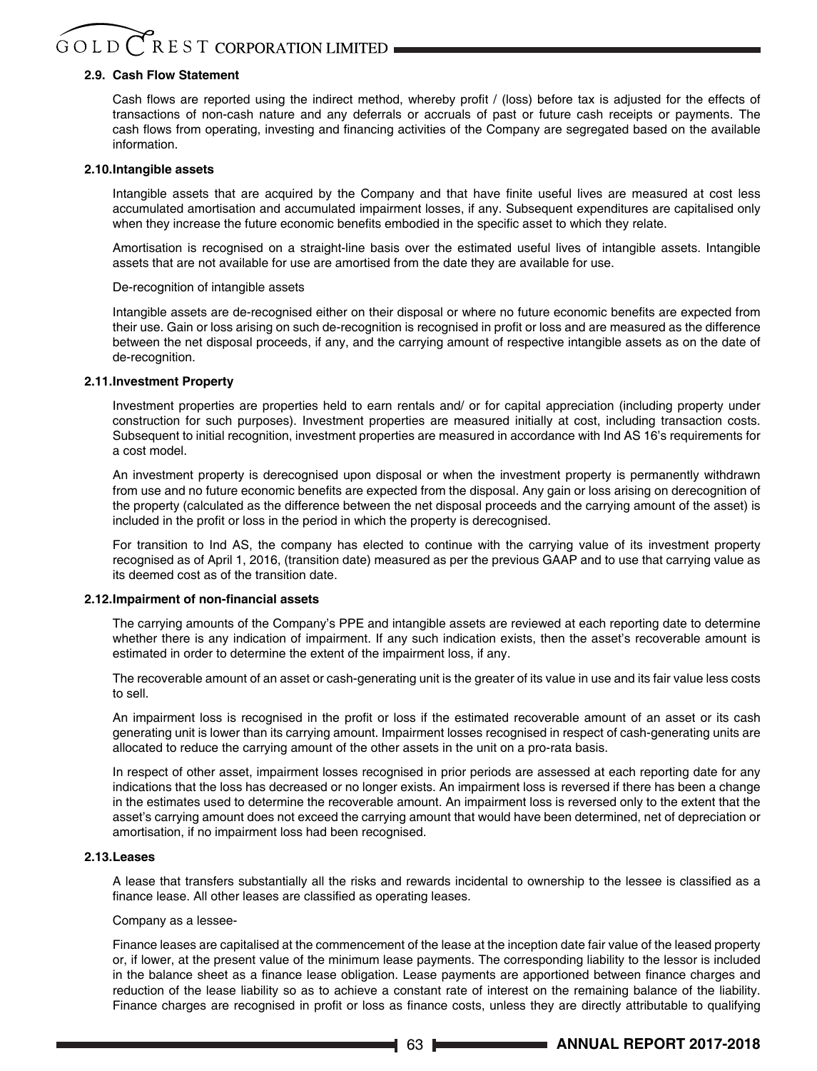#### 2.9. Cash Flow Statement

Cash flows are reported using the indirect method, whereby profit / (loss) before tax is adjusted for the effects of transactions of non-cash nature and any deferrals or accruals of past or future cash receipts or payments. The cash flows from operating, investing and financing activities of the Company are segregated based on the available information.

#### 2.10. Intangible assets

Intangible assets that are acquired by the Company and that have finite useful lives are measured at cost less accumulated amortisation and accumulated impairment losses, if any. Subsequent expenditures are capitalised only when they increase the future economic benefits embodied in the specific asset to which they relate.

Amortisation is recognised on a straight-line basis over the estimated useful lives of intangible assets. Intangible assets that are not available for use are amortised from the date they are available for use.

De-recognition of intangible assets

Intangible assets are de-recognised either on their disposal or where no future economic benefits are expected from their use. Gain or loss arising on such de-recognition is recognised in profit or loss and are measured as the difference between the net disposal proceeds, if any, and the carrying amount of respective intangible assets as on the date of de-recognition.

#### 2.11. Investment Property

Investment properties are properties held to earn rentals and/ or for capital appreciation (including property under construction for such purposes). Investment properties are measured initially at cost, including transaction costs. Subsequent to initial recognition, investment properties are measured in accordance with Ind AS 16's requirements for a cost model.

An investment property is derecognised upon disposal or when the investment property is permanently withdrawn from use and no future economic benefits are expected from the disposal. Any gain or loss arising on derecognition of the property (calculated as the difference between the net disposal proceeds and the carrying amount of the asset) is included in the profit or loss in the period in which the property is derecognised.

For transition to Ind AS, the company has elected to continue with the carrying value of its investment property recognised as of April 1, 2016, (transition date) measured as per the previous GAAP and to use that carrying value as its deemed cost as of the transition date.

#### 2.12. Impairment of non-financial assets

The carrying amounts of the Company's PPE and intangible assets are reviewed at each reporting date to determine whether there is any indication of impairment. If any such indication exists, then the asset's recoverable amount is estimated in order to determine the extent of the impairment loss, if any.

The recoverable amount of an asset or cash-generating unit is the greater of its value in use and its fair value less costs to sell.

An impairment loss is recognised in the profit or loss if the estimated recoverable amount of an asset or its cash generating unit is lower than its carrying amount. Impairment losses recognised in respect of cash-generating units are allocated to reduce the carrying amount of the other assets in the unit on a pro-rata basis.

In respect of other asset, impairment losses recognised in prior periods are assessed at each reporting date for any indications that the loss has decreased or no longer exists. An impairment loss is reversed if there has been a change in the estimates used to determine the recoverable amount. An impairment loss is reversed only to the extent that the asset's carrying amount does not exceed the carrying amount that would have been determined, net of depreciation or amortisation, if no impairment loss had been recognised.

#### 2.13. Leases

A lease that transfers substantially all the risks and rewards incidental to ownership to the lessee is classified as a finance lease. All other leases are classified as operating leases.

Company as a lessee-

Finance leases are capitalised at the commencement of the lease at the inception date fair value of the leased property or, if lower, at the present value of the minimum lease payments. The corresponding liability to the lessor is included in the balance sheet as a finance lease obligation. Lease payments are apportioned between finance charges and reduction of the lease liability so as to achieve a constant rate of interest on the remaining balance of the liability. Finance charges are recognised in profit or loss as finance costs, unless they are directly attributable to qualifying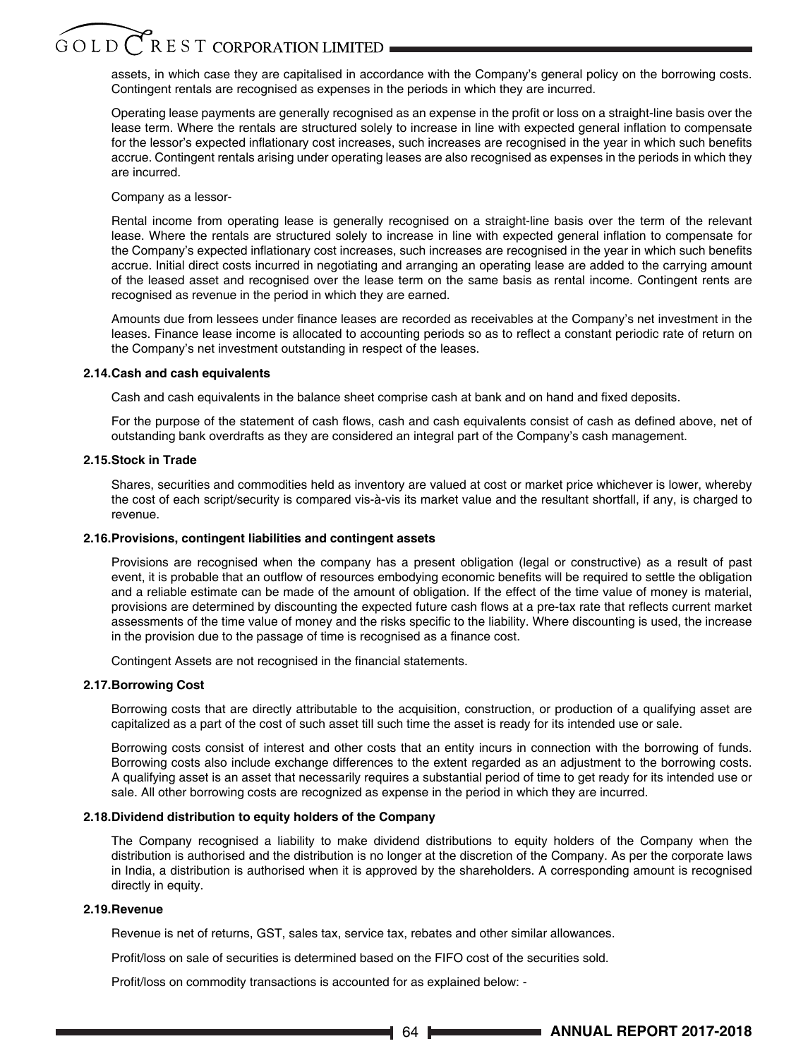assets, in which case they are capitalised in accordance with the Company's general policy on the borrowing costs. Contingent rentals are recognised as expenses in the periods in which they are incurred.

Operating lease payments are generally recognised as an expense in the profit or loss on a straight-line basis over the lease term. Where the rentals are structured solely to increase in line with expected general inflation to compensate for the lessor's expected inflationary cost increases, such increases are recognised in the year in which such benefits accrue. Contingent rentals arising under operating leases are also recognised as expenses in the periods in which they are incurred.

Company as a lessor-

Rental income from operating lease is generally recognised on a straight-line basis over the term of the relevant lease. Where the rentals are structured solely to increase in line with expected general inflation to compensate for the Company's expected inflationary cost increases, such increases are recognised in the year in which such benefits accrue. Initial direct costs incurred in negotiating and arranging an operating lease are added to the carrying amount of the leased asset and recognised over the lease term on the same basis as rental income. Contingent rents are recognised as revenue in the period in which they are earned.

Amounts due from lessees under finance leases are recorded as receivables at the Company's net investment in the leases. Finance lease income is allocated to accounting periods so as to reflect a constant periodic rate of return on the Company's net investment outstanding in respect of the leases.

### 2.14. Cash and cash equivalents

Cash and cash equivalents in the balance sheet comprise cash at bank and on hand and fixed deposits.

For the purpose of the statement of cash flows, cash and cash equivalents consist of cash as defined above, net of outstanding bank overdrafts as they are considered an integral part of the Company's cash management.

### 2.15. Stock in Trade

Shares, securities and commodities held as inventory are valued at cost or market price whichever is lower, whereby the cost of each script/security is compared vis-à-vis its market value and the resultant shortfall, if any, is charged to revenue.

### 2.16. Provisions, contingent liabilities and contingent assets

Provisions are recognised when the company has a present obligation (legal or constructive) as a result of past event, it is probable that an outflow of resources embodying economic benefits will be required to settle the obligation and a reliable estimate can be made of the amount of obligation. If the effect of the time value of money is material, provisions are determined by discounting the expected future cash flows at a pre-tax rate that reflects current market assessments of the time value of money and the risks specific to the liability. Where discounting is used, the increase in the provision due to the passage of time is recognised as a finance cost.

Contingent Assets are not recognised in the financial statements.

### 2.17. Borrowing Cost

Borrowing costs that are directly attributable to the acquisition, construction, or production of a qualifying asset are capitalized as a part of the cost of such asset till such time the asset is ready for its intended use or sale.

Borrowing costs consist of interest and other costs that an entity incurs in connection with the borrowing of funds. Borrowing costs also include exchange differences to the extent regarded as an adjustment to the borrowing costs. A qualifying asset is an asset that necessarily requires a substantial period of time to get ready for its intended use or sale. All other borrowing costs are recognized as expense in the period in which they are incurred.

### 2.18. Dividend distribution to equity holders of the Company

The Company recognised a liability to make dividend distributions to equity holders of the Company when the distribution is authorised and the distribution is no longer at the discretion of the Company. As per the corporate laws in India, a distribution is authorised when it is approved by the shareholders. A corresponding amount is recognised directly in equity.

### 2.19. Revenue

Revenue is net of returns, GST, sales tax, service tax, rebates and other similar allowances.

Profit/loss on sale of securities is determined based on the FIFO cost of the securities sold.

Profit/loss on commodity transactions is accounted for as explained below: -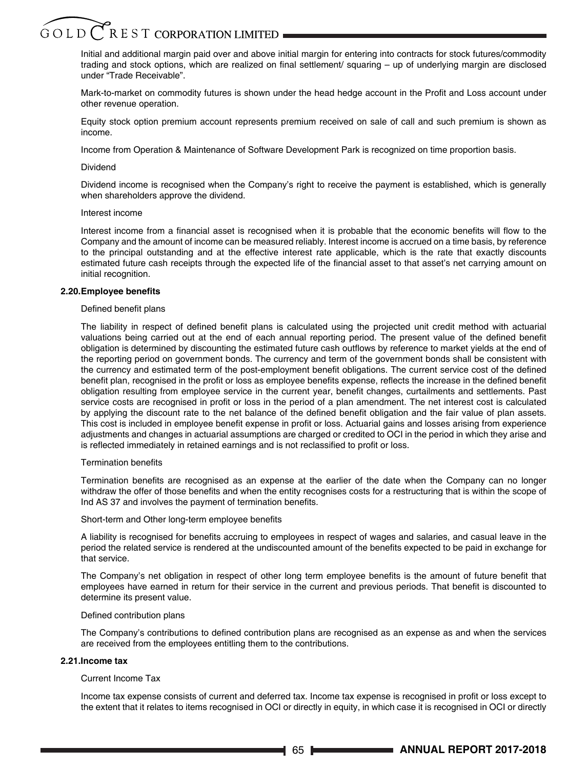Initial and additional margin paid over and above initial margin for entering into contracts for stock futures/commodity trading and stock options, which are realized on final settlement/ squaring – up of underlying margin are disclosed under "Trade Receivable".

Mark-to-market on commodity futures is shown under the head hedge account in the Profit and Loss account under other revenue operation.

Equity stock option premium account represents premium received on sale of call and such premium is shown as income.

Income from Operation & Maintenance of Software Development Park is recognized on time proportion basis.

Dividend

Dividend income is recognised when the Company's right to receive the payment is established, which is generally when shareholders approve the dividend.

Interest income

Interest income from a financial asset is recognised when it is probable that the economic benefits will flow to the Company and the amount of income can be measured reliably. Interest income is accrued on a time basis, by reference to the principal outstanding and at the effective interest rate applicable, which is the rate that exactly discounts estimated future cash receipts through the expected life of the financial asset to that asset's net carrying amount on initial recognition.

**2.20.Employee benefits**

Defined benefit plans

The liability in respect of defined benefit plans is calculated using the projected unit credit method with actuarial valuations being carried out at the end of each annual reporting period. The present value of the defined benefit obligation is determined by discounting the estimated future cash outflows by reference to market yields at the end of the reporting period on government bonds. The currency and term of the government bonds shall be consistent with the currency and estimated term of the post-employment benefit obligations. The current service cost of the defined benefit plan, recognised in the profit or loss as employee benefits expense, reflects the increase in the defined benefit obligation resulting from employee service in the current year, benefit changes, curtailments and settlements. Past service costs are recognised in profit or loss in the period of a plan amendment. The net interest cost is calculated by applying the discount rate to the net balance of the defined benefit obligation and the fair value of plan assets. This cost is included in employee benefit expense in profit or loss. Actuarial gains and losses arising from experience adjustments and changes in actuarial assumptions are charged or credited to OCI in the period in which they arise and is reflected immediately in retained earnings and is not reclassified to profit or loss.

Termination benefits

Termination benefits are recognised as an expense at the earlier of the date when the Company can no longer withdraw the offer of those benefits and when the entity recognises costs for a restructuring that is within the scope of Ind AS 37 and involves the payment of termination benefits.

Short-term and Other long-term employee benefits

A liability is recognised for benefits accruing to employees in respect of wages and salaries, and casual leave in the period the related service is rendered at the undiscounted amount of the benefits expected to be paid in exchange for that service.

The Company's net obligation in respect of other long term employee benefits is the amount of future benefit that employees have earned in return for their service in the current and previous periods. That benefit is discounted to determine its present value.

Defined contribution plans

The Company's contributions to defined contribution plans are recognised as an expense as and when the services are received from the employees entitling them to the contributions.

**2.21.Income tax**

Current Income Tax

Income tax expense consists of current and deferred tax. Income tax expense is recognised in profit or loss except to the extent that it relates to items recognised in OCI or directly in equity, in which case it is recognised in OCI or directly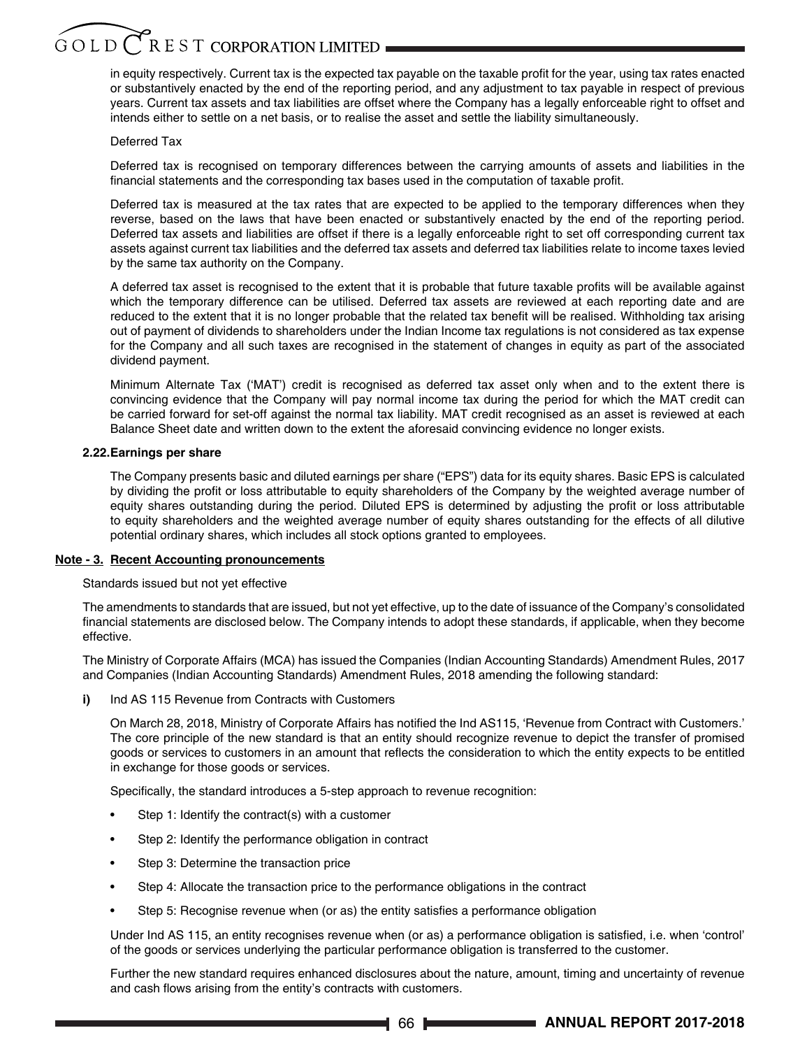in equity respectively. Current tax is the expected tax payable on the taxable profit for the year, using tax rates enacted or substantively enacted by the end of the reporting period, and any adjustment to tax payable in respect of previous years. Current tax assets and tax liabilities are offset where the Company has a legally enforceable right to offset and intends either to settle on a net basis, or to realise the asset and settle the liability simultaneously.

Deferred Tax

Deferred tax is recognised on temporary differences between the carrying amounts of assets and liabilities in the financial statements and the corresponding tax bases used in the computation of taxable profit.

Deferred tax is measured at the tax rates that are expected to be applied to the temporary differences when they reverse, based on the laws that have been enacted or substantively enacted by the end of the reporting period. Deferred tax assets and liabilities are offset if there is a legally enforceable right to set off corresponding current tax assets against current tax liabilities and the deferred tax assets and deferred tax liabilities relate to income taxes levied by the same tax authority on the Company.

A deferred tax asset is recognised to the extent that it is probable that future taxable profits will be available against which the temporary difference can be utilised. Deferred tax assets are reviewed at each reporting date and are reduced to the extent that it is no longer probable that the related tax benefit will be realised. Withholding tax arising out of payment of dividends to shareholders under the Indian Income tax regulations is not considered as tax expense for the Company and all such taxes are recognised in the statement of changes in equity as part of the associated dividend payment.

Minimum Alternate Tax ('MAT') credit is recognised as deferred tax asset only when and to the extent there is convincing evidence that the Company will pay normal income tax during the period for which the MAT credit can be carried forward for set-off against the normal tax liability. MAT credit recognised as an asset is reviewed at each Balance Sheet date and written down to the extent the aforesaid convincing evidence no longer exists.

**2.22. Earnings per share**

The Company presents basic and diluted earnings per share ("EPS") data for its equity shares. Basic EPS is calculated by dividing the profit or loss attributable to equity shareholders of the Company by the weighted average number of equity shares outstanding during the period. Diluted EPS is determined by adjusting the profit or loss attributable to equity shareholders and the weighted average number of equity shares outstanding for the effects of all dilutive potential ordinary shares, which includes all stock options granted to employees.

## Note - 3. Recent Accounting pronouncements

Standards issued but not yet effective

The amendments to standards that are issued, but not yet effective, up to the date of issuance of the Company's consolidated financial statements are disclosed below. The Company intends to adopt these standards, if applicable, when they become effective.

The Ministry of Corporate Affairs (MCA) has issued the Companies (Indian Accounting Standards) Amendment Rules, 2017 and Companies (Indian Accounting Standards) Amendment Rules, 2018 amending the following standard:

**i)** Ind AS 115 Revenue from Contracts with Customers

On March 28, 2018, Ministry of Corporate Affairs has notified the Ind AS115, 'Revenue from Contract with Customers.' The core principle of the new standard is that an entity should recognize revenue to depict the transfer of promised goods or services to customers in an amount that reflects the consideration to which the entity expects to be entitled in exchange for those goods or services.

Specifically, the standard introduces a 5-step approach to revenue recognition:

- Step 1: Identify the contract(s) with a customer
- Step 2: Identify the performance obligation in contract
- Step 3: Determine the transaction price
- Step 4: Allocate the transaction price to the performance obligations in the contract
- Step 5: Recognise revenue when (or as) the entity satisfies a performance obligation

Under Ind AS 115, an entity recognises revenue when (or as) a performance obligation is satisfied, i.e. when 'control' of the goods or services underlying the particular performance obligation is transferred to the customer.

Further the new standard requires enhanced disclosures about the nature, amount, timing and uncertainty of revenue and cash flows arising from the entity's contracts with customers.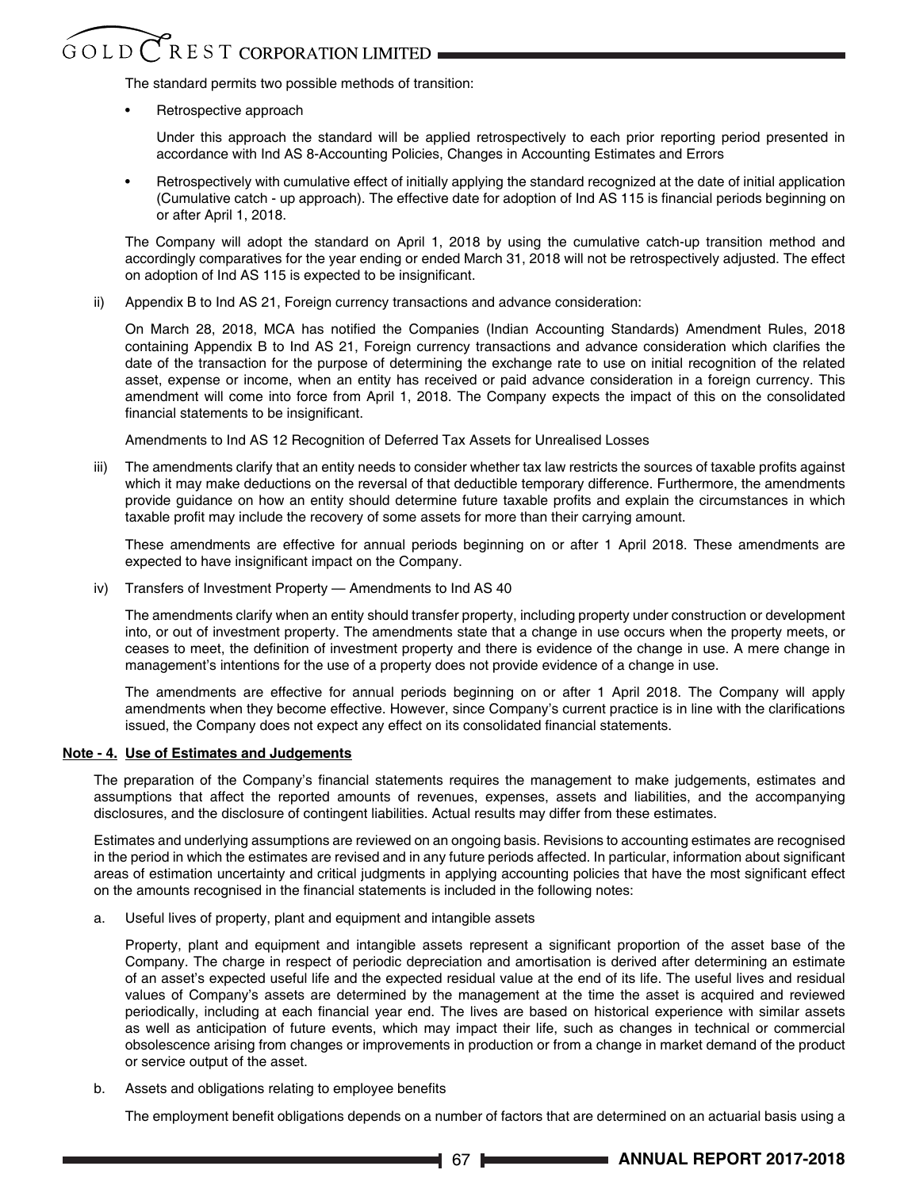The standard permits two possible methods of transition:

- Retrospective approach

  Under this approach the standard will be applied retrospectively to each prior reporting period presented in accordance with Ind AS 8-Accounting Policies, Changes in Accounting Estimates and Errors

- Retrospectively with cumulative effect of initially applying the standard recognized at the date of initial application (Cumulative catch - up approach). The effective date for adoption of Ind AS 115 is financial periods beginning on or after April 1, 2018.

The Company will adopt the standard on April 1, 2018 by using the cumulative catch-up transition method and accordingly comparatives for the year ending or ended March 31, 2018 will not be retrospectively adjusted. The effect on adoption of Ind AS 115 is expected to be insignificant.

ii) Appendix B to Ind AS 21, Foreign currency transactions and advance consideration:

On March 28, 2018, MCA has notified the Companies (Indian Accounting Standards) Amendment Rules, 2018 containing Appendix B to Ind AS 21, Foreign currency transactions and advance consideration which clarifies the date of the transaction for the purpose of determining the exchange rate to use on initial recognition of the related asset, expense or income, when an entity has received or paid advance consideration in a foreign currency. This amendment will come into force from April 1, 2018. The Company expects the impact of this on the consolidated financial statements to be insignificant.

Amendments to Ind AS 12 Recognition of Deferred Tax Assets for Unrealised Losses

iii) The amendments clarify that an entity needs to consider whether tax law restricts the sources of taxable profits against which it may make deductions on the reversal of that deductible temporary difference. Furthermore, the amendments provide guidance on how an entity should determine future taxable profits and explain the circumstances in which taxable profit may include the recovery of some assets for more than their carrying amount.

These amendments are effective for annual periods beginning on or after 1 April 2018. These amendments are expected to have insignificant impact on the Company.

iv) Transfers of Investment Property — Amendments to Ind AS 40

The amendments clarify when an entity should transfer property, including property under construction or development into, or out of investment property. The amendments state that a change in use occurs when the property meets, or ceases to meet, the definition of investment property and there is evidence of the change in use. A mere change in management's intentions for the use of a property does not provide evidence of a change in use.

The amendments are effective for annual periods beginning on or after 1 April 2018. The Company will apply amendments when they become effective. However, since Company's current practice is in line with the clarifications issued, the Company does not expect any effect on its consolidated financial statements.

**Note - 4. Use of Estimates and Judgements**

The preparation of the Company's financial statements requires the management to make judgements, estimates and assumptions that affect the reported amounts of revenues, expenses, assets and liabilities, and the accompanying disclosures, and the disclosure of contingent liabilities. Actual results may differ from these estimates.

Estimates and underlying assumptions are reviewed on an ongoing basis. Revisions to accounting estimates are recognised in the period in which the estimates are revised and in any future periods affected. In particular, information about significant areas of estimation uncertainty and critical judgments in applying accounting policies that have the most significant effect on the amounts recognised in the financial statements is included in the following notes:

a. Useful lives of property, plant and equipment and intangible assets

Property, plant and equipment and intangible assets represent a significant proportion of the asset base of the Company. The charge in respect of periodic depreciation and amortisation is derived after determining an estimate of an asset's expected useful life and the expected residual value at the end of its life. The useful lives and residual values of Company's assets are determined by the management at the time the asset is acquired and reviewed periodically, including at each financial year end. The lives are based on historical experience with similar assets as well as anticipation of future events, which may impact their life, such as changes in technical or commercial obsolescence arising from changes or improvements in production or from a change in market demand of the product or service output of the asset.

b. Assets and obligations relating to employee benefits

The employment benefit obligations depends on a number of factors that are determined on an actuarial basis using a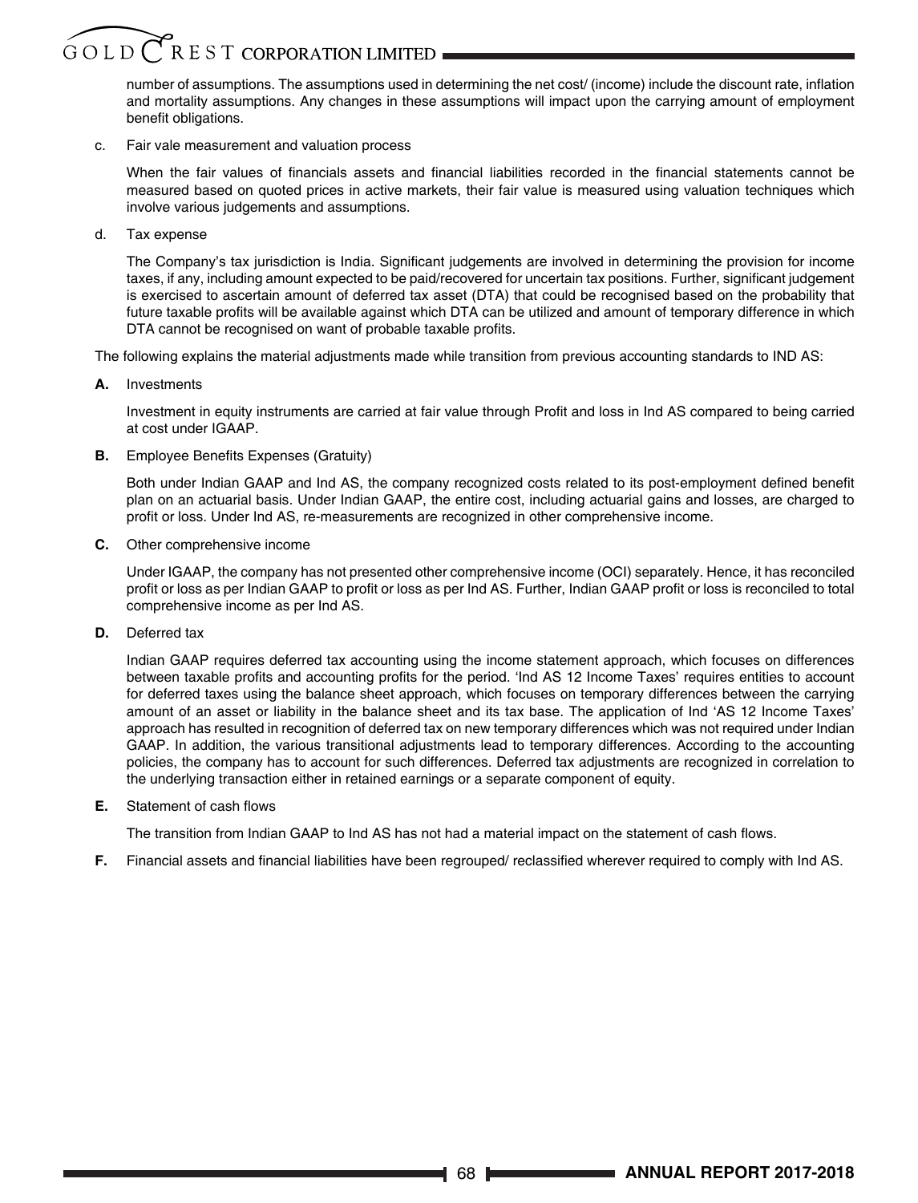number of assumptions. The assumptions used in determining the net cost/ (income) include the discount rate, inflation and mortality assumptions. Any changes in these assumptions will impact upon the carrying amount of employment benefit obligations.

c. Fair vale measurement and valuation process

When the fair values of financials assets and financial liabilities recorded in the financial statements cannot be measured based on quoted prices in active markets, their fair value is measured using valuation techniques which involve various judgements and assumptions.

d. Tax expense

The Company's tax jurisdiction is India. Significant judgements are involved in determining the provision for income taxes, if any, including amount expected to be paid/recovered for uncertain tax positions. Further, significant judgement is exercised to ascertain amount of deferred tax asset (DTA) that could be recognised based on the probability that future taxable profits will be available against which DTA can be utilized and amount of temporary difference in which DTA cannot be recognised on want of probable taxable profits.

The following explains the material adjustments made while transition from previous accounting standards to IND AS:

**A.** Investments

Investment in equity instruments are carried at fair value through Profit and loss in Ind AS compared to being carried at cost under IGAAP.

**B.** Employee Benefits Expenses (Gratuity)

Both under Indian GAAP and Ind AS, the company recognized costs related to its post-employment defined benefit plan on an actuarial basis. Under Indian GAAP, the entire cost, including actuarial gains and losses, are charged to profit or loss. Under Ind AS, re-measurements are recognized in other comprehensive income.

**C.** Other comprehensive income

Under IGAAP, the company has not presented other comprehensive income (OCI) separately. Hence, it has reconciled profit or loss as per Indian GAAP to profit or loss as per Ind AS. Further, Indian GAAP profit or loss is reconciled to total comprehensive income as per Ind AS.

**D.** Deferred tax

Indian GAAP requires deferred tax accounting using the income statement approach, which focuses on differences between taxable profits and accounting profits for the period. 'Ind AS 12 Income Taxes' requires entities to account for deferred taxes using the balance sheet approach, which focuses on temporary differences between the carrying amount of an asset or liability in the balance sheet and its tax base. The application of Ind 'AS 12 Income Taxes' approach has resulted in recognition of deferred tax on new temporary differences which was not required under Indian GAAP. In addition, the various transitional adjustments lead to temporary differences. According to the accounting policies, the company has to account for such differences. Deferred tax adjustments are recognized in correlation to the underlying transaction either in retained earnings or a separate component of equity.

**E.** Statement of cash flows

The transition from Indian GAAP to Ind AS has not had a material impact on the statement of cash flows.

**F.** Financial assets and financial liabilities have been regrouped/ reclassified wherever required to comply with Ind AS.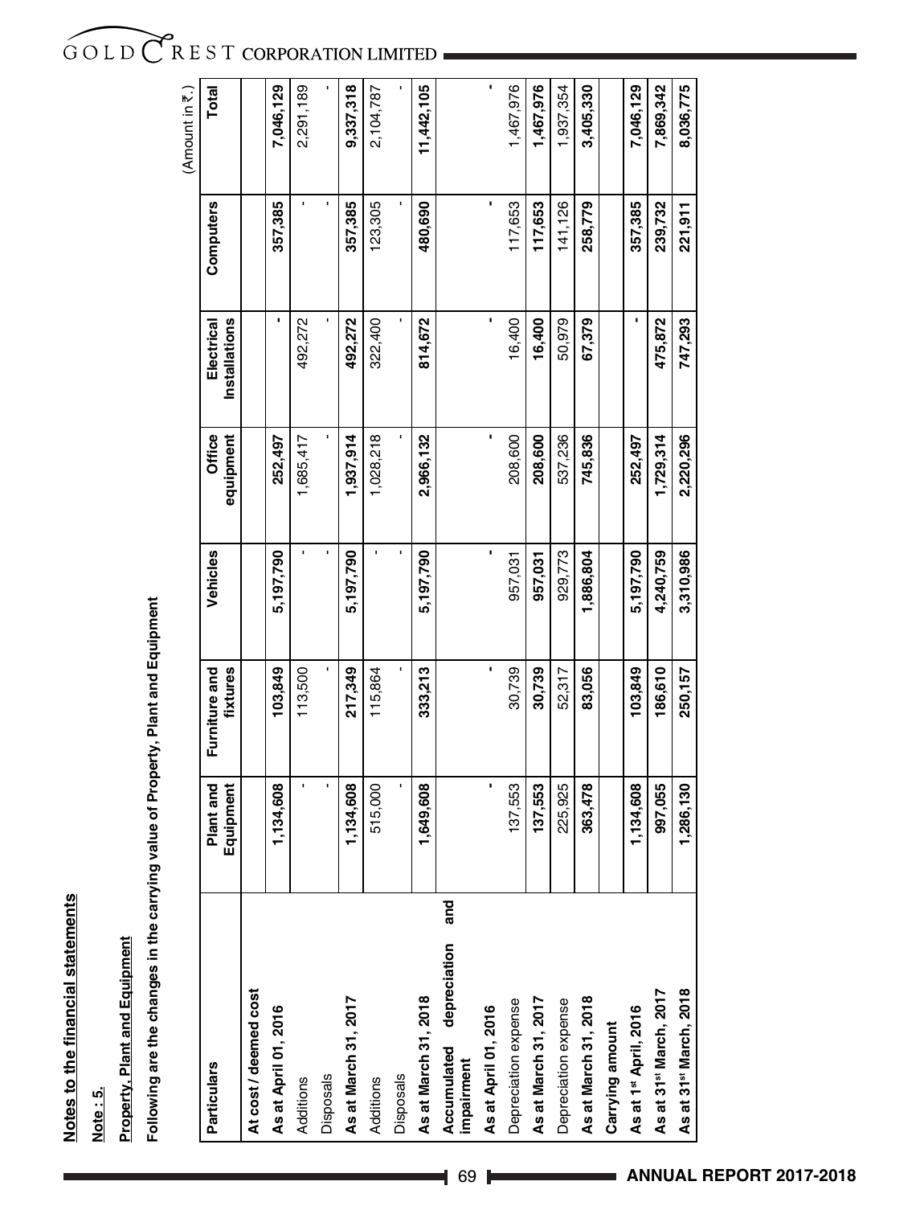**Notes to the financial statements**

**Note : 5.**

**Property, Plant and Equipment**

**Following are the changes in the carrying value of Property, Plant and Equipment**

(Amount in ₹.)

| Particulars | Plant and Equipment | Furniture and fixtures | Vehicles | Office equipment | Electrical Installations | Computers | Total |
|---|---|---|---|---|---|---|---|
| **At cost / deemed cost** | | | | | | | |
| **As at April 01, 2016** | **1,134,608** | **103,849** | **5,197,790** | **252,497** | **-** | **357,385** | **7,046,129** |
| Additions | - | 113,500 | - | 1,685,417 | 492,272 | - | 2,291,189 |
| Disposals | - | - | - | - | - | - | - |
| **As at March 31, 2017** | **1,134,608** | **217,349** | **5,197,790** | **1,937,914** | **492,272** | **357,385** | **9,337,318** |
| Additions | 515,000 | 115,864 | - | 1,028,218 | 322,400 | 123,305 | 2,104,787 |
| Disposals | - | - | - | - | - | - | - |
| **As at March 31, 2018** | **1,649,608** | **333,213** | **5,197,790** | **2,966,132** | **814,672** | **480,690** | **11,442,105** |
| **Accumulated depreciation and impairment** | | | | | | | |
| **As at April 01, 2016** | **-** | **-** | **-** | **-** | **-** | **-** | **-** |
| Depreciation expense | 137,553 | 30,739 | 957,031 | 208,600 | 16,400 | 117,653 | 1,467,976 |
| **As at March 31, 2017** | **137,553** | **30,739** | **957,031** | **208,600** | **16,400** | **117,653** | **1,467,976** |
| Depreciation expense | 225,925 | 52,317 | 929,773 | 537,236 | 50,979 | 141,126 | 1,937,354 |
| **As at March 31, 2018** | **363,478** | **83,056** | **1,886,804** | **745,836** | **67,379** | **258,779** | **3,405,330** |
| **Carrying amount** | | | | | | | |
| **As at 1st April, 2016** | **1,134,608** | **103,849** | **5,197,790** | **252,497** | **-** | **357,385** | **7,046,129** |
| **As at 31st March, 2017** | **997,055** | **186,610** | **4,240,759** | **1,729,314** | **475,872** | **239,732** | **7,869,342** |
| **As at 31st March, 2018** | **1,286,130** | **250,157** | **3,310,986** | **2,220,296** | **747,293** | **221,911** | **8,036,775** |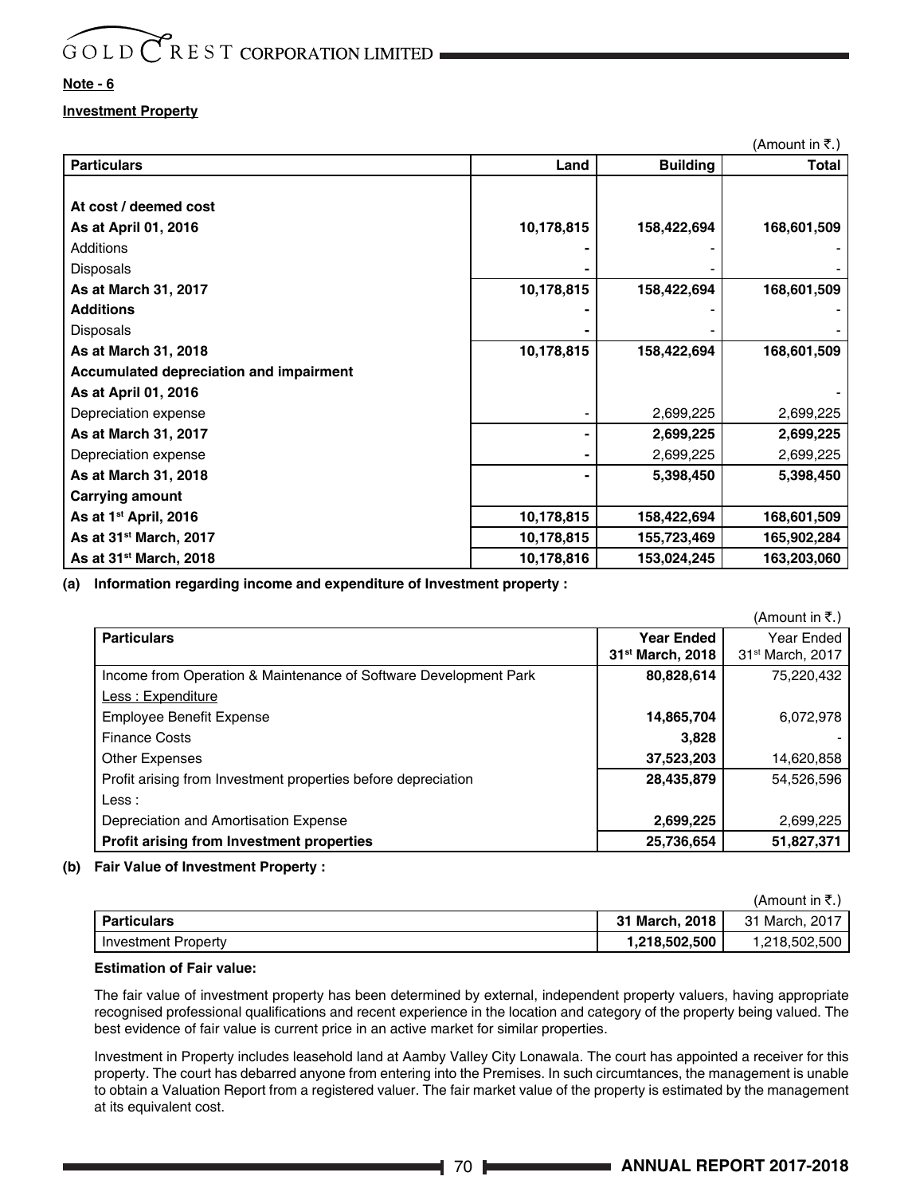**Note - 6**

**Investment Property**

(Amount in ₹.)

| Particulars | Land | Building | Total |
|---|---|---|---|
| **At cost / deemed cost** | | | |
| **As at April 01, 2016** | **10,178,815** | **158,422,694** | **168,601,509** |
| Additions | - | - | - |
| Disposals | - | - | - |
| **As at March 31, 2017** | **10,178,815** | **158,422,694** | **168,601,509** |
| **Additions** | - | - | - |
| Disposals | - | - | - |
| **As at March 31, 2018** | **10,178,815** | **158,422,694** | **168,601,509** |
| **Accumulated depreciation and impairment** | | | |
| **As at April 01, 2016** | | | - |
| Depreciation expense | - | 2,699,225 | 2,699,225 |
| **As at March 31, 2017** | - | **2,699,225** | **2,699,225** |
| Depreciation expense | - | 2,699,225 | 2,699,225 |
| **As at March 31, 2018** | - | **5,398,450** | **5,398,450** |
| **Carrying amount** | | | |
| **As at 1st April, 2016** | **10,178,815** | **158,422,694** | **168,601,509** |
| **As at 31st March, 2017** | **10,178,815** | **155,723,469** | **165,902,284** |
| **As at 31st March, 2018** | **10,178,816** | **153,024,245** | **163,203,060** |

**(a) Information regarding income and expenditure of Investment property :**

(Amount in ₹.)

| Particulars | Year Ended 31st March, 2018 | Year Ended 31st March, 2017 |
|---|---|---|
| Income from Operation & Maintenance of Software Development Park | **80,828,614** | 75,220,432 |
| Less : Expenditure | | |
| Employee Benefit Expense | **14,865,704** | 6,072,978 |
| Finance Costs | **3,828** | - |
| Other Expenses | **37,523,203** | 14,620,858 |
| Profit arising from Investment properties before depreciation | **28,435,879** | 54,526,596 |
| Less : | | |
| Depreciation and Amortisation Expense | **2,699,225** | 2,699,225 |
| **Profit arising from Investment properties** | **25,736,654** | **51,827,371** |

**(b) Fair Value of Investment Property :**

(Amount in ₹.)

| Particulars | 31 March, 2018 | 31 March, 2017 |
|---|---|---|
| Investment Property | **1,218,502,500** | 1,218,502,500 |

**Estimation of Fair value:**

The fair value of investment property has been determined by external, independent property valuers, having appropriate recognised professional qualifications and recent experience in the location and category of the property being valued. The best evidence of fair value is current price in an active market for similar properties.

Investment in Property includes leasehold land at Aamby Valley City Lonawala. The court has appointed a receiver for this property. The court has debarred anyone from entering into the Premises. In such circumtances, the management is unable to obtain a Valuation Report from a registered valuer. The fair market value of the property is estimated by the management at its equivalent cost.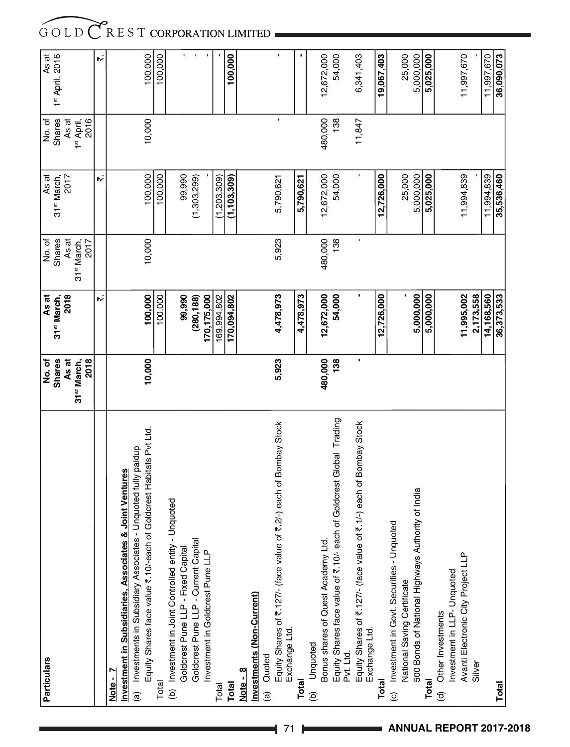| Particulars | No. of Shares As at 31st March, 2018 | As at 31st March, 2018 | No. of Shares As at 31st March, 2017 | As at 31st March, 2017 | No. of Shares As at 1st April, 2016 | As at 1st April, 2016 |
|---|---|---|---|---|---|---|
| | | ₹. | | ₹. | | ₹. |
| **Note - 7** | | | | | | |
| **Investment in Subsidiaries, Associates & Joint Ventures** | | | | | | |
| (a) Investments in Subsidiary Associates - Unquoted fully paidup | | | | | | |
| Equity Shares face value ₹.10/-each of Goldcrest Habitats Pvt Ltd. | **10,000** | **100,000** | 10,000 | 100,000 | 10,000 | 100,000 |
| Total | | 100,000 | | 100,000 | | 100,000 |
| (b) Investment in Joint Controlled entity - Unquoted | | | | | | |
| Goldcrest Pune LLP - Fixed Capital | | **99,990** | | 99,990 | | - |
| Goldcrest Pune LLP - Current Capital | | **(280,188)** | | (1,303,299) | | - |
| Investment in Goldcrest Pune LLP | | **170,175,000** | | - | | - |
| Total | | 169,994,802 | | (1,203,309) | | - |
| **Total** | | **170,094,802** | | **(1,103,309)** | | **100,000** |
| **Note - 8** | | | | | | |
| **Investments (Non-Current)** | | | | | | |
| (a) Quoted | | | | | | |
| Equity Shares of ₹.127/- (face value of ₹.2/-) each of Bombay Stock Exchange Ltd. | **5,923** | **4,478,973** | 5,923 | 5,790,621 | - | - |
| **Total** | | **4,478,973** | | **5,790,621** | | **-** |
| (b) Unquoted | | | | | | |
| Bonus shares of Quest Academy Ltd. | **480,000** | **12,672,000** | 480,000 | 12,672,000 | 480,000 | 12,672,000 |
| Equity Shares face value of ₹.10/- each of Goldcrest Global Trading Pvt. Ltd. | **138** | **54,000** | 138 | 54,000 | 138 | 54,000 |
| Equity Shares of ₹.127/- (face value of ₹.1/-) each of Bombay Stock Exchange Ltd. | **-** | **-** | - | - | 11,847 | 6,341,403 |
| **Total** | | **12,726,000** | | **12,726,000** | | **19,067,403** |
| (c) Investment in Govt. Securities - Unquoted | | | | | | |
| National Saving Certificate | | **-** | | 25,000 | | 25,000 |
| 500 Bonds of National Highways Authority of India | | **5,000,000** | | 5,000,000 | | 5,000,000 |
| **Total** | | **5,000,000** | | **5,025,000** | | **5,025,000** |
| (d) Other Investments | | | | | | |
| Investment in LLP- Unquoted | | | | | | |
| Avanti Electronic City Project LLP | | **11,995,002** | | 11,994,839 | | 11,997,670 |
| Silver | | **2,173,558** | | - | | - |
| | | **14,168,560** | | 11,994,839 | | 11,997,670 |
| **Total** | | **36,373,533** | | **35,536,460** | | **36,090,073** |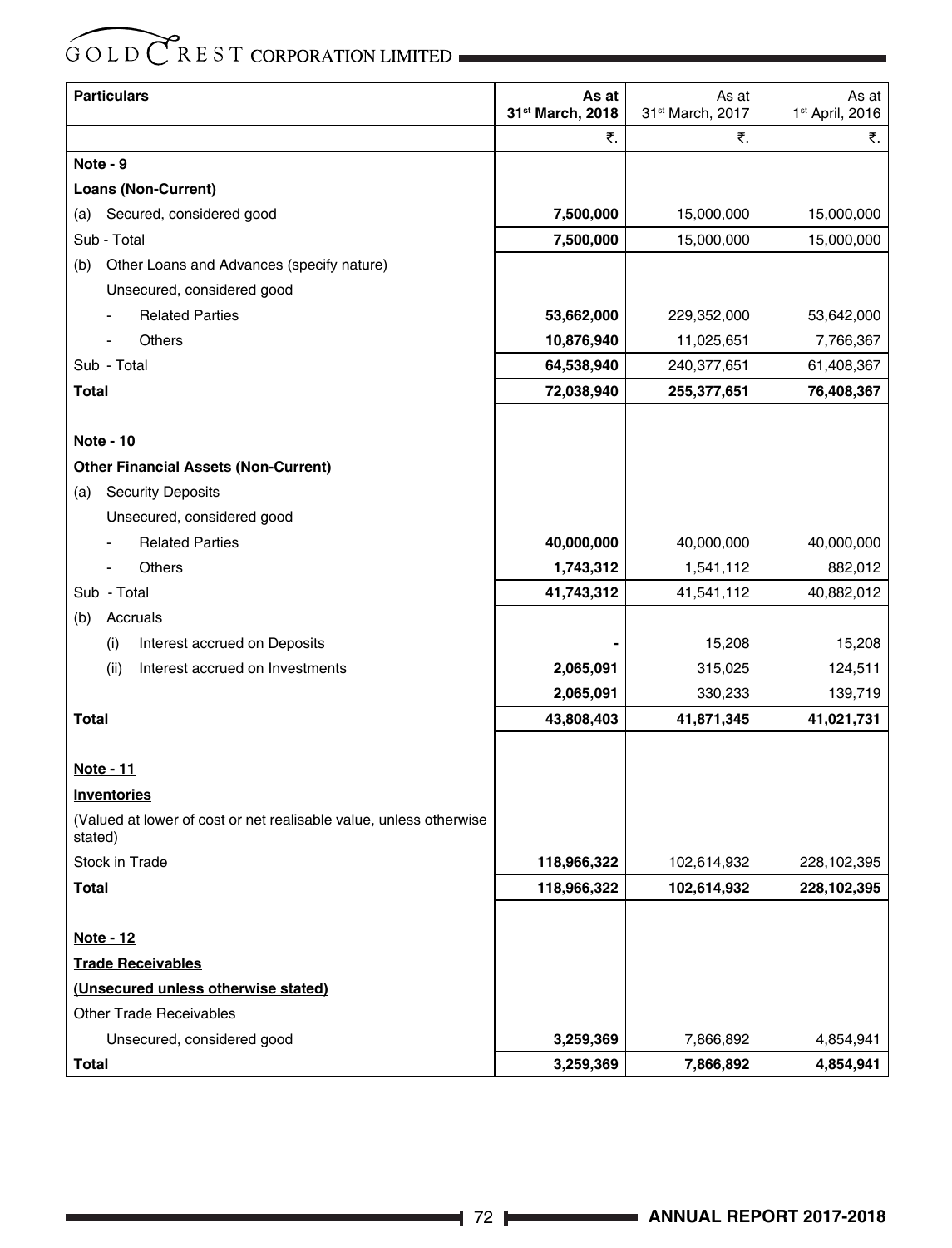| Particulars | As at 31[st] March, 2018 | As at 31[st] March, 2017 | As at 1[st] April, 2016 |
|---|---|---|---|
| | ₹. | ₹. | ₹. |
| **Note - 9** | | | |
| **Loans (Non-Current)** | | | |
| (a) Secured, considered good | **7,500,000** | 15,000,000 | 15,000,000 |
| Sub - Total | **7,500,000** | 15,000,000 | 15,000,000 |
| (b) Other Loans and Advances (specify nature) | | | |
| Unsecured, considered good | | | |
| - Related Parties | **53,662,000** | 229,352,000 | 53,642,000 |
| - Others | **10,876,940** | 11,025,651 | 7,766,367 |
| Sub - Total | **64,538,940** | 240,377,651 | 61,408,367 |
| **Total** | **72,038,940** | **255,377,651** | **76,408,367** |
| | | | |
| **Note - 10** | | | |
| **Other Financial Assets (Non-Current)** | | | |
| (a) Security Deposits | | | |
| Unsecured, considered good | | | |
| - Related Parties | **40,000,000** | 40,000,000 | 40,000,000 |
| - Others | **1,743,312** | 1,541,112 | 882,012 |
| Sub - Total | **41,743,312** | 41,541,112 | 40,882,012 |
| (b) Accruals | | | |
| (i) Interest accrued on Deposits | **-** | 15,208 | 15,208 |
| (ii) Interest accrued on Investments | **2,065,091** | 315,025 | 124,511 |
| | **2,065,091** | 330,233 | 139,719 |
| **Total** | **43,808,403** | **41,871,345** | **41,021,731** |
| | | | |
| **Note - 11** | | | |
| **Inventories** | | | |
| (Valued at lower of cost or net realisable value, unless otherwise stated) | | | |
| Stock in Trade | **118,966,322** | 102,614,932 | 228,102,395 |
| **Total** | **118,966,322** | **102,614,932** | **228,102,395** |
| | | | |
| **Note - 12** | | | |
| **Trade Receivables** | | | |
| **(Unsecured unless otherwise stated)** | | | |
| Other Trade Receivables | | | |
| Unsecured, considered good | **3,259,369** | 7,866,892 | 4,854,941 |
| **Total** | **3,259,369** | **7,866,892** | **4,854,941** |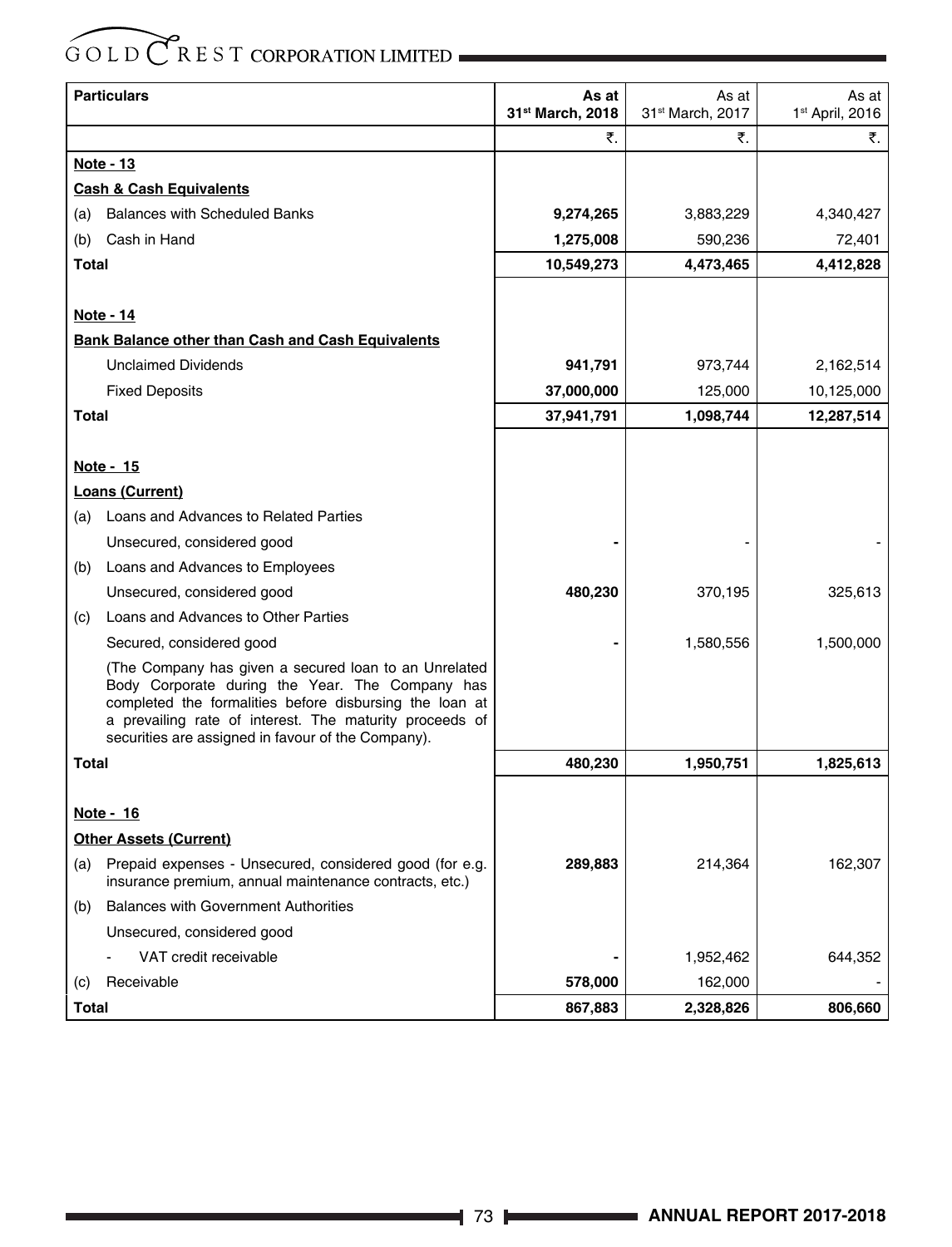| Particulars | | As at 31st March, 2018 | As at 31st March, 2017 | As at 1st April, 2016 |
|---|---|---|---|---|
| | | ₹. | ₹. | ₹. |
| **Note - 13** | | | | |
| **Cash & Cash Equivalents** | | | | |
| (a) | Balances with Scheduled Banks | **9,274,265** | 3,883,229 | 4,340,427 |
| (b) | Cash in Hand | **1,275,008** | 590,236 | 72,401 |
| **Total** | | **10,549,273** | **4,473,465** | **4,412,828** |
| | | | | |
| **Note - 14** | | | | |
| **Bank Balance other than Cash and Cash Equivalents** | | | | |
| | Unclaimed Dividends | **941,791** | 973,744 | 2,162,514 |
| | Fixed Deposits | **37,000,000** | 125,000 | 10,125,000 |
| **Total** | | **37,941,791** | **1,098,744** | **12,287,514** |
| | | | | |
| **Note - 15** | | | | |
| **Loans (Current)** | | | | |
| (a) | Loans and Advances to Related Parties | | | |
| | Unsecured, considered good | **-** | - | - |
| (b) | Loans and Advances to Employees | | | |
| | Unsecured, considered good | **480,230** | 370,195 | 325,613 |
| (c) | Loans and Advances to Other Parties | | | |
| | Secured, considered good | **-** | 1,580,556 | 1,500,000 |
| | (The Company has given a secured loan to an Unrelated Body Corporate during the Year. The Company has completed the formalities before disbursing the loan at a prevailing rate of interest. The maturity proceeds of securities are assigned in favour of the Company). | | | |
| **Total** | | **480,230** | **1,950,751** | **1,825,613** |
| | | | | |
| **Note - 16** | | | | |
| **Other Assets (Current)** | | | | |
| (a) | Prepaid expenses - Unsecured, considered good (for e.g. insurance premium, annual maintenance contracts, etc.) | **289,883** | 214,364 | 162,307 |
| (b) | Balances with Government Authorities | | | |
| | Unsecured, considered good | | | |
| | - VAT credit receivable | **-** | 1,952,462 | 644,352 |
| (c) | Receivable | **578,000** | 162,000 | - |
| **Total** | | **867,883** | **2,328,826** | **806,660** |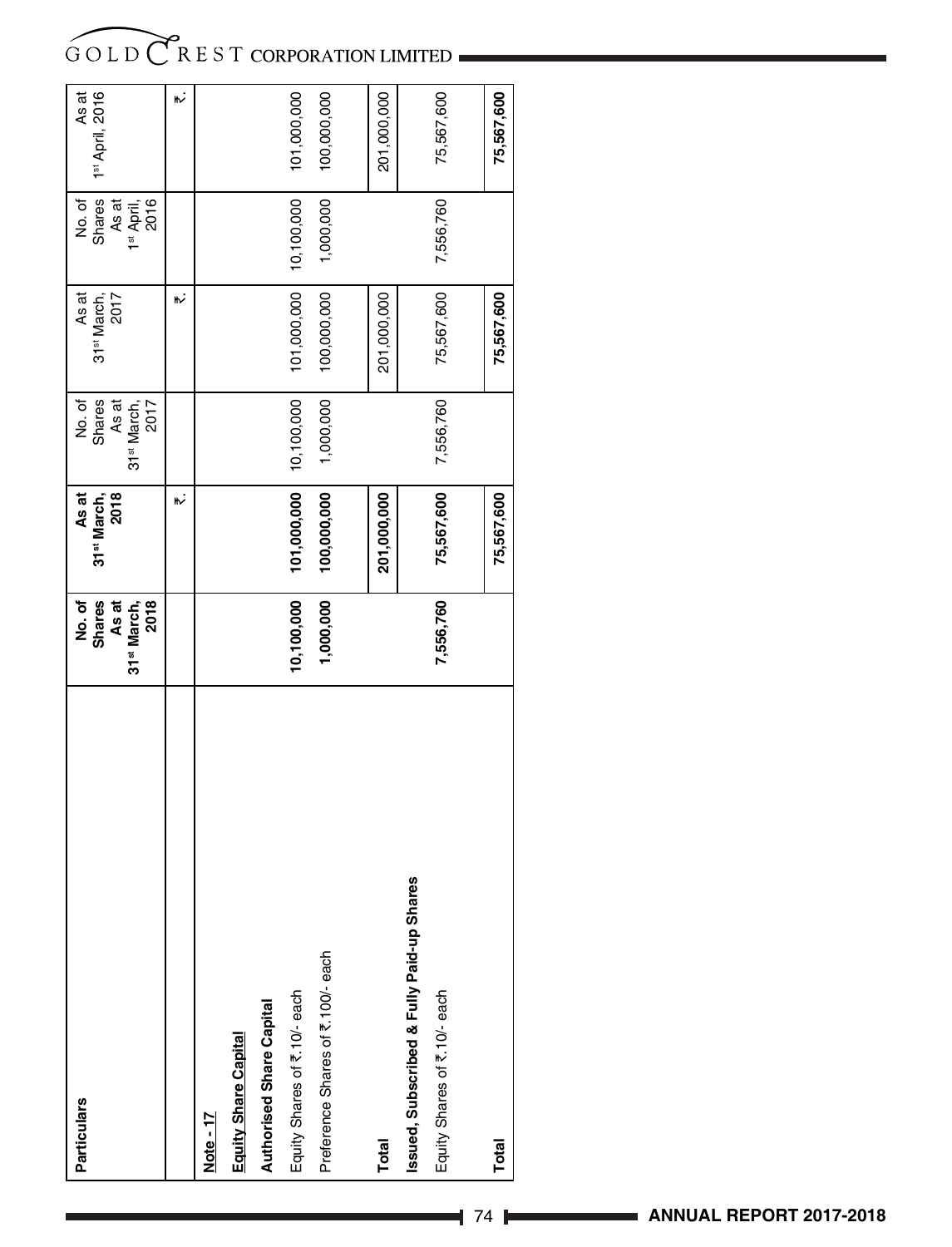| Particulars | No. of Shares As at 31st March, 2018 | As at 31st March, 2018 | No. of Shares As at 31st March, 2017 | As at 31st March, 2017 | No. of Shares As at 1st April, 2016 | As at 1st April, 2016 |
|---|---|---|---|---|---|---|
| | | ₹. | | ₹. | | ₹. |
| **Note - 17** | | | | | | |
| **Equity Share Capital** | | | | | | |
| **Authorised Share Capital** | | | | | | |
| Equity Shares of ₹.10/- each | **10,100,000** | **101,000,000** | 10,100,000 | 101,000,000 | 10,100,000 | 101,000,000 |
| Preference Shares of ₹.100/- each | **1,000,000** | **100,000,000** | 1,000,000 | 100,000,000 | 1,000,000 | 100,000,000 |
| **Total** | | **201,000,000** | | 201,000,000 | | 201,000,000 |
| **Issued, Subscribed & Fully Paid-up Shares** | | | | | | |
| Equity Shares of ₹.10/- each | **7,556,760** | **75,567,600** | 7,556,760 | 75,567,600 | 7,556,760 | 75,567,600 |
| **Total** | | **75,567,600** | | **75,567,600** | | **75,567,600** |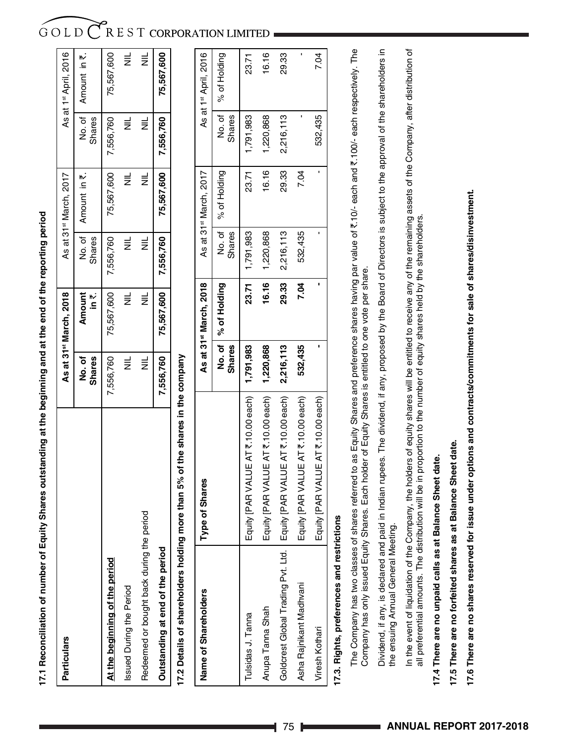**17.1 Reconciliation of number of Equity Shares outstanding at the beginning and at the end of the reporting period**

| Particulars | As at 31st March, 2018 | | As at 31st March, 2017 | | As at 1st April, 2016 | |
|---|---|---|---|---|---|---|
| | **No. of Shares** | **Amount in ₹.** | No. of Shares | Amount in ₹. | No. of Shares | Amount in ₹. |
| **At the beginning of the period** | 7,556,760 | 75,567,600 | 7,556,760 | 75,567,600 | 7,556,760 | 75,567,600 |
| Issued During the Period | NIL | NIL | NIL | NIL | NIL | NIL |
| Redeemed or bought back during the period | NIL | NIL | NIL | NIL | NIL | NIL |
| **Outstanding at end of the period** | **7,556,760** | **75,567,600** | **7,556,760** | **75,567,600** | **7,556,760** | **75,567,600** |

**17.2 Details of shareholders holding more than 5% of the shares in the company**

| Name of Shareholders | Type of Shares | As at 31st March, 2018 | | As at 31st March, 2017 | | As at 1st April, 2016 | |
|---|---|---|---|---|---|---|---|
| | | **No. of Shares** | **% of Holding** | No. of Shares | % of Holding | No. of Shares | % of Holding |
| Tulsidas J. Tanna | Equity (PAR VALUE AT ₹.10.00 each) | **1,791,983** | **23.71** | 1,791,983 | 23.71 | 1,791,983 | 23.71 |
| Anupa Tanna Shah | Equity (PAR VALUE AT ₹.10.00 each) | **1,220,868** | **16.16** | 1,220,868 | 16.16 | 1,220,868 | 16.16 |
| Goldcrest Global Trading Pvt. Ltd. | Equity (PAR VALUE AT ₹.10.00 each) | **2,216,113** | **29.33** | 2,216,113 | 29.33 | 2,216,113 | 29.33 |
| Asha Rajnikant Madhvani | Equity (PAR VALUE AT ₹.10.00 each) | **532,435** | **7.04** | 532,435 | 7.04 | - | - |
| Viresh Kothari | Equity (PAR VALUE AT ₹.10.00 each) | **-** | **-** | - | - | 532,435 | 7.04 |

**17.3. Rights, preferences and restrictions**

The Company has two classes of shares referred to as Equity Shares and preference shares having par value of ₹.10/- each and ₹.100/- each respectively. The Company has only issued Equity Shares. Each holder of Equity Shares is entitled to one vote per share.

Dividend, if any, is declared and paid in Indian rupees. The dividend, if any, proposed by the Board of Directors is subject to the approval of the shareholders in the ensuing Annual General Meeting.

In the event of liquidation of the Company, the holders of equity shares will be entitled to receive any of the remaining assets of the Company, after distribution of all preferential amounts. The distribution will be in proportion to the number of equity shares held by the shareholders.

**17.4 There are no unpaid calls as at Balance Sheet date.**

**17.5 There are no forfeited shares as at Balance Sheet date.**

**17.6 There are no shares reserved for issue under options and contracts/commitments for sale of shares/disinvestment.**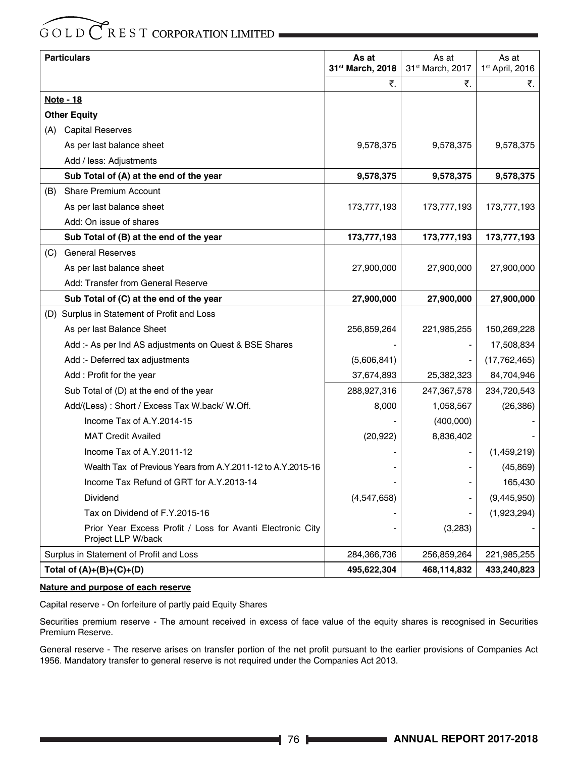| Particulars | As at 31st March, 2018 | As at 31st March, 2017 | As at 1st April, 2016 |
|---|---|---|---|
| | ₹. | ₹. | ₹. |
| **Note - 18** | | | |
| **Other Equity** | | | |
| (A) Capital Reserves | | | |
| As per last balance sheet | 9,578,375 | 9,578,375 | 9,578,375 |
| Add / less: Adjustments | | | |
| **Sub Total of (A) at the end of the year** | **9,578,375** | **9,578,375** | **9,578,375** |
| (B) Share Premium Account | | | |
| As per last balance sheet | 173,777,193 | 173,777,193 | 173,777,193 |
| Add: On issue of shares | | | |
| **Sub Total of (B) at the end of the year** | **173,777,193** | **173,777,193** | **173,777,193** |
| (C) General Reserves | | | |
| As per last balance sheet | 27,900,000 | 27,900,000 | 27,900,000 |
| Add: Transfer from General Reserve | | | |
| **Sub Total of (C) at the end of the year** | **27,900,000** | **27,900,000** | **27,900,000** |
| (D) Surplus in Statement of Profit and Loss | | | |
| As per last Balance Sheet | 256,859,264 | 221,985,255 | 150,269,228 |
| Add :- As per Ind AS adjustments on Quest & BSE Shares | - | - | 17,508,834 |
| Add :- Deferred tax adjustments | (5,606,841) | - | (17,762,465) |
| Add : Profit for the year | 37,674,893 | 25,382,323 | 84,704,946 |
| Sub Total of (D) at the end of the year | 288,927,316 | 247,367,578 | 234,720,543 |
| Add/(Less) : Short / Excess Tax W.back/ W.Off. | 8,000 | 1,058,567 | (26,386) |
| Income Tax of A.Y.2014-15 | - | (400,000) | - |
| MAT Credit Availed | (20,922) | 8,836,402 | - |
| Income Tax of A.Y.2011-12 | - | - | (1,459,219) |
| Wealth Tax of Previous Years from A.Y.2011-12 to A.Y.2015-16 | - | - | (45,869) |
| Income Tax Refund of GRT for A.Y.2013-14 | - | - | 165,430 |
| Dividend | (4,547,658) | - | (9,445,950) |
| Tax on Dividend of F.Y.2015-16 | - | - | (1,923,294) |
| Prior Year Excess Profit / Loss for Avanti Electronic City Project LLP W/back | - | (3,283) | - |
| Surplus in Statement of Profit and Loss | 284,366,736 | 256,859,264 | 221,985,255 |
| **Total of (A)+(B)+(C)+(D)** | **495,622,304** | **468,114,832** | **433,240,823** |

**Nature and purpose of each reserve**

Capital reserve - On forfeiture of partly paid Equity Shares

Securities premium reserve - The amount received in excess of face value of the equity shares is recognised in Securities Premium Reserve.

General reserve - The reserve arises on transfer portion of the net profit pursuant to the earlier provisions of Companies Act 1956. Mandatory transfer to general reserve is not required under the Companies Act 2013.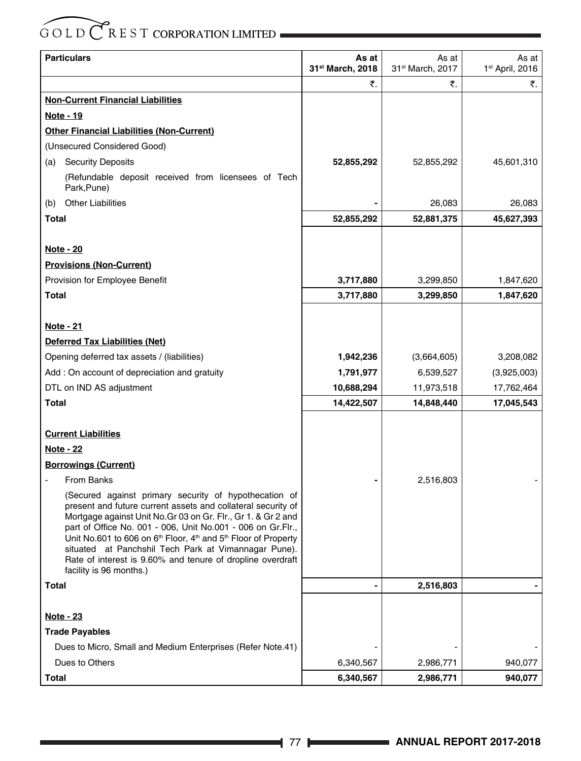| Particulars | As at 31st March, 2018 | As at 31st March, 2017 | As at 1st April, 2016 |
|---|---|---|---|
| | ₹. | ₹. | ₹. |
| **Non-Current Financial Liabilities** | | | |
| **Note - 19** | | | |
| **Other Financial Liabilities (Non-Current)** | | | |
| (Unsecured Considered Good) | | | |
| (a) Security Deposits | **52,855,292** | 52,855,292 | 45,601,310 |
| (Refundable deposit received from licensees of Tech Park,Pune) | | | |
| (b) Other Liabilities | **-** | 26,083 | 26,083 |
| **Total** | **52,855,292** | **52,881,375** | **45,627,393** |
| | | | |
| **Note - 20** | | | |
| **Provisions (Non-Current)** | | | |
| Provision for Employee Benefit | **3,717,880** | 3,299,850 | 1,847,620 |
| **Total** | **3,717,880** | **3,299,850** | **1,847,620** |
| | | | |
| **Note - 21** | | | |
| **Deferred Tax Liabilities (Net)** | | | |
| Opening deferred tax assets / (liabilities) | **1,942,236** | (3,664,605) | 3,208,082 |
| Add : On account of depreciation and gratuity | **1,791,977** | 6,539,527 | (3,925,003) |
| DTL on IND AS adjustment | **10,688,294** | 11,973,518 | 17,762,464 |
| **Total** | **14,422,507** | **14,848,440** | **17,045,543** |
| | | | |
| **Current Liabilities** | | | |
| **Note - 22** | | | |
| **Borrowings (Current)** | | | |
| - From Banks | **-** | 2,516,803 | - |
| (Secured against primary security of hypothecation of present and future current assets and collateral security of Mortgage against Unit No.Gr 03 on Gr. Flr., Gr 1. & Gr 2 and part of Office No. 001 - 006, Unit No.001 - 006 on Gr.Flr., Unit No.601 to 606 on 6th Floor, 4th and 5th Floor of Property situated at Panchshil Tech Park at Vimannagar Pune). Rate of interest is 9.60% and tenure of dropline overdraft facility is 96 months.) | | | |
| **Total** | **-** | **2,516,803** | **-** |
| | | | |
| **Note - 23** | | | |
| **Trade Payables** | | | |
| Dues to Micro, Small and Medium Enterprises (Refer Note.41) | - | - | - |
| Dues to Others | 6,340,567 | 2,986,771 | 940,077 |
| **Total** | **6,340,567** | **2,986,771** | **940,077** |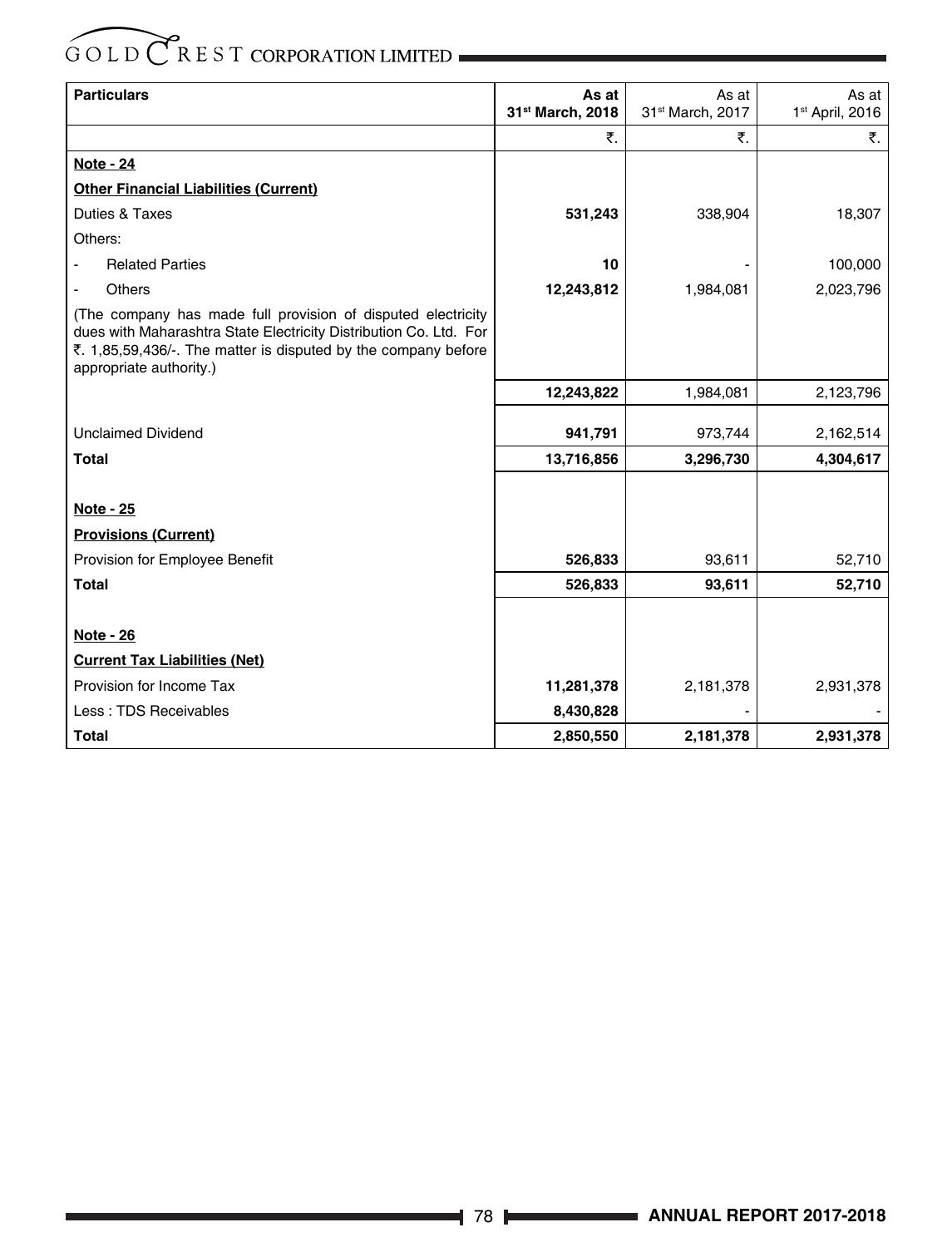| Particulars | As at 31st March, 2018 | As at 31st March, 2017 | As at 1st April, 2016 |
|---|---|---|---|
| | ₹. | ₹. | ₹. |
| **Note - 24** | | | |
| **Other Financial Liabilities (Current)** | | | |
| Duties & Taxes | **531,243** | 338,904 | 18,307 |
| Others: | | | |
| - Related Parties | **10** | - | 100,000 |
| - Others | **12,243,812** | 1,984,081 | 2,023,796 |
| (The company has made full provision of disputed electricity dues with Maharashtra State Electricity Distribution Co. Ltd. For ₹. 1,85,59,436/-. The matter is disputed by the company before appropriate authority.) | | | |
| | **12,243,822** | 1,984,081 | 2,123,796 |
| Unclaimed Dividend | **941,791** | 973,744 | 2,162,514 |
| **Total** | **13,716,856** | **3,296,730** | **4,304,617** |
| **Note - 25** | | | |
| **Provisions (Current)** | | | |
| Provision for Employee Benefit | **526,833** | 93,611 | 52,710 |
| **Total** | **526,833** | **93,611** | **52,710** |
| **Note - 26** | | | |
| **Current Tax Liabilities (Net)** | | | |
| Provision for Income Tax | **11,281,378** | 2,181,378 | 2,931,378 |
| Less : TDS Receivables | **8,430,828** | - | - |
| **Total** | **2,850,550** | **2,181,378** | **2,931,378** |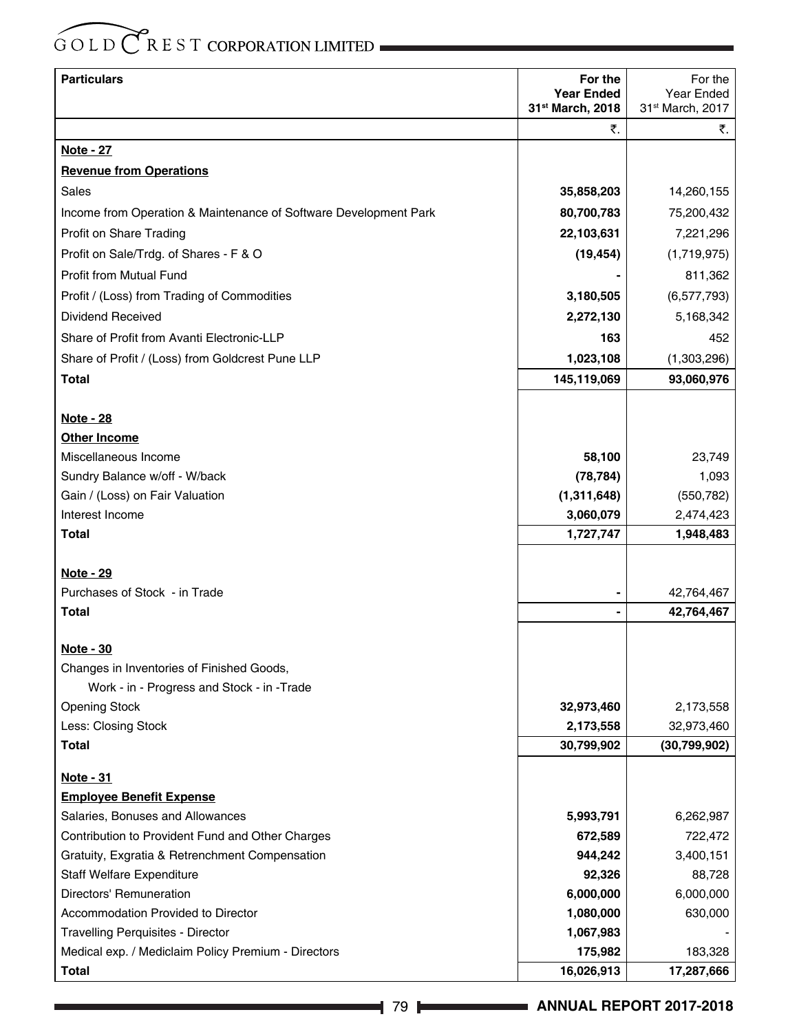| Particulars | For the Year Ended 31st March, 2018 | For the Year Ended 31st March, 2017 |
|---|---|---|
| | ₹. | ₹. |
| **Note - 27** | | |
| **Revenue from Operations** | | |
| Sales | **35,858,203** | 14,260,155 |
| Income from Operation & Maintenance of Software Development Park | **80,700,783** | 75,200,432 |
| Profit on Share Trading | **22,103,631** | 7,221,296 |
| Profit on Sale/Trdg. of Shares - F & O | **(19,454)** | (1,719,975) |
| Profit from Mutual Fund | **-** | 811,362 |
| Profit / (Loss) from Trading of Commodities | **3,180,505** | (6,577,793) |
| Dividend Received | **2,272,130** | 5,168,342 |
| Share of Profit from Avanti Electronic-LLP | **163** | 452 |
| Share of Profit / (Loss) from Goldcrest Pune LLP | **1,023,108** | (1,303,296) |
| **Total** | **145,119,069** | **93,060,976** |
| | | |
| **Note - 28** | | |
| **Other Income** | | |
| Miscellaneous Income | **58,100** | 23,749 |
| Sundry Balance w/off - W/back | **(78,784)** | 1,093 |
| Gain / (Loss) on Fair Valuation | **(1,311,648)** | (550,782) |
| Interest Income | **3,060,079** | 2,474,423 |
| **Total** | **1,727,747** | **1,948,483** |
| | | |
| **Note - 29** | | |
| Purchases of Stock - in Trade | **-** | 42,764,467 |
| **Total** | **-** | **42,764,467** |
| | | |
| **Note - 30** | | |
| Changes in Inventories of Finished Goods, Work - in - Progress and Stock - in -Trade | | |
| Opening Stock | **32,973,460** | 2,173,558 |
| Less: Closing Stock | **2,173,558** | 32,973,460 |
| **Total** | **30,799,902** | **(30,799,902)** |
| | | |
| **Note - 31** | | |
| **Employee Benefit Expense** | | |
| Salaries, Bonuses and Allowances | **5,993,791** | 6,262,987 |
| Contribution to Provident Fund and Other Charges | **672,589** | 722,472 |
| Gratuity, Exgratia & Retrenchment Compensation | **944,242** | 3,400,151 |
| Staff Welfare Expenditure | **92,326** | 88,728 |
| Directors' Remuneration | **6,000,000** | 6,000,000 |
| Accommodation Provided to Director | **1,080,000** | 630,000 |
| Travelling Perquisites - Director | **1,067,983** | - |
| Medical exp. / Mediclaim Policy Premium - Directors | **175,982** | 183,328 |
| **Total** | **16,026,913** | **17,287,666** |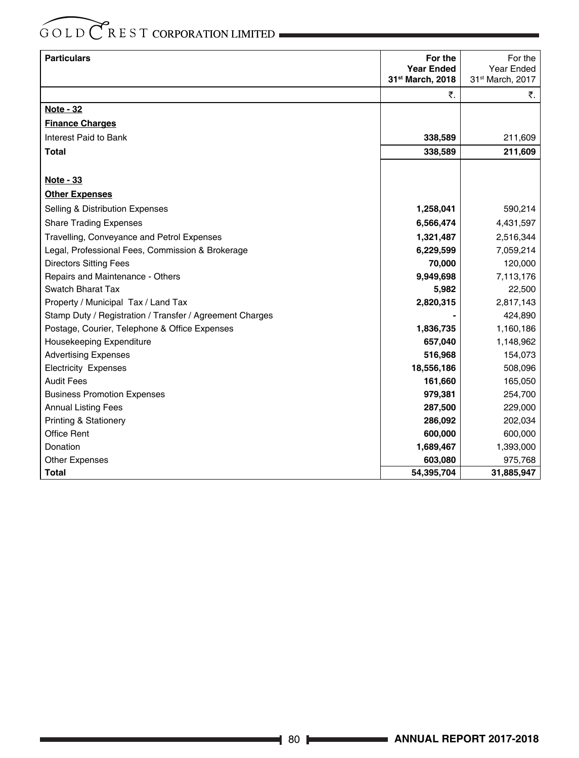| Particulars | For the Year Ended 31st March, 2018 | For the Year Ended 31st March, 2017 |
|---|---|---|
| | ₹. | ₹. |
| **Note - 32** | | |
| **Finance Charges** | | |
| Interest Paid to Bank | **338,589** | 211,609 |
| **Total** | **338,589** | **211,609** |
| | | |
| **Note - 33** | | |
| **Other Expenses** | | |
| Selling & Distribution Expenses | **1,258,041** | 590,214 |
| Share Trading Expenses | **6,566,474** | 4,431,597 |
| Travelling, Conveyance and Petrol Expenses | **1,321,487** | 2,516,344 |
| Legal, Professional Fees, Commission & Brokerage | **6,229,599** | 7,059,214 |
| Directors Sitting Fees | **70,000** | 120,000 |
| Repairs and Maintenance - Others | **9,949,698** | 7,113,176 |
| Swatch Bharat Tax | **5,982** | 22,500 |
| Property / Municipal Tax / Land Tax | **2,820,315** | 2,817,143 |
| Stamp Duty / Registration / Transfer / Agreement Charges | **-** | 424,890 |
| Postage, Courier, Telephone & Office Expenses | **1,836,735** | 1,160,186 |
| Housekeeping Expenditure | **657,040** | 1,148,962 |
| Advertising Expenses | **516,968** | 154,073 |
| Electricity Expenses | **18,556,186** | 508,096 |
| Audit Fees | **161,660** | 165,050 |
| Business Promotion Expenses | **979,381** | 254,700 |
| Annual Listing Fees | **287,500** | 229,000 |
| Printing & Stationery | **286,092** | 202,034 |
| Office Rent | **600,000** | 600,000 |
| Donation | **1,689,467** | 1,393,000 |
| Other Expenses | **603,080** | 975,768 |
| **Total** | **54,395,704** | **31,885,947** |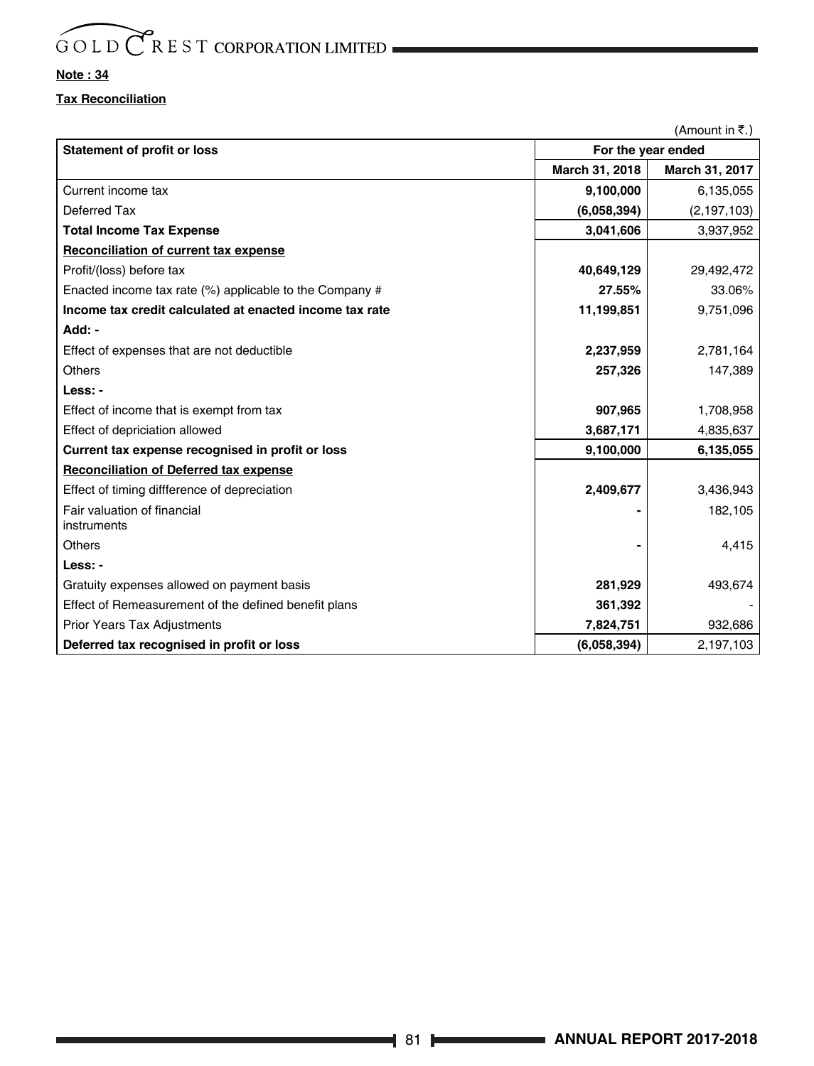**Note : 34**

**Tax Reconciliation**

(Amount in ₹.)

| Statement of profit or loss | For the year ended | |
|---|---|---|
| | March 31, 2018 | March 31, 2017 |
| Current income tax | **9,100,000** | 6,135,055 |
| Deferred Tax | **(6,058,394)** | (2,197,103) |
| **Total Income Tax Expense** | **3,041,606** | 3,937,952 |
| **Reconciliation of current tax expense** | | |
| Profit/(loss) before tax | **40,649,129** | 29,492,472 |
| Enacted income tax rate (%) applicable to the Company # | **27.55%** | 33.06% |
| **Income tax credit calculated at enacted income tax rate** | **11,199,851** | 9,751,096 |
| **Add: -** | | |
| Effect of expenses that are not deductible | **2,237,959** | 2,781,164 |
| Others | **257,326** | 147,389 |
| **Less: -** | | |
| Effect of income that is exempt from tax | **907,965** | 1,708,958 |
| Effect of depriciation allowed | **3,687,171** | 4,835,637 |
| **Current tax expense recognised in profit or loss** | **9,100,000** | **6,135,055** |
| **Reconciliation of Deferred tax expense** | | |
| Effect of timing diffference of depreciation | **2,409,677** | 3,436,943 |
| Fair valuation of financial instruments | **-** | 182,105 |
| Others | **-** | 4,415 |
| **Less: -** | | |
| Gratuity expenses allowed on payment basis | **281,929** | 493,674 |
| Effect of Remeasurement of the defined benefit plans | **361,392** | - |
| Prior Years Tax Adjustments | **7,824,751** | 932,686 |
| **Deferred tax recognised in profit or loss** | **(6,058,394)** | 2,197,103 |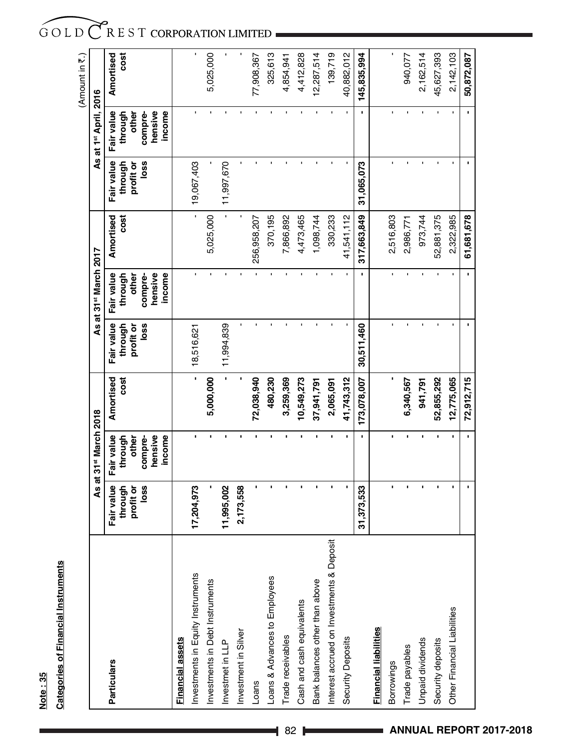**Note : 35**

**Categories of Financial Instruments**

(Amount in ₹.)

| Particulars | As at 31st March 2018 | | | As at 31st March 2017 | | | As at 1st April, 2016 | | |
|---|---|---|---|---|---|---|---|---|---|
| | Fair value through profit or loss | Fair value through other compre-hensive income | Amortised cost | Fair value through profit or loss | Fair value through other compre-hensive income | Amortised cost | Fair value through profit or loss | Fair value through other compre-hensive income | Amortised cost |
| **Financial assets** | | | | | | | | | |
| Investments in Equity Instruments | 17,204,973 | - | - | 18,516,621 | - | - | 19,067,403 | - | - |
| Investments in Debt Instruments | - | - | 5,000,000 | | - | 5,025,000 | - | - | 5,025,000 |
| Investmet in LLP | 11,995,002 | - | - | 11,994,839 | - | - | 11,997,670 | - | - |
| Investment in Silver | 2,173,558 | - | - | - | - | - | - | - | - |
| Loans | - | - | 72,038,940 | - | - | 256,958,207 | - | - | 77,908,367 |
| Loans & Advances to Employees | - | - | 480,230 | - | - | 370,195 | - | - | 325,613 |
| Trade receivables | - | - | 3,259,369 | - | - | 7,866,892 | - | - | 4,854,941 |
| Cash and cash equivalents | - | - | 10,549,273 | - | - | 4,473,465 | - | - | 4,412,828 |
| Bank balances other than above | - | - | 37,941,791 | - | - | 1,098,744 | - | - | 12,287,514 |
| Interest accrued on Investments & Deposit | - | - | 2,065,091 | - | - | 330,233 | - | - | 139,719 |
| Security Deposits | - | - | 41,743,312 | - | - | 41,541,112 | - | - | 40,882,012 |
| | **31,373,533** | **-** | **173,078,007** | **30,511,460** | **-** | **317,663,849** | **31,065,073** | **-** | **145,835,994** |
| **Financial liabilities** | | | | | | | | | |
| Borrowings | - | - | - | - | - | 2,516,803 | - | - | - |
| Trade payables | - | - | 6,340,567 | - | - | 2,986,771 | - | - | 940,077 |
| Unpaid dividends | - | - | 941,791 | - | - | 973,744 | - | - | 2,162,514 |
| Security deposits | - | - | 52,855,292 | - | - | 52,881,375 | - | - | 45,627,393 |
| Other Financial Liabilities | - | - | 12,775,065 | - | - | 2,322,985 | - | - | 2,142,103 |
| | **-** | **-** | **72,912,715** | **-** | **-** | **61,681,678** | **-** | **-** | **50,872,087** |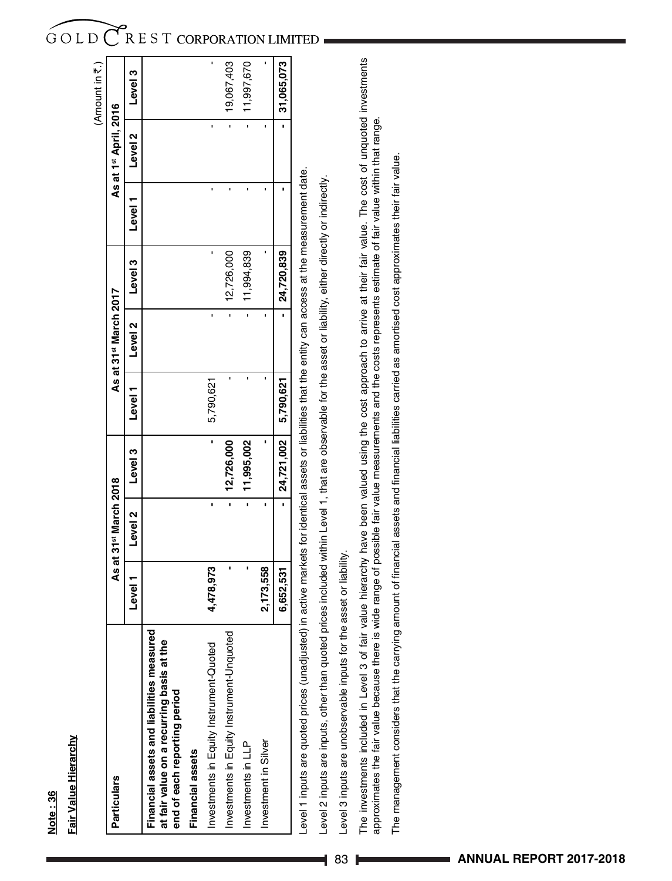**Note : 36**

**Fair Value Hierarchy**

(Amount in ₹.)

| Particulars | As at 31st March 2018 | | | As at 31st March 2017 | | | As at 1st April, 2016 | | |
|---|---|---|---|---|---|---|---|---|---|
| | Level 1 | Level 2 | Level 3 | Level 1 | Level 2 | Level 3 | Level 1 | Level 2 | Level 3 |
| **Financial assets and liabilities measured at fair value on a recurring basis at the end of each reporting period** | | | | | | | | | |
| **Financial assets** | | | | | | | | | |
| Investments in Equity Instrument-Quoted | 4,478,973 | - | - | 5,790,621 | - | - | - | - | - |
| Investments in Equity Instrument-Unquoted | - | - | 12,726,000 | - | - | 12,726,000 | - | - | 19,067,403 |
| Investments in LLP | - | - | 11,995,002 | - | - | 11,994,839 | - | - | 11,997,670 |
| Investment in Silver | 2,173,558 | - | - | - | - | - | - | - | - |
| | 6,652,531 | - | 24,721,002 | 5,790,621 | - | 24,720,839 | - | - | 31,065,073 |

Level 1 inputs are quoted prices (unadjusted) in active markets for identical assets or liabilities that the entity can access at the measurement date.

Level 2 inputs are inputs, other than quoted prices included within Level 1, that are observable for the asset or liability, either directly or indirectly.

Level 3 inputs are unobservable inputs for the asset or liability.

The investments included in Level 3 of fair value hierarchy have been valued using the cost approach to arrive at their fair value. The cost of unquoted investments approximates the fair value because there is wide range of possible fair value measurements and the costs represents estimate of fair value within that range.

The management considers that the carrying amount of financial assets and financial liabilities carried as amortised cost approximates their fair value.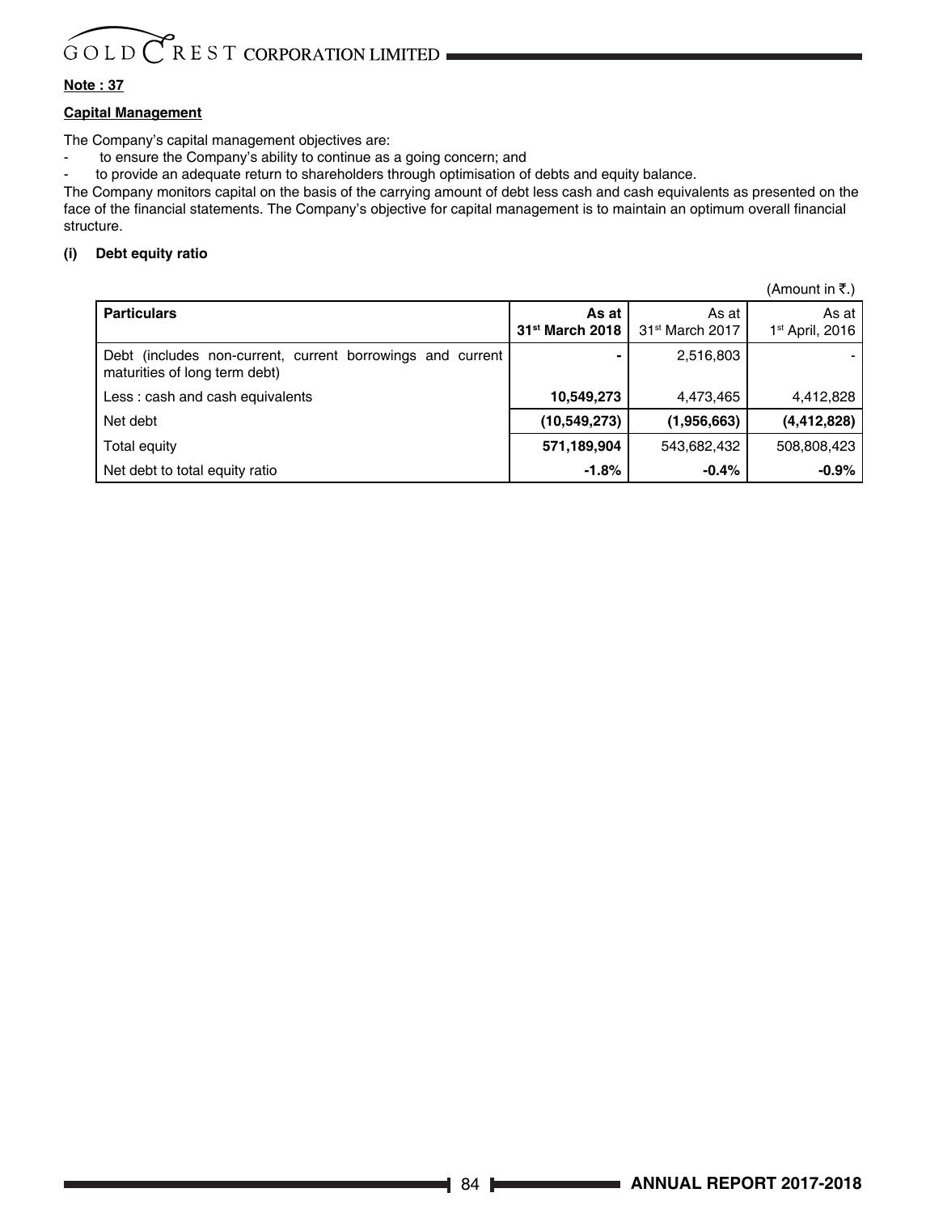**Note : 37**

**Capital Management**

The Company's capital management objectives are:

- to ensure the Company's ability to continue as a going concern; and
- to provide an adequate return to shareholders through optimisation of debts and equity balance.

The Company monitors capital on the basis of the carrying amount of debt less cash and cash equivalents as presented on the face of the financial statements. The Company's objective for capital management is to maintain an optimum overall financial structure.

**(i) Debt equity ratio**

(Amount in ₹.)

| Particulars | As at 31st March 2018 | As at 31st March 2017 | As at 1st April, 2016 |
|---|---|---|---|
| Debt (includes non-current, current borrowings and current maturities of long term debt) | **-** | 2,516,803 | - |
| Less : cash and cash equivalents | **10,549,273** | 4,473,465 | 4,412,828 |
| Net debt | **(10,549,273)** | **(1,956,663)** | **(4,412,828)** |
| Total equity | **571,189,904** | 543,682,432 | 508,808,423 |
| Net debt to total equity ratio | **-1.8%** | **-0.4%** | **-0.9%** |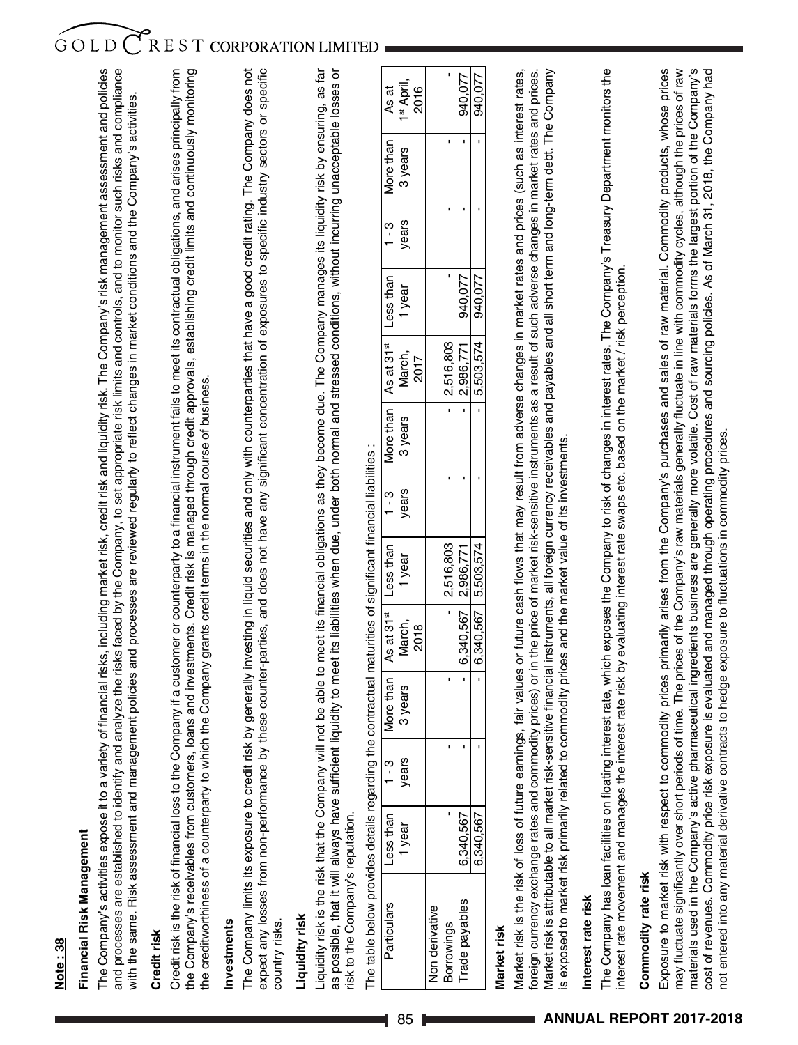**Note : 38**

**Financial Risk Management**

The Company's activities expose it to a variety of financial risks, including market risk, credit risk and liquidity risk. The Company's risk management assessment and policies and processes are established to identify and analyze the risks faced by the Company, to set appropriate risk limits and controls, and to monitor such risks and compliance with the same. Risk assessment and management policies and processes are reviewed regularly to reflect changes in market conditions and the Company's activities.

**Credit risk**

Credit risk is the risk of financial loss to the Company if a customer or counterparty to a financial instrument fails to meet its contractual obligations, and arises principally from the Company's receivables from customers, loans and investments. Credit risk is managed through credit approvals, establishing credit limits and continuously monitoring the creditworthiness of a counterparty to which the Company grants credit terms in the normal course of business.

**Investments**

The Company limits its exposure to credit risk by generally investing in liquid securities and only with counterparties that have a good credit rating. The Company does not expect any losses from non-performance by these counter-parties, and does not have any significant concentration of exposures to specific industry sectors or specific country risks.

**Liquidity risk**

Liquidity risk is the risk that the Company will not be able to meet its financial obligations as they become due. The Company manages its liquidity risk by ensuring, as far as possible, that it will always have sufficient liquidity to meet its liabilities when due, under both normal and stressed conditions, without incurring unacceptable losses or risk to the Company's reputation.

The table below provides details regarding the contractual maturities of significant financial liabilities :

| Particulars | Less than 1 year | 1 - 3 years | More than 3 years | As at 31st March, 2018 | Less than 1 year | 1 - 3 years | More than 3 years | As at 31st March, 2017 | Less than 1 year | 1 - 3 years | More than 3 years | As at 1st April, 2016 |
|---|---|---|---|---|---|---|---|---|---|---|---|---|
| Non derivative | | | | | | | | | | | | |
| Borrowings | - | - | - | - | 2,516,803 | - | - | 2,516,803 | - | - | - | - |
| Trade payables | 6,340,567 | - | - | 6,340,567 | 2,986,771 | - | - | 2,986,771 | 940,077 | - | - | 940,077 |
| | 6,340,567 | - | - | 6,340,567 | 5,503,574 | - | - | 5,503,574 | 940,077 | - | - | 940,077 |

**Market risk**

Market risk is the risk of loss of future earnings, fair values or future cash flows that may result from adverse changes in market rates and prices (such as interest rates, foreign currency exchange rates and commodity prices) or in the price of market risk-sensitive instruments as a result of such adverse changes in market rates and prices. Market risk is attributable to all market risk-sensitive financial instruments, all foreign currency receivables and payables and all short term and long-term debt. The Company is exposed to market risk primarily related to commodity prices and the market value of its investments.

**Interest rate risk**

The Company has loan facilities on floating interest rate, which exposes the Company to risk of changes in interest rates. The Company's Treasury Department monitors the interest rate movement and manages the interest rate risk by evaluating interest rate swaps etc. based on the market / risk perception.

**Commodity rate risk**

Exposure to market risk with respect to commodity prices primarily arises from the Company's purchases and sales of raw material. Commodity products, whose prices may fluctuate significantly over short periods of time. The prices of the Company's raw materials generally fluctuate in line with commodity cycles, although the prices of raw materials used in the Company's active pharmaceutical ingredients business are generally more volatile. Cost of raw materials forms the largest portion of the Company's cost of revenues. Commodity price risk exposure is evaluated and managed through operating procedures and sourcing policies. As of March 31, 2018, the Company had not entered into any material derivative contracts to hedge exposure to fluctuations in commodity prices.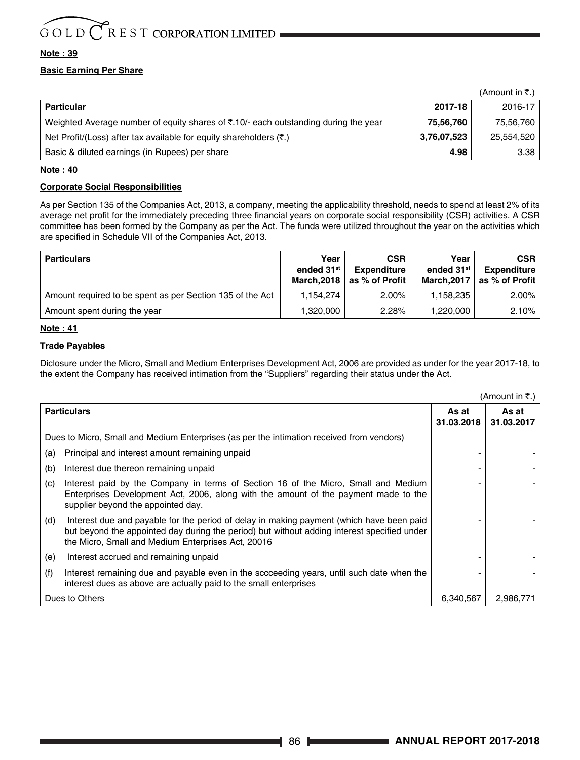**Note : 39**

**Basic Earning Per Share**

(Amount in ₹.)

| Particular | 2017-18 | 2016-17 |
|---|---|---|
| Weighted Average number of equity shares of ₹.10/- each outstanding during the year | **75,56,760** | 75,56,760 |
| Net Profit/(Loss) after tax available for equity shareholders (₹.) | **3,76,07,523** | 25,554,520 |
| Basic & diluted earnings (in Rupees) per share | **4.98** | 3.38 |

**Note : 40**

**Corporate Social Responsibilities**

As per Section 135 of the Companies Act, 2013, a company, meeting the applicability threshold, needs to spend at least 2% of its average net profit for the immediately preceding three financial years on corporate social responsibility (CSR) activities. A CSR committee has been formed by the Company as per the Act. The funds were utilized throughout the year on the activities which are specified in Schedule VII of the Companies Act, 2013.

| Particulars | Year ended 31st March,2018 | CSR Expenditure as % of Profit | Year ended 31st March,2017 | CSR Expenditure as % of Profit |
|---|---|---|---|---|
| Amount required to be spent as per Section 135 of the Act | 1,154,274 | 2.00% | 1,158,235 | 2.00% |
| Amount spent during the year | 1,320,000 | 2.28% | 1,220,000 | 2.10% |

**Note : 41**

**Trade Payables**

Diclosure under the Micro, Small and Medium Enterprises Development Act, 2006 are provided as under for the year 2017-18, to the extent the Company has received intimation from the "Suppliers" regarding their status under the Act.

(Amount in ₹.)

| | Particulars | As at 31.03.2018 | As at 31.03.2017 |
|---|---|---|---|
| | Dues to Micro, Small and Medium Enterprises (as per the intimation received from vendors) | | |
| (a) | Principal and interest amount remaining unpaid | - | - |
| (b) | Interest due thereon remaining unpaid | - | - |
| (c) | Interest paid by the Company in terms of Section 16 of the Micro, Small and Medium Enterprises Development Act, 2006, along with the amount of the payment made to the supplier beyond the appointed day. | - | - |
| (d) | Interest due and payable for the period of delay in making payment (which have been paid but beyond the appointed day during the period) but without adding interest specified under the Micro, Small and Medium Enterprises Act, 20016 | - | - |
| (e) | Interest accrued and remaining unpaid | - | - |
| (f) | Interest remaining due and payable even in the sccceeding years, until such date when the interest dues as above are actually paid to the small enterprises | - | - |
| | Dues to Others | 6,340,567 | 2,986,771 |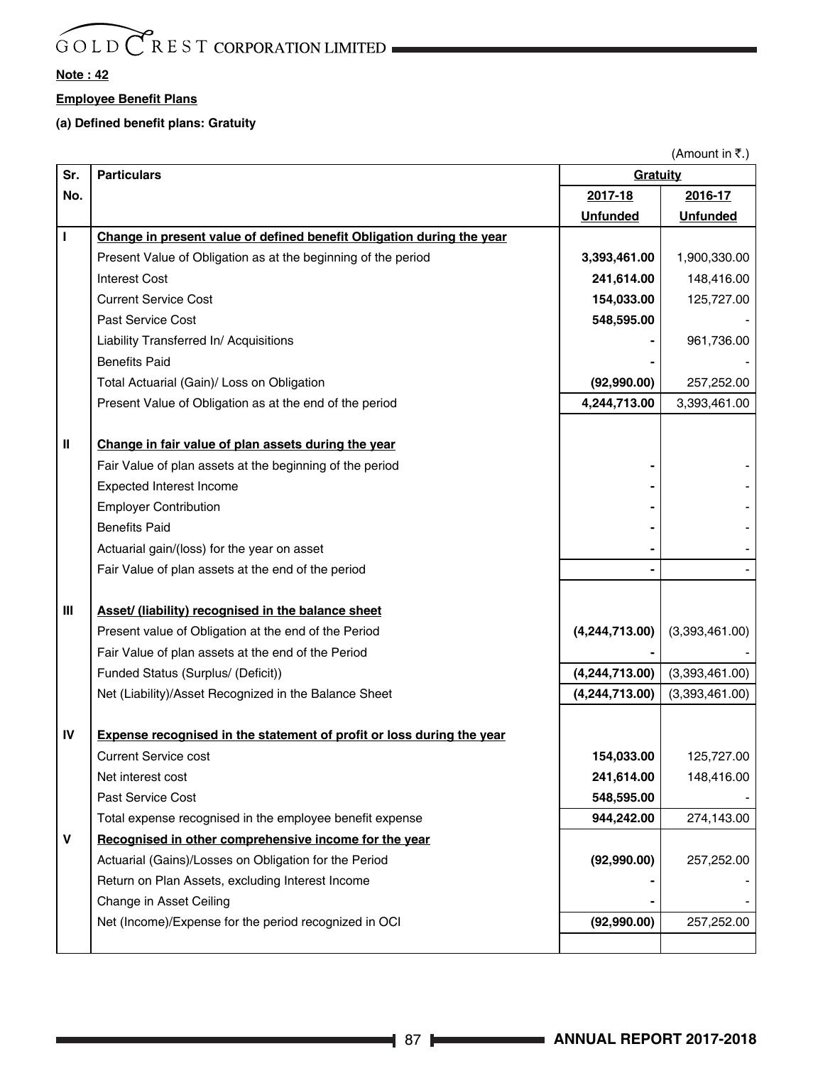**Note : 42**

**Employee Benefit Plans**

**(a) Defined benefit plans: Gratuity**

(Amount in ₹.)

| Sr. No. | Particulars | Gratuity | |
|---|---|---|---|
| | | 2017-18 Unfunded | 2016-17 Unfunded |
| I | **Change in present value of defined benefit Obligation during the year** | | |
| | Present Value of Obligation as at the beginning of the period | **3,393,461.00** | 1,900,330.00 |
| | Interest Cost | **241,614.00** | 148,416.00 |
| | Current Service Cost | **154,033.00** | 125,727.00 |
| | Past Service Cost | **548,595.00** | - |
| | Liability Transferred In/ Acquisitions | **-** | 961,736.00 |
| | Benefits Paid | **-** | - |
| | Total Actuarial (Gain)/ Loss on Obligation | **(92,990.00)** | 257,252.00 |
| | Present Value of Obligation as at the end of the period | **4,244,713.00** | 3,393,461.00 |
| II | **Change in fair value of plan assets during the year** | | |
| | Fair Value of plan assets at the beginning of the period | **-** | - |
| | Expected Interest Income | **-** | - |
| | Employer Contribution | **-** | - |
| | Benefits Paid | **-** | - |
| | Actuarial gain/(loss) for the year on asset | **-** | - |
| | Fair Value of plan assets at the end of the period | **-** | - |
| III | **Asset/ (liability) recognised in the balance sheet** | | |
| | Present value of Obligation at the end of the Period | **(4,244,713.00)** | (3,393,461.00) |
| | Fair Value of plan assets at the end of the Period | **-** | - |
| | Funded Status (Surplus/ (Deficit)) | **(4,244,713.00)** | (3,393,461.00) |
| | Net (Liability)/Asset Recognized in the Balance Sheet | **(4,244,713.00)** | (3,393,461.00) |
| IV | **Expense recognised in the statement of profit or loss during the year** | | |
| | Current Service cost | **154,033.00** | 125,727.00 |
| | Net interest cost | **241,614.00** | 148,416.00 |
| | Past Service Cost | **548,595.00** | - |
| | Total expense recognised in the employee benefit expense | **944,242.00** | 274,143.00 |
| V | **Recognised in other comprehensive income for the year** | | |
| | Actuarial (Gains)/Losses on Obligation for the Period | **(92,990.00)** | 257,252.00 |
| | Return on Plan Assets, excluding Interest Income | **-** | - |
| | Change in Asset Ceiling | **-** | - |
| | Net (Income)/Expense for the period recognized in OCI | **(92,990.00)** | 257,252.00 |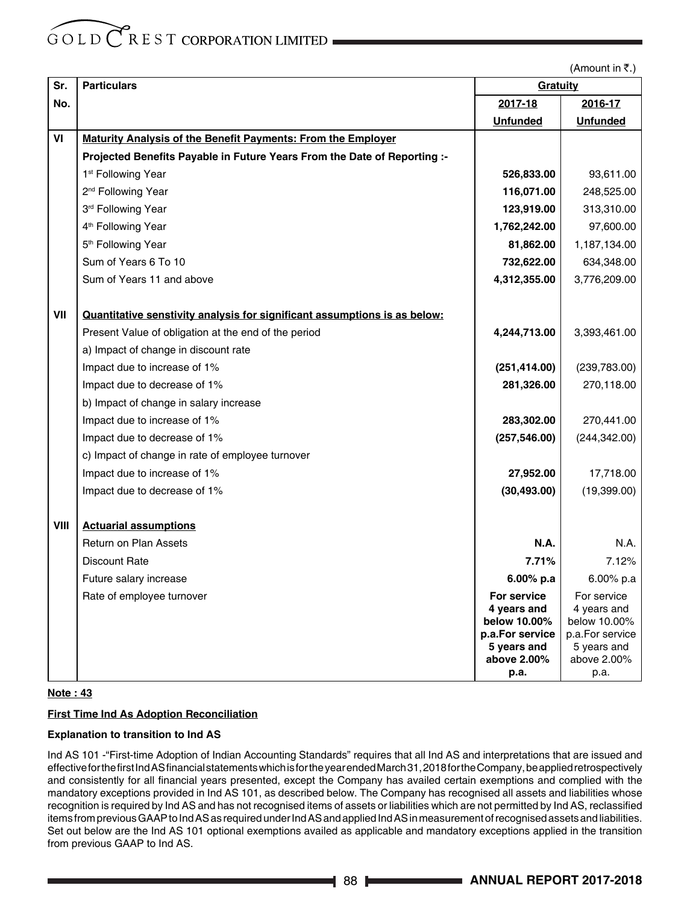(Amount in ₹.)

| Sr. No. | Particulars | Gratuity | |
|---|---|---|---|
| | | 2017-18 | 2016-17 |
| | | Unfunded | Unfunded |
| VI | **Maturity Analysis of the Benefit Payments: From the Employer** | | |
| | **Projected Benefits Payable in Future Years From the Date of Reporting :-** | | |
| | 1st Following Year | **526,833.00** | 93,611.00 |
| | 2nd Following Year | **116,071.00** | 248,525.00 |
| | 3rd Following Year | **123,919.00** | 313,310.00 |
| | 4th Following Year | **1,762,242.00** | 97,600.00 |
| | 5th Following Year | **81,862.00** | 1,187,134.00 |
| | Sum of Years 6 To 10 | **732,622.00** | 634,348.00 |
| | Sum of Years 11 and above | **4,312,355.00** | 3,776,209.00 |
| VII | **Quantitative senstivity analysis for significant assumptions is as below:** | | |
| | Present Value of obligation at the end of the period | **4,244,713.00** | 3,393,461.00 |
| | a) Impact of change in discount rate | | |
| | Impact due to increase of 1% | **(251,414.00)** | (239,783.00) |
| | Impact due to decrease of 1% | **281,326.00** | 270,118.00 |
| | b) Impact of change in salary increase | | |
| | Impact due to increase of 1% | **283,302.00** | 270,441.00 |
| | Impact due to decrease of 1% | **(257,546.00)** | (244,342.00) |
| | c) Impact of change in rate of employee turnover | | |
| | Impact due to increase of 1% | **27,952.00** | 17,718.00 |
| | Impact due to decrease of 1% | **(30,493.00)** | (19,399.00) |
| VIII | **Actuarial assumptions** | | |
| | Return on Plan Assets | **N.A.** | N.A. |
| | Discount Rate | **7.71%** | 7.12% |
| | Future salary increase | **6.00% p.a** | 6.00% p.a |
| | Rate of employee turnover | **For service 4 years and below 10.00% p.a.For service 5 years and above 2.00% p.a.** | For service 4 years and below 10.00% p.a.For service 5 years and above 2.00% p.a. |

**Note : 43**

**First Time Ind As Adoption Reconciliation**

**Explanation to transition to Ind AS**

Ind AS 101 -"First-time Adoption of Indian Accounting Standards" requires that all Ind AS and interpretations that are issued and effective for the first Ind AS financial statements which is for the year ended March 31, 2018 for the Company, be applied retrospectively and consistently for all financial years presented, except the Company has availed certain exemptions and complied with the mandatory exceptions provided in Ind AS 101, as described below. The Company has recognised all assets and liabilities whose recognition is required by Ind AS and has not recognised items of assets or liabilities which are not permitted by Ind AS, reclassified items from previous GAAP to Ind AS as required under Ind AS and applied Ind AS in measurement of recognised assets and liabilities. Set out below are the Ind AS 101 optional exemptions availed as applicable and mandatory exceptions applied in the transition from previous GAAP to Ind AS.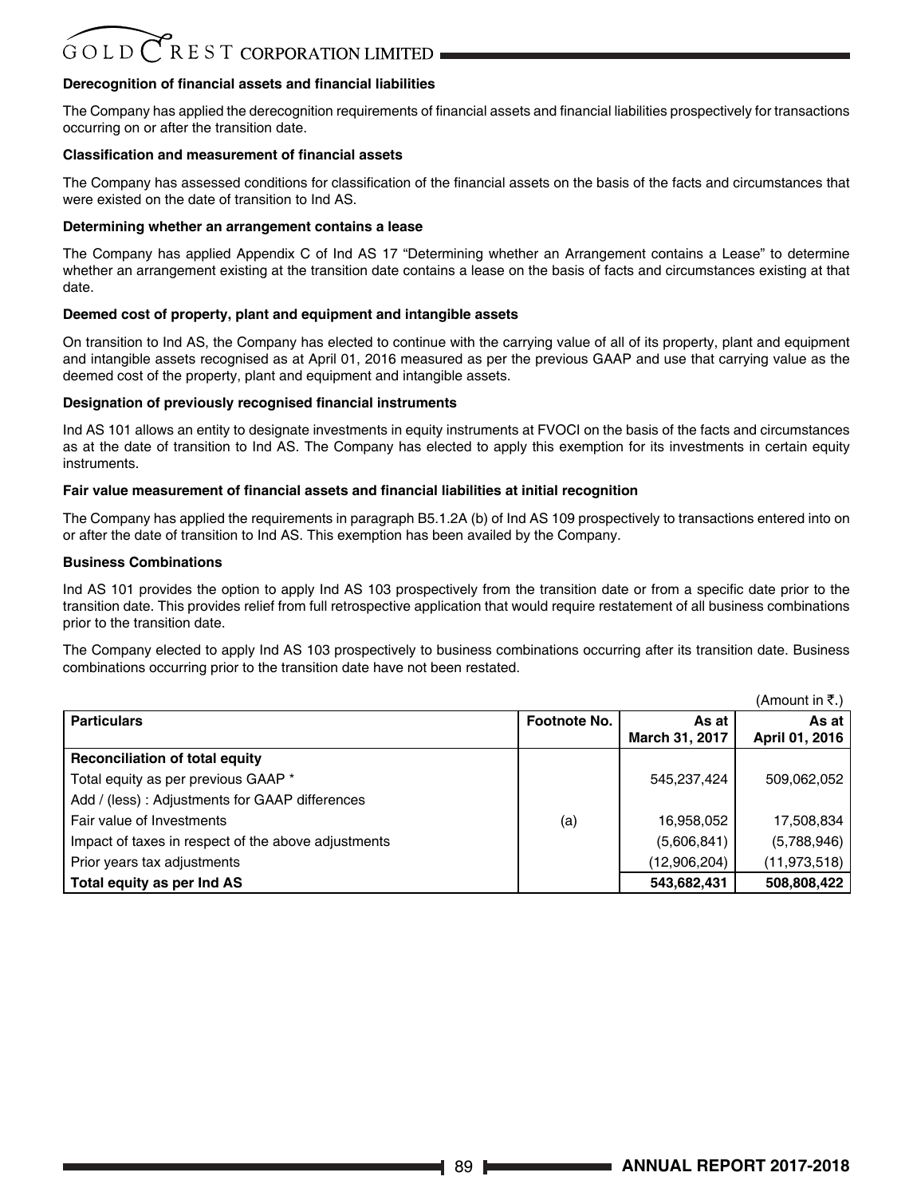**Derecognition of financial assets and financial liabilities**

The Company has applied the derecognition requirements of financial assets and financial liabilities prospectively for transactions occurring on or after the transition date.

**Classification and measurement of financial assets**

The Company has assessed conditions for classification of the financial assets on the basis of the facts and circumstances that were existed on the date of transition to Ind AS.

**Determining whether an arrangement contains a lease**

The Company has applied Appendix C of Ind AS 17 "Determining whether an Arrangement contains a Lease" to determine whether an arrangement existing at the transition date contains a lease on the basis of facts and circumstances existing at that date.

**Deemed cost of property, plant and equipment and intangible assets**

On transition to Ind AS, the Company has elected to continue with the carrying value of all of its property, plant and equipment and intangible assets recognised as at April 01, 2016 measured as per the previous GAAP and use that carrying value as the deemed cost of the property, plant and equipment and intangible assets.

**Designation of previously recognised financial instruments**

Ind AS 101 allows an entity to designate investments in equity instruments at FVOCI on the basis of the facts and circumstances as at the date of transition to Ind AS. The Company has elected to apply this exemption for its investments in certain equity instruments.

**Fair value measurement of financial assets and financial liabilities at initial recognition**

The Company has applied the requirements in paragraph B5.1.2A (b) of Ind AS 109 prospectively to transactions entered into on or after the date of transition to Ind AS. This exemption has been availed by the Company.

**Business Combinations**

Ind AS 101 provides the option to apply Ind AS 103 prospectively from the transition date or from a specific date prior to the transition date. This provides relief from full retrospective application that would require restatement of all business combinations prior to the transition date.

The Company elected to apply Ind AS 103 prospectively to business combinations occurring after its transition date. Business combinations occurring prior to the transition date have not been restated.

(Amount in ₹.)

| Particulars | Footnote No. | As at March 31, 2017 | As at April 01, 2016 |
|---|---|---|---|
| **Reconciliation of total equity** | | | |
| Total equity as per previous GAAP * | | 545,237,424 | 509,062,052 |
| Add / (less) : Adjustments for GAAP differences | | | |
| Fair value of Investments | (a) | 16,958,052 | 17,508,834 |
| Impact of taxes in respect of the above adjustments | | (5,606,841) | (5,788,946) |
| Prior years tax adjustments | | (12,906,204) | (11,973,518) |
| **Total equity as per Ind AS** | | **543,682,431** | **508,808,422** |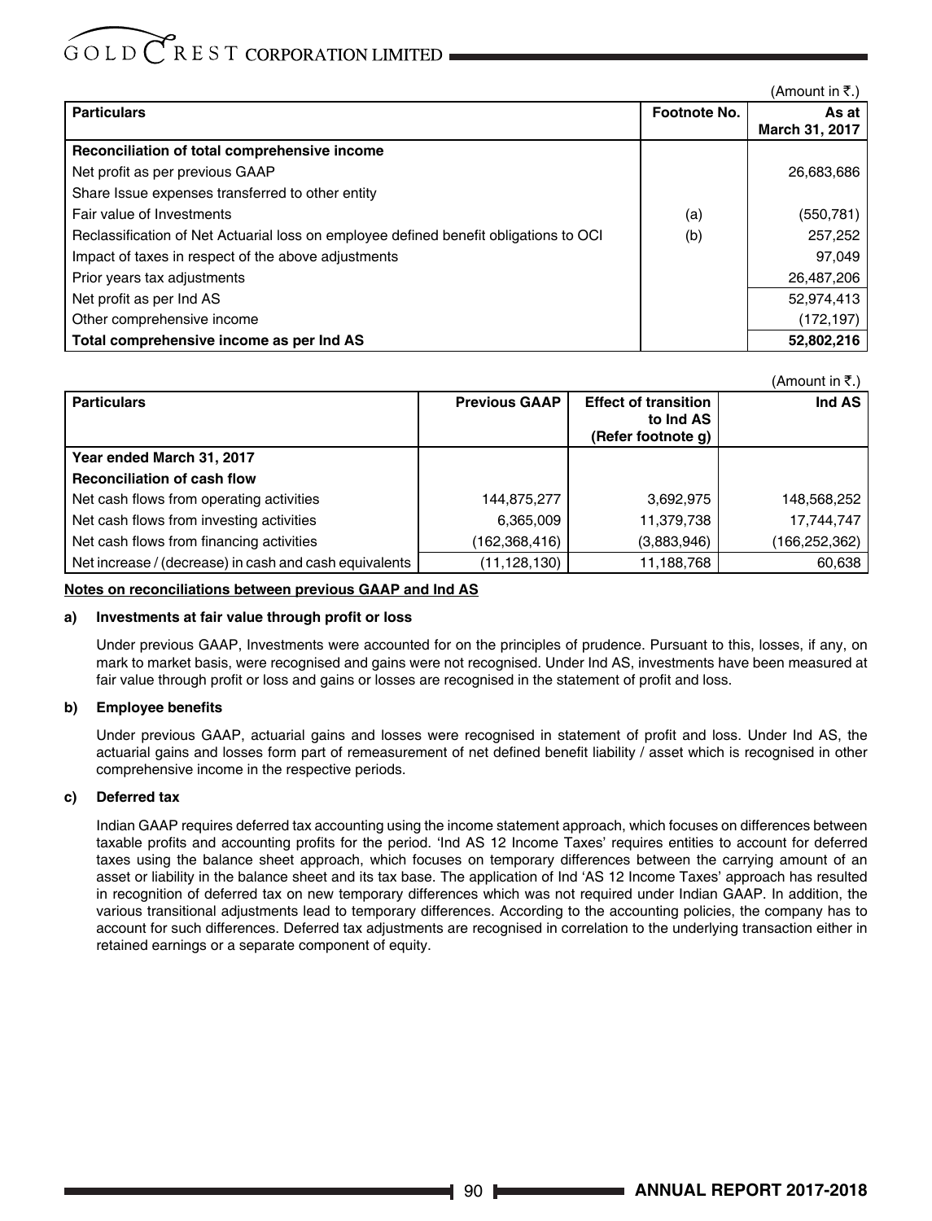(Amount in ₹.)

| Particulars | Footnote No. | As at March 31, 2017 |
|---|---|---|
| **Reconciliation of total comprehensive income** | | |
| Net profit as per previous GAAP | | 26,683,686 |
| Share Issue expenses transferred to other entity | | |
| Fair value of Investments | (a) | (550,781) |
| Reclassification of Net Actuarial loss on employee defined benefit obligations to OCI | (b) | 257,252 |
| Impact of taxes in respect of the above adjustments | | 97,049 |
| Prior years tax adjustments | | 26,487,206 |
| Net profit as per Ind AS | | 52,974,413 |
| Other comprehensive income | | (172,197) |
| **Total comprehensive income as per Ind AS** | | **52,802,216** |

(Amount in ₹.)

| Particulars | Previous GAAP | Effect of transition to Ind AS (Refer footnote g) | Ind AS |
|---|---|---|---|
| **Year ended March 31, 2017** | | | |
| **Reconciliation of cash flow** | | | |
| Net cash flows from operating activities | 144,875,277 | 3,692,975 | 148,568,252 |
| Net cash flows from investing activities | 6,365,009 | 11,379,738 | 17,744,747 |
| Net cash flows from financing activities | (162,368,416) | (3,883,946) | (166,252,362) |
| Net increase / (decrease) in cash and cash equivalents | (11,128,130) | 11,188,768 | 60,638 |

**Notes on reconciliations between previous GAAP and Ind AS**

**a) Investments at fair value through profit or loss**

Under previous GAAP, Investments were accounted for on the principles of prudence. Pursuant to this, losses, if any, on mark to market basis, were recognised and gains were not recognised. Under Ind AS, investments have been measured at fair value through profit or loss and gains or losses are recognised in the statement of profit and loss.

**b) Employee benefits**

Under previous GAAP, actuarial gains and losses were recognised in statement of profit and loss. Under Ind AS, the actuarial gains and losses form part of remeasurement of net defined benefit liability / asset which is recognised in other comprehensive income in the respective periods.

**c) Deferred tax**

Indian GAAP requires deferred tax accounting using the income statement approach, which focuses on differences between taxable profits and accounting profits for the period. 'Ind AS 12 Income Taxes' requires entities to account for deferred taxes using the balance sheet approach, which focuses on temporary differences between the carrying amount of an asset or liability in the balance sheet and its tax base. The application of Ind 'AS 12 Income Taxes' approach has resulted in recognition of deferred tax on new temporary differences which was not required under Indian GAAP. In addition, the various transitional adjustments lead to temporary differences. According to the accounting policies, the company has to account for such differences. Deferred tax adjustments are recognised in correlation to the underlying transaction either in retained earnings or a separate component of equity.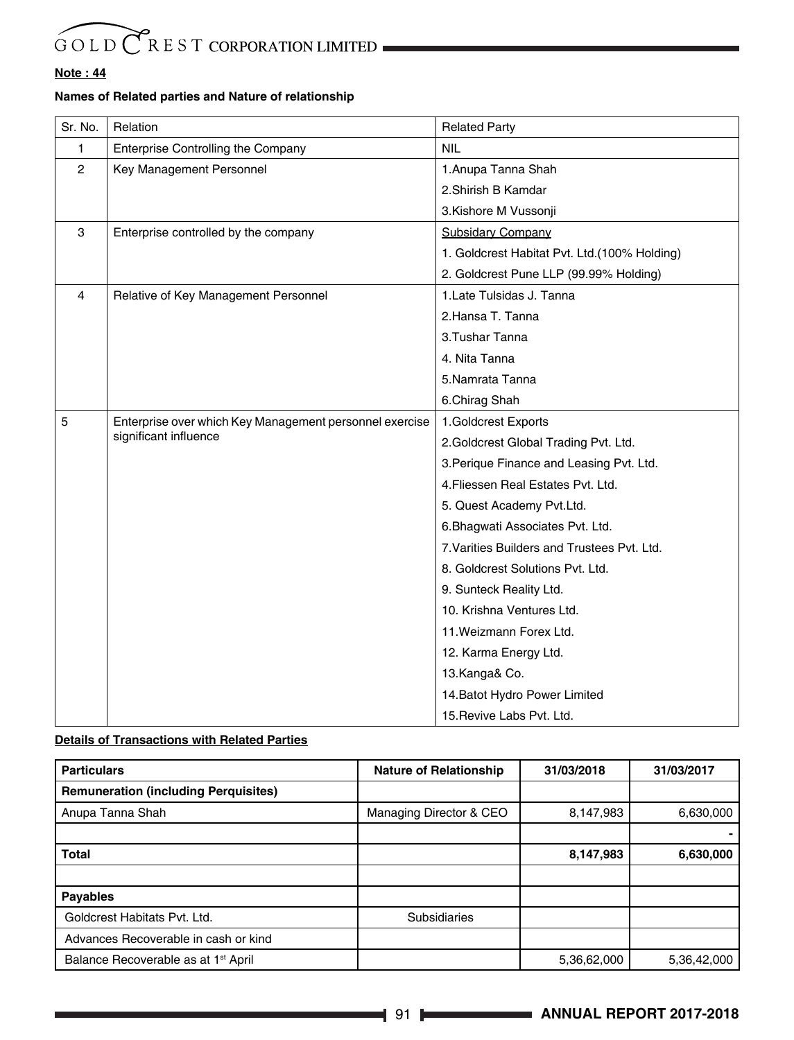**Note : 44**

**Names of Related parties and Nature of relationship**

| Sr. No. | Relation | Related Party |
|---|---|---|
| 1 | Enterprise Controlling the Company | NIL |
| 2 | Key Management Personnel | 1.Anupa Tanna Shah |
| | | 2.Shirish B Kamdar |
| | | 3.Kishore M Vussonji |
| 3 | Enterprise controlled by the company | Subsidary Company |
| | | 1. Goldcrest Habitat Pvt. Ltd.(100% Holding) |
| | | 2. Goldcrest Pune LLP (99.99% Holding) |
| 4 | Relative of Key Management Personnel | 1.Late Tulsidas J. Tanna |
| | | 2.Hansa T. Tanna |
| | | 3.Tushar Tanna |
| | | 4. Nita Tanna |
| | | 5.Namrata Tanna |
| | | 6.Chirag Shah |
| 5 | Enterprise over which Key Management personnel exercise significant influence | 1.Goldcrest Exports |
| | | 2.Goldcrest Global Trading Pvt. Ltd. |
| | | 3.Perique Finance and Leasing Pvt. Ltd. |
| | | 4.Fliessen Real Estates Pvt. Ltd. |
| | | 5. Quest Academy Pvt.Ltd. |
| | | 6.Bhagwati Associates Pvt. Ltd. |
| | | 7.Varities Builders and Trustees Pvt. Ltd. |
| | | 8. Goldcrest Solutions Pvt. Ltd. |
| | | 9. Sunteck Reality Ltd. |
| | | 10. Krishna Ventures Ltd. |
| | | 11.Weizmann Forex Ltd. |
| | | 12. Karma Energy Ltd. |
| | | 13.Kanga& Co. |
| | | 14.Batot Hydro Power Limited |
| | | 15.Revive Labs Pvt. Ltd. |

**Details of Transactions with Related Parties**

| Particulars | Nature of Relationship | 31/03/2018 | 31/03/2017 |
|---|---|---|---|
| **Remuneration (including Perquisites)** | | | |
| Anupa Tanna Shah | Managing Director & CEO | 8,147,983 | 6,630,000 |
| | | | - |
| **Total** | | **8,147,983** | **6,630,000** |
| | | | |
| **Payables** | | | |
| Goldcrest Habitats Pvt. Ltd. | Subsidiaries | | |
| Advances Recoverable in cash or kind | | | |
| Balance Recoverable as at 1st April | | 5,36,62,000 | 5,36,42,000 |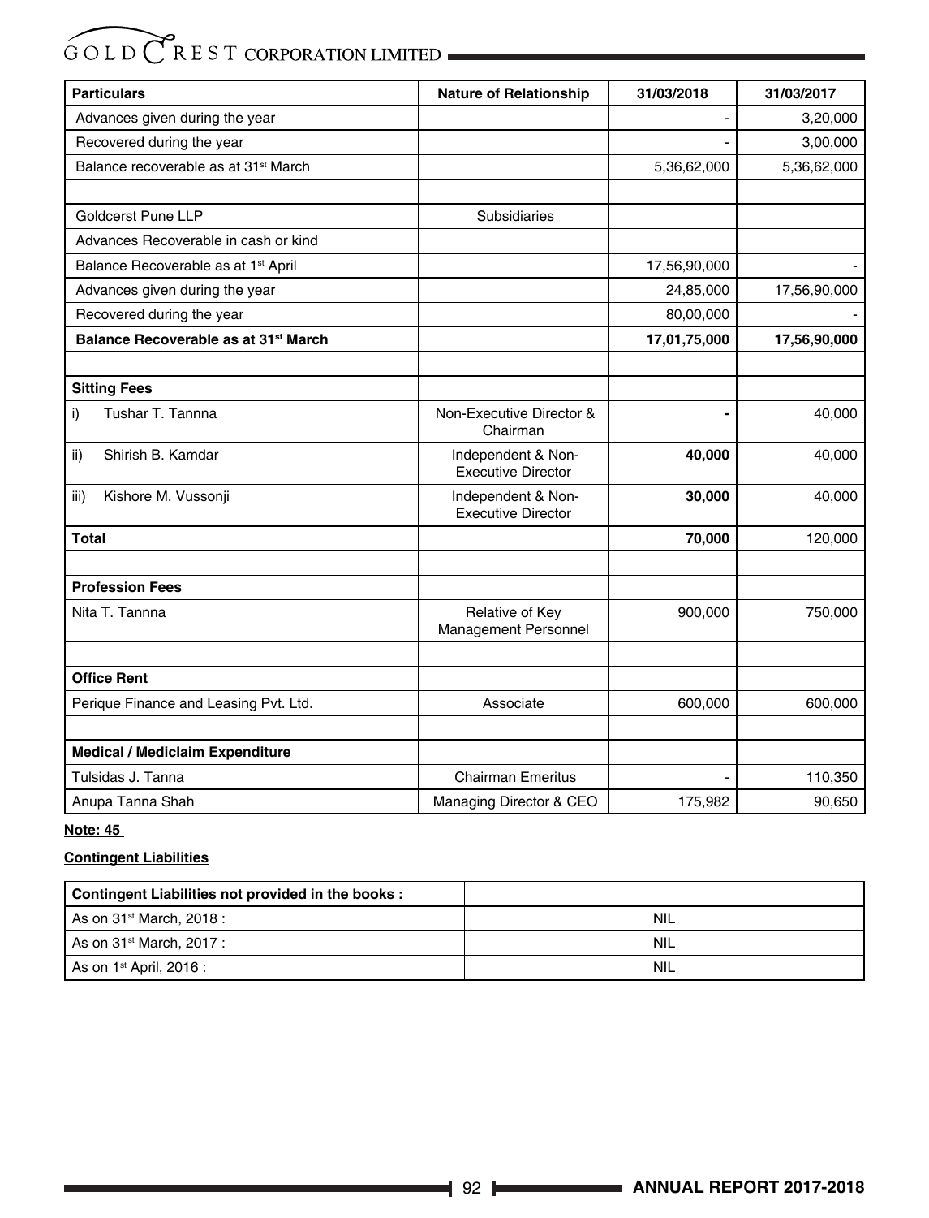| Particulars | Nature of Relationship | 31/03/2018 | 31/03/2017 |
|---|---|---|---|
| Advances given during the year | | - | 3,20,000 |
| Recovered during the year | | - | 3,00,000 |
| Balance recoverable as at 31st March | | 5,36,62,000 | 5,36,62,000 |
| | | | |
| Goldcerst Pune LLP | Subsidiaries | | |
| Advances Recoverable in cash or kind | | | |
| Balance Recoverable as at 1st April | | 17,56,90,000 | - |
| Advances given during the year | | 24,85,000 | 17,56,90,000 |
| Recovered during the year | | 80,00,000 | - |
| **Balance Recoverable as at 31st March** | | **17,01,75,000** | **17,56,90,000** |
| | | | |
| **Sitting Fees** | | | |
| i) Tushar T. Tannna | Non-Executive Director & Chairman | **-** | 40,000 |
| ii) Shirish B. Kamdar | Independent & Non-Executive Director | **40,000** | 40,000 |
| iii) Kishore M. Vussonji | Independent & Non-Executive Director | **30,000** | 40,000 |
| **Total** | | **70,000** | 120,000 |
| | | | |
| **Profession Fees** | | | |
| Nita T. Tannna | Relative of Key Management Personnel | 900,000 | 750,000 |
| | | | |
| **Office Rent** | | | |
| Perique Finance and Leasing Pvt. Ltd. | Associate | 600,000 | 600,000 |
| | | | |
| **Medical / Mediclaim Expenditure** | | | |
| Tulsidas J. Tanna | Chairman Emeritus | - | 110,350 |
| Anupa Tanna Shah | Managing Director & CEO | 175,982 | 90,650 |

**Note: 45**

**Contingent Liabilities**

| Contingent Liabilities not provided in the books : | |
|---|---|
| As on 31st March, 2018 : | NIL |
| As on 31st March, 2017 : | NIL |
| As on 1st April, 2016 : | NIL |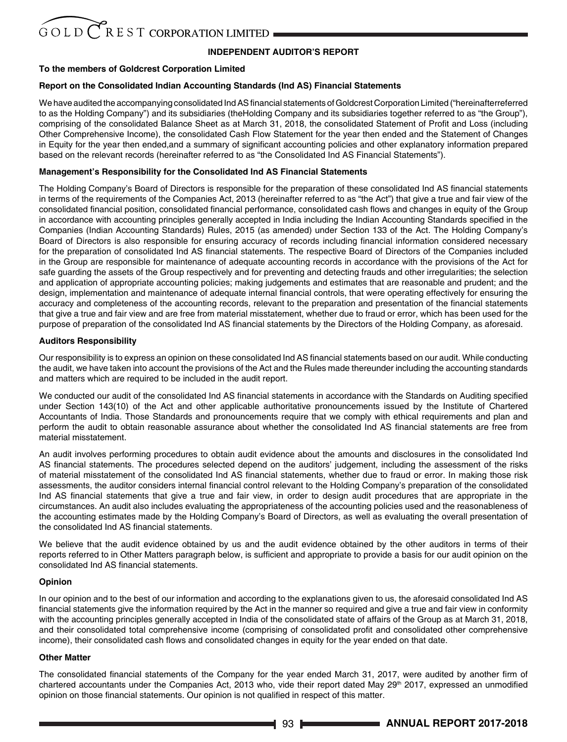## INDEPENDENT AUDITOR'S REPORT

**To the members of Goldcrest Corporation Limited**

**Report on the Consolidated Indian Accounting Standards (Ind AS) Financial Statements**

We have audited the accompanying consolidated Ind AS financial statements of Goldcrest Corporation Limited ("hereinafterreferred to as the Holding Company") and its subsidiaries (theHolding Company and its subsidiaries together referred to as "the Group"), comprising of the consolidated Balance Sheet as at March 31, 2018, the consolidated Statement of Profit and Loss (including Other Comprehensive Income), the consolidated Cash Flow Statement for the year then ended and the Statement of Changes in Equity for the year then ended,and a summary of significant accounting policies and other explanatory information prepared based on the relevant records (hereinafter referred to as "the Consolidated Ind AS Financial Statements").

**Management's Responsibility for the Consolidated Ind AS Financial Statements**

The Holding Company's Board of Directors is responsible for the preparation of these consolidated Ind AS financial statements in terms of the requirements of the Companies Act, 2013 (hereinafter referred to as "the Act") that give a true and fair view of the consolidated financial position, consolidated financial performance, consolidated cash flows and changes in equity of the Group in accordance with accounting principles generally accepted in India including the Indian Accounting Standards specified in the Companies (Indian Accounting Standards) Rules, 2015 (as amended) under Section 133 of the Act. The Holding Company's Board of Directors is also responsible for ensuring accuracy of records including financial information considered necessary for the preparation of consolidated Ind AS financial statements. The respective Board of Directors of the Companies included in the Group are responsible for maintenance of adequate accounting records in accordance with the provisions of the Act for safe guarding the assets of the Group respectively and for preventing and detecting frauds and other irregularities; the selection and application of appropriate accounting policies; making judgements and estimates that are reasonable and prudent; and the design, implementation and maintenance of adequate internal financial controls, that were operating effectively for ensuring the accuracy and completeness of the accounting records, relevant to the preparation and presentation of the financial statements that give a true and fair view and are free from material misstatement, whether due to fraud or error, which has been used for the purpose of preparation of the consolidated Ind AS financial statements by the Directors of the Holding Company, as aforesaid.

**Auditors Responsibility**

Our responsibility is to express an opinion on these consolidated Ind AS financial statements based on our audit. While conducting the audit, we have taken into account the provisions of the Act and the Rules made thereunder including the accounting standards and matters which are required to be included in the audit report.

We conducted our audit of the consolidated Ind AS financial statements in accordance with the Standards on Auditing specified under Section 143(10) of the Act and other applicable authoritative pronouncements issued by the Institute of Chartered Accountants of India. Those Standards and pronouncements require that we comply with ethical requirements and plan and perform the audit to obtain reasonable assurance about whether the consolidated Ind AS financial statements are free from material misstatement.

An audit involves performing procedures to obtain audit evidence about the amounts and disclosures in the consolidated Ind AS financial statements. The procedures selected depend on the auditors' judgement, including the assessment of the risks of material misstatement of the consolidated Ind AS financial statements, whether due to fraud or error. In making those risk assessments, the auditor considers internal financial control relevant to the Holding Company's preparation of the consolidated Ind AS financial statements that give a true and fair view, in order to design audit procedures that are appropriate in the circumstances. An audit also includes evaluating the appropriateness of the accounting policies used and the reasonableness of the accounting estimates made by the Holding Company's Board of Directors, as well as evaluating the overall presentation of the consolidated Ind AS financial statements.

We believe that the audit evidence obtained by us and the audit evidence obtained by the other auditors in terms of their reports referred to in Other Matters paragraph below, is sufficient and appropriate to provide a basis for our audit opinion on the consolidated Ind AS financial statements.

**Opinion**

In our opinion and to the best of our information and according to the explanations given to us, the aforesaid consolidated Ind AS financial statements give the information required by the Act in the manner so required and give a true and fair view in conformity with the accounting principles generally accepted in India of the consolidated state of affairs of the Group as at March 31, 2018, and their consolidated total comprehensive income (comprising of consolidated profit and consolidated other comprehensive income), their consolidated cash flows and consolidated changes in equity for the year ended on that date.

**Other Matter**

The consolidated financial statements of the Company for the year ended March 31, 2017, were audited by another firm of chartered accountants under the Companies Act, 2013 who, vide their report dated May 29th 2017, expressed an unmodified opinion on those financial statements. Our opinion is not qualified in respect of this matter.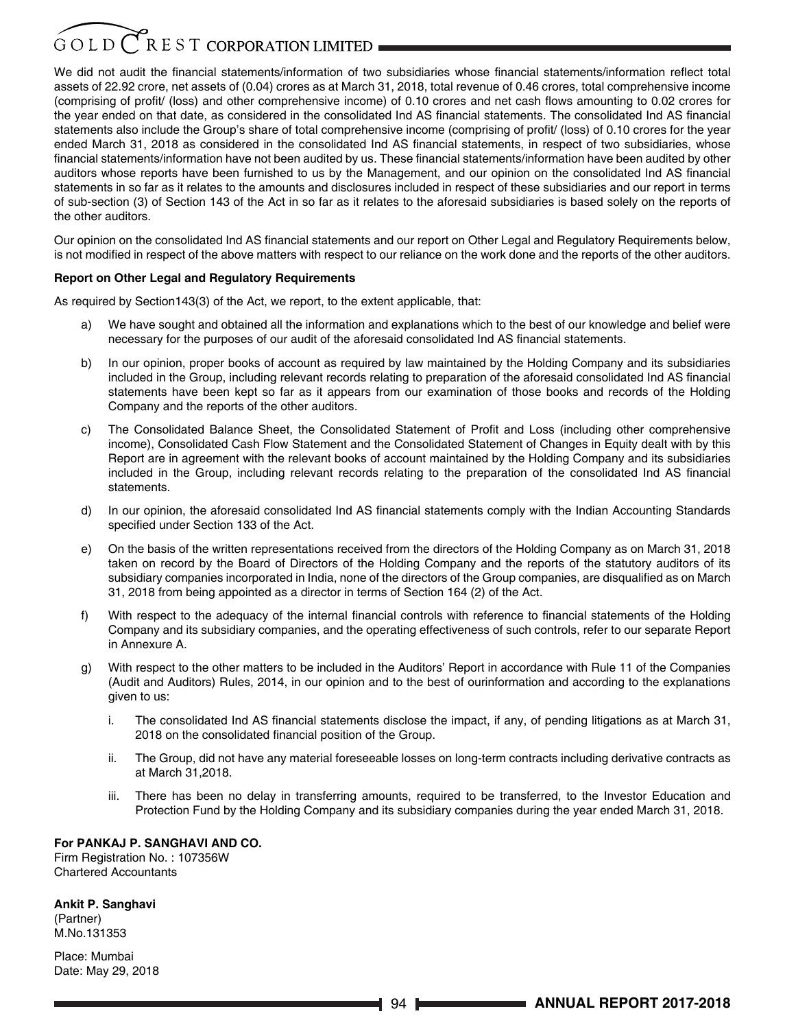We did not audit the financial statements/information of two subsidiaries whose financial statements/information reflect total assets of 22.92 crore, net assets of (0.04) crores as at March 31, 2018, total revenue of 0.46 crores, total comprehensive income (comprising of profit/ (loss) and other comprehensive income) of 0.10 crores and net cash flows amounting to 0.02 crores for the year ended on that date, as considered in the consolidated Ind AS financial statements. The consolidated Ind AS financial statements also include the Group's share of total comprehensive income (comprising of profit/ (loss) of 0.10 crores for the year ended March 31, 2018 as considered in the consolidated Ind AS financial statements, in respect of two subsidiaries, whose financial statements/information have not been audited by us. These financial statements/information have been audited by other auditors whose reports have been furnished to us by the Management, and our opinion on the consolidated Ind AS financial statements in so far as it relates to the amounts and disclosures included in respect of these subsidiaries and our report in terms of sub-section (3) of Section 143 of the Act in so far as it relates to the aforesaid subsidiaries is based solely on the reports of the other auditors.

Our opinion on the consolidated Ind AS financial statements and our report on Other Legal and Regulatory Requirements below, is not modified in respect of the above matters with respect to our reliance on the work done and the reports of the other auditors.

**Report on Other Legal and Regulatory Requirements**

As required by Section143(3) of the Act, we report, to the extent applicable, that:

a) We have sought and obtained all the information and explanations which to the best of our knowledge and belief were necessary for the purposes of our audit of the aforesaid consolidated Ind AS financial statements.

b) In our opinion, proper books of account as required by law maintained by the Holding Company and its subsidiaries included in the Group, including relevant records relating to preparation of the aforesaid consolidated Ind AS financial statements have been kept so far as it appears from our examination of those books and records of the Holding Company and the reports of the other auditors.

c) The Consolidated Balance Sheet, the Consolidated Statement of Profit and Loss (including other comprehensive income), Consolidated Cash Flow Statement and the Consolidated Statement of Changes in Equity dealt with by this Report are in agreement with the relevant books of account maintained by the Holding Company and its subsidiaries included in the Group, including relevant records relating to the preparation of the consolidated Ind AS financial statements.

d) In our opinion, the aforesaid consolidated Ind AS financial statements comply with the Indian Accounting Standards specified under Section 133 of the Act.

e) On the basis of the written representations received from the directors of the Holding Company as on March 31, 2018 taken on record by the Board of Directors of the Holding Company and the reports of the statutory auditors of its subsidiary companies incorporated in India, none of the directors of the Group companies, are disqualified as on March 31, 2018 from being appointed as a director in terms of Section 164 (2) of the Act.

f) With respect to the adequacy of the internal financial controls with reference to financial statements of the Holding Company and its subsidiary companies, and the operating effectiveness of such controls, refer to our separate Report in Annexure A.

g) With respect to the other matters to be included in the Auditors' Report in accordance with Rule 11 of the Companies (Audit and Auditors) Rules, 2014, in our opinion and to the best of ourinformation and according to the explanations given to us:

   i. The consolidated Ind AS financial statements disclose the impact, if any, of pending litigations as at March 31, 2018 on the consolidated financial position of the Group.

   ii. The Group, did not have any material foreseeable losses on long-term contracts including derivative contracts as at March 31,2018.

   iii. There has been no delay in transferring amounts, required to be transferred, to the Investor Education and Protection Fund by the Holding Company and its subsidiary companies during the year ended March 31, 2018.

**For PANKAJ P. SANGHAVI AND CO.**
Firm Registration No. : 107356W
Chartered Accountants

**Ankit P. Sanghavi**
(Partner)
M.No.131353

Place: Mumbai
Date: May 29, 2018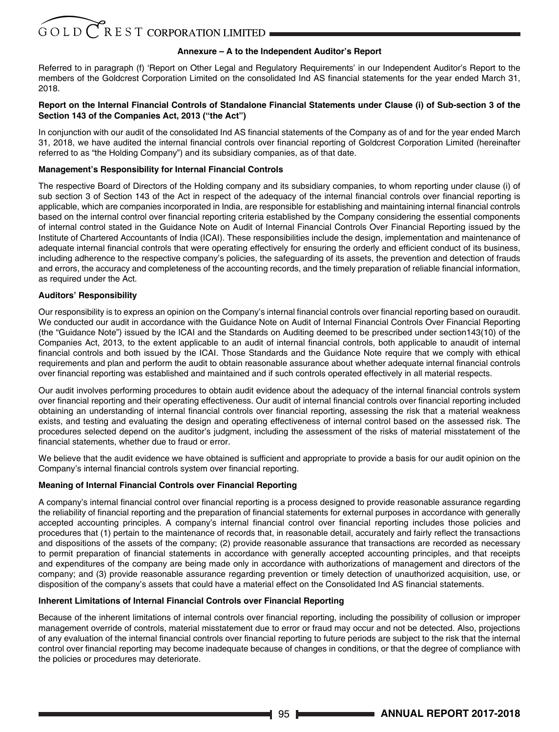## Annexure – A to the Independent Auditor's Report

Referred to in paragraph (f) 'Report on Other Legal and Regulatory Requirements' in our Independent Auditor's Report to the members of the Goldcrest Corporation Limited on the consolidated Ind AS financial statements for the year ended March 31, 2018.

### Report on the Internal Financial Controls of Standalone Financial Statements under Clause (i) of Sub-section 3 of the Section 143 of the Companies Act, 2013 ("the Act")

In conjunction with our audit of the consolidated Ind AS financial statements of the Company as of and for the year ended March 31, 2018, we have audited the internal financial controls over financial reporting of Goldcrest Corporation Limited (hereinafter referred to as "the Holding Company") and its subsidiary companies, as of that date.

### Management's Responsibility for Internal Financial Controls

The respective Board of Directors of the Holding company and its subsidiary companies, to whom reporting under clause (i) of sub section 3 of Section 143 of the Act in respect of the adequacy of the internal financial controls over financial reporting is applicable, which are companies incorporated in India, are responsible for establishing and maintaining internal financial controls based on the internal control over financial reporting criteria established by the Company considering the essential components of internal control stated in the Guidance Note on Audit of Internal Financial Controls Over Financial Reporting issued by the Institute of Chartered Accountants of India (ICAI). These responsibilities include the design, implementation and maintenance of adequate internal financial controls that were operating effectively for ensuring the orderly and efficient conduct of its business, including adherence to the respective company's policies, the safeguarding of its assets, the prevention and detection of frauds and errors, the accuracy and completeness of the accounting records, and the timely preparation of reliable financial information, as required under the Act.

### Auditors' Responsibility

Our responsibility is to express an opinion on the Company's internal financial controls over financial reporting based on ouraudit. We conducted our audit in accordance with the Guidance Note on Audit of Internal Financial Controls Over Financial Reporting (the "Guidance Note") issued by the ICAI and the Standards on Auditing deemed to be prescribed under section143(10) of the Companies Act, 2013, to the extent applicable to an audit of internal financial controls, both applicable to anaudit of internal financial controls and both issued by the ICAI. Those Standards and the Guidance Note require that we comply with ethical requirements and plan and perform the audit to obtain reasonable assurance about whether adequate internal financial controls over financial reporting was established and maintained and if such controls operated effectively in all material respects.

Our audit involves performing procedures to obtain audit evidence about the adequacy of the internal financial controls system over financial reporting and their operating effectiveness. Our audit of internal financial controls over financial reporting included obtaining an understanding of internal financial controls over financial reporting, assessing the risk that a material weakness exists, and testing and evaluating the design and operating effectiveness of internal control based on the assessed risk. The procedures selected depend on the auditor's judgment, including the assessment of the risks of material misstatement of the financial statements, whether due to fraud or error.

We believe that the audit evidence we have obtained is sufficient and appropriate to provide a basis for our audit opinion on the Company's internal financial controls system over financial reporting.

### Meaning of Internal Financial Controls over Financial Reporting

A company's internal financial control over financial reporting is a process designed to provide reasonable assurance regarding the reliability of financial reporting and the preparation of financial statements for external purposes in accordance with generally accepted accounting principles. A company's internal financial control over financial reporting includes those policies and procedures that (1) pertain to the maintenance of records that, in reasonable detail, accurately and fairly reflect the transactions and dispositions of the assets of the company; (2) provide reasonable assurance that transactions are recorded as necessary to permit preparation of financial statements in accordance with generally accepted accounting principles, and that receipts and expenditures of the company are being made only in accordance with authorizations of management and directors of the company; and (3) provide reasonable assurance regarding prevention or timely detection of unauthorized acquisition, use, or disposition of the company's assets that could have a material effect on the Consolidated Ind AS financial statements.

### Inherent Limitations of Internal Financial Controls over Financial Reporting

Because of the inherent limitations of internal controls over financial reporting, including the possibility of collusion or improper management override of controls, material misstatement due to error or fraud may occur and not be detected. Also, projections of any evaluation of the internal financial controls over financial reporting to future periods are subject to the risk that the internal control over financial reporting may become inadequate because of changes in conditions, or that the degree of compliance with the policies or procedures may deteriorate.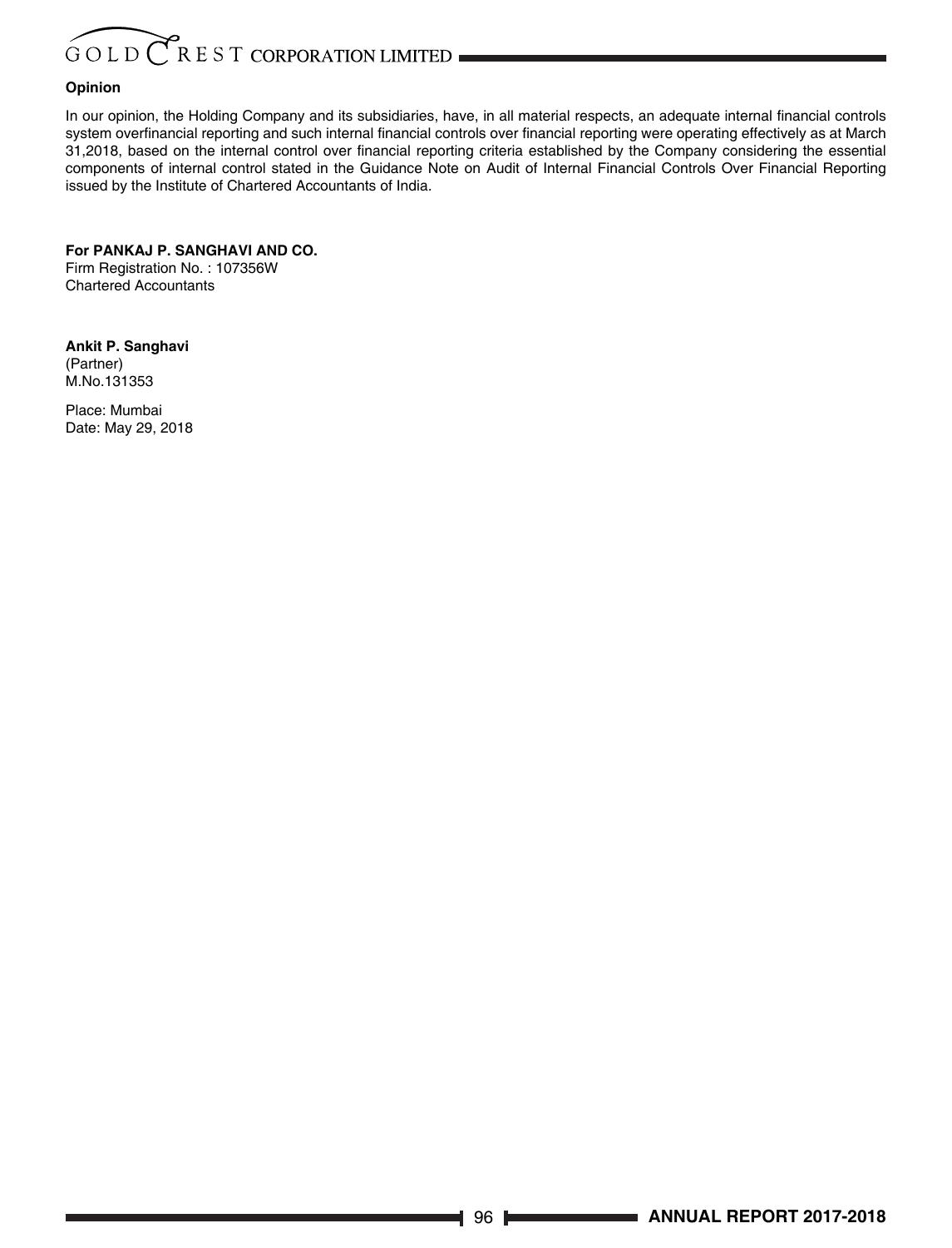**Opinion**

In our opinion, the Holding Company and its subsidiaries, have, in all material respects, an adequate internal financial controls system overfinancial reporting and such internal financial controls over financial reporting were operating effectively as at March 31,2018, based on the internal control over financial reporting criteria established by the Company considering the essential components of internal control stated in the Guidance Note on Audit of Internal Financial Controls Over Financial Reporting issued by the Institute of Chartered Accountants of India.

**For PANKAJ P. SANGHAVI AND CO.**
Firm Registration No. : 107356W
Chartered Accountants

**Ankit P. Sanghavi**
(Partner)
M.No.131353

Place: Mumbai
Date: May 29, 2018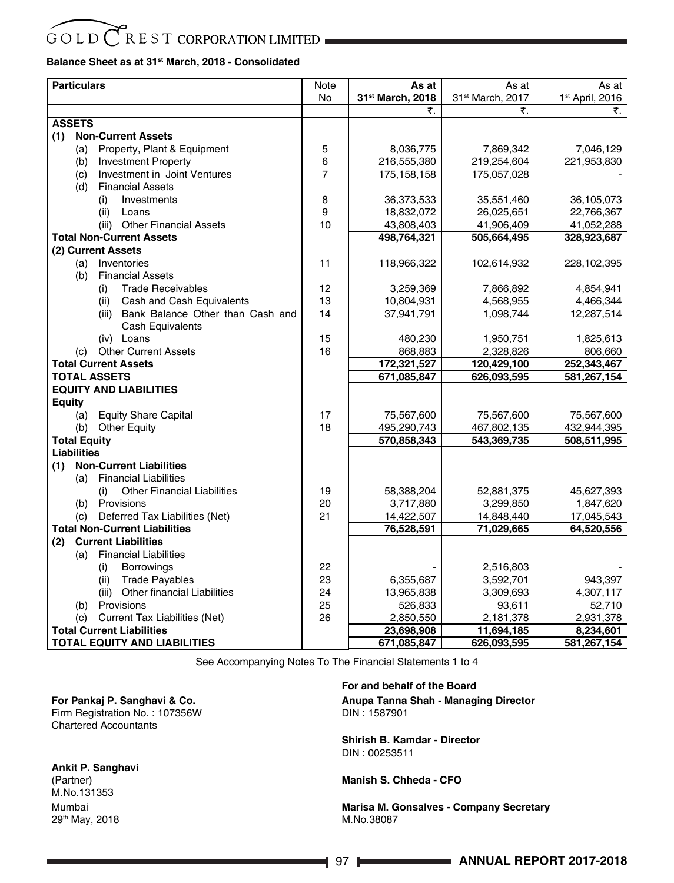## Balance Sheet as at 31st March, 2018 - Consolidated

| Particulars | Note No | As at 31st March, 2018 | As at 31st March, 2017 | As at 1st April, 2016 |
|---|---|---|---|---|
| | | ₹. | ₹. | ₹. |
| **ASSETS** | | | | |
| **(1) Non-Current Assets** | | | | |
| (a) Property, Plant & Equipment | 5 | 8,036,775 | 7,869,342 | 7,046,129 |
| (b) Investment Property | 6 | 216,555,380 | 219,254,604 | 221,953,830 |
| (c) Investment in Joint Ventures | 7 | 175,158,158 | 175,057,028 | - |
| (d) Financial Assets | | | | |
| (i) Investments | 8 | 36,373,533 | 35,551,460 | 36,105,073 |
| (ii) Loans | 9 | 18,832,072 | 26,025,651 | 22,766,367 |
| (iii) Other Financial Assets | 10 | 43,808,403 | 41,906,409 | 41,052,288 |
| **Total Non-Current Assets** | | **498,764,321** | **505,664,495** | **328,923,687** |
| **(2) Current Assets** | | | | |
| (a) Inventories | 11 | 118,966,322 | 102,614,932 | 228,102,395 |
| (b) Financial Assets | | | | |
| (i) Trade Receivables | 12 | 3,259,369 | 7,866,892 | 4,854,941 |
| (ii) Cash and Cash Equivalents | 13 | 10,804,931 | 4,568,955 | 4,466,344 |
| (iii) Bank Balance Other than Cash and Cash Equivalents | 14 | 37,941,791 | 1,098,744 | 12,287,514 |
| (iv) Loans | 15 | 480,230 | 1,950,751 | 1,825,613 |
| (c) Other Current Assets | 16 | 868,883 | 2,328,826 | 806,660 |
| **Total Current Assets** | | **172,321,527** | **120,429,100** | **252,343,467** |
| **TOTAL ASSETS** | | **671,085,847** | **626,093,595** | **581,267,154** |
| **EQUITY AND LIABILITIES** | | | | |
| **Equity** | | | | |
| (a) Equity Share Capital | 17 | 75,567,600 | 75,567,600 | 75,567,600 |
| (b) Other Equity | 18 | 495,290,743 | 467,802,135 | 432,944,395 |
| **Total Equity** | | **570,858,343** | **543,369,735** | **508,511,995** |
| **Liabilities** | | | | |
| **(1) Non-Current Liabilities** | | | | |
| (a) Financial Liabilities | | | | |
| (i) Other Financial Liabilities | 19 | 58,388,204 | 52,881,375 | 45,627,393 |
| (b) Provisions | 20 | 3,717,880 | 3,299,850 | 1,847,620 |
| (c) Deferred Tax Liabilities (Net) | 21 | 14,422,507 | 14,848,440 | 17,045,543 |
| **Total Non-Current Liabilities** | | **76,528,591** | **71,029,665** | **64,520,556** |
| **(2) Current Liabilities** | | | | |
| (a) Financial Liabilities | | | | |
| (i) Borrowings | 22 | - | 2,516,803 | - |
| (ii) Trade Payables | 23 | 6,355,687 | 3,592,701 | 943,397 |
| (iii) Other financial Liabilities | 24 | 13,965,838 | 3,309,693 | 4,307,117 |
| (b) Provisions | 25 | 526,833 | 93,611 | 52,710 |
| (c) Current Tax Liabilities (Net) | 26 | 2,850,550 | 2,181,378 | 2,931,378 |
| **Total Current Liabilities** | | **23,698,908** | **11,694,185** | **8,234,601** |
| **TOTAL EQUITY AND LIABILITIES** | | **671,085,847** | **626,093,595** | **581,267,154** |

See Accompanying Notes To The Financial Statements 1 to 4

**For Pankaj P. Sanghavi & Co.**
Firm Registration No. : 107356W
Chartered Accountants

**Ankit P. Sanghavi**
(Partner)
M.No.131353
Mumbai
29th May, 2018

**For and behalf of the Board**

**Anupa Tanna Shah - Managing Director**
DIN : 1587901

**Shirish B. Kamdar - Director**
DIN : 00253511

**Manish S. Chheda - CFO**

**Marisa M. Gonsalves - Company Secretary**
M.No.38087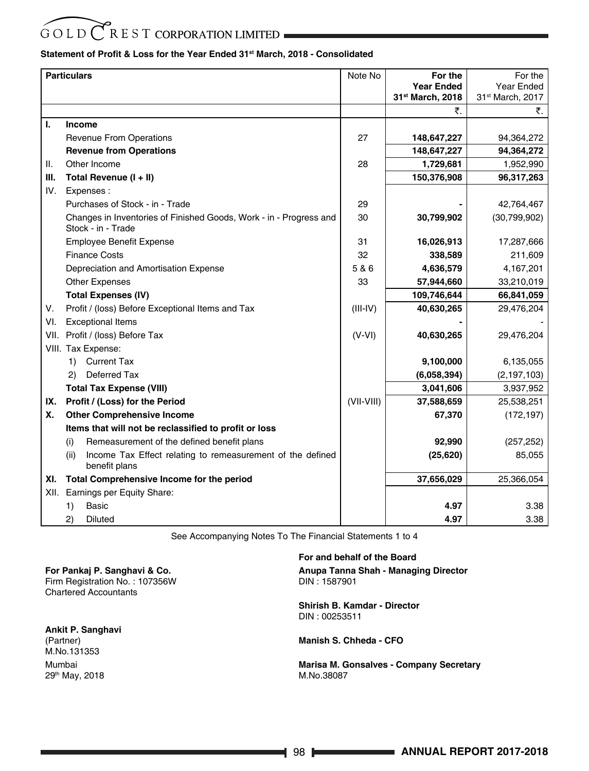# GOLDCREST CORPORATION LIMITED

**Statement of Profit & Loss for the Year Ended 31st March, 2018 - Consolidated**

| | Particulars | Note No | For the Year Ended 31st March, 2018 | For the Year Ended 31st March, 2017 |
|---|---|---|---|---|
| | | | ₹. | ₹. |
| **I.** | **Income** | | | |
| | Revenue From Operations | 27 | **148,647,227** | 94,364,272 |
| | **Revenue from Operations** | | **148,647,227** | **94,364,272** |
| II. | Other Income | 28 | **1,729,681** | 1,952,990 |
| **III.** | **Total Revenue (I + II)** | | **150,376,908** | **96,317,263** |
| IV. | Expenses : | | | |
| | Purchases of Stock - in - Trade | 29 | **-** | 42,764,467 |
| | Changes in Inventories of Finished Goods, Work - in - Progress and Stock - in - Trade | 30 | **30,799,902** | (30,799,902) |
| | Employee Benefit Expense | 31 | **16,026,913** | 17,287,666 |
| | Finance Costs | 32 | **338,589** | 211,609 |
| | Depreciation and Amortisation Expense | 5 & 6 | **4,636,579** | 4,167,201 |
| | Other Expenses | 33 | **57,944,660** | 33,210,019 |
| | **Total Expenses (IV)** | | **109,746,644** | **66,841,059** |
| V. | Profit / (loss) Before Exceptional Items and Tax | (III-IV) | **40,630,265** | 29,476,204 |
| VI. | Exceptional Items | | **-** | - |
| VII. | Profit / (loss) Before Tax | (V-VI) | **40,630,265** | 29,476,204 |
| VIII. | Tax Expense: | | | |
| | 1) Current Tax | | **9,100,000** | 6,135,055 |
| | 2) Deferred Tax | | **(6,058,394)** | (2,197,103) |
| | **Total Tax Expense (VIII)** | | **3,041,606** | 3,937,952 |
| **IX.** | **Profit / (Loss) for the Period** | (VII-VIII) | **37,588,659** | 25,538,251 |
| **X.** | **Other Comprehensive Income** | | **67,370** | (172,197) |
| | **Items that will not be reclassified to profit or loss** | | | |
| | (i) Remeasurement of the defined benefit plans | | **92,990** | (257,252) |
| | (ii) Income Tax Effect relating to remeasurement of the defined benefit plans | | **(25,620)** | 85,055 |
| **XI.** | **Total Comprehensive Income for the period** | | **37,656,029** | 25,366,054 |
| XII. | Earnings per Equity Share: | | | |
| | 1) Basic | | **4.97** | 3.38 |
| | 2) Diluted | | **4.97** | 3.38 |

See Accompanying Notes To The Financial Statements 1 to 4

**For Pankaj P. Sanghavi & Co.**
Firm Registration No. : 107356W
Chartered Accountants

**Ankit P. Sanghavi**
(Partner)
M.No.131353
Mumbai
29th May, 2018

**For and behalf of the Board**

**Anupa Tanna Shah - Managing Director**
DIN : 1587901

**Shirish B. Kamdar - Director**
DIN : 00253511

**Manish S. Chheda - CFO**

**Marisa M. Gonsalves - Company Secretary**
M.No.38087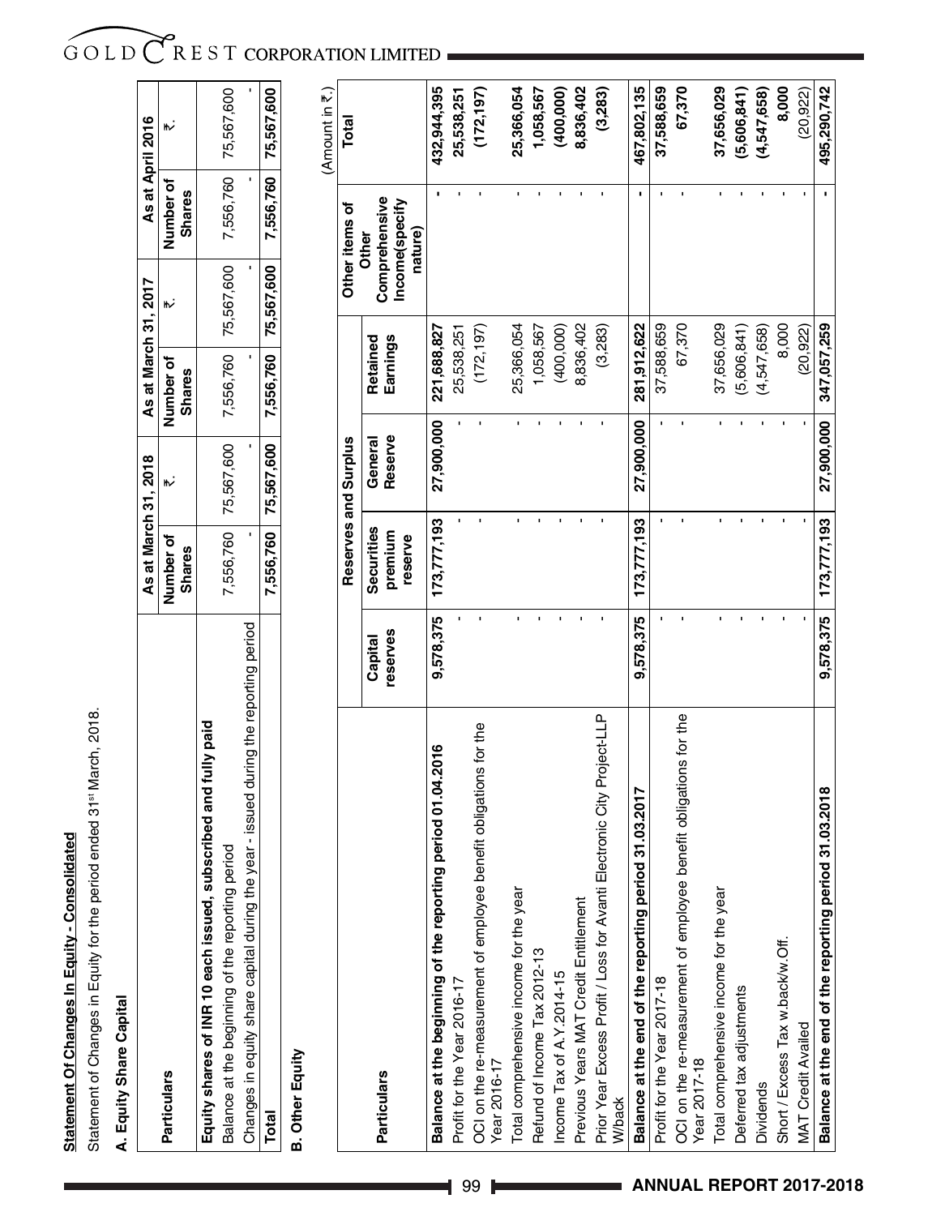**Statement Of Changes In Equity - Consolidated**

Statement of Changes in Equity for the period ended 31st March, 2018.

**A. Equity Share Capital**

| Particulars | As at March 31, 2018 | | As at March 31, 2017 | | As at April 2016 | |
|---|---|---|---|---|---|---|
| | Number of Shares | ₹. | Number of Shares | ₹. | Number of Shares | ₹. |
| **Equity shares of INR 10 each issued, subscribed and fully paid** | | | | | | |
| Balance at the beginning of the reporting period | 7,556,760 | 75,567,600 | 7,556,760 | 75,567,600 | 7,556,760 | 75,567,600 |
| Changes in equity share capital during the year - issued during the reporting period | - | - | - | - | - | - |
| **Total** | **7,556,760** | **75,567,600** | **7,556,760** | **75,567,600** | **7,556,760** | **75,567,600** |

**B. Other Equity**

(Amount in ₹.)

| Particulars | Reserves and Surplus | | | | Other items of Other Comprehensive Income(specify nature) | Total |
|---|---|---|---|---|---|---|
| | Capital reserves | Securities premium reserve | General Reserve | Retained Earnings | | |
| **Balance at the beginning of the reporting period 01.04.2016** | **9,578,375** | **173,777,193** | **27,900,000** | **221,688,827** | **-** | **432,944,395** |
| Profit for the Year 2016-17 | - | - | - | 25,538,251 | - | **25,538,251** |
| OCI on the re-measurement of employee benefit obligations for the Year 2016-17 | - | - | - | (172,197) | - | **(172,197)** |
| Total comprehensive income for the year | - | - | - | 25,366,054 | - | **25,366,054** |
| Refund of Income Tax 2012-13 | - | - | - | 1,058,567 | - | **1,058,567** |
| Income Tax of A.Y.2014-15 | - | - | - | (400,000) | - | **(400,000)** |
| Previous Years MAT Credit Entitlement | - | - | - | 8,836,402 | - | **8,836,402** |
| Prior Year Excess Profit / Loss for Avanti Electronic City Project-LLP W/back | - | - | - | (3,283) | - | **(3,283)** |
| **Balance at the end of the reporting period 31.03.2017** | **9,578,375** | **173,777,193** | **27,900,000** | **281,912,622** | **-** | **467,802,135** |
| Profit for the Year 2017-18 | - | - | - | 37,588,659 | - | **37,588,659** |
| OCI on the re-measurement of employee benefit obligations for the Year 2017-18 | - | - | - | 67,370 | - | **67,370** |
| Total comprehensive income for the year | - | - | - | 37,656,029 | - | **37,656,029** |
| Deferred tax adjustments | - | - | - | (5,606,841) | - | **(5,606,841)** |
| Dividends | - | - | - | (4,547,658) | - | **(4,547,658)** |
| Short / Excess Tax w.back/w.Off. | - | - | - | 8,000 | - | **8,000** |
| MAT Credit Availed | - | - | - | (20,922) | - | (20,922) |
| **Balance at the end of the reporting period 31.03.2018** | **9,578,375** | **173,777,193** | **27,900,000** | **347,057,259** | **-** | **495,290,742** |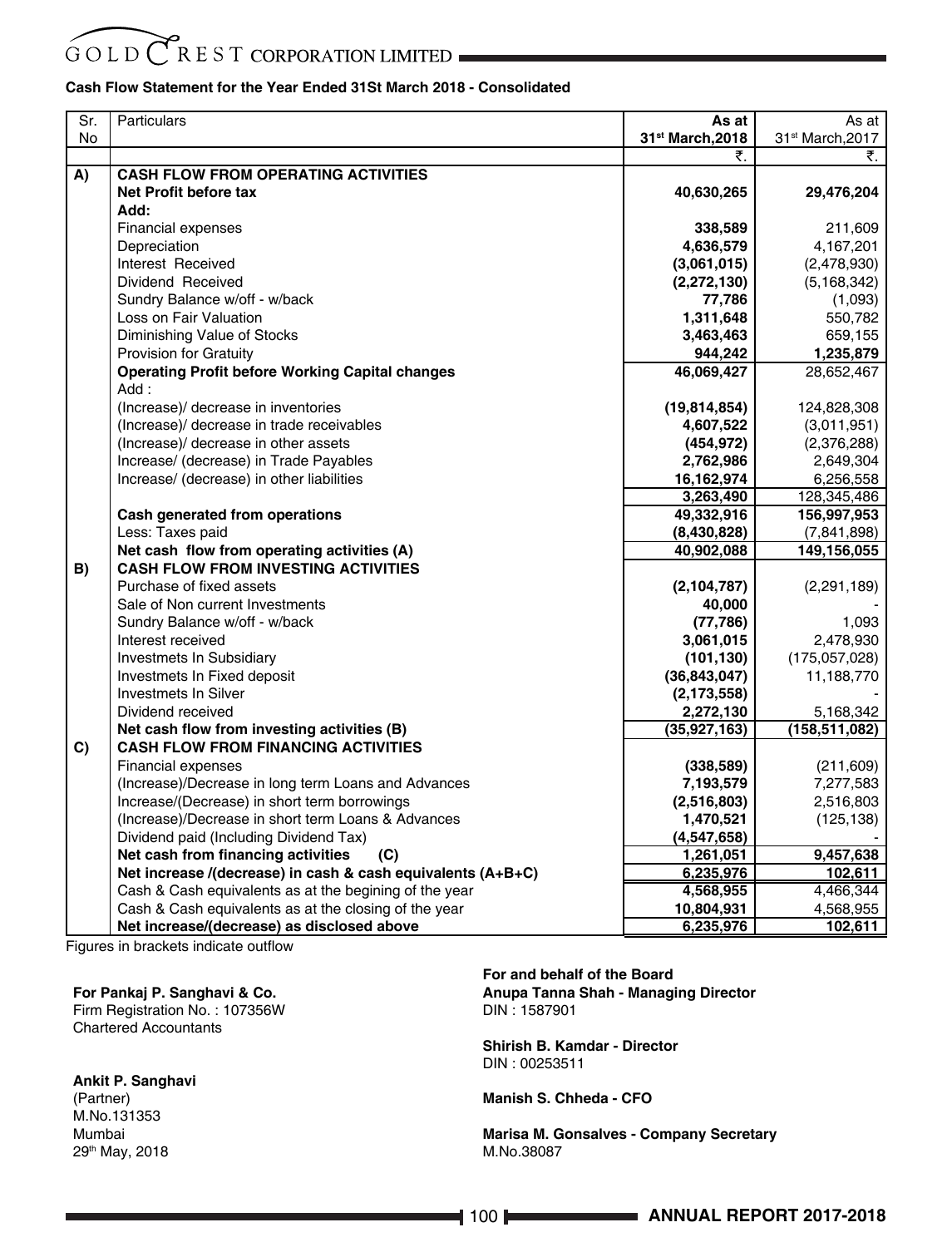**Cash Flow Statement for the Year Ended 31St March 2018 - Consolidated**

| Sr. No | Particulars | As at 31st March,2018 | As at 31st March,2017 |
|---|---|---|---|
| | | ₹. | ₹. |
| A) | **CASH FLOW FROM OPERATING ACTIVITIES** | | |
| | **Net Profit before tax** | **40,630,265** | **29,476,204** |
| | **Add:** | | |
| | Financial expenses | **338,589** | 211,609 |
| | Depreciation | **4,636,579** | 4,167,201 |
| | Interest Received | **(3,061,015)** | (2,478,930) |
| | Dividend Received | **(2,272,130)** | (5,168,342) |
| | Sundry Balance w/off - w/back | **77,786** | (1,093) |
| | Loss on Fair Valuation | **1,311,648** | 550,782 |
| | Diminishing Value of Stocks | **3,463,463** | 659,155 |
| | Provision for Gratuity | **944,242** | **1,235,879** |
| | **Operating Profit before Working Capital changes** | **46,069,427** | 28,652,467 |
| | Add : | | |
| | (Increase)/ decrease in inventories | **(19,814,854)** | 124,828,308 |
| | (Increase)/ decrease in trade receivables | **4,607,522** | (3,011,951) |
| | (Increase)/ decrease in other assets | **(454,972)** | (2,376,288) |
| | Increase/ (decrease) in Trade Payables | **2,762,986** | 2,649,304 |
| | Increase/ (decrease) in other liabilities | **16,162,974** | 6,256,558 |
| | | **3,263,490** | 128,345,486 |
| | **Cash generated from operations** | **49,332,916** | **156,997,953** |
| | Less: Taxes paid | **(8,430,828)** | (7,841,898) |
| | **Net cash flow from operating activities (A)** | **40,902,088** | **149,156,055** |
| B) | **CASH FLOW FROM INVESTING ACTIVITIES** | | |
| | Purchase of fixed assets | **(2,104,787)** | (2,291,189) |
| | Sale of Non current Investments | **40,000** | - |
| | Sundry Balance w/off - w/back | **(77,786)** | 1,093 |
| | Interest received | **3,061,015** | 2,478,930 |
| | Investmets In Subsidiary | **(101,130)** | (175,057,028) |
| | Investmets In Fixed deposit | **(36,843,047)** | 11,188,770 |
| | Investmets In Silver | **(2,173,558)** | - |
| | Dividend received | **2,272,130** | 5,168,342 |
| | **Net cash flow from investing activities (B)** | **(35,927,163)** | **(158,511,082)** |
| C) | **CASH FLOW FROM FINANCING ACTIVITIES** | | |
| | Financial expenses | **(338,589)** | (211,609) |
| | (Increase)/Decrease in long term Loans and Advances | **7,193,579** | 7,277,583 |
| | Increase/(Decrease) in short term borrowings | **(2,516,803)** | 2,516,803 |
| | (Increase)/Decrease in short term Loans & Advances | **1,470,521** | (125,138) |
| | Dividend paid (Including Dividend Tax) | **(4,547,658)** | - |
| | **Net cash from financing activities (C)** | **1,261,051** | **9,457,638** |
| | **Net increase /(decrease) in cash & cash equivalents (A+B+C)** | **6,235,976** | **102,611** |
| | Cash & Cash equivalents as at the begining of the year | **4,568,955** | 4,466,344 |
| | Cash & Cash equivalents as at the closing of the year | **10,804,931** | 4,568,955 |
| | **Net increase/(decrease) as disclosed above** | **6,235,976** | **102,611** |

Figures in brackets indicate outflow

**For Pankaj P. Sanghavi & Co.**
Firm Registration No. : 107356W
Chartered Accountants

**Ankit P. Sanghavi**
(Partner)
M.No.131353
Mumbai
29th May, 2018

**For and behalf of the Board**
**Anupa Tanna Shah - Managing Director**
DIN : 1587901

**Shirish B. Kamdar - Director**
DIN : 00253511

**Manish S. Chheda - CFO**

**Marisa M. Gonsalves - Company Secretary**
M.No.38087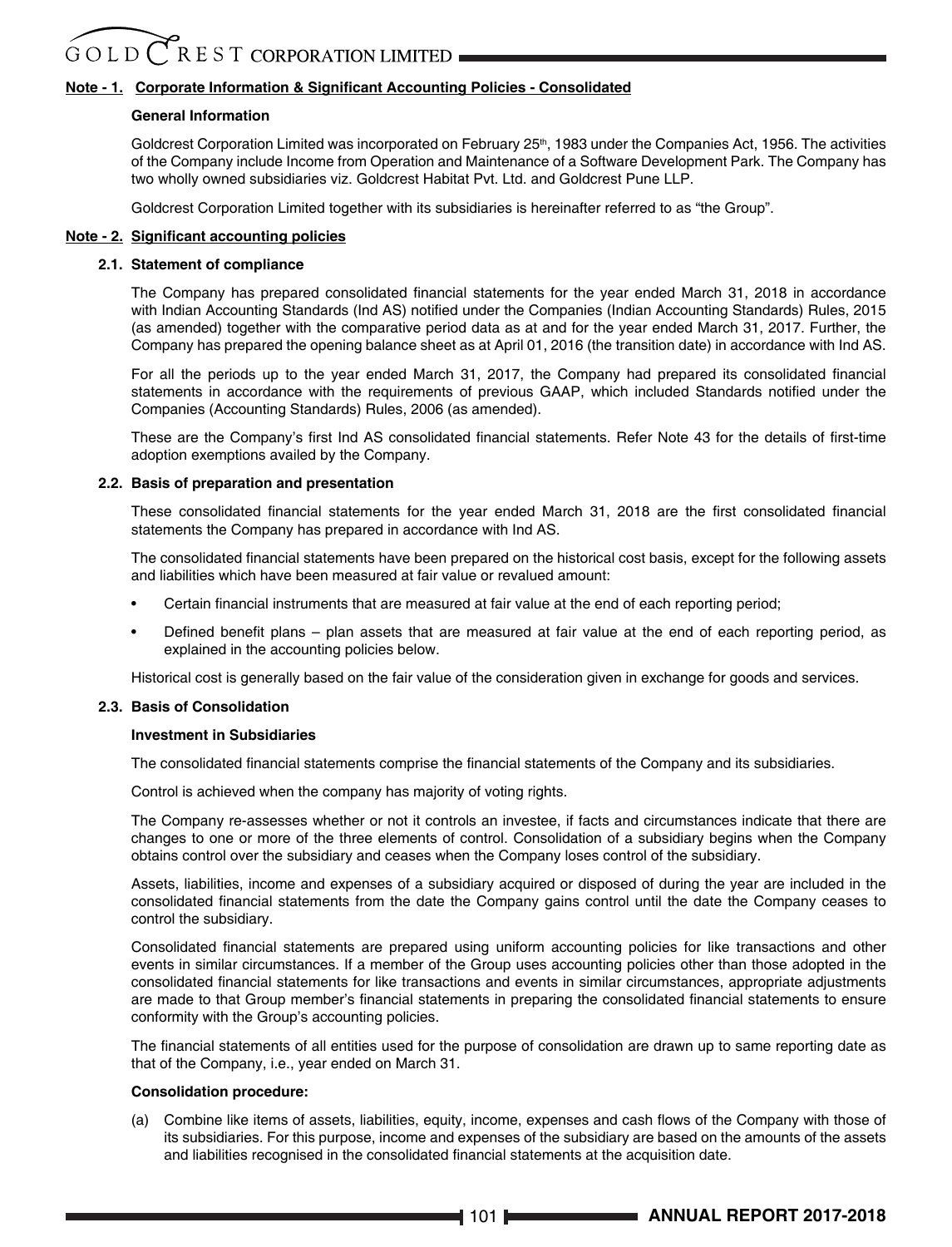## Note - 1. Corporate Information & Significant Accounting Policies - Consolidated

### General Information

Goldcrest Corporation Limited was incorporated on February 25th, 1983 under the Companies Act, 1956. The activities of the Company include Income from Operation and Maintenance of a Software Development Park. The Company has two wholly owned subsidiaries viz. Goldcrest Habitat Pvt. Ltd. and Goldcrest Pune LLP.

Goldcrest Corporation Limited together with its subsidiaries is hereinafter referred to as "the Group".

## Note - 2. Significant accounting policies

### 2.1. Statement of compliance

The Company has prepared consolidated financial statements for the year ended March 31, 2018 in accordance with Indian Accounting Standards (Ind AS) notified under the Companies (Indian Accounting Standards) Rules, 2015 (as amended) together with the comparative period data as at and for the year ended March 31, 2017. Further, the Company has prepared the opening balance sheet as at April 01, 2016 (the transition date) in accordance with Ind AS.

For all the periods up to the year ended March 31, 2017, the Company had prepared its consolidated financial statements in accordance with the requirements of previous GAAP, which included Standards notified under the Companies (Accounting Standards) Rules, 2006 (as amended).

These are the Company's first Ind AS consolidated financial statements. Refer Note 43 for the details of first-time adoption exemptions availed by the Company.

### 2.2. Basis of preparation and presentation

These consolidated financial statements for the year ended March 31, 2018 are the first consolidated financial statements the Company has prepared in accordance with Ind AS.

The consolidated financial statements have been prepared on the historical cost basis, except for the following assets and liabilities which have been measured at fair value or revalued amount:

- Certain financial instruments that are measured at fair value at the end of each reporting period;
- Defined benefit plans – plan assets that are measured at fair value at the end of each reporting period, as explained in the accounting policies below.

Historical cost is generally based on the fair value of the consideration given in exchange for goods and services.

### 2.3. Basis of Consolidation

**Investment in Subsidiaries**

The consolidated financial statements comprise the financial statements of the Company and its subsidiaries.

Control is achieved when the company has majority of voting rights.

The Company re-assesses whether or not it controls an investee, if facts and circumstances indicate that there are changes to one or more of the three elements of control. Consolidation of a subsidiary begins when the Company obtains control over the subsidiary and ceases when the Company loses control of the subsidiary.

Assets, liabilities, income and expenses of a subsidiary acquired or disposed of during the year are included in the consolidated financial statements from the date the Company gains control until the date the Company ceases to control the subsidiary.

Consolidated financial statements are prepared using uniform accounting policies for like transactions and other events in similar circumstances. If a member of the Group uses accounting policies other than those adopted in the consolidated financial statements for like transactions and events in similar circumstances, appropriate adjustments are made to that Group member's financial statements in preparing the consolidated financial statements to ensure conformity with the Group's accounting policies.

The financial statements of all entities used for the purpose of consolidation are drawn up to same reporting date as that of the Company, i.e., year ended on March 31.

**Consolidation procedure:**

(a) Combine like items of assets, liabilities, equity, income, expenses and cash flows of the Company with those of its subsidiaries. For this purpose, income and expenses of the subsidiary are based on the amounts of the assets and liabilities recognised in the consolidated financial statements at the acquisition date.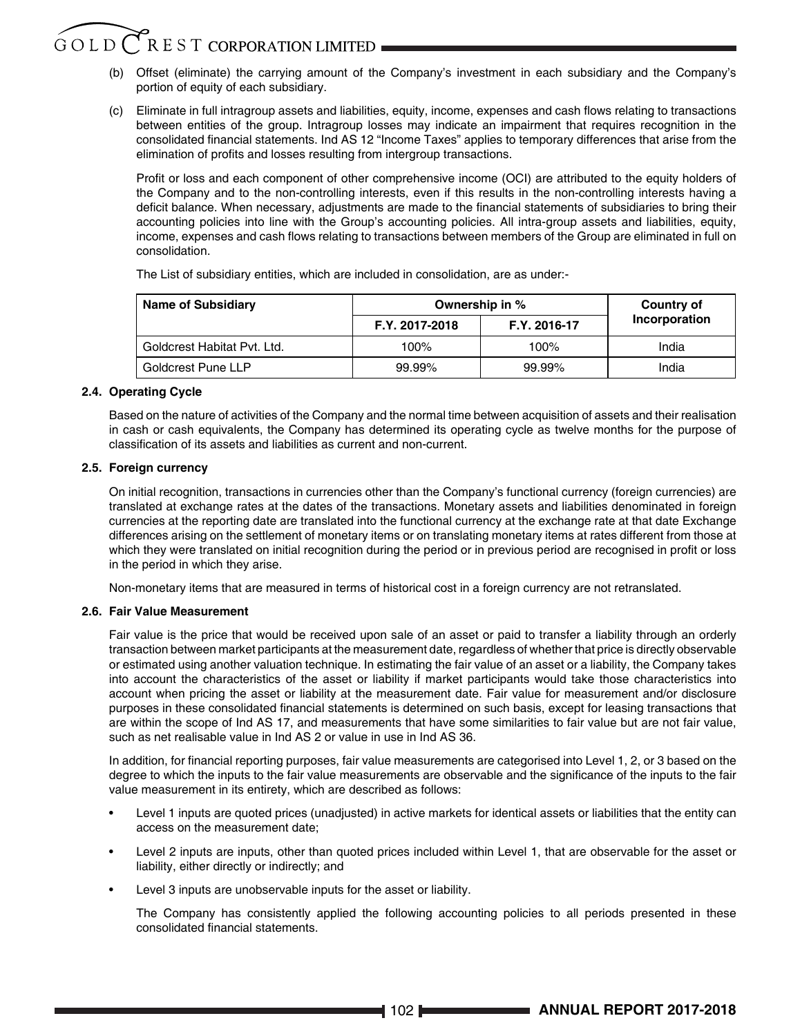(b) Offset (eliminate) the carrying amount of the Company's investment in each subsidiary and the Company's portion of equity of each subsidiary.

(c) Eliminate in full intragroup assets and liabilities, equity, income, expenses and cash flows relating to transactions between entities of the group. Intragroup losses may indicate an impairment that requires recognition in the consolidated financial statements. Ind AS 12 "Income Taxes" applies to temporary differences that arise from the elimination of profits and losses resulting from intergroup transactions.

Profit or loss and each component of other comprehensive income (OCI) are attributed to the equity holders of the Company and to the non-controlling interests, even if this results in the non-controlling interests having a deficit balance. When necessary, adjustments are made to the financial statements of subsidiaries to bring their accounting policies into line with the Group's accounting policies. All intra-group assets and liabilities, equity, income, expenses and cash flows relating to transactions between members of the Group are eliminated in full on consolidation.

The List of subsidiary entities, which are included in consolidation, are as under:-

| Name of Subsidiary | Ownership in % | | Country of Incorporation |
|---|---|---|---|
| | F.Y. 2017-2018 | F.Y. 2016-17 | |
| Goldcrest Habitat Pvt. Ltd. | 100% | 100% | India |
| Goldcrest Pune LLP | 99.99% | 99.99% | India |

**2.4. Operating Cycle**

Based on the nature of activities of the Company and the normal time between acquisition of assets and their realisation in cash or cash equivalents, the Company has determined its operating cycle as twelve months for the purpose of classification of its assets and liabilities as current and non-current.

**2.5. Foreign currency**

On initial recognition, transactions in currencies other than the Company's functional currency (foreign currencies) are translated at exchange rates at the dates of the transactions. Monetary assets and liabilities denominated in foreign currencies at the reporting date are translated into the functional currency at the exchange rate at that date Exchange differences arising on the settlement of monetary items or on translating monetary items at rates different from those at which they were translated on initial recognition during the period or in previous period are recognised in profit or loss in the period in which they arise.

Non-monetary items that are measured in terms of historical cost in a foreign currency are not retranslated.

**2.6. Fair Value Measurement**

Fair value is the price that would be received upon sale of an asset or paid to transfer a liability through an orderly transaction between market participants at the measurement date, regardless of whether that price is directly observable or estimated using another valuation technique. In estimating the fair value of an asset or a liability, the Company takes into account the characteristics of the asset or liability if market participants would take those characteristics into account when pricing the asset or liability at the measurement date. Fair value for measurement and/or disclosure purposes in these consolidated financial statements is determined on such basis, except for leasing transactions that are within the scope of Ind AS 17, and measurements that have some similarities to fair value but are not fair value, such as net realisable value in Ind AS 2 or value in use in Ind AS 36.

In addition, for financial reporting purposes, fair value measurements are categorised into Level 1, 2, or 3 based on the degree to which the inputs to the fair value measurements are observable and the significance of the inputs to the fair value measurement in its entirety, which are described as follows:

- Level 1 inputs are quoted prices (unadjusted) in active markets for identical assets or liabilities that the entity can access on the measurement date;
- Level 2 inputs are inputs, other than quoted prices included within Level 1, that are observable for the asset or liability, either directly or indirectly; and
- Level 3 inputs are unobservable inputs for the asset or liability.

The Company has consistently applied the following accounting policies to all periods presented in these consolidated financial statements.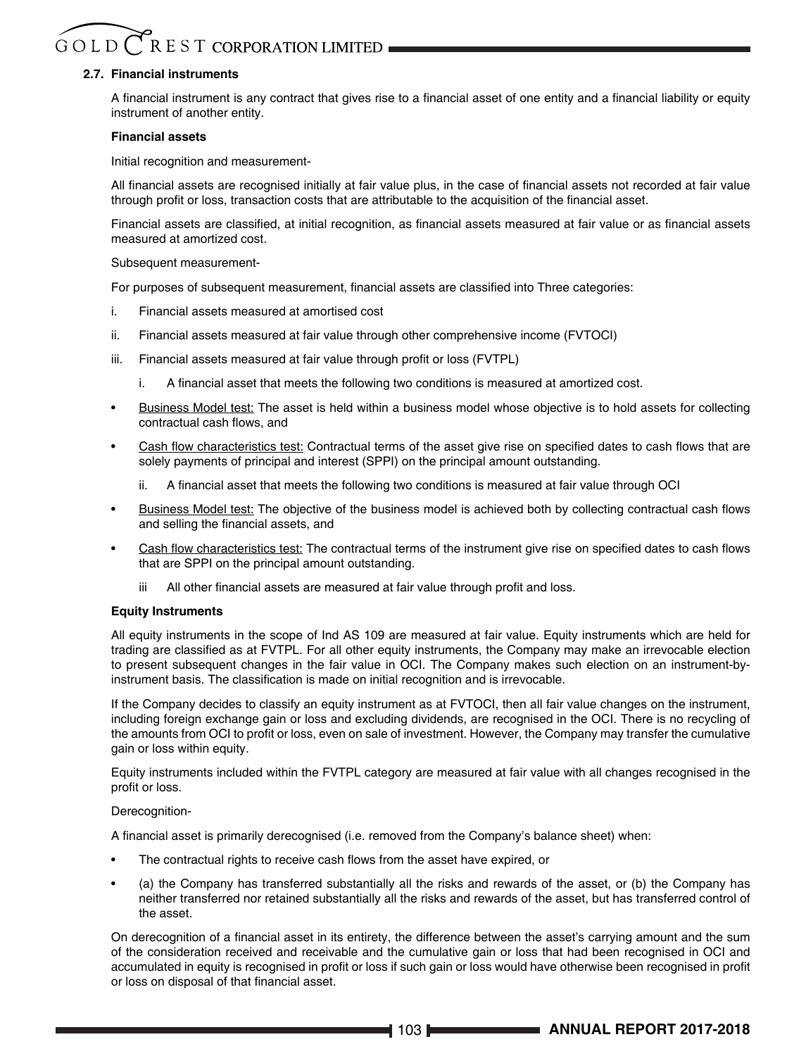### 2.7. Financial instruments

A financial instrument is any contract that gives rise to a financial asset of one entity and a financial liability or equity instrument of another entity.

**Financial assets**

Initial recognition and measurement-

All financial assets are recognised initially at fair value plus, in the case of financial assets not recorded at fair value through profit or loss, transaction costs that are attributable to the acquisition of the financial asset.

Financial assets are classified, at initial recognition, as financial assets measured at fair value or as financial assets measured at amortized cost.

Subsequent measurement-

For purposes of subsequent measurement, financial assets are classified into Three categories:

i. Financial assets measured at amortised cost

ii. Financial assets measured at fair value through other comprehensive income (FVTOCI)

iii. Financial assets measured at fair value through profit or loss (FVTPL)

   i. A financial asset that meets the following two conditions is measured at amortized cost.

- Business Model test: The asset is held within a business model whose objective is to hold assets for collecting contractual cash flows, and
- Cash flow characteristics test: Contractual terms of the asset give rise on specified dates to cash flows that are solely payments of principal and interest (SPPI) on the principal amount outstanding.

   ii. A financial asset that meets the following two conditions is measured at fair value through OCI

- Business Model test: The objective of the business model is achieved both by collecting contractual cash flows and selling the financial assets, and
- Cash flow characteristics test: The contractual terms of the instrument give rise on specified dates to cash flows that are SPPI on the principal amount outstanding.

   iii All other financial assets are measured at fair value through profit and loss.

**Equity Instruments**

All equity instruments in the scope of Ind AS 109 are measured at fair value. Equity instruments which are held for trading are classified as at FVTPL. For all other equity instruments, the Company may make an irrevocable election to present subsequent changes in the fair value in OCI. The Company makes such election on an instrument-by-instrument basis. The classification is made on initial recognition and is irrevocable.

If the Company decides to classify an equity instrument as at FVTOCI, then all fair value changes on the instrument, including foreign exchange gain or loss and excluding dividends, are recognised in the OCI. There is no recycling of the amounts from OCI to profit or loss, even on sale of investment. However, the Company may transfer the cumulative gain or loss within equity.

Equity instruments included within the FVTPL category are measured at fair value with all changes recognised in the profit or loss.

Derecognition-

A financial asset is primarily derecognised (i.e. removed from the Company's balance sheet) when:

- The contractual rights to receive cash flows from the asset have expired, or
- (a) the Company has transferred substantially all the risks and rewards of the asset, or (b) the Company has neither transferred nor retained substantially all the risks and rewards of the asset, but has transferred control of the asset.

On derecognition of a financial asset in its entirety, the difference between the asset's carrying amount and the sum of the consideration received and receivable and the cumulative gain or loss that had been recognised in OCI and accumulated in equity is recognised in profit or loss if such gain or loss would have otherwise been recognised in profit or loss on disposal of that financial asset.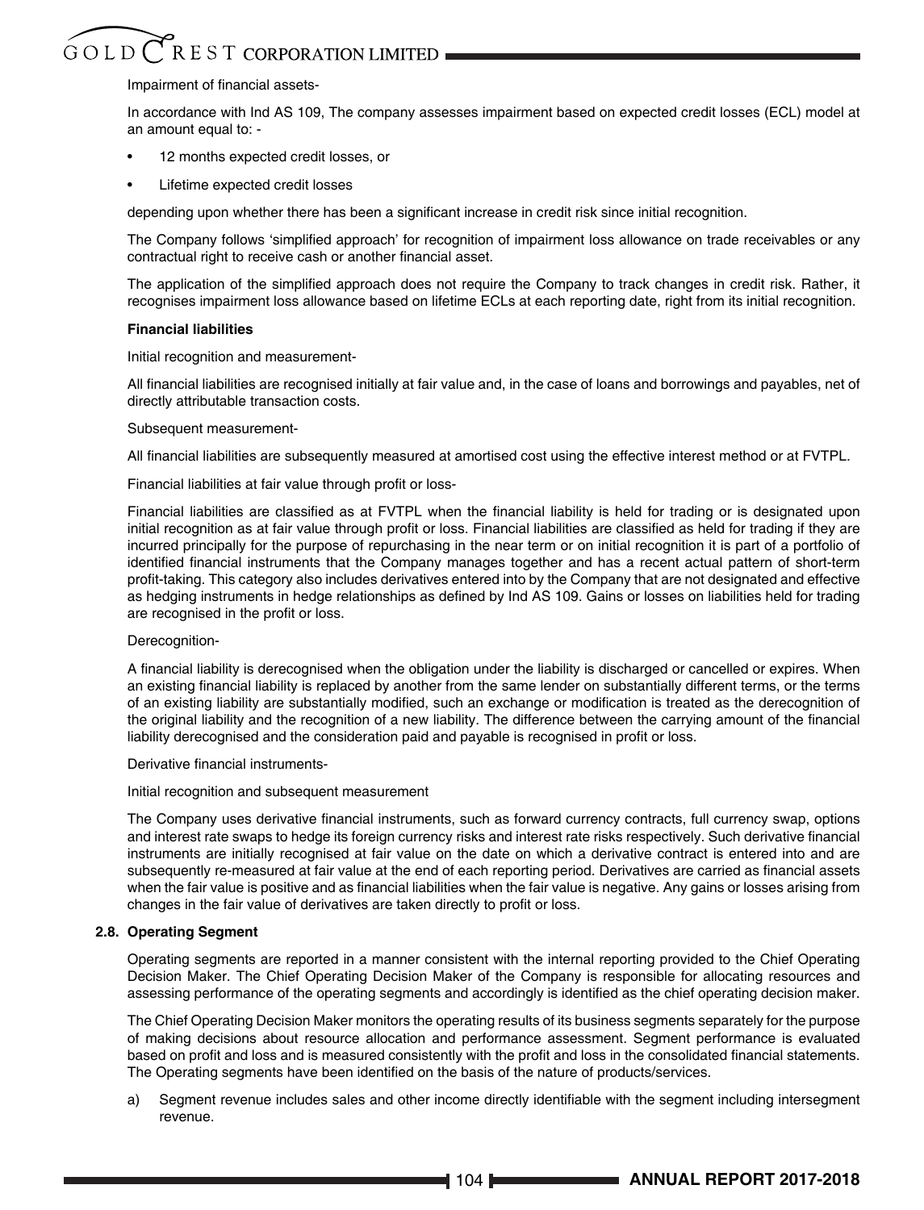Impairment of financial assets-

In accordance with Ind AS 109, The company assesses impairment based on expected credit losses (ECL) model at an amount equal to: -

- 12 months expected credit losses, or
- Lifetime expected credit losses

depending upon whether there has been a significant increase in credit risk since initial recognition.

The Company follows 'simplified approach' for recognition of impairment loss allowance on trade receivables or any contractual right to receive cash or another financial asset.

The application of the simplified approach does not require the Company to track changes in credit risk. Rather, it recognises impairment loss allowance based on lifetime ECLs at each reporting date, right from its initial recognition.

**Financial liabilities**

Initial recognition and measurement-

All financial liabilities are recognised initially at fair value and, in the case of loans and borrowings and payables, net of directly attributable transaction costs.

Subsequent measurement-

All financial liabilities are subsequently measured at amortised cost using the effective interest method or at FVTPL.

Financial liabilities at fair value through profit or loss-

Financial liabilities are classified as at FVTPL when the financial liability is held for trading or is designated upon initial recognition as at fair value through profit or loss. Financial liabilities are classified as held for trading if they are incurred principally for the purpose of repurchasing in the near term or on initial recognition it is part of a portfolio of identified financial instruments that the Company manages together and has a recent actual pattern of short-term profit-taking. This category also includes derivatives entered into by the Company that are not designated and effective as hedging instruments in hedge relationships as defined by Ind AS 109. Gains or losses on liabilities held for trading are recognised in the profit or loss.

Derecognition-

A financial liability is derecognised when the obligation under the liability is discharged or cancelled or expires. When an existing financial liability is replaced by another from the same lender on substantially different terms, or the terms of an existing liability are substantially modified, such an exchange or modification is treated as the derecognition of the original liability and the recognition of a new liability. The difference between the carrying amount of the financial liability derecognised and the consideration paid and payable is recognised in profit or loss.

Derivative financial instruments-

Initial recognition and subsequent measurement

The Company uses derivative financial instruments, such as forward currency contracts, full currency swap, options and interest rate swaps to hedge its foreign currency risks and interest rate risks respectively. Such derivative financial instruments are initially recognised at fair value on the date on which a derivative contract is entered into and are subsequently re-measured at fair value at the end of each reporting period. Derivatives are carried as financial assets when the fair value is positive and as financial liabilities when the fair value is negative. Any gains or losses arising from changes in the fair value of derivatives are taken directly to profit or loss.

**2.8. Operating Segment**

Operating segments are reported in a manner consistent with the internal reporting provided to the Chief Operating Decision Maker. The Chief Operating Decision Maker of the Company is responsible for allocating resources and assessing performance of the operating segments and accordingly is identified as the chief operating decision maker.

The Chief Operating Decision Maker monitors the operating results of its business segments separately for the purpose of making decisions about resource allocation and performance assessment. Segment performance is evaluated based on profit and loss and is measured consistently with the profit and loss in the consolidated financial statements. The Operating segments have been identified on the basis of the nature of products/services.

a) Segment revenue includes sales and other income directly identifiable with the segment including intersegment revenue.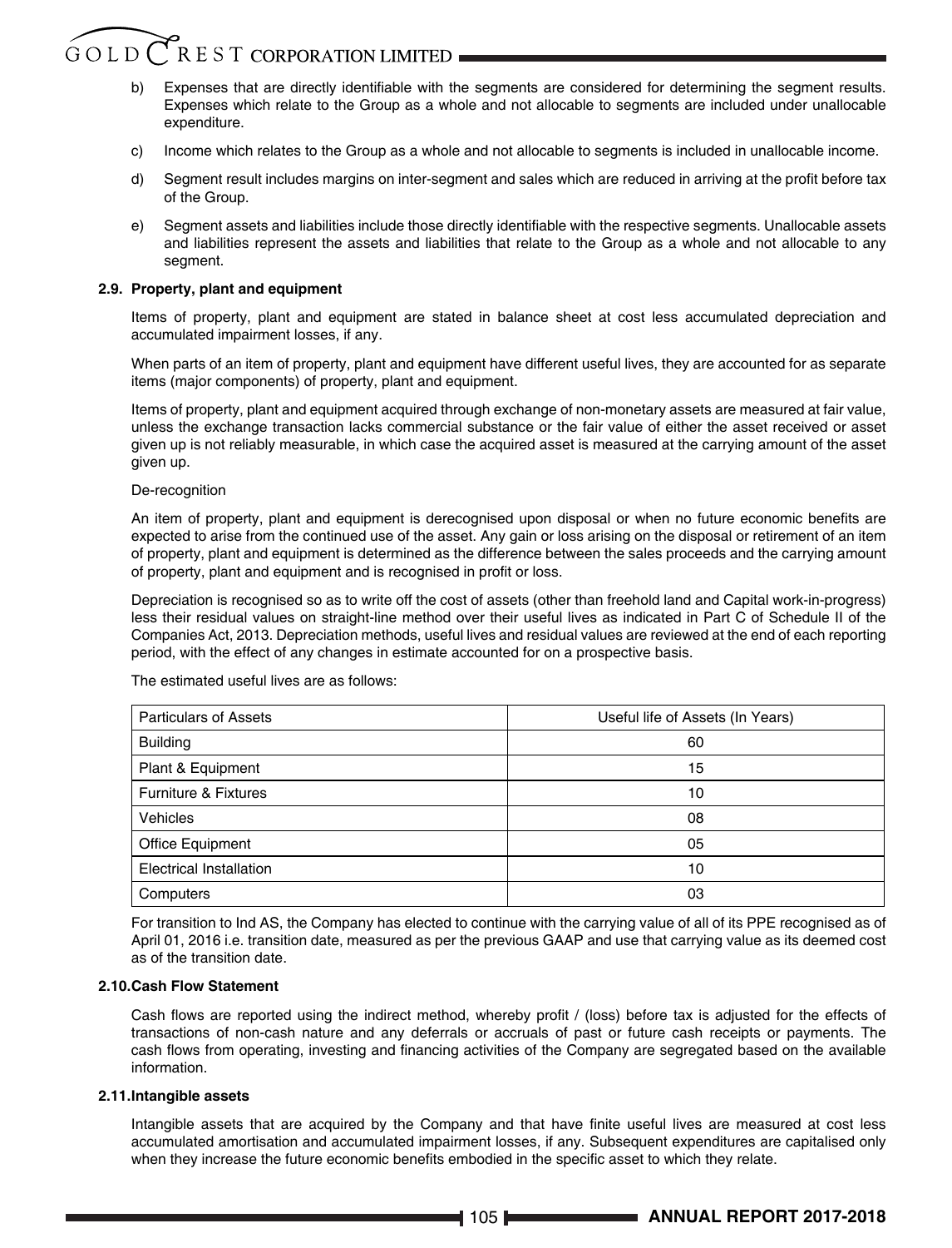b) Expenses that are directly identifiable with the segments are considered for determining the segment results. Expenses which relate to the Group as a whole and not allocable to segments are included under unallocable expenditure.

c) Income which relates to the Group as a whole and not allocable to segments is included in unallocable income.

d) Segment result includes margins on inter-segment and sales which are reduced in arriving at the profit before tax of the Group.

e) Segment assets and liabilities include those directly identifiable with the respective segments. Unallocable assets and liabilities represent the assets and liabilities that relate to the Group as a whole and not allocable to any segment.

**2.9. Property, plant and equipment**

Items of property, plant and equipment are stated in balance sheet at cost less accumulated depreciation and accumulated impairment losses, if any.

When parts of an item of property, plant and equipment have different useful lives, they are accounted for as separate items (major components) of property, plant and equipment.

Items of property, plant and equipment acquired through exchange of non-monetary assets are measured at fair value, unless the exchange transaction lacks commercial substance or the fair value of either the asset received or asset given up is not reliably measurable, in which case the acquired asset is measured at the carrying amount of the asset given up.

De-recognition

An item of property, plant and equipment is derecognised upon disposal or when no future economic benefits are expected to arise from the continued use of the asset. Any gain or loss arising on the disposal or retirement of an item of property, plant and equipment is determined as the difference between the sales proceeds and the carrying amount of property, plant and equipment and is recognised in profit or loss.

Depreciation is recognised so as to write off the cost of assets (other than freehold land and Capital work-in-progress) less their residual values on straight-line method over their useful lives as indicated in Part C of Schedule II of the Companies Act, 2013. Depreciation methods, useful lives and residual values are reviewed at the end of each reporting period, with the effect of any changes in estimate accounted for on a prospective basis.

The estimated useful lives are as follows:

| Particulars of Assets | Useful life of Assets (In Years) |
|---|---|
| Building | 60 |
| Plant & Equipment | 15 |
| Furniture & Fixtures | 10 |
| Vehicles | 08 |
| Office Equipment | 05 |
| Electrical Installation | 10 |
| Computers | 03 |

For transition to Ind AS, the Company has elected to continue with the carrying value of all of its PPE recognised as of April 01, 2016 i.e. transition date, measured as per the previous GAAP and use that carrying value as its deemed cost as of the transition date.

**2.10. Cash Flow Statement**

Cash flows are reported using the indirect method, whereby profit / (loss) before tax is adjusted for the effects of transactions of non-cash nature and any deferrals or accruals of past or future cash receipts or payments. The cash flows from operating, investing and financing activities of the Company are segregated based on the available information.

**2.11. Intangible assets**

Intangible assets that are acquired by the Company and that have finite useful lives are measured at cost less accumulated amortisation and accumulated impairment losses, if any. Subsequent expenditures are capitalised only when they increase the future economic benefits embodied in the specific asset to which they relate.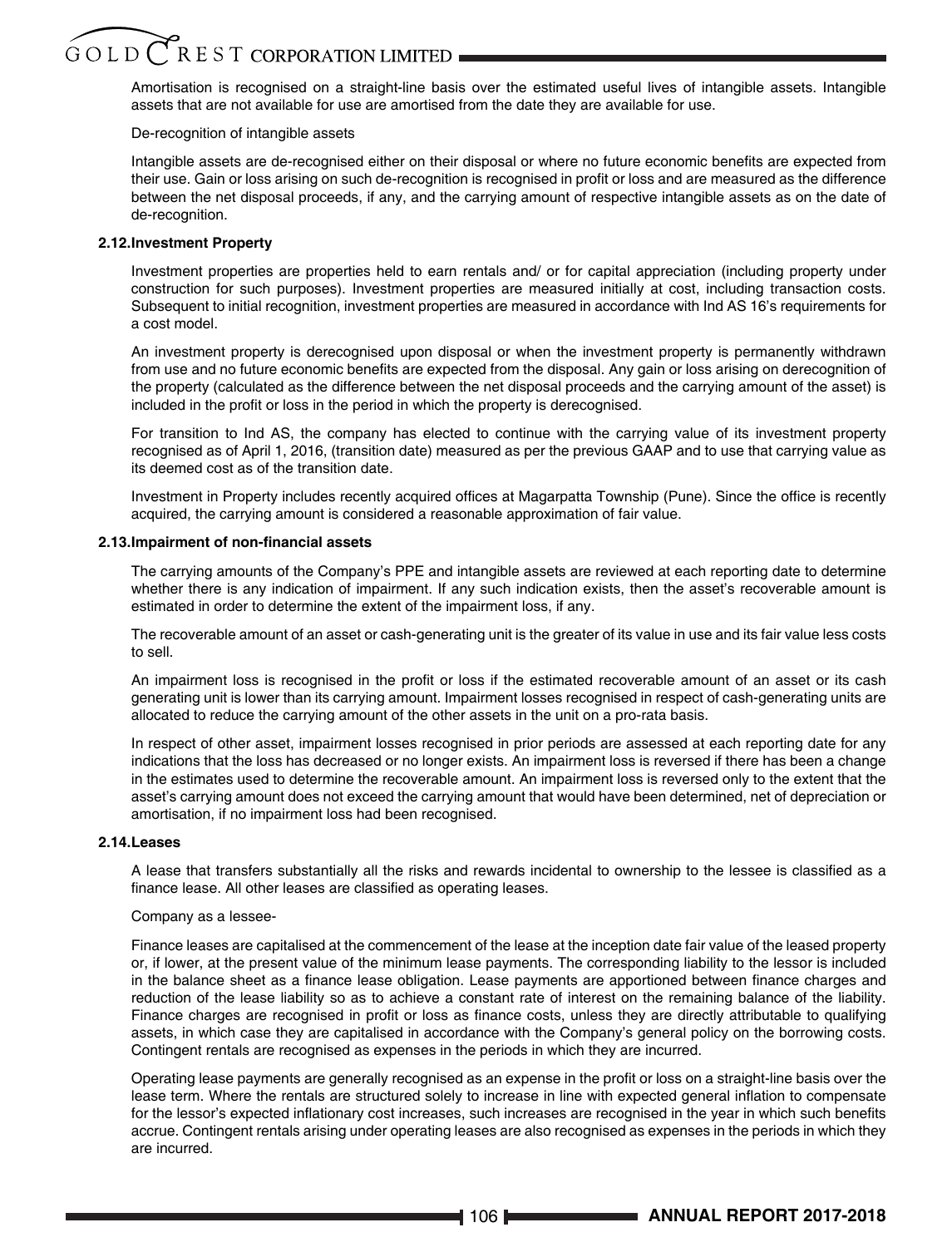Amortisation is recognised on a straight-line basis over the estimated useful lives of intangible assets. Intangible assets that are not available for use are amortised from the date they are available for use.

De-recognition of intangible assets

Intangible assets are de-recognised either on their disposal or where no future economic benefits are expected from their use. Gain or loss arising on such de-recognition is recognised in profit or loss and are measured as the difference between the net disposal proceeds, if any, and the carrying amount of respective intangible assets as on the date of de-recognition.

**2.12.Investment Property**

Investment properties are properties held to earn rentals and/ or for capital appreciation (including property under construction for such purposes). Investment properties are measured initially at cost, including transaction costs. Subsequent to initial recognition, investment properties are measured in accordance with Ind AS 16's requirements for a cost model.

An investment property is derecognised upon disposal or when the investment property is permanently withdrawn from use and no future economic benefits are expected from the disposal. Any gain or loss arising on derecognition of the property (calculated as the difference between the net disposal proceeds and the carrying amount of the asset) is included in the profit or loss in the period in which the property is derecognised.

For transition to Ind AS, the company has elected to continue with the carrying value of its investment property recognised as of April 1, 2016, (transition date) measured as per the previous GAAP and to use that carrying value as its deemed cost as of the transition date.

Investment in Property includes recently acquired offices at Magarpatta Township (Pune). Since the office is recently acquired, the carrying amount is considered a reasonable approximation of fair value.

**2.13.Impairment of non-financial assets**

The carrying amounts of the Company's PPE and intangible assets are reviewed at each reporting date to determine whether there is any indication of impairment. If any such indication exists, then the asset's recoverable amount is estimated in order to determine the extent of the impairment loss, if any.

The recoverable amount of an asset or cash-generating unit is the greater of its value in use and its fair value less costs to sell.

An impairment loss is recognised in the profit or loss if the estimated recoverable amount of an asset or its cash generating unit is lower than its carrying amount. Impairment losses recognised in respect of cash-generating units are allocated to reduce the carrying amount of the other assets in the unit on a pro-rata basis.

In respect of other asset, impairment losses recognised in prior periods are assessed at each reporting date for any indications that the loss has decreased or no longer exists. An impairment loss is reversed if there has been a change in the estimates used to determine the recoverable amount. An impairment loss is reversed only to the extent that the asset's carrying amount does not exceed the carrying amount that would have been determined, net of depreciation or amortisation, if no impairment loss had been recognised.

**2.14.Leases**

A lease that transfers substantially all the risks and rewards incidental to ownership to the lessee is classified as a finance lease. All other leases are classified as operating leases.

Company as a lessee-

Finance leases are capitalised at the commencement of the lease at the inception date fair value of the leased property or, if lower, at the present value of the minimum lease payments. The corresponding liability to the lessor is included in the balance sheet as a finance lease obligation. Lease payments are apportioned between finance charges and reduction of the lease liability so as to achieve a constant rate of interest on the remaining balance of the liability. Finance charges are recognised in profit or loss as finance costs, unless they are directly attributable to qualifying assets, in which case they are capitalised in accordance with the Company's general policy on the borrowing costs. Contingent rentals are recognised as expenses in the periods in which they are incurred.

Operating lease payments are generally recognised as an expense in the profit or loss on a straight-line basis over the lease term. Where the rentals are structured solely to increase in line with expected general inflation to compensate for the lessor's expected inflationary cost increases, such increases are recognised in the year in which such benefits accrue. Contingent rentals arising under operating leases are also recognised as expenses in the periods in which they are incurred.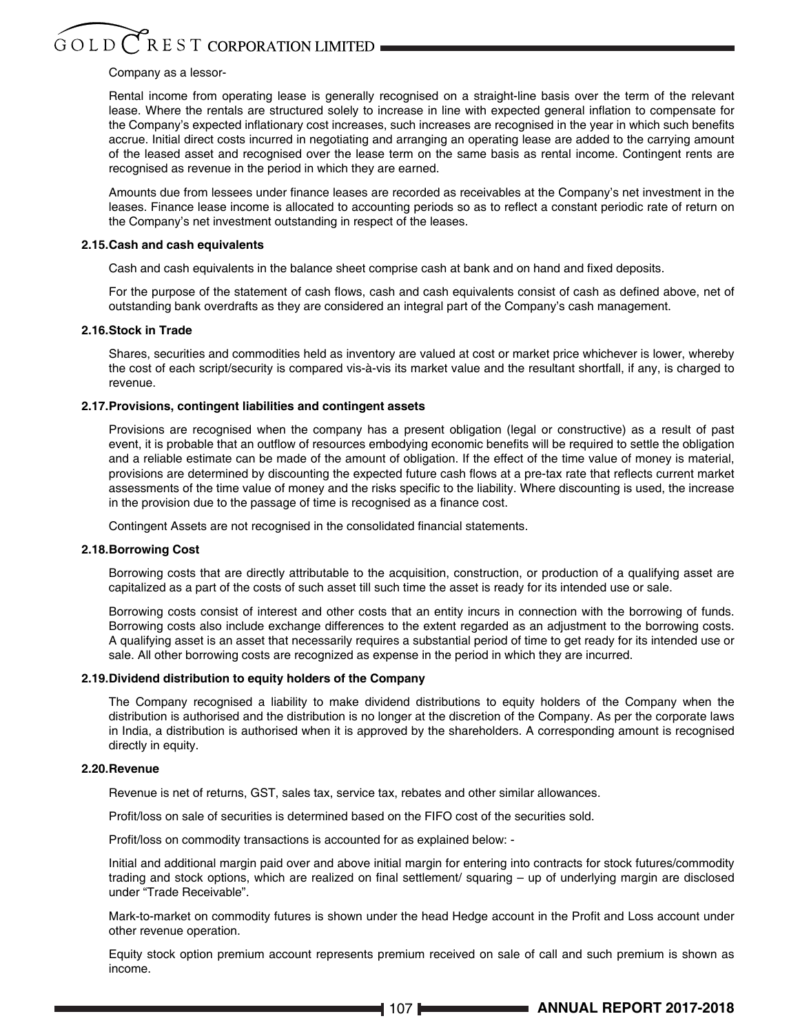Company as a lessor-

Rental income from operating lease is generally recognised on a straight-line basis over the term of the relevant lease. Where the rentals are structured solely to increase in line with expected general inflation to compensate for the Company's expected inflationary cost increases, such increases are recognised in the year in which such benefits accrue. Initial direct costs incurred in negotiating and arranging an operating lease are added to the carrying amount of the leased asset and recognised over the lease term on the same basis as rental income. Contingent rents are recognised as revenue in the period in which they are earned.

Amounts due from lessees under finance leases are recorded as receivables at the Company's net investment in the leases. Finance lease income is allocated to accounting periods so as to reflect a constant periodic rate of return on the Company's net investment outstanding in respect of the leases.

**2.15.Cash and cash equivalents**

Cash and cash equivalents in the balance sheet comprise cash at bank and on hand and fixed deposits.

For the purpose of the statement of cash flows, cash and cash equivalents consist of cash as defined above, net of outstanding bank overdrafts as they are considered an integral part of the Company's cash management.

**2.16.Stock in Trade**

Shares, securities and commodities held as inventory are valued at cost or market price whichever is lower, whereby the cost of each script/security is compared vis-à-vis its market value and the resultant shortfall, if any, is charged to revenue.

**2.17.Provisions, contingent liabilities and contingent assets**

Provisions are recognised when the company has a present obligation (legal or constructive) as a result of past event, it is probable that an outflow of resources embodying economic benefits will be required to settle the obligation and a reliable estimate can be made of the amount of obligation. If the effect of the time value of money is material, provisions are determined by discounting the expected future cash flows at a pre-tax rate that reflects current market assessments of the time value of money and the risks specific to the liability. Where discounting is used, the increase in the provision due to the passage of time is recognised as a finance cost.

Contingent Assets are not recognised in the consolidated financial statements.

**2.18.Borrowing Cost**

Borrowing costs that are directly attributable to the acquisition, construction, or production of a qualifying asset are capitalized as a part of the costs of such asset till such time the asset is ready for its intended use or sale.

Borrowing costs consist of interest and other costs that an entity incurs in connection with the borrowing of funds. Borrowing costs also include exchange differences to the extent regarded as an adjustment to the borrowing costs. A qualifying asset is an asset that necessarily requires a substantial period of time to get ready for its intended use or sale. All other borrowing costs are recognized as expense in the period in which they are incurred.

**2.19.Dividend distribution to equity holders of the Company**

The Company recognised a liability to make dividend distributions to equity holders of the Company when the distribution is authorised and the distribution is no longer at the discretion of the Company. As per the corporate laws in India, a distribution is authorised when it is approved by the shareholders. A corresponding amount is recognised directly in equity.

**2.20.Revenue**

Revenue is net of returns, GST, sales tax, service tax, rebates and other similar allowances.

Profit/loss on sale of securities is determined based on the FIFO cost of the securities sold.

Profit/loss on commodity transactions is accounted for as explained below: -

Initial and additional margin paid over and above initial margin for entering into contracts for stock futures/commodity trading and stock options, which are realized on final settlement/ squaring – up of underlying margin are disclosed under "Trade Receivable".

Mark-to-market on commodity futures is shown under the head Hedge account in the Profit and Loss account under other revenue operation.

Equity stock option premium account represents premium received on sale of call and such premium is shown as income.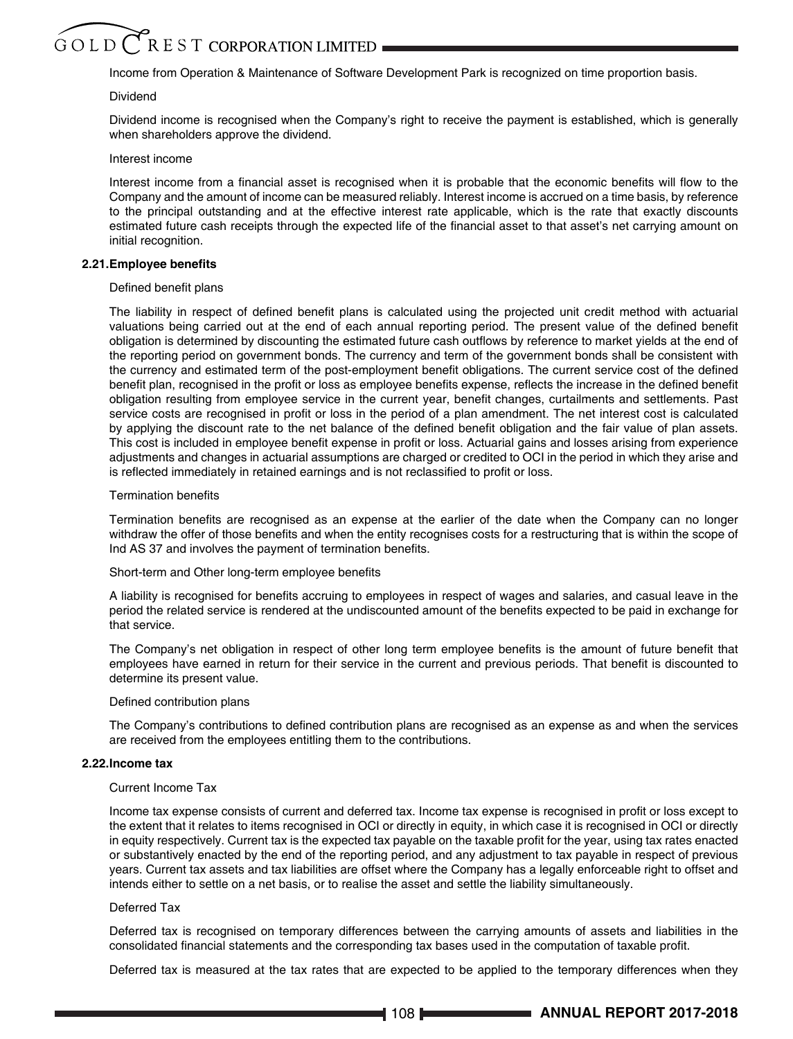Income from Operation & Maintenance of Software Development Park is recognized on time proportion basis.

Dividend

Dividend income is recognised when the Company's right to receive the payment is established, which is generally when shareholders approve the dividend.

Interest income

Interest income from a financial asset is recognised when it is probable that the economic benefits will flow to the Company and the amount of income can be measured reliably. Interest income is accrued on a time basis, by reference to the principal outstanding and at the effective interest rate applicable, which is the rate that exactly discounts estimated future cash receipts through the expected life of the financial asset to that asset's net carrying amount on initial recognition.

**2.21. Employee benefits**

Defined benefit plans

The liability in respect of defined benefit plans is calculated using the projected unit credit method with actuarial valuations being carried out at the end of each annual reporting period. The present value of the defined benefit obligation is determined by discounting the estimated future cash outflows by reference to market yields at the end of the reporting period on government bonds. The currency and term of the government bonds shall be consistent with the currency and estimated term of the post-employment benefit obligations. The current service cost of the defined benefit plan, recognised in the profit or loss as employee benefits expense, reflects the increase in the defined benefit obligation resulting from employee service in the current year, benefit changes, curtailments and settlements. Past service costs are recognised in profit or loss in the period of a plan amendment. The net interest cost is calculated by applying the discount rate to the net balance of the defined benefit obligation and the fair value of plan assets. This cost is included in employee benefit expense in profit or loss. Actuarial gains and losses arising from experience adjustments and changes in actuarial assumptions are charged or credited to OCI in the period in which they arise and is reflected immediately in retained earnings and is not reclassified to profit or loss.

Termination benefits

Termination benefits are recognised as an expense at the earlier of the date when the Company can no longer withdraw the offer of those benefits and when the entity recognises costs for a restructuring that is within the scope of Ind AS 37 and involves the payment of termination benefits.

Short-term and Other long-term employee benefits

A liability is recognised for benefits accruing to employees in respect of wages and salaries, and casual leave in the period the related service is rendered at the undiscounted amount of the benefits expected to be paid in exchange for that service.

The Company's net obligation in respect of other long term employee benefits is the amount of future benefit that employees have earned in return for their service in the current and previous periods. That benefit is discounted to determine its present value.

Defined contribution plans

The Company's contributions to defined contribution plans are recognised as an expense as and when the services are received from the employees entitling them to the contributions.

**2.22. Income tax**

Current Income Tax

Income tax expense consists of current and deferred tax. Income tax expense is recognised in profit or loss except to the extent that it relates to items recognised in OCI or directly in equity, in which case it is recognised in OCI or directly in equity respectively. Current tax is the expected tax payable on the taxable profit for the year, using tax rates enacted or substantively enacted by the end of the reporting period, and any adjustment to tax payable in respect of previous years. Current tax assets and tax liabilities are offset where the Company has a legally enforceable right to offset and intends either to settle on a net basis, or to realise the asset and settle the liability simultaneously.

Deferred Tax

Deferred tax is recognised on temporary differences between the carrying amounts of assets and liabilities in the consolidated financial statements and the corresponding tax bases used in the computation of taxable profit.

Deferred tax is measured at the tax rates that are expected to be applied to the temporary differences when they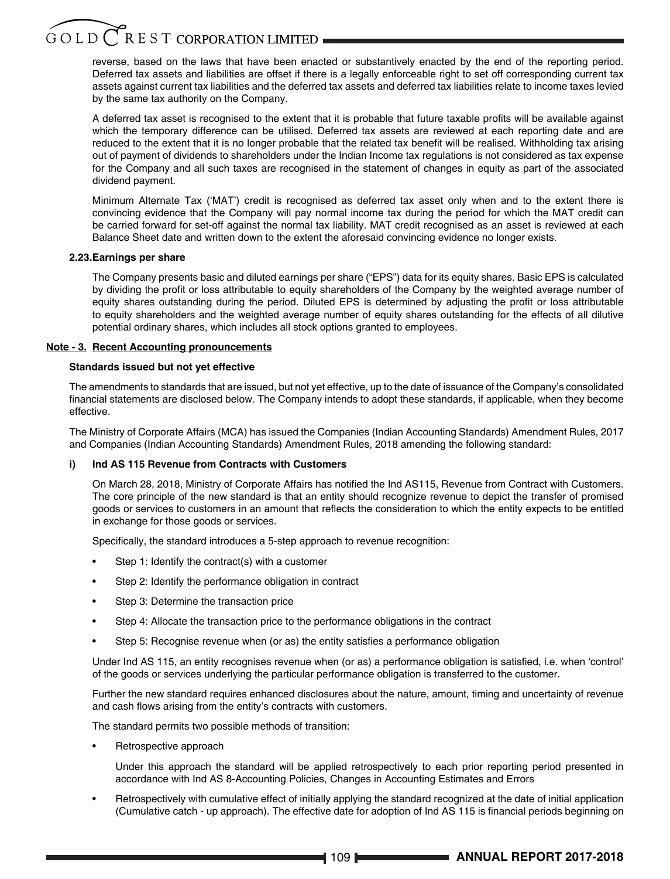reverse, based on the laws that have been enacted or substantively enacted by the end of the reporting period. Deferred tax assets and liabilities are offset if there is a legally enforceable right to set off corresponding current tax assets against current tax liabilities and the deferred tax assets and deferred tax liabilities relate to income taxes levied by the same tax authority on the Company.

A deferred tax asset is recognised to the extent that it is probable that future taxable profits will be available against which the temporary difference can be utilised. Deferred tax assets are reviewed at each reporting date and are reduced to the extent that it is no longer probable that the related tax benefit will be realised. Withholding tax arising out of payment of dividends to shareholders under the Indian Income tax regulations is not considered as tax expense for the Company and all such taxes are recognised in the statement of changes in equity as part of the associated dividend payment.

Minimum Alternate Tax ('MAT') credit is recognised as deferred tax asset only when and to the extent there is convincing evidence that the Company will pay normal income tax during the period for which the MAT credit can be carried forward for set-off against the normal tax liability. MAT credit recognised as an asset is reviewed at each Balance Sheet date and written down to the extent the aforesaid convincing evidence no longer exists.

**2.23. Earnings per share**

The Company presents basic and diluted earnings per share ("EPS") data for its equity shares. Basic EPS is calculated by dividing the profit or loss attributable to equity shareholders of the Company by the weighted average number of equity shares outstanding during the period. Diluted EPS is determined by adjusting the profit or loss attributable to equity shareholders and the weighted average number of equity shares outstanding for the effects of all dilutive potential ordinary shares, which includes all stock options granted to employees.

**Note - 3. Recent Accounting pronouncements**

**Standards issued but not yet effective**

The amendments to standards that are issued, but not yet effective, up to the date of issuance of the Company's consolidated financial statements are disclosed below. The Company intends to adopt these standards, if applicable, when they become effective.

The Ministry of Corporate Affairs (MCA) has issued the Companies (Indian Accounting Standards) Amendment Rules, 2017 and Companies (Indian Accounting Standards) Amendment Rules, 2018 amending the following standard:

**i) Ind AS 115 Revenue from Contracts with Customers**

On March 28, 2018, Ministry of Corporate Affairs has notified the Ind AS115, Revenue from Contract with Customers. The core principle of the new standard is that an entity should recognize revenue to depict the transfer of promised goods or services to customers in an amount that reflects the consideration to which the entity expects to be entitled in exchange for those goods or services.

Specifically, the standard introduces a 5-step approach to revenue recognition:

- Step 1: Identify the contract(s) with a customer
- Step 2: Identify the performance obligation in contract
- Step 3: Determine the transaction price
- Step 4: Allocate the transaction price to the performance obligations in the contract
- Step 5: Recognise revenue when (or as) the entity satisfies a performance obligation

Under Ind AS 115, an entity recognises revenue when (or as) a performance obligation is satisfied, i.e. when 'control' of the goods or services underlying the particular performance obligation is transferred to the customer.

Further the new standard requires enhanced disclosures about the nature, amount, timing and uncertainty of revenue and cash flows arising from the entity's contracts with customers.

The standard permits two possible methods of transition:

- Retrospective approach

  Under this approach the standard will be applied retrospectively to each prior reporting period presented in accordance with Ind AS 8-Accounting Policies, Changes in Accounting Estimates and Errors

- Retrospectively with cumulative effect of initially applying the standard recognized at the date of initial application (Cumulative catch - up approach). The effective date for adoption of Ind AS 115 is financial periods beginning on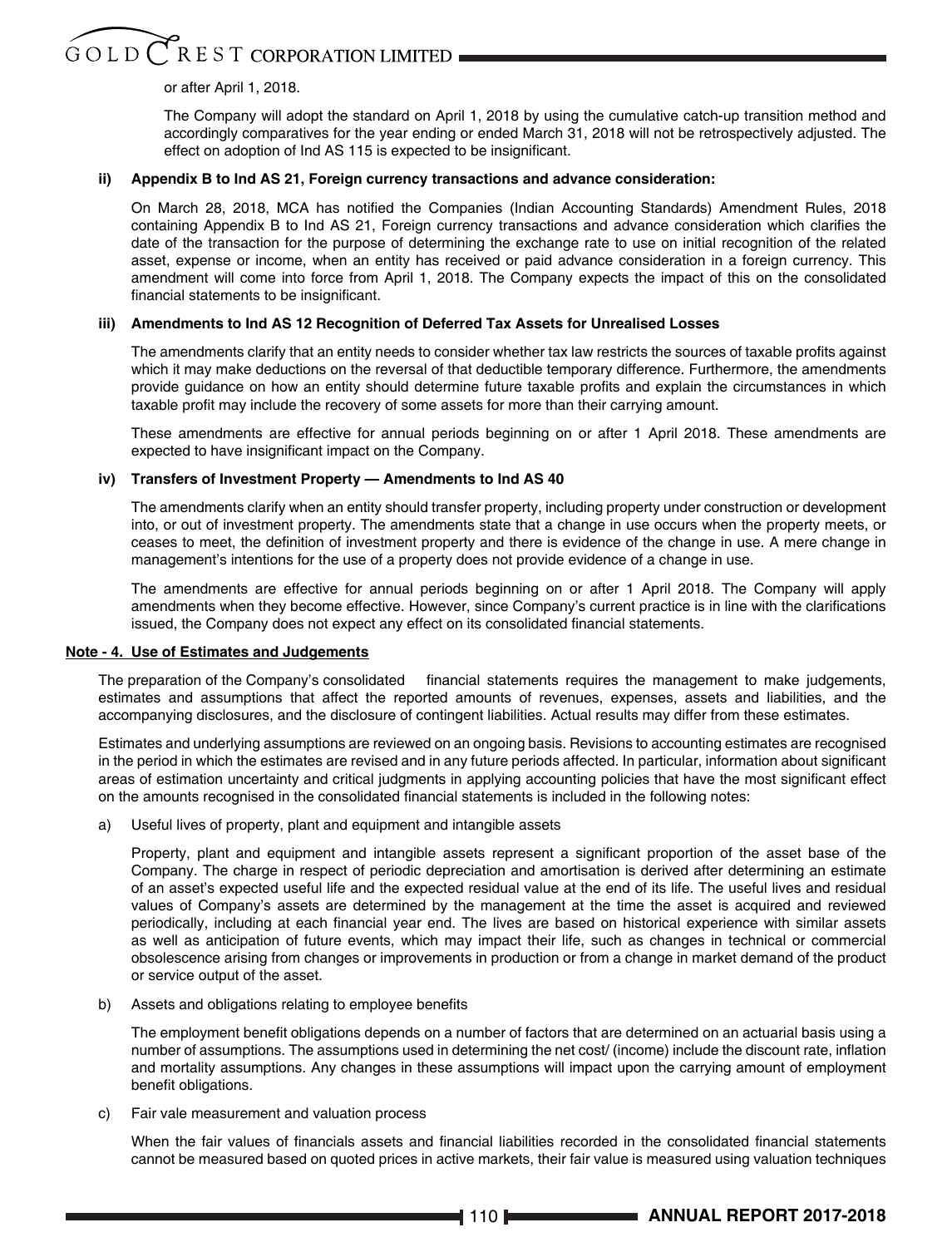or after April 1, 2018.

The Company will adopt the standard on April 1, 2018 by using the cumulative catch-up transition method and accordingly comparatives for the year ending or ended March 31, 2018 will not be retrospectively adjusted. The effect on adoption of Ind AS 115 is expected to be insignificant.

**ii) Appendix B to Ind AS 21, Foreign currency transactions and advance consideration:**

On March 28, 2018, MCA has notified the Companies (Indian Accounting Standards) Amendment Rules, 2018 containing Appendix B to Ind AS 21, Foreign currency transactions and advance consideration which clarifies the date of the transaction for the purpose of determining the exchange rate to use on initial recognition of the related asset, expense or income, when an entity has received or paid advance consideration in a foreign currency. This amendment will come into force from April 1, 2018. The Company expects the impact of this on the consolidated financial statements to be insignificant.

**iii) Amendments to Ind AS 12 Recognition of Deferred Tax Assets for Unrealised Losses**

The amendments clarify that an entity needs to consider whether tax law restricts the sources of taxable profits against which it may make deductions on the reversal of that deductible temporary difference. Furthermore, the amendments provide guidance on how an entity should determine future taxable profits and explain the circumstances in which taxable profit may include the recovery of some assets for more than their carrying amount.

These amendments are effective for annual periods beginning on or after 1 April 2018. These amendments are expected to have insignificant impact on the Company.

**iv) Transfers of Investment Property — Amendments to Ind AS 40**

The amendments clarify when an entity should transfer property, including property under construction or development into, or out of investment property. The amendments state that a change in use occurs when the property meets, or ceases to meet, the definition of investment property and there is evidence of the change in use. A mere change in management's intentions for the use of a property does not provide evidence of a change in use.

The amendments are effective for annual periods beginning on or after 1 April 2018. The Company will apply amendments when they become effective. However, since Company's current practice is in line with the clarifications issued, the Company does not expect any effect on its consolidated financial statements.

**Note - 4. Use of Estimates and Judgements**

The preparation of the Company's consolidated financial statements requires the management to make judgements, estimates and assumptions that affect the reported amounts of revenues, expenses, assets and liabilities, and the accompanying disclosures, and the disclosure of contingent liabilities. Actual results may differ from these estimates.

Estimates and underlying assumptions are reviewed on an ongoing basis. Revisions to accounting estimates are recognised in the period in which the estimates are revised and in any future periods affected. In particular, information about significant areas of estimation uncertainty and critical judgments in applying accounting policies that have the most significant effect on the amounts recognised in the consolidated financial statements is included in the following notes:

a) Useful lives of property, plant and equipment and intangible assets

Property, plant and equipment and intangible assets represent a significant proportion of the asset base of the Company. The charge in respect of periodic depreciation and amortisation is derived after determining an estimate of an asset's expected useful life and the expected residual value at the end of its life. The useful lives and residual values of Company's assets are determined by the management at the time the asset is acquired and reviewed periodically, including at each financial year end. The lives are based on historical experience with similar assets as well as anticipation of future events, which may impact their life, such as changes in technical or commercial obsolescence arising from changes or improvements in production or from a change in market demand of the product or service output of the asset.

b) Assets and obligations relating to employee benefits

The employment benefit obligations depends on a number of factors that are determined on an actuarial basis using a number of assumptions. The assumptions used in determining the net cost/ (income) include the discount rate, inflation and mortality assumptions. Any changes in these assumptions will impact upon the carrying amount of employment benefit obligations.

c) Fair vale measurement and valuation process

When the fair values of financials assets and financial liabilities recorded in the consolidated financial statements cannot be measured based on quoted prices in active markets, their fair value is measured using valuation techniques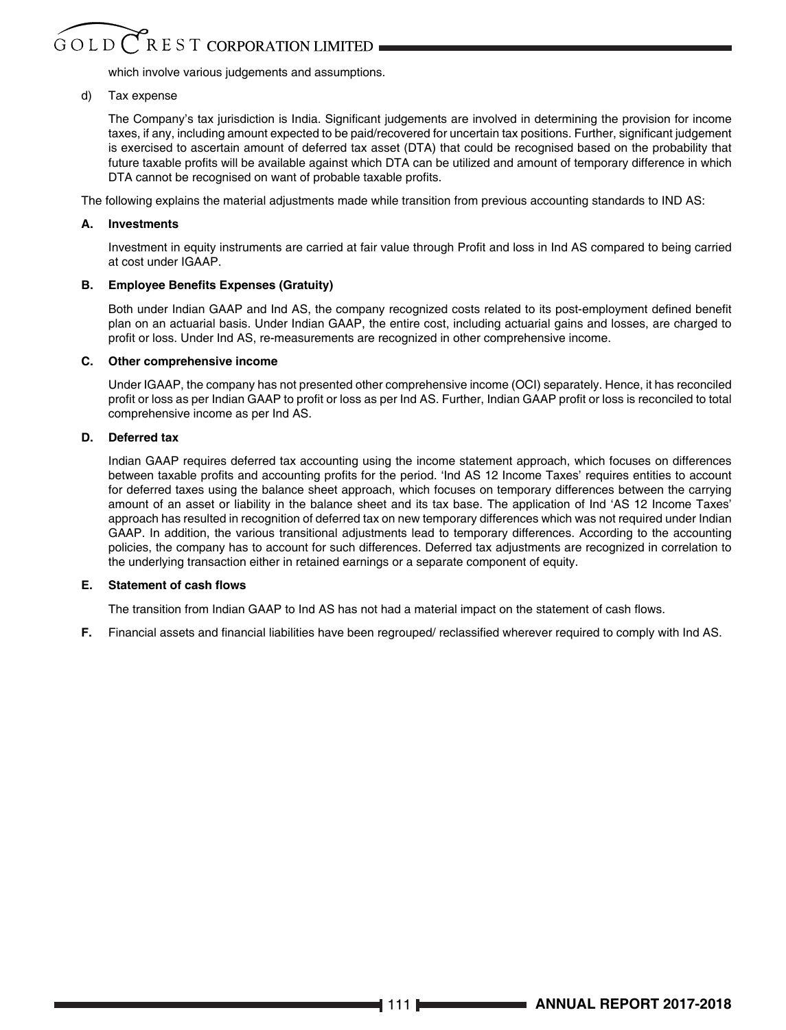which involve various judgements and assumptions.

d) Tax expense

The Company's tax jurisdiction is India. Significant judgements are involved in determining the provision for income taxes, if any, including amount expected to be paid/recovered for uncertain tax positions. Further, significant judgement is exercised to ascertain amount of deferred tax asset (DTA) that could be recognised based on the probability that future taxable profits will be available against which DTA can be utilized and amount of temporary difference in which DTA cannot be recognised on want of probable taxable profits.

The following explains the material adjustments made while transition from previous accounting standards to IND AS:

**A. Investments**

Investment in equity instruments are carried at fair value through Profit and loss in Ind AS compared to being carried at cost under IGAAP.

**B. Employee Benefits Expenses (Gratuity)**

Both under Indian GAAP and Ind AS, the company recognized costs related to its post-employment defined benefit plan on an actuarial basis. Under Indian GAAP, the entire cost, including actuarial gains and losses, are charged to profit or loss. Under Ind AS, re-measurements are recognized in other comprehensive income.

**C. Other comprehensive income**

Under IGAAP, the company has not presented other comprehensive income (OCI) separately. Hence, it has reconciled profit or loss as per Indian GAAP to profit or loss as per Ind AS. Further, Indian GAAP profit or loss is reconciled to total comprehensive income as per Ind AS.

**D. Deferred tax**

Indian GAAP requires deferred tax accounting using the income statement approach, which focuses on differences between taxable profits and accounting profits for the period. 'Ind AS 12 Income Taxes' requires entities to account for deferred taxes using the balance sheet approach, which focuses on temporary differences between the carrying amount of an asset or liability in the balance sheet and its tax base. The application of Ind 'AS 12 Income Taxes' approach has resulted in recognition of deferred tax on new temporary differences which was not required under Indian GAAP. In addition, the various transitional adjustments lead to temporary differences. According to the accounting policies, the company has to account for such differences. Deferred tax adjustments are recognized in correlation to the underlying transaction either in retained earnings or a separate component of equity.

**E. Statement of cash flows**

The transition from Indian GAAP to Ind AS has not had a material impact on the statement of cash flows.

**F.** Financial assets and financial liabilities have been regrouped/ reclassified wherever required to comply with Ind AS.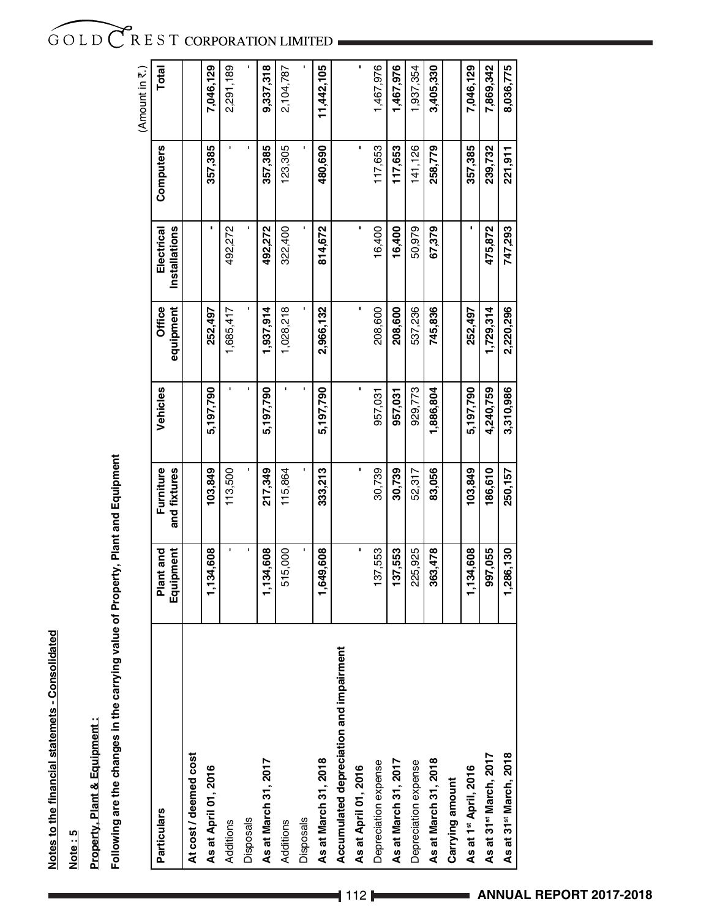**Notes to the financial statemets - Consolidated**

**Note : 5**

**Property, Plant & Equipment :**

**Following are the changes in the carrying value of Property, Plant and Equipment**

(Amount in ₹.)

| Particulars | Plant and Equipment | Furniture and fixtures | Vehicles | Office equipment | Electrical Installations | Computers | Total |
|---|---|---|---|---|---|---|---|
| **At cost / deemed cost** | | | | | | | |
| **As at April 01, 2016** | **1,134,608** | **103,849** | **5,197,790** | **252,497** | **-** | **357,385** | **7,046,129** |
| Additions | - | 113,500 | - | 1,685,417 | 492,272 | - | 2,291,189 |
| Disposals | - | - | - | - | - | - | - |
| **As at March 31, 2017** | **1,134,608** | **217,349** | **5,197,790** | **1,937,914** | **492,272** | **357,385** | **9,337,318** |
| Additions | 515,000 | 115,864 | - | 1,028,218 | 322,400 | 123,305 | 2,104,787 |
| Disposals | - | - | - | - | - | - | - |
| **As at March 31, 2018** | **1,649,608** | **333,213** | **5,197,790** | **2,966,132** | **814,672** | **480,690** | **11,442,105** |
| **Accumulated depreciation and impairment** | | | | | | | |
| **As at April 01, 2016** | **-** | **-** | **-** | **-** | **-** | **-** | **-** |
| Depreciation expense | 137,553 | 30,739 | 957,031 | 208,600 | 16,400 | 117,653 | 1,467,976 |
| **As at March 31, 2017** | **137,553** | **30,739** | **957,031** | **208,600** | **16,400** | **117,653** | **1,467,976** |
| Depreciation expense | 225,925 | 52,317 | 929,773 | 537,236 | 50,979 | 141,126 | 1,937,354 |
| **As at March 31, 2018** | **363,478** | **83,056** | **1,886,804** | **745,836** | **67,379** | **258,779** | **3,405,330** |
| **Carrying amount** | | | | | | | |
| **As at 1st April, 2016** | **1,134,608** | **103,849** | **5,197,790** | **252,497** | **-** | **357,385** | **7,046,129** |
| **As at 31st March, 2017** | **997,055** | **186,610** | **4,240,759** | **1,729,314** | **475,872** | **239,732** | **7,869,342** |
| **As at 31st March, 2018** | **1,286,130** | **250,157** | **3,310,986** | **2,220,296** | **747,293** | **221,911** | **8,036,775** |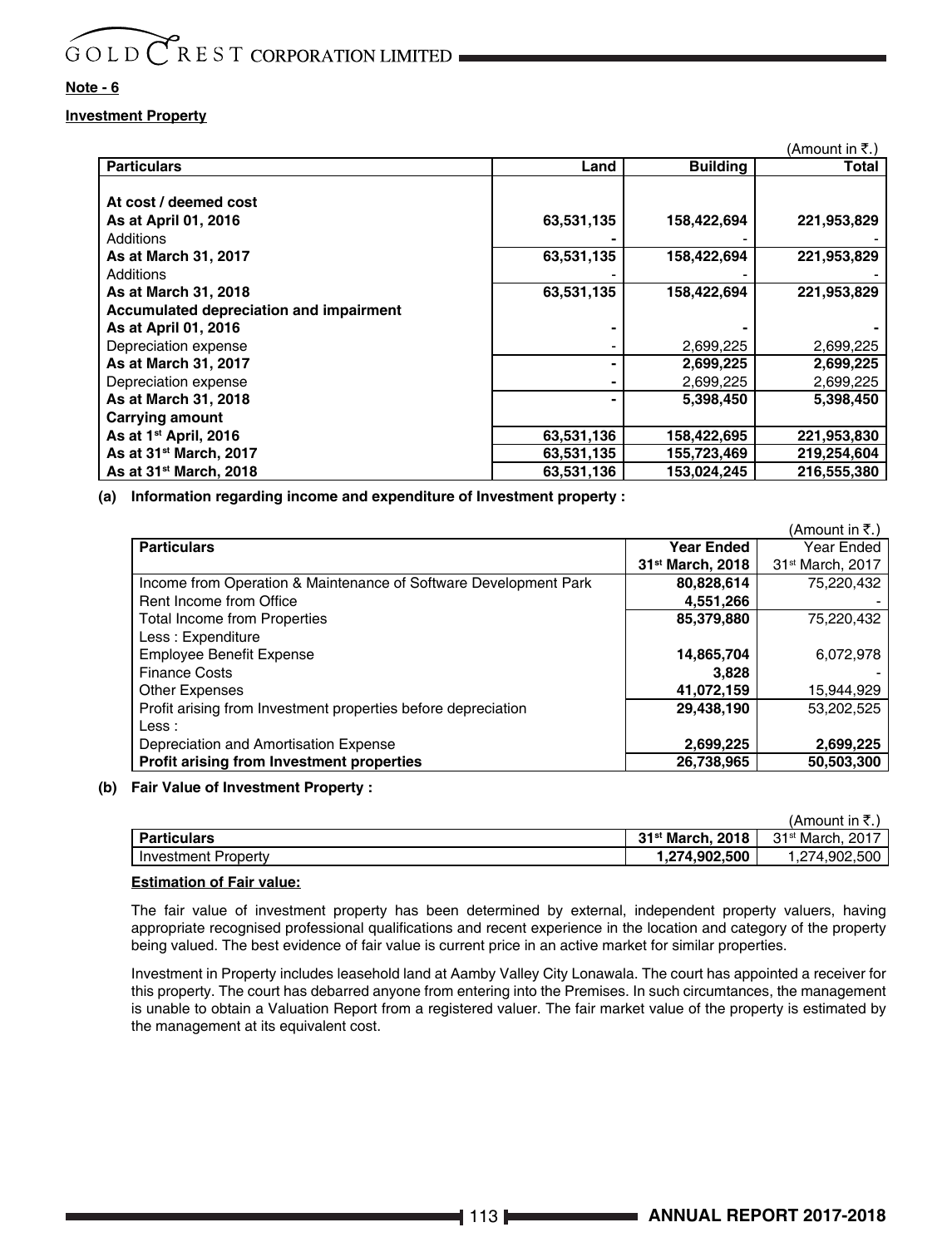## Note - 6

### Investment Property

(Amount in ₹.)

| Particulars | Land | Building | Total |
|---|---|---|---|
| **At cost / deemed cost** | | | |
| **As at April 01, 2016** | **63,531,135** | **158,422,694** | **221,953,829** |
| Additions | **-** | - | - |
| **As at March 31, 2017** | **63,531,135** | **158,422,694** | **221,953,829** |
| Additions | - | - | - |
| **As at March 31, 2018** | **63,531,135** | **158,422,694** | **221,953,829** |
| **Accumulated depreciation and impairment** | | | |
| **As at April 01, 2016** | **-** | **-** | **-** |
| Depreciation expense | - | 2,699,225 | 2,699,225 |
| **As at March 31, 2017** | **-** | **2,699,225** | **2,699,225** |
| Depreciation expense | **-** | 2,699,225 | 2,699,225 |
| **As at March 31, 2018** | **-** | **5,398,450** | **5,398,450** |
| **Carrying amount** | | | |
| **As at 1st April, 2016** | **63,531,136** | **158,422,695** | **221,953,830** |
| **As at 31st March, 2017** | **63,531,135** | **155,723,469** | **219,254,604** |
| **As at 31st March, 2018** | **63,531,136** | **153,024,245** | **216,555,380** |

**(a) Information regarding income and expenditure of Investment property :**

(Amount in ₹.)

| Particulars | **Year Ended 31st March, 2018** | Year Ended 31st March, 2017 |
|---|---|---|
| Income from Operation & Maintenance of Software Development Park | **80,828,614** | 75,220,432 |
| Rent Income from Office | **4,551,266** | - |
| Total Income from Properties | **85,379,880** | 75,220,432 |
| Less : Expenditure | | |
| Employee Benefit Expense | **14,865,704** | 6,072,978 |
| Finance Costs | **3,828** | - |
| Other Expenses | **41,072,159** | 15,944,929 |
| Profit arising from Investment properties before depreciation | **29,438,190** | 53,202,525 |
| Less : | | |
| Depreciation and Amortisation Expense | **2,699,225** | **2,699,225** |
| **Profit arising from Investment properties** | **26,738,965** | **50,503,300** |

**(b) Fair Value of Investment Property :**

(Amount in ₹.)

| Particulars | **31st March, 2018** | 31st March, 2017 |
|---|---|---|
| Investment Property | **1,274,902,500** | 1,274,902,500 |

**Estimation of Fair value:**

The fair value of investment property has been determined by external, independent property valuers, having appropriate recognised professional qualifications and recent experience in the location and category of the property being valued. The best evidence of fair value is current price in an active market for similar properties.

Investment in Property includes leasehold land at Aamby Valley City Lonawala. The court has appointed a receiver for this property. The court has debarred anyone from entering into the Premises. In such circumtances, the management is unable to obtain a Valuation Report from a registered valuer. The fair market value of the property is estimated by the management at its equivalent cost.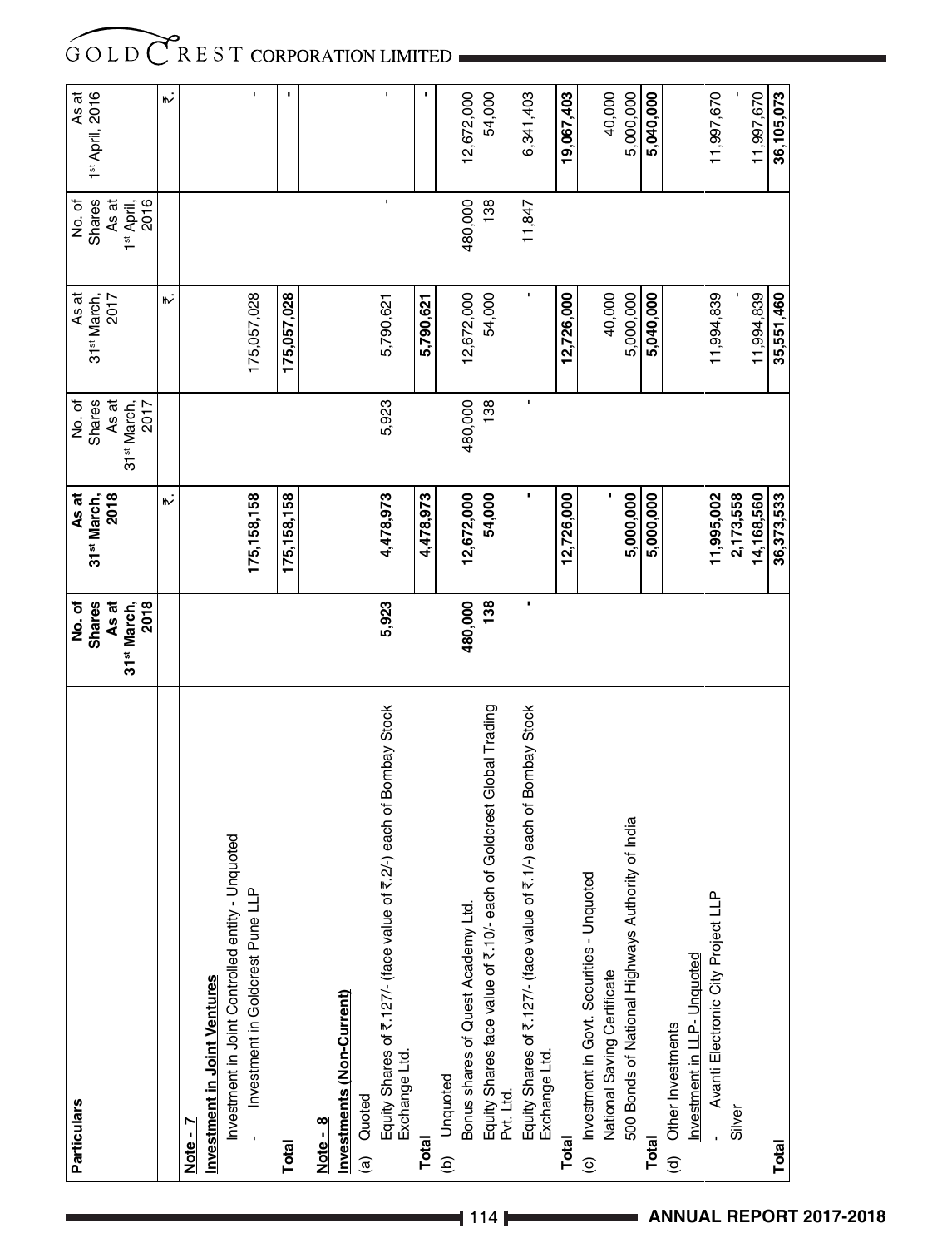| Particulars | No. of Shares As at 31st March, 2018 | As at 31st March, 2018 | No. of Shares As at 31st March, 2017 | As at 31st March, 2017 | No. of Shares As at 1st April, 2016 | As at 1st April, 2016 |
|---|---|---|---|---|---|---|
| | | ₹. | | ₹. | | ₹. |
| **Note - 7** | | | | | | |
| **Investment in Joint Ventures** | | | | | | |
| Investment in Joint Controlled entity - Unquoted | | | | | | |
| - Investment in Goldcrest Pune LLP | | 175,158,158 | | 175,057,028 | | - |
| **Total** | | **175,158,158** | | **175,057,028** | | **-** |
| **Note - 8** | | | | | | |
| **Investments (Non-Current)** | | | | | | |
| (a) Quoted | | | | | | |
| Equity Shares of ₹.127/- (face value of ₹.2/-) each of Bombay Stock Exchange Ltd. | 5,923 | 4,478,973 | 5,923 | 5,790,621 | - | - |
| **Total** | | **4,478,973** | | **5,790,621** | | **-** |
| (b) Unquoted | | | | | | |
| Bonus shares of Quest Academy Ltd. | 480,000 | 12,672,000 | 480,000 | 12,672,000 | 480,000 | 12,672,000 |
| Equity Shares face value of ₹.10/- each of Goldcrest Global Trading Pvt. Ltd. | 138 | 54,000 | 138 | 54,000 | 138 | 54,000 |
| Equity Shares of ₹.127/- (face value of ₹.1/-) each of Bombay Stock Exchange Ltd. | - | - | - | - | 11,847 | 6,341,403 |
| **Total** | | **12,726,000** | | **12,726,000** | | **19,067,403** |
| (c) Investment in Govt. Securities - Unquoted | | | | | | |
| National Saving Certificate | | - | | 40,000 | | 40,000 |
| 500 Bonds of National Highways Authority of India | | 5,000,000 | | 5,000,000 | | 5,000,000 |
| **Total** | | **5,000,000** | | **5,040,000** | | **5,040,000** |
| (d) Other Investments | | | | | | |
| Investment in LLP- Unquoted | | | | | | |
| - Avanti Electronic City Project LLP | | 11,995,002 | | 11,994,839 | | 11,997,670 |
| Silver | | 2,173,558 | | - | | - |
| | | 14,168,560 | | 11,994,839 | | 11,997,670 |
| **Total** | | **36,373,533** | | **35,551,460** | | **36,105,073** |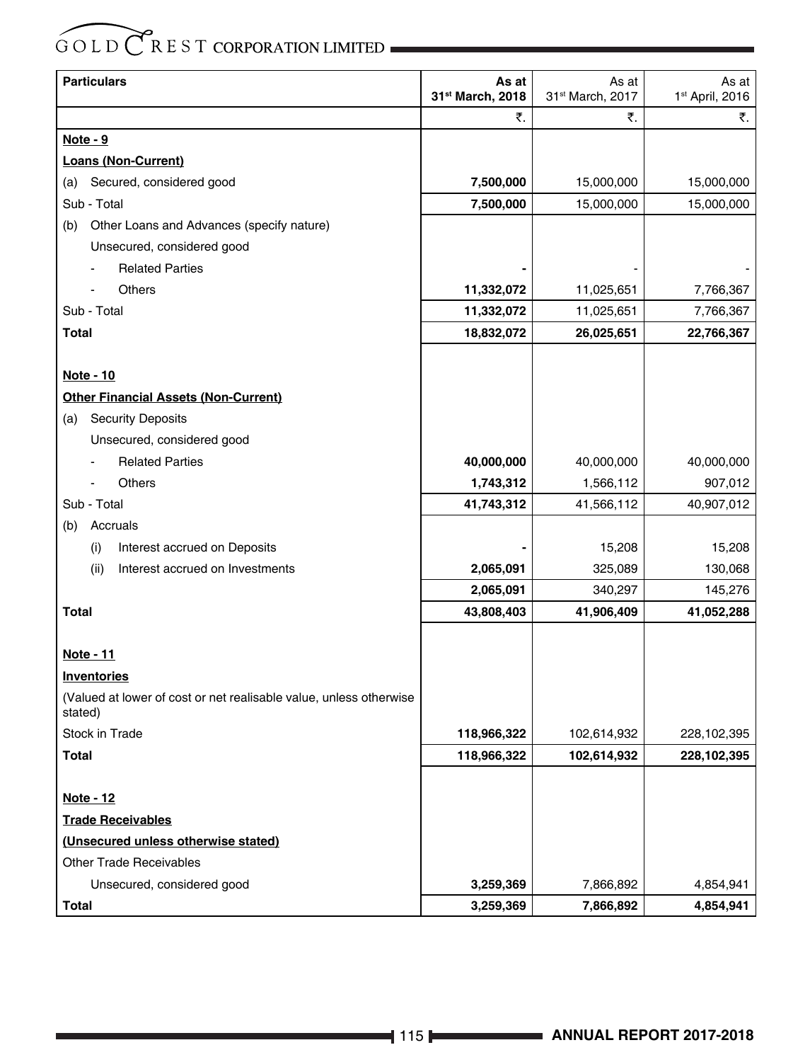| Particulars | As at 31st March, 2018 | As at 31st March, 2017 | As at 1st April, 2016 |
|---|---|---|---|
| | ₹. | ₹. | ₹. |
| **Note - 9** | | | |
| **Loans (Non-Current)** | | | |
| (a) Secured, considered good | **7,500,000** | 15,000,000 | 15,000,000 |
| Sub - Total | **7,500,000** | 15,000,000 | 15,000,000 |
| (b) Other Loans and Advances (specify nature) | | | |
| Unsecured, considered good | | | |
| - Related Parties | **-** | - | - |
| - Others | **11,332,072** | 11,025,651 | 7,766,367 |
| Sub - Total | **11,332,072** | 11,025,651 | 7,766,367 |
| **Total** | **18,832,072** | **26,025,651** | **22,766,367** |
| | | | |
| **Note - 10** | | | |
| **Other Financial Assets (Non-Current)** | | | |
| (a) Security Deposits | | | |
| Unsecured, considered good | | | |
| - Related Parties | **40,000,000** | 40,000,000 | 40,000,000 |
| - Others | **1,743,312** | 1,566,112 | 907,012 |
| Sub - Total | **41,743,312** | 41,566,112 | 40,907,012 |
| (b) Accruals | | | |
| (i) Interest accrued on Deposits | **-** | 15,208 | 15,208 |
| (ii) Interest accrued on Investments | **2,065,091** | 325,089 | 130,068 |
| | **2,065,091** | 340,297 | 145,276 |
| **Total** | **43,808,403** | **41,906,409** | **41,052,288** |
| | | | |
| **Note - 11** | | | |
| **Inventories** | | | |
| (Valued at lower of cost or net realisable value, unless otherwise stated) | | | |
| Stock in Trade | **118,966,322** | 102,614,932 | 228,102,395 |
| **Total** | **118,966,322** | **102,614,932** | **228,102,395** |
| | | | |
| **Note - 12** | | | |
| **Trade Receivables** | | | |
| **(Unsecured unless otherwise stated)** | | | |
| Other Trade Receivables | | | |
| Unsecured, considered good | **3,259,369** | 7,866,892 | 4,854,941 |
| **Total** | **3,259,369** | **7,866,892** | **4,854,941** |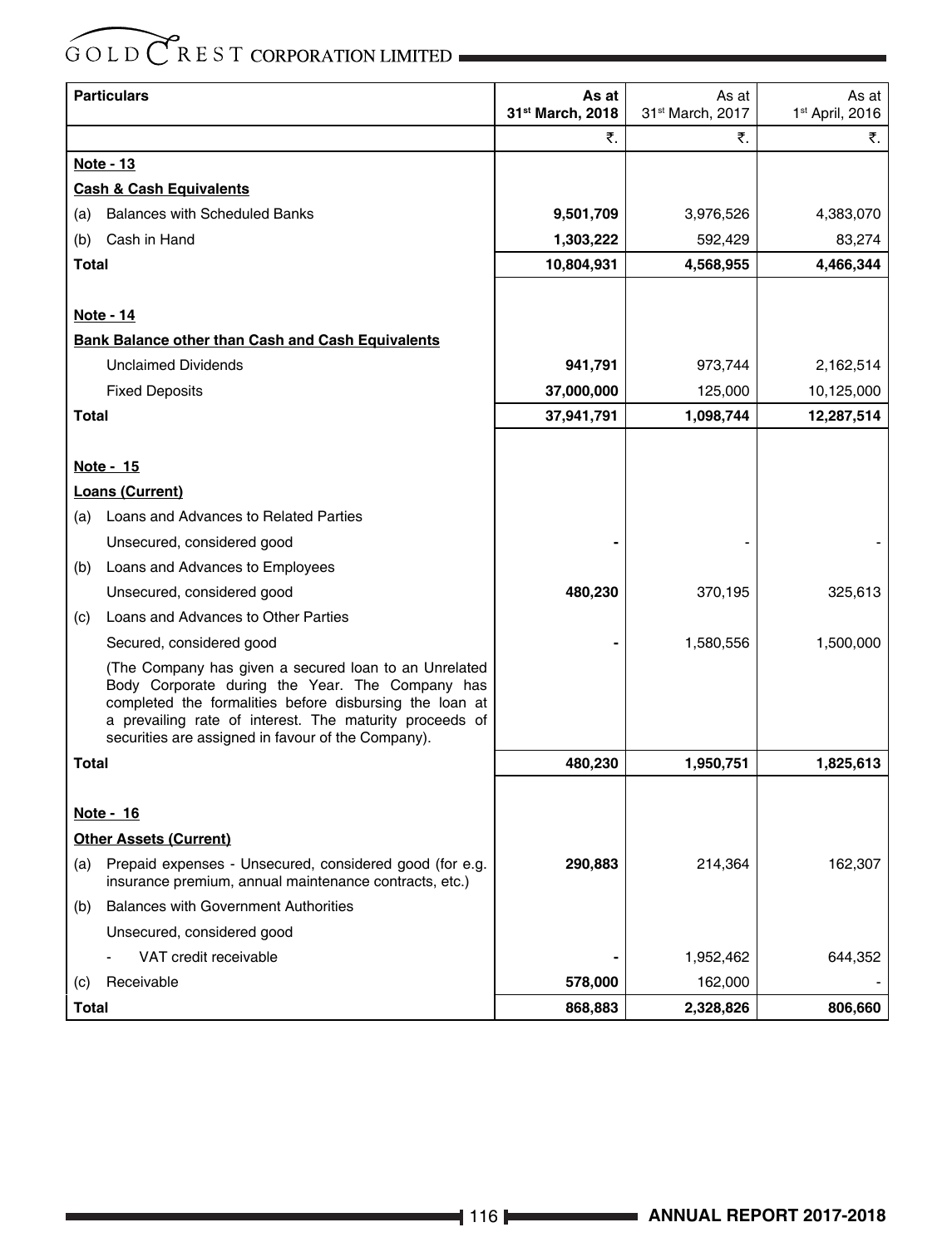| Particulars | As at 31[st] March, 2018 | As at 31[st] March, 2017 | As at 1[st] April, 2016 |
|---|---|---|---|
| | ₹. | ₹. | ₹. |
| **Note - 13** | | | |
| **Cash & Cash Equivalents** | | | |
| (a) Balances with Scheduled Banks | **9,501,709** | 3,976,526 | 4,383,070 |
| (b) Cash in Hand | **1,303,222** | 592,429 | 83,274 |
| **Total** | **10,804,931** | **4,568,955** | **4,466,344** |
| | | | |
| **Note - 14** | | | |
| **Bank Balance other than Cash and Cash Equivalents** | | | |
| Unclaimed Dividends | **941,791** | 973,744 | 2,162,514 |
| Fixed Deposits | **37,000,000** | 125,000 | 10,125,000 |
| **Total** | **37,941,791** | **1,098,744** | **12,287,514** |
| | | | |
| **Note - 15** | | | |
| **Loans (Current)** | | | |
| (a) Loans and Advances to Related Parties | | | |
| Unsecured, considered good | **-** | - | - |
| (b) Loans and Advances to Employees | | | |
| Unsecured, considered good | **480,230** | 370,195 | 325,613 |
| (c) Loans and Advances to Other Parties | | | |
| Secured, considered good | **-** | 1,580,556 | 1,500,000 |
| (The Company has given a secured loan to an Unrelated Body Corporate during the Year. The Company has completed the formalities before disbursing the loan at a prevailing rate of interest. The maturity proceeds of securities are assigned in favour of the Company). | | | |
| **Total** | **480,230** | **1,950,751** | **1,825,613** |
| | | | |
| **Note - 16** | | | |
| **Other Assets (Current)** | | | |
| (a) Prepaid expenses - Unsecured, considered good (for e.g. insurance premium, annual maintenance contracts, etc.) | **290,883** | 214,364 | 162,307 |
| (b) Balances with Government Authorities | | | |
| Unsecured, considered good | | | |
| - VAT credit receivable | **-** | 1,952,462 | 644,352 |
| (c) Receivable | **578,000** | 162,000 | - |
| **Total** | **868,883** | **2,328,826** | **806,660** |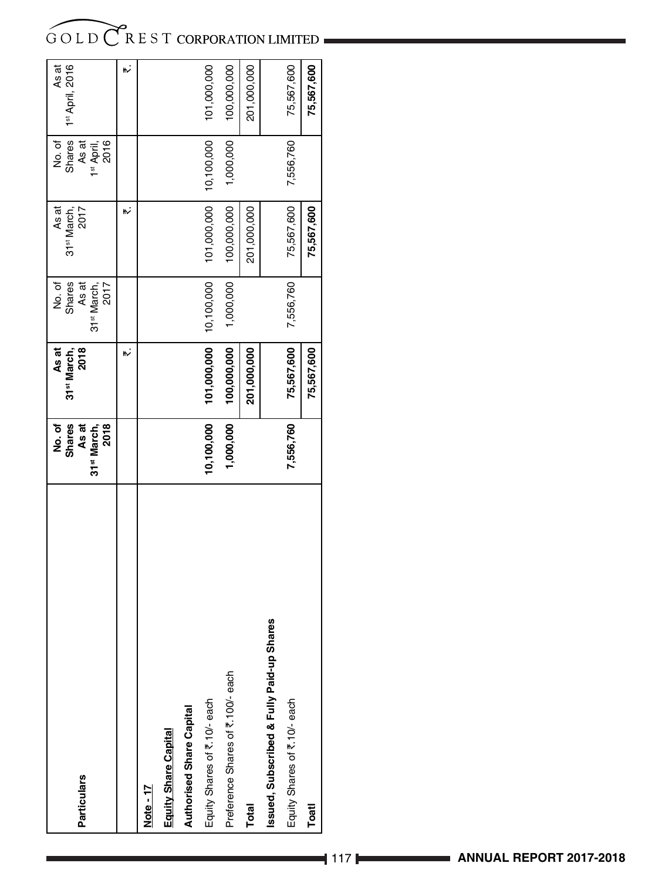| Particulars | No. of Shares As at 31st March, 2018 | As at 31st March, 2018 | No. of Shares As at 31st March, 2017 | As at 31st March, 2017 | No. of Shares As at 1st April, 2016 | As at 1st April, 2016 |
|---|---|---|---|---|---|---|
| | | ₹. | | ₹. | | ₹. |
| **Note - 17** | | | | | | |
| **Equity Share Capital** | | | | | | |
| **Authorised Share Capital** | | | | | | |
| Equity Shares of ₹.10/- each | **10,100,000** | **101,000,000** | 10,100,000 | 101,000,000 | 10,100,000 | 101,000,000 |
| Preference Shares of ₹.100/- each | **1,000,000** | **100,000,000** | 1,000,000 | 100,000,000 | 1,000,000 | 100,000,000 |
| **Total** | | **201,000,000** | | 201,000,000 | | 201,000,000 |
| **Issued, Subscribed & Fully Paid-up Shares** | | | | | | |
| Equity Shares of ₹.10/- each | **7,556,760** | **75,567,600** | 7,556,760 | 75,567,600 | 7,556,760 | 75,567,600 |
| **Toatl** | | **75,567,600** | | **75,567,600** | | **75,567,600** |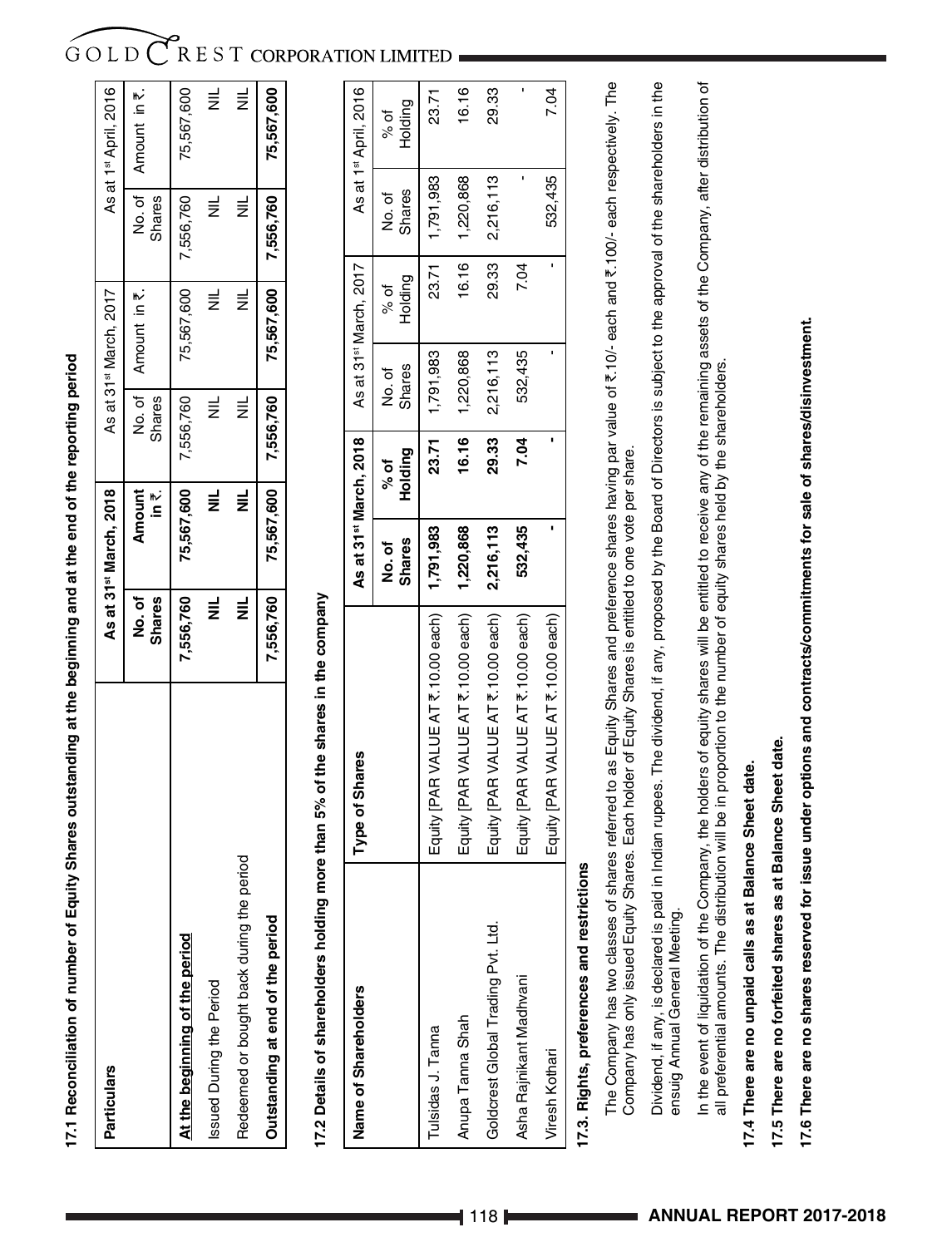**17.1 Reconciliation of number of Equity Shares outstanding at the beginning and at the end of the reporting period**

| Particulars | As at 31st March, 2018 | | As at 31st March, 2017 | | As at 1st April, 2016 | |
|---|---|---|---|---|---|---|
| | No. of Shares | Amount in ₹. | No. of Shares | Amount in ₹. | No. of Shares | Amount in ₹. |
| **At the beginning of the period** | **7,556,760** | **75,567,600** | 7,556,760 | 75,567,600 | 7,556,760 | 75,567,600 |
| Issued During the Period | **NIL** | **NIL** | NIL | NIL | NIL | NIL |
| Redeemed or bought back during the period | **NIL** | **NIL** | NIL | NIL | NIL | NIL |
| **Outstanding at end of the period** | **7,556,760** | **75,567,600** | **7,556,760** | **75,567,600** | **7,556,760** | **75,567,600** |

**17.2 Details of shareholders holding more than 5% of the shares in the company**

| Name of Shareholders | Type of Shares | As at 31st March, 2018 | | As at 31st March, 2017 | | As at 1st April, 2016 | |
|---|---|---|---|---|---|---|---|
| | | No. of Shares | % of Holding | No. of Shares | % of Holding | No. of Shares | % of Holding |
| Tulsidas J. Tanna | Equity [PAR VALUE AT ₹.10.00 each) | **1,791,983** | **23.71** | 1,791,983 | 23.71 | 1,791,983 | 23.71 |
| Anupa Tanna Shah | Equity [PAR VALUE AT ₹.10.00 each) | **1,220,868** | **16.16** | 1,220,868 | 16.16 | 1,220,868 | 16.16 |
| Goldcrest Global Trading Pvt. Ltd. | Equity [PAR VALUE AT ₹.10.00 each) | **2,216,113** | **29.33** | 2,216,113 | 29.33 | 2,216,113 | 29.33 |
| Asha Rajnikant Madhvani | Equity [PAR VALUE AT ₹.10.00 each) | **532,435** | **7.04** | 532,435 | 7.04 | - | - |
| Viresh Kothari | Equity [PAR VALUE AT ₹.10.00 each) | **-** | **-** | - | - | 532,435 | 7.04 |

**17.3. Rights, preferences and restrictions**

The Company has two classes of shares referred to as Equity Shares and preference shares having par value of ₹.10/- each and ₹.100/- each respectively. The Company has only issued Equity Shares. Each holder of Equity Shares is entitled to one vote per share.

Dividend, if any, is declared is paid in Indian rupees. The dividend, if any, proposed by the Board of Directors is subject to the approval of the shareholders in the ensuig Annual General Meeting.

In the event of liquidation of the Company, the holders of equity shares will be entitled to receive any of the remaining assets of the Company, after distribution of all preferential amounts. The distribution will be in proportion to the number of equity shares held by the shareholders.

**17.4 There are no unpaid calls as at Balance Sheet date.**

**17.5 There are no forfeited shares as at Balance Sheet date.**

**17.6 There are no shares reserved for issue under options and contracts/commitments for sale of shares/disinvestment.**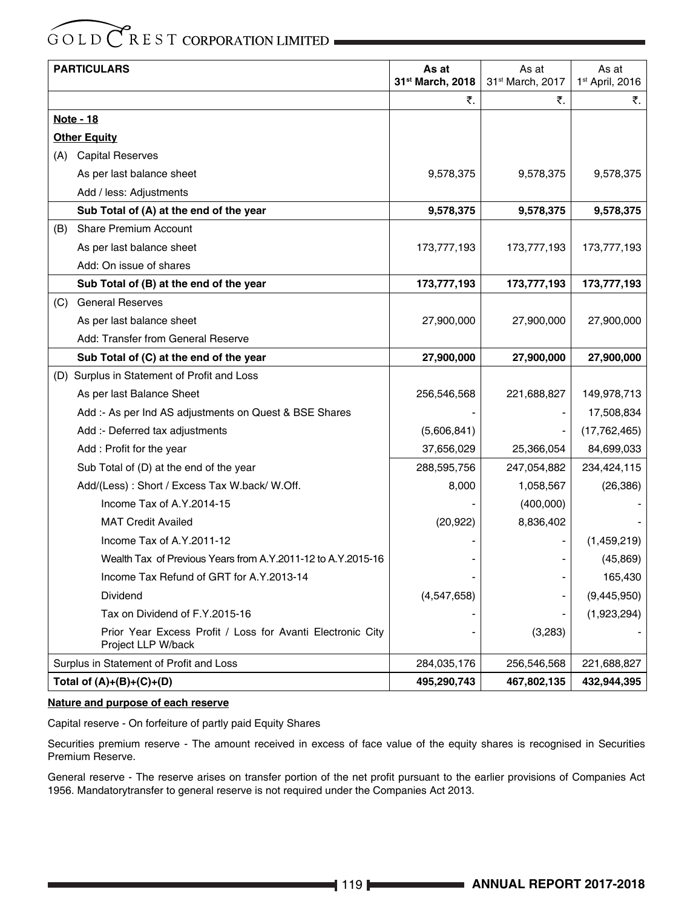| PARTICULARS | As at 31[st] March, 2018 | As at 31[st] March, 2017 | As at 1[st] April, 2016 |
|---|---|---|---|
| | ₹. | ₹. | ₹. |
| **Note - 18** | | | |
| **Other Equity** | | | |
| (A) Capital Reserves | | | |
| As per last balance sheet | 9,578,375 | 9,578,375 | 9,578,375 |
| Add / less: Adjustments | | | |
| **Sub Total of (A) at the end of the year** | **9,578,375** | **9,578,375** | **9,578,375** |
| (B) Share Premium Account | | | |
| As per last balance sheet | 173,777,193 | 173,777,193 | 173,777,193 |
| Add: On issue of shares | | | |
| **Sub Total of (B) at the end of the year** | **173,777,193** | **173,777,193** | **173,777,193** |
| (C) General Reserves | | | |
| As per last balance sheet | 27,900,000 | 27,900,000 | 27,900,000 |
| Add: Transfer from General Reserve | | | |
| **Sub Total of (C) at the end of the year** | **27,900,000** | **27,900,000** | **27,900,000** |
| (D) Surplus in Statement of Profit and Loss | | | |
| As per last Balance Sheet | 256,546,568 | 221,688,827 | 149,978,713 |
| Add :- As per Ind AS adjustments on Quest & BSE Shares | - | - | 17,508,834 |
| Add :- Deferred tax adjustments | (5,606,841) | - | (17,762,465) |
| Add : Profit for the year | 37,656,029 | 25,366,054 | 84,699,033 |
| Sub Total of (D) at the end of the year | 288,595,756 | 247,054,882 | 234,424,115 |
| Add/(Less) : Short / Excess Tax W.back/ W.Off. | 8,000 | 1,058,567 | (26,386) |
| Income Tax of A.Y.2014-15 | - | (400,000) | - |
| MAT Credit Availed | (20,922) | 8,836,402 | - |
| Income Tax of A.Y.2011-12 | - | - | (1,459,219) |
| Wealth Tax of Previous Years from A.Y.2011-12 to A.Y.2015-16 | - | - | (45,869) |
| Income Tax Refund of GRT for A.Y.2013-14 | - | - | 165,430 |
| Dividend | (4,547,658) | - | (9,445,950) |
| Tax on Dividend of F.Y.2015-16 | - | - | (1,923,294) |
| Prior Year Excess Profit / Loss for Avanti Electronic City Project LLP W/back | - | (3,283) | - |
| Surplus in Statement of Profit and Loss | 284,035,176 | 256,546,568 | 221,688,827 |
| **Total of (A)+(B)+(C)+(D)** | **495,290,743** | **467,802,135** | **432,944,395** |

**Nature and purpose of each reserve**

Capital reserve - On forfeiture of partly paid Equity Shares

Securities premium reserve - The amount received in excess of face value of the equity shares is recognised in Securities Premium Reserve.

General reserve - The reserve arises on transfer portion of the net profit pursuant to the earlier provisions of Companies Act 1956. Mandatorytransfer to general reserve is not required under the Companies Act 2013.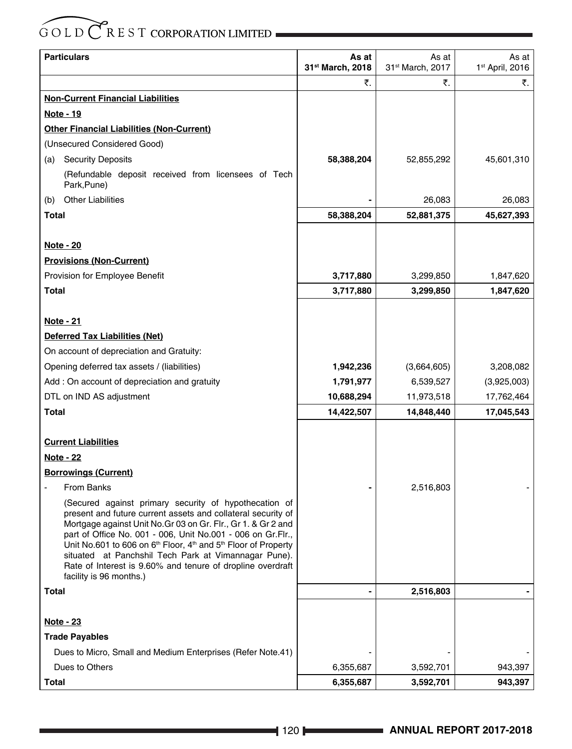| Particulars | As at 31st March, 2018 | As at 31st March, 2017 | As at 1st April, 2016 |
|---|---|---|---|
| | ₹. | ₹. | ₹. |
| **Non-Current Financial Liabilities** | | | |
| **Note - 19** | | | |
| **Other Financial Liabilities (Non-Current)** | | | |
| (Unsecured Considered Good) | | | |
| (a) Security Deposits | **58,388,204** | 52,855,292 | 45,601,310 |
| (Refundable deposit received from licensees of Tech Park,Pune) | | | |
| (b) Other Liabilities | **-** | 26,083 | 26,083 |
| **Total** | **58,388,204** | **52,881,375** | **45,627,393** |
| | | | |
| **Note - 20** | | | |
| **Provisions (Non-Current)** | | | |
| Provision for Employee Benefit | **3,717,880** | 3,299,850 | 1,847,620 |
| **Total** | **3,717,880** | **3,299,850** | **1,847,620** |
| | | | |
| **Note - 21** | | | |
| **Deferred Tax Liabilities (Net)** | | | |
| On account of depreciation and Gratuity: | | | |
| Opening deferred tax assets / (liabilities) | **1,942,236** | (3,664,605) | 3,208,082 |
| Add : On account of depreciation and gratuity | **1,791,977** | 6,539,527 | (3,925,003) |
| DTL on IND AS adjustment | **10,688,294** | 11,973,518 | 17,762,464 |
| **Total** | **14,422,507** | **14,848,440** | **17,045,543** |
| | | | |
| **Current Liabilities** | | | |
| **Note - 22** | | | |
| **Borrowings (Current)** | | | |
| - From Banks | **-** | 2,516,803 | - |
| (Secured against primary security of hypothecation of present and future current assets and collateral security of Mortgage against Unit No.Gr 03 on Gr. Flr., Gr 1. & Gr 2 and part of Office No. 001 - 006, Unit No.001 - 006 on Gr.Flr., Unit No.601 to 606 on 6th Floor, 4th and 5th Floor of Property situated at Panchshil Tech Park at Vimannagar Pune). Rate of Interest is 9.60% and tenure of dropline overdraft facility is 96 months.) | | | |
| **Total** | **-** | **2,516,803** | **-** |
| | | | |
| **Note - 23** | | | |
| **Trade Payables** | | | |
| Dues to Micro, Small and Medium Enterprises (Refer Note.41) | - | - | - |
| Dues to Others | 6,355,687 | 3,592,701 | 943,397 |
| **Total** | **6,355,687** | **3,592,701** | **943,397** |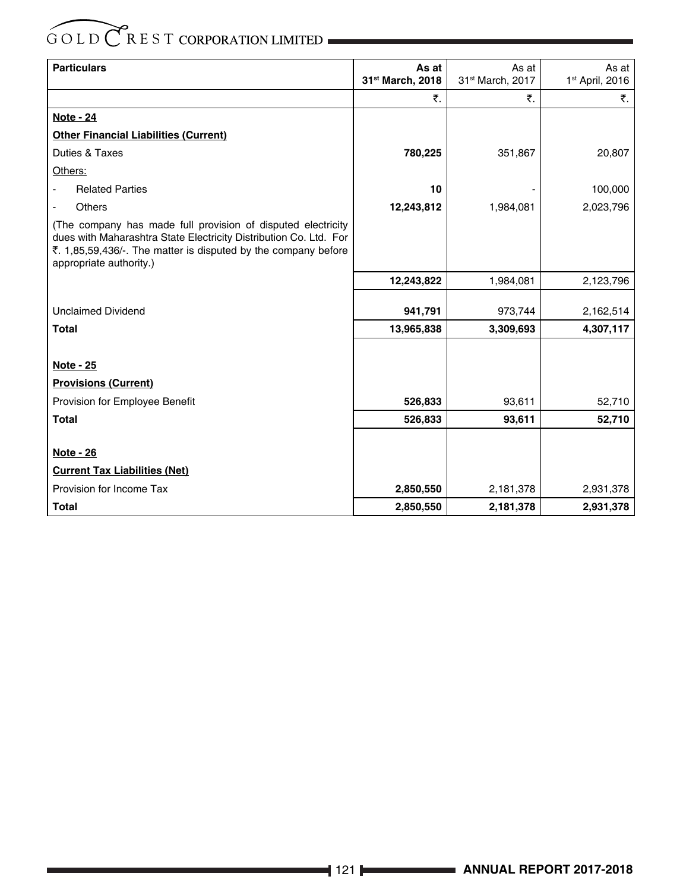| Particulars | As at 31st March, 2018 | As at 31st March, 2017 | As at 1st April, 2016 |
|---|---|---|---|
| | ₹. | ₹. | ₹. |
| **Note - 24** | | | |
| **Other Financial Liabilities (Current)** | | | |
| Duties & Taxes | **780,225** | 351,867 | 20,807 |
| Others: | | | |
| - Related Parties | **10** | - | 100,000 |
| - Others | **12,243,812** | 1,984,081 | 2,023,796 |
| (The company has made full provision of disputed electricity dues with Maharashtra State Electricity Distribution Co. Ltd. For ₹. 1,85,59,436/-. The matter is disputed by the company before appropriate authority.) | | | |
| | **12,243,822** | 1,984,081 | 2,123,796 |
| Unclaimed Dividend | **941,791** | 973,744 | 2,162,514 |
| **Total** | **13,965,838** | **3,309,693** | **4,307,117** |
| **Note - 25** | | | |
| **Provisions (Current)** | | | |
| Provision for Employee Benefit | **526,833** | 93,611 | 52,710 |
| **Total** | **526,833** | **93,611** | **52,710** |
| **Note - 26** | | | |
| **Current Tax Liabilities (Net)** | | | |
| Provision for Income Tax | **2,850,550** | 2,181,378 | 2,931,378 |
| **Total** | **2,850,550** | **2,181,378** | **2,931,378** |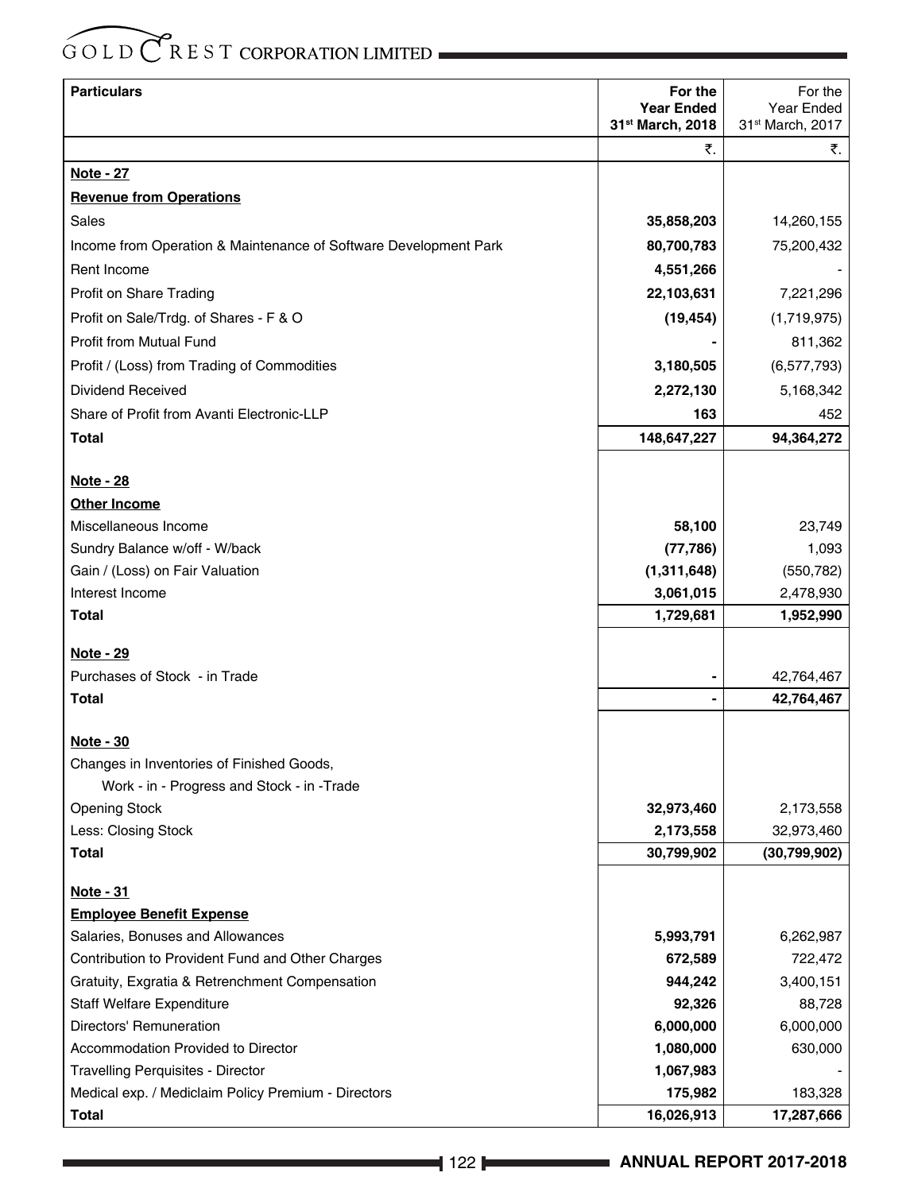| Particulars | For the Year Ended 31st March, 2018 | For the Year Ended 31st March, 2017 |
|---|---|---|
| | ₹. | ₹. |
| **Note - 27** | | |
| **Revenue from Operations** | | |
| Sales | **35,858,203** | 14,260,155 |
| Income from Operation & Maintenance of Software Development Park | **80,700,783** | 75,200,432 |
| Rent Income | **4,551,266** | - |
| Profit on Share Trading | **22,103,631** | 7,221,296 |
| Profit on Sale/Trdg. of Shares - F & O | **(19,454)** | (1,719,975) |
| Profit from Mutual Fund | **-** | 811,362 |
| Profit / (Loss) from Trading of Commodities | **3,180,505** | (6,577,793) |
| Dividend Received | **2,272,130** | 5,168,342 |
| Share of Profit from Avanti Electronic-LLP | **163** | 452 |
| **Total** | **148,647,227** | **94,364,272** |
| **Note - 28** | | |
| **Other Income** | | |
| Miscellaneous Income | **58,100** | 23,749 |
| Sundry Balance w/off - W/back | **(77,786)** | 1,093 |
| Gain / (Loss) on Fair Valuation | **(1,311,648)** | (550,782) |
| Interest Income | **3,061,015** | 2,478,930 |
| **Total** | **1,729,681** | **1,952,990** |
| **Note - 29** | | |
| Purchases of Stock - in Trade | **-** | 42,764,467 |
| **Total** | **-** | **42,764,467** |
| **Note - 30** | | |
| Changes in Inventories of Finished Goods, Work - in - Progress and Stock - in -Trade | | |
| Opening Stock | **32,973,460** | 2,173,558 |
| Less: Closing Stock | **2,173,558** | 32,973,460 |
| **Total** | **30,799,902** | **(30,799,902)** |
| **Note - 31** | | |
| **Employee Benefit Expense** | | |
| Salaries, Bonuses and Allowances | **5,993,791** | 6,262,987 |
| Contribution to Provident Fund and Other Charges | **672,589** | 722,472 |
| Gratuity, Exgratia & Retrenchment Compensation | **944,242** | 3,400,151 |
| Staff Welfare Expenditure | **92,326** | 88,728 |
| Directors' Remuneration | **6,000,000** | 6,000,000 |
| Accommodation Provided to Director | **1,080,000** | 630,000 |
| Travelling Perquisites - Director | **1,067,983** | - |
| Medical exp. / Mediclaim Policy Premium - Directors | **175,982** | 183,328 |
| **Total** | **16,026,913** | **17,287,666** |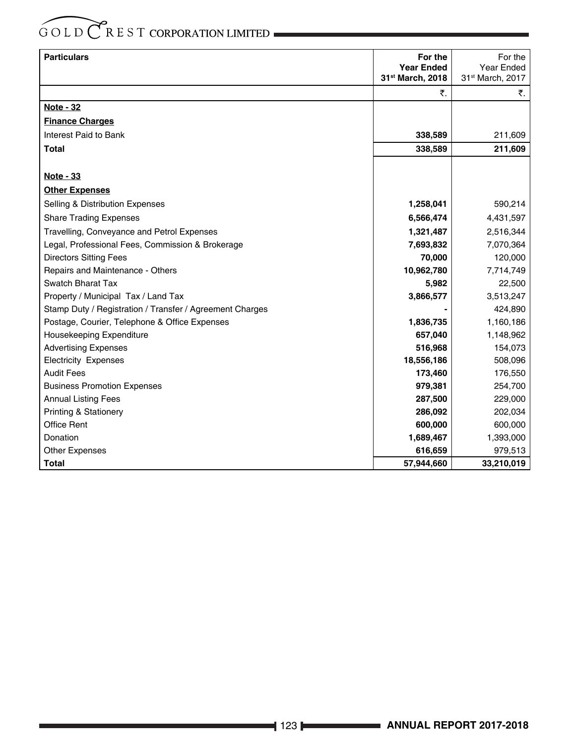| Particulars | For the Year Ended 31st March, 2018 | For the Year Ended 31st March, 2017 |
|---|---|---|
| | ₹. | ₹. |
| **Note - 32** | | |
| **Finance Charges** | | |
| Interest Paid to Bank | **338,589** | 211,609 |
| **Total** | **338,589** | **211,609** |
| | | |
| **Note - 33** | | |
| **Other Expenses** | | |
| Selling & Distribution Expenses | **1,258,041** | 590,214 |
| Share Trading Expenses | **6,566,474** | 4,431,597 |
| Travelling, Conveyance and Petrol Expenses | **1,321,487** | 2,516,344 |
| Legal, Professional Fees, Commission & Brokerage | **7,693,832** | 7,070,364 |
| Directors Sitting Fees | **70,000** | 120,000 |
| Repairs and Maintenance - Others | **10,962,780** | 7,714,749 |
| Swatch Bharat Tax | **5,982** | 22,500 |
| Property / Municipal Tax / Land Tax | **3,866,577** | 3,513,247 |
| Stamp Duty / Registration / Transfer / Agreement Charges | **-** | 424,890 |
| Postage, Courier, Telephone & Office Expenses | **1,836,735** | 1,160,186 |
| Housekeeping Expenditure | **657,040** | 1,148,962 |
| Advertising Expenses | **516,968** | 154,073 |
| Electricity Expenses | **18,556,186** | 508,096 |
| Audit Fees | **173,460** | 176,550 |
| Business Promotion Expenses | **979,381** | 254,700 |
| Annual Listing Fees | **287,500** | 229,000 |
| Printing & Stationery | **286,092** | 202,034 |
| Office Rent | **600,000** | 600,000 |
| Donation | **1,689,467** | 1,393,000 |
| Other Expenses | **616,659** | 979,513 |
| **Total** | **57,944,660** | **33,210,019** |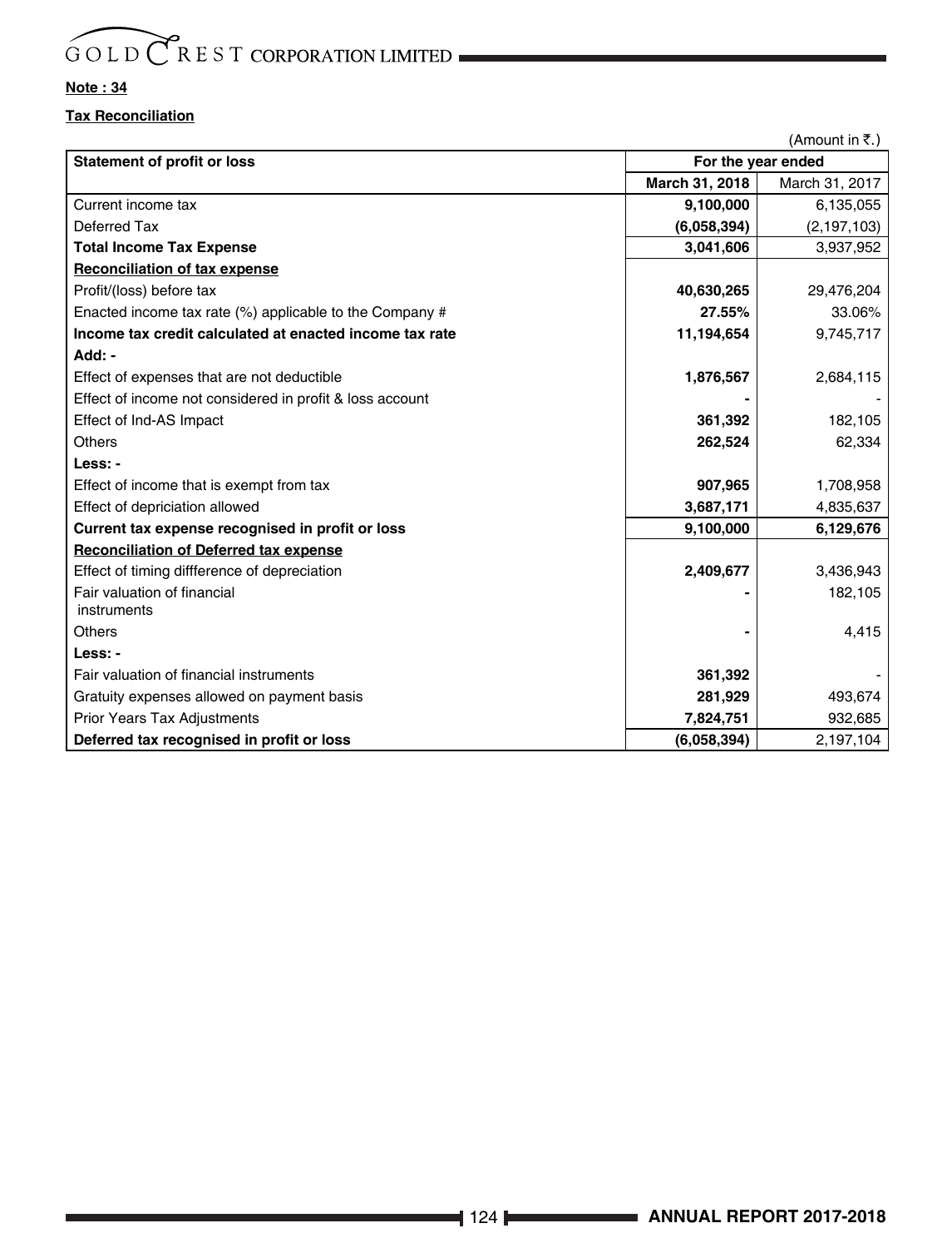**Note : 34**

**Tax Reconciliation**

(Amount in ₹.)

| Statement of profit or loss | For the year ended | |
|---|---|---|
| | **March 31, 2018** | March 31, 2017 |
| Current income tax | **9,100,000** | 6,135,055 |
| Deferred Tax | **(6,058,394)** | (2,197,103) |
| **Total Income Tax Expense** | **3,041,606** | 3,937,952 |
| **Reconciliation of tax expense** | | |
| Profit/(loss) before tax | **40,630,265** | 29,476,204 |
| Enacted income tax rate (%) applicable to the Company # | **27.55%** | 33.06% |
| **Income tax credit calculated at enacted income tax rate** | **11,194,654** | 9,745,717 |
| **Add: -** | | |
| Effect of expenses that are not deductible | **1,876,567** | 2,684,115 |
| Effect of income not considered in profit & loss account | **-** | - |
| Effect of Ind-AS Impact | **361,392** | 182,105 |
| Others | **262,524** | 62,334 |
| **Less: -** | | |
| Effect of income that is exempt from tax | **907,965** | 1,708,958 |
| Effect of depriciation allowed | **3,687,171** | 4,835,637 |
| **Current tax expense recognised in profit or loss** | **9,100,000** | **6,129,676** |
| **Reconciliation of Deferred tax expense** | | |
| Effect of timing diffference of depreciation | **2,409,677** | 3,436,943 |
| Fair valuation of financial instruments | **-** | 182,105 |
| Others | **-** | 4,415 |
| **Less: -** | | |
| Fair valuation of financial instruments | **361,392** | - |
| Gratuity expenses allowed on payment basis | **281,929** | 493,674 |
| Prior Years Tax Adjustments | **7,824,751** | 932,685 |
| **Deferred tax recognised in profit or loss** | **(6,058,394)** | 2,197,104 |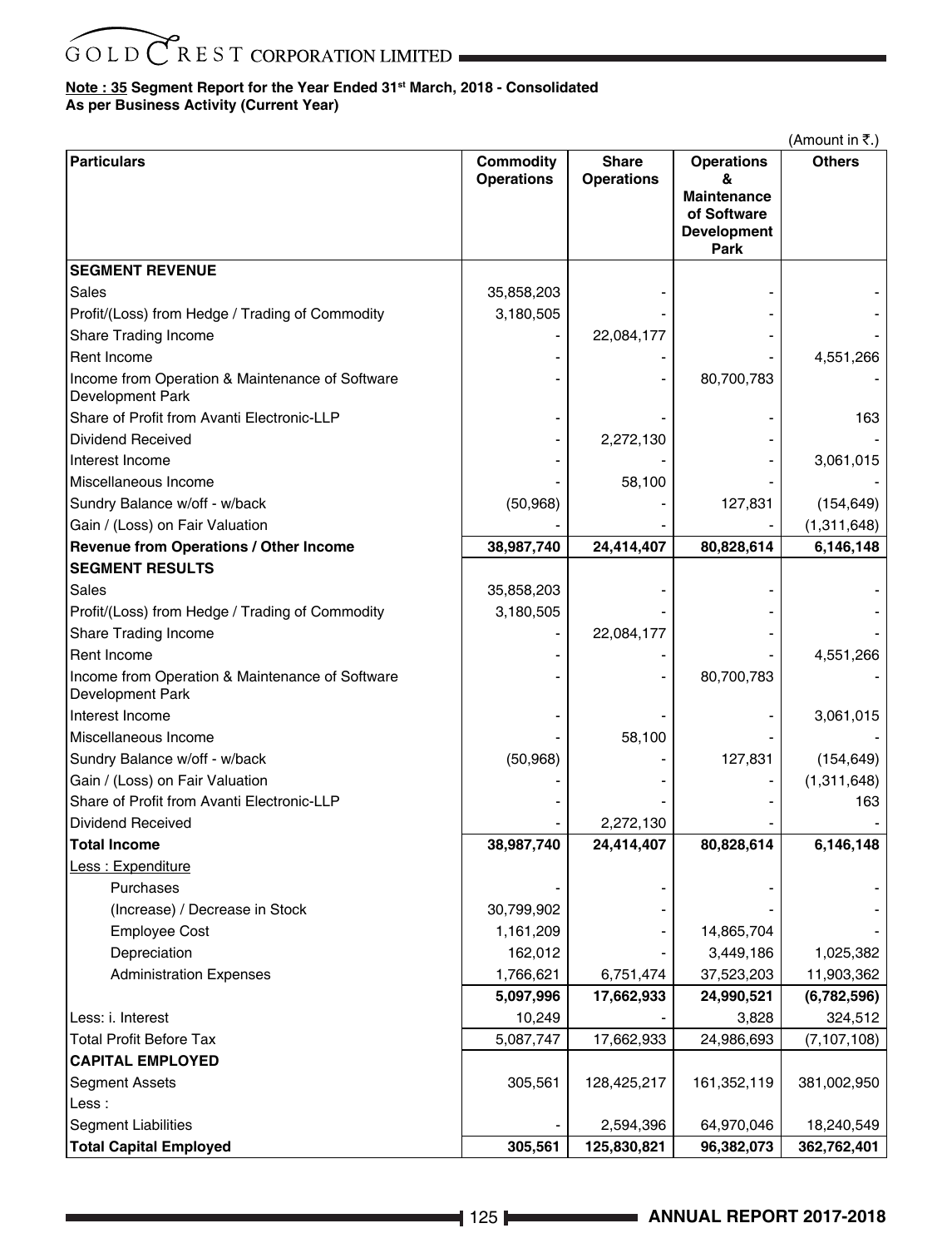**Note : 35 Segment Report for the Year Ended 31st March, 2018 - Consolidated**
**As per Business Activity (Current Year)**

(Amount in ₹.)

| Particulars | Commodity Operations | Share Operations | Operations & Maintenance of Software Development Park | Others |
|---|---|---|---|---|
| **SEGMENT REVENUE** | | | | |
| Sales | 35,858,203 | - | - | - |
| Profit/(Loss) from Hedge / Trading of Commodity | 3,180,505 | - | - | - |
| Share Trading Income | - | 22,084,177 | - | - |
| Rent Income | - | - | - | 4,551,266 |
| Income from Operation & Maintenance of Software Development Park | - | - | 80,700,783 | - |
| Share of Profit from Avanti Electronic-LLP | - | - | - | 163 |
| Dividend Received | - | 2,272,130 | - | - |
| Interest Income | - | - | - | 3,061,015 |
| Miscellaneous Income | - | 58,100 | - | - |
| Sundry Balance w/off - w/back | (50,968) | - | 127,831 | (154,649) |
| Gain / (Loss) on Fair Valuation | - | - | - | (1,311,648) |
| **Revenue from Operations / Other Income** | **38,987,740** | **24,414,407** | **80,828,614** | **6,146,148** |
| **SEGMENT RESULTS** | | | | |
| Sales | 35,858,203 | - | - | - |
| Profit/(Loss) from Hedge / Trading of Commodity | 3,180,505 | - | - | - |
| Share Trading Income | - | 22,084,177 | - | - |
| Rent Income | - | - | - | 4,551,266 |
| Income from Operation & Maintenance of Software Development Park | - | - | 80,700,783 | - |
| Interest Income | - | - | - | 3,061,015 |
| Miscellaneous Income | - | 58,100 | - | - |
| Sundry Balance w/off - w/back | (50,968) | - | 127,831 | (154,649) |
| Gain / (Loss) on Fair Valuation | - | - | - | (1,311,648) |
| Share of Profit from Avanti Electronic-LLP | - | - | - | 163 |
| Dividend Received | - | 2,272,130 | - | - |
| **Total Income** | **38,987,740** | **24,414,407** | **80,828,614** | **6,146,148** |
| Less : Expenditure | | | | |
| Purchases | - | - | - | - |
| (Increase) / Decrease in Stock | 30,799,902 | - | - | - |
| Employee Cost | 1,161,209 | - | 14,865,704 | - |
| Depreciation | 162,012 | - | 3,449,186 | 1,025,382 |
| Administration Expenses | 1,766,621 | 6,751,474 | 37,523,203 | 11,903,362 |
| | **5,097,996** | **17,662,933** | **24,990,521** | **(6,782,596)** |
| Less: i. Interest | 10,249 | - | 3,828 | 324,512 |
| Total Profit Before Tax | 5,087,747 | 17,662,933 | 24,986,693 | (7,107,108) |
| **CAPITAL EMPLOYED** | | | | |
| Segment Assets | 305,561 | 128,425,217 | 161,352,119 | 381,002,950 |
| Less : | | | | |
| Segment Liabilities | - | 2,594,396 | 64,970,046 | 18,240,549 |
| **Total Capital Employed** | **305,561** | **125,830,821** | **96,382,073** | **362,762,401** |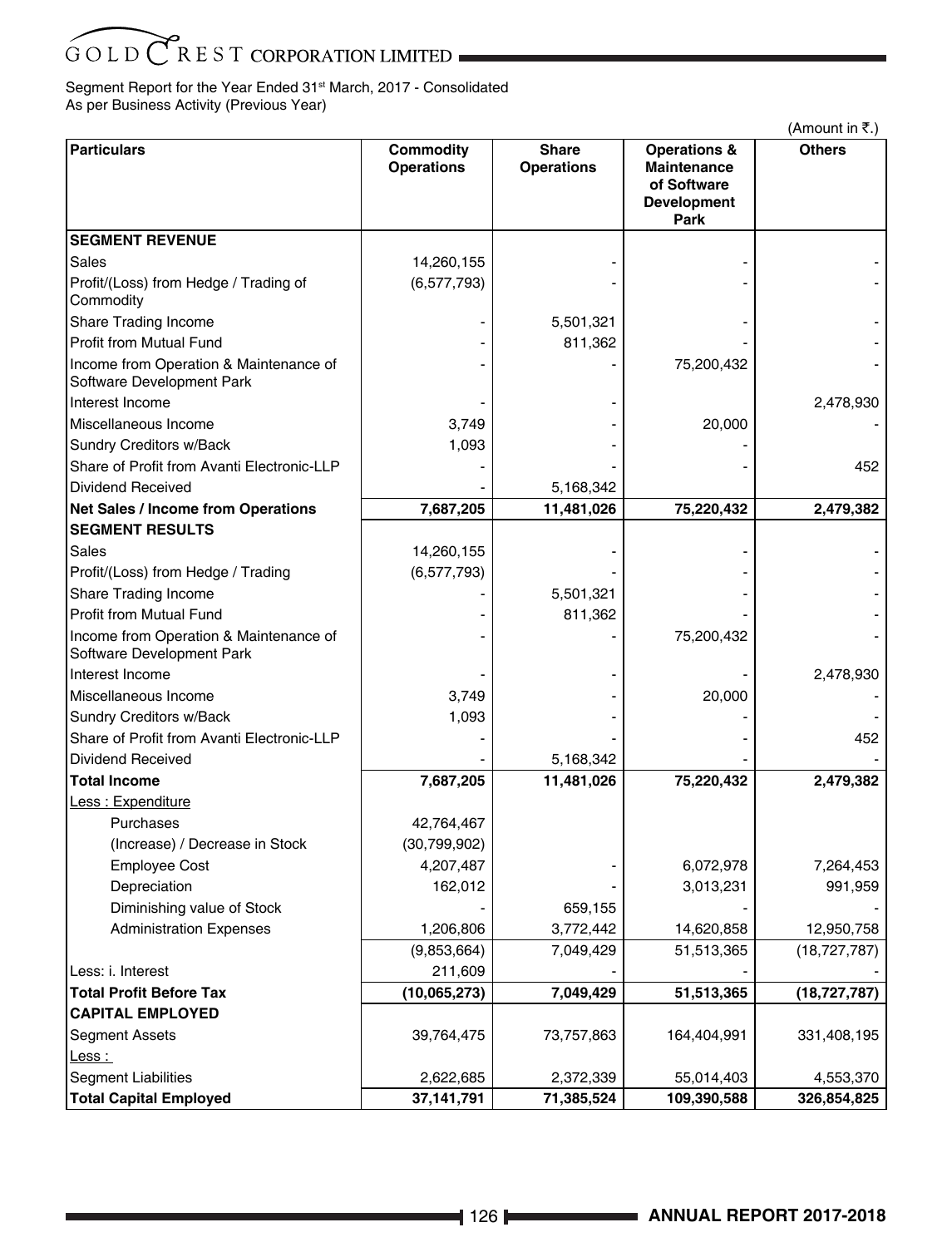Segment Report for the Year Ended 31st March, 2017 - Consolidated
As per Business Activity (Previous Year)

(Amount in ₹.)

| Particulars | Commodity Operations | Share Operations | Operations & Maintenance of Software Development Park | Others |
|---|---|---|---|---|
| **SEGMENT REVENUE** | | | | |
| Sales | 14,260,155 | - | - | - |
| Profit/(Loss) from Hedge / Trading of Commodity | (6,577,793) | - | - | - |
| Share Trading Income | - | 5,501,321 | - | - |
| Profit from Mutual Fund | - | 811,362 | - | - |
| Income from Operation & Maintenance of Software Development Park | - | - | 75,200,432 | - |
| Interest Income | - | - | - | 2,478,930 |
| Miscellaneous Income | 3,749 | - | 20,000 | - |
| Sundry Creditors w/Back | 1,093 | - | - | |
| Share of Profit from Avanti Electronic-LLP | - | - | - | 452 |
| Dividend Received | - | 5,168,342 | | |
| **Net Sales / Income from Operations** | **7,687,205** | **11,481,026** | **75,220,432** | **2,479,382** |
| **SEGMENT RESULTS** | | | | |
| Sales | 14,260,155 | - | - | - |
| Profit/(Loss) from Hedge / Trading | (6,577,793) | - | - | - |
| Share Trading Income | - | 5,501,321 | - | - |
| Profit from Mutual Fund | - | 811,362 | - | - |
| Income from Operation & Maintenance of Software Development Park | - | - | 75,200,432 | - |
| Interest Income | - | - | - | 2,478,930 |
| Miscellaneous Income | 3,749 | - | 20,000 | - |
| Sundry Creditors w/Back | 1,093 | - | - | - |
| Share of Profit from Avanti Electronic-LLP | - | - | - | 452 |
| Dividend Received | - | 5,168,342 | - | - |
| **Total Income** | **7,687,205** | **11,481,026** | **75,220,432** | **2,479,382** |
| Less : Expenditure | | | | |
| Purchases | 42,764,467 | | | |
| (Increase) / Decrease in Stock | (30,799,902) | | | |
| Employee Cost | 4,207,487 | - | 6,072,978 | 7,264,453 |
| Depreciation | 162,012 | - | 3,013,231 | 991,959 |
| Diminishing value of Stock | - | 659,155 | - | - |
| Administration Expenses | 1,206,806 | 3,772,442 | 14,620,858 | 12,950,758 |
| | (9,853,664) | 7,049,429 | 51,513,365 | (18,727,787) |
| Less: i. Interest | 211,609 | - | - | - |
| **Total Profit Before Tax** | **(10,065,273)** | **7,049,429** | **51,513,365** | **(18,727,787)** |
| **CAPITAL EMPLOYED** | | | | |
| Segment Assets | 39,764,475 | 73,757,863 | 164,404,991 | 331,408,195 |
| Less : | | | | |
| Segment Liabilities | 2,622,685 | 2,372,339 | 55,014,403 | 4,553,370 |
| **Total Capital Employed** | **37,141,791** | **71,385,524** | **109,390,588** | **326,854,825** |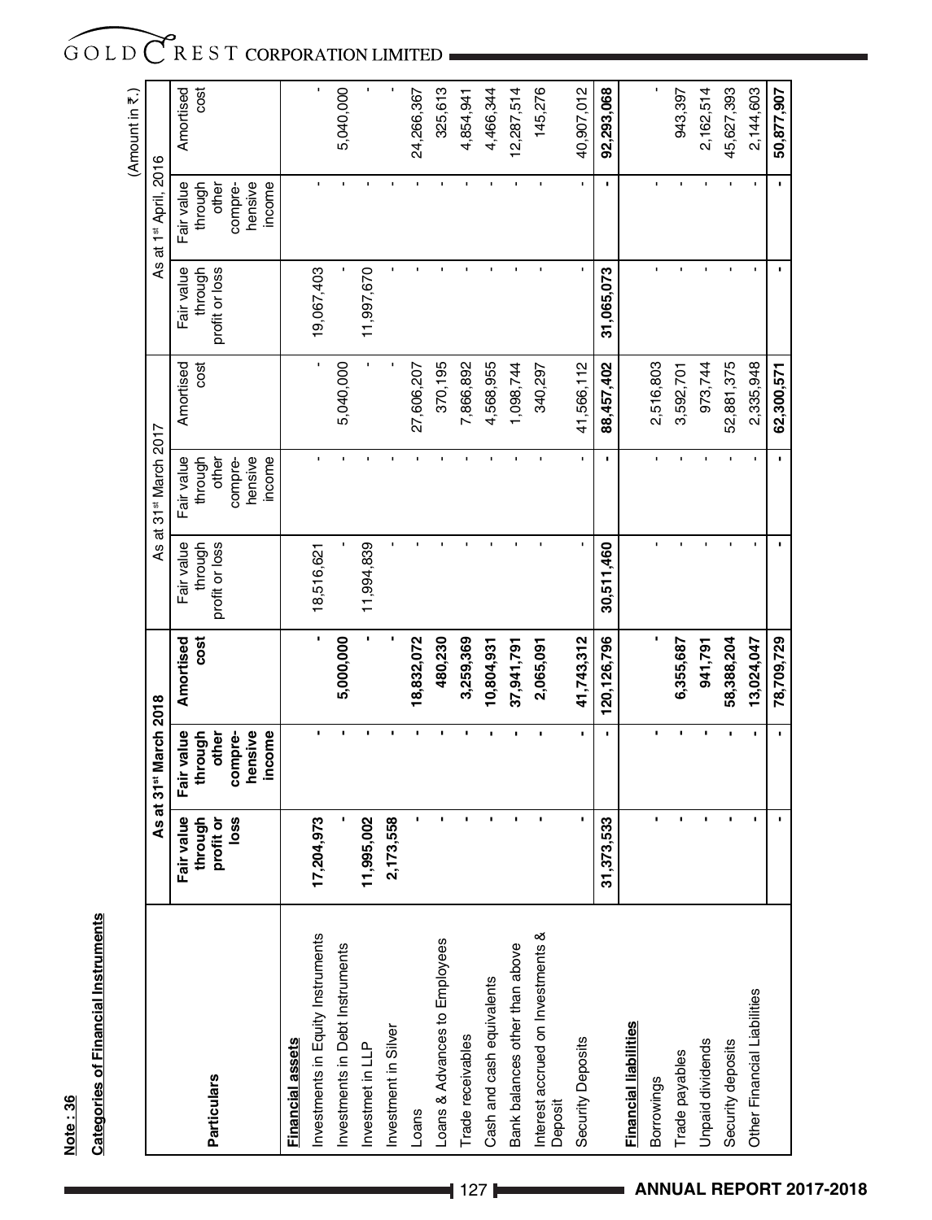**Note : 36**

**Categories of Financial Instruments**

(Amount in ₹.)

| Particulars | As at 31st March 2018 | | | As at 31st March 2017 | | | As at 1st April, 2016 | | |
|---|---|---|---|---|---|---|---|---|---|
| | Fair value through profit or loss | Fair value through other compre-hensive income | Amortised cost | Fair value through profit or loss | Fair value through other compre-hensive income | Amortised cost | Fair value through profit or loss | Fair value through other compre-hensive income | Amortised cost |
| **Financial assets** | | | | | | | | | |
| Investments in Equity Instruments | 17,204,973 | - | - | 18,516,621 | - | - | 19,067,403 | - | - |
| Investments in Debt Instruments | - | - | 5,000,000 | - | - | 5,040,000 | - | - | 5,040,000 |
| Investmet in LLP | 11,995,002 | - | - | 11,994,839 | - | - | 11,997,670 | - | - |
| Investment in Silver | 2,173,558 | - | - | - | - | - | - | - | - |
| Loans | - | - | 18,832,072 | - | - | 27,606,207 | - | - | 24,266,367 |
| Loans & Advances to Employees | - | - | 480,230 | - | - | 370,195 | - | - | 325,613 |
| Trade receivables | - | - | 3,259,369 | - | - | 7,866,892 | - | - | 4,854,941 |
| Cash and cash equivalents | - | - | 10,804,931 | - | - | 4,568,955 | - | - | 4,466,344 |
| Bank balances other than above | - | - | 37,941,791 | - | - | 1,098,744 | - | - | 12,287,514 |
| Interest accrued on Investments & Deposit | - | - | 2,065,091 | - | - | 340,297 | - | - | 145,276 |
| Security Deposits | - | - | 41,743,312 | - | - | 41,566,112 | - | - | 40,907,012 |
| | **31,373,533** | **-** | **120,126,796** | **30,511,460** | **-** | **88,457,402** | **31,065,073** | **-** | **92,293,068** |
| **Financial liabilities** | | | | | | | | | |
| Borrowings | - | - | - | - | - | 2,516,803 | - | - | - |
| Trade payables | - | - | 6,355,687 | - | - | 3,592,701 | - | - | 943,397 |
| Unpaid dividends | - | - | 941,791 | - | - | 973,744 | - | - | 2,162,514 |
| Security deposits | - | - | 58,388,204 | - | - | 52,881,375 | - | - | 45,627,393 |
| Other Financial Liabilities | - | - | 13,024,047 | - | - | 2,335,948 | - | - | 2,144,603 |
| | **-** | **-** | **78,709,729** | **-** | **-** | **62,300,571** | **-** | **-** | **50,877,907** |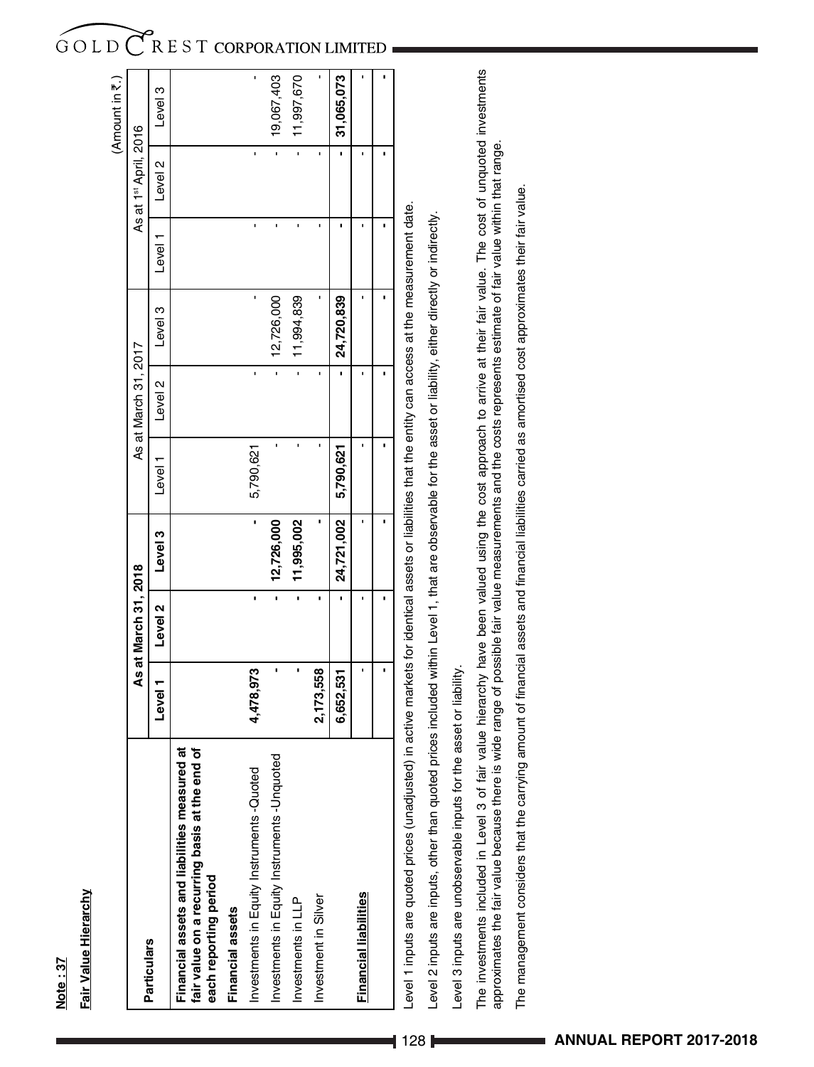**Note : 37**

**Fair Value Hierarchy**

(Amount in ₹.)

| Particulars | As at March 31, 2018 | | | As at March 31, 2017 | | | As at 1st April, 2016 | | |
|---|---|---|---|---|---|---|---|---|---|
| | Level 1 | Level 2 | Level 3 | Level 1 | Level 2 | Level 3 | Level 1 | Level 2 | Level 3 |
| **Financial assets and liabilities measured at fair value on a recurring basis at the end of each reporting period** | | | | | | | | | |
| **Financial assets** | | | | | | | | | |
| Investments in Equity Instruments -Quoted | 4,478,973 | - | - | 5,790,621 | - | - | - | - | - |
| Investments in Equity Instruments -Unquoted | - | - | 12,726,000 | - | - | 12,726,000 | - | - | 19,067,403 |
| Investments in LLP | - | - | 11,995,002 | - | - | 11,994,839 | - | - | 11,997,670 |
| Investment in Silver | 2,173,558 | - | - | - | - | - | - | - | - |
| | 6,652,531 | - | 24,721,002 | 5,790,621 | - | 24,720,839 | - | - | 31,065,073 |
| **Financial liabilities** | - | - | - | - | - | - | - | - | - |
| | - | - | - | - | - | - | - | - | - |

Level 1 inputs are quoted prices (unadjusted) in active markets for identical assets or liabilities that the entity can access at the measurement date.

Level 2 inputs are inputs, other than quoted prices included within Level 1, that are observable for the asset or liability, either directly or indirectly.

Level 3 inputs are unobservable inputs for the asset or liability.

The investments included in Level 3 of fair value hierarchy have been valued using the cost approach to arrive at their fair value. The cost of unquoted investments approximates the fair value because there is wide range of possible fair value measurements and the costs represents estimate of fair value within that range.

The management considers that the carrying amount of financial assets and financial liabilities carried as amortised cost approximates their fair value.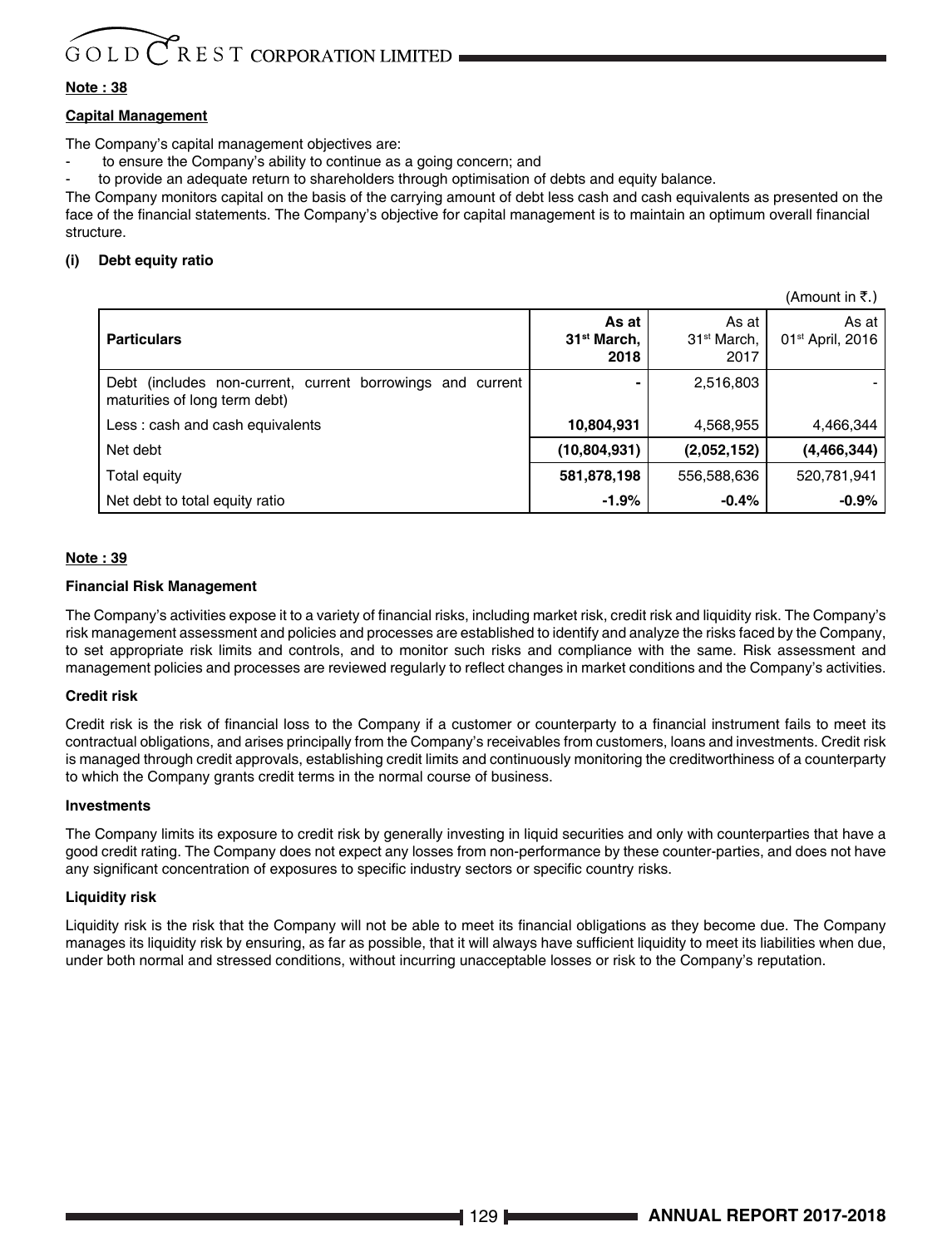**Note : 38**

**Capital Management**

The Company's capital management objectives are:

- to ensure the Company's ability to continue as a going concern; and
- to provide an adequate return to shareholders through optimisation of debts and equity balance.

The Company monitors capital on the basis of the carrying amount of debt less cash and cash equivalents as presented on the face of the financial statements. The Company's objective for capital management is to maintain an optimum overall financial structure.

**(i) Debt equity ratio**

(Amount in ₹.)

| **Particulars** | **As at 31st March, 2018** | As at 31st March, 2017 | As at 01st April, 2016 |
|---|---|---|---|
| Debt (includes non-current, current borrowings and current maturities of long term debt) | **-** | 2,516,803 | - |
| Less : cash and cash equivalents | **10,804,931** | 4,568,955 | 4,466,344 |
| Net debt | **(10,804,931)** | **(2,052,152)** | **(4,466,344)** |
| Total equity | **581,878,198** | 556,588,636 | 520,781,941 |
| Net debt to total equity ratio | **-1.9%** | **-0.4%** | **-0.9%** |

**Note : 39**

**Financial Risk Management**

The Company's activities expose it to a variety of financial risks, including market risk, credit risk and liquidity risk. The Company's risk management assessment and policies and processes are established to identify and analyze the risks faced by the Company, to set appropriate risk limits and controls, and to monitor such risks and compliance with the same. Risk assessment and management policies and processes are reviewed regularly to reflect changes in market conditions and the Company's activities.

**Credit risk**

Credit risk is the risk of financial loss to the Company if a customer or counterparty to a financial instrument fails to meet its contractual obligations, and arises principally from the Company's receivables from customers, loans and investments. Credit risk is managed through credit approvals, establishing credit limits and continuously monitoring the creditworthiness of a counterparty to which the Company grants credit terms in the normal course of business.

**Investments**

The Company limits its exposure to credit risk by generally investing in liquid securities and only with counterparties that have a good credit rating. The Company does not expect any losses from non-performance by these counter-parties, and does not have any significant concentration of exposures to specific industry sectors or specific country risks.

**Liquidity risk**

Liquidity risk is the risk that the Company will not be able to meet its financial obligations as they become due. The Company manages its liquidity risk by ensuring, as far as possible, that it will always have sufficient liquidity to meet its liabilities when due, under both normal and stressed conditions, without incurring unacceptable losses or risk to the Company's reputation.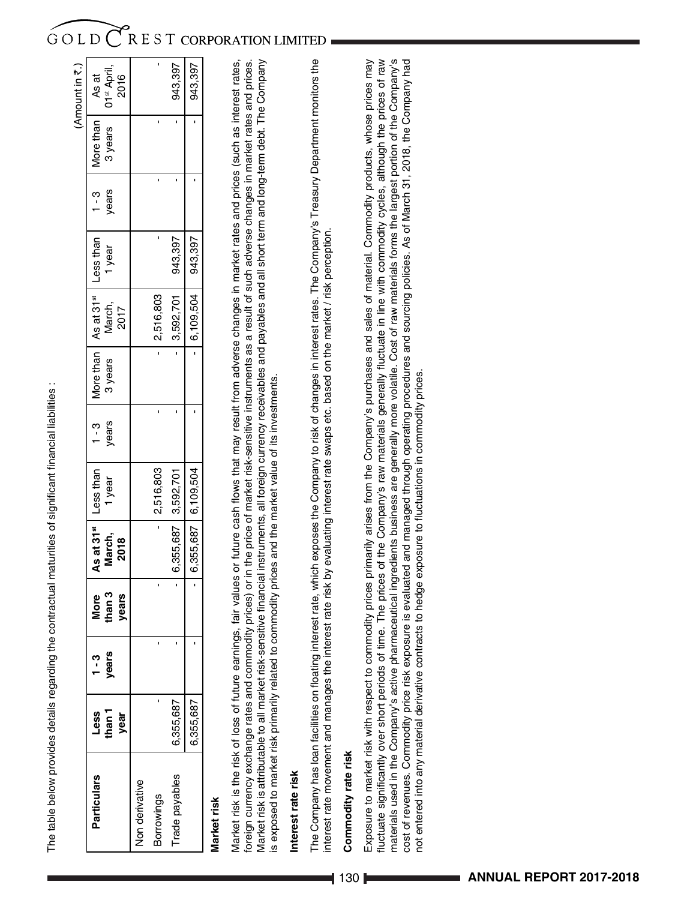The table below provides details regarding the contractual maturities of significant financial liabilities :

(Amount in ₹.)

| Particulars | Less than 1 year | 1 - 3 years | More than 3 years | As at 31st March, 2018 | Less than 1 year | 1 - 3 years | More than 3 years | As at 31st March, 2017 | Less than 1 year | 1 - 3 years | More than 3 years | As at 01st April, 2016 |
|---|---|---|---|---|---|---|---|---|---|---|---|---|
| Non derivative | | | | | | | | | | | | |
| Borrowings | - | - | - | - | 2,516,803 | - | - | 2,516,803 | - | - | - | - |
| Trade payables | 6,355,687 | - | - | 6,355,687 | 3,592,701 | - | - | 3,592,701 | 943,397 | - | - | 943,397 |
| | 6,355,687 | - | - | 6,355,687 | 6,109,504 | - | - | 6,109,504 | 943,397 | - | - | 943,397 |

**Market risk**

Market risk is the risk of loss of future earnings, fair values or future cash flows that may result from adverse changes in market rates and prices (such as interest rates, foreign currency exchange rates and commodity prices) or in the price of market risk-sensitive instruments as a result of such adverse changes in market rates and prices. Market risk is attributable to all market risk-sensitive financial instruments, all foreign currency receivables and payables and all short term and long-term debt. The Company is exposed to market risk primarily related to commodity prices and the market value of its investments.

**Interest rate risk**

The Company has loan facilities on floating interest rate, which exposes the Company to risk of changes in interest rates. The Company's Treasury Department monitors the interest rate movement and manages the interest rate risk by evaluating interest rate swaps etc. based on the market / risk perception.

**Commodity rate risk**

Exposure to market risk with respect to commodity prices primarily arises from the Company's purchases and sales of material. Commodity products, whose prices may fluctuate significantly over short periods of time. The prices of the Company's raw materials generally fluctuate in line with commodity cycles, although the prices of raw materials used in the Company's active pharmaceutical ingredients business are generally more volatile. Cost of raw materials forms the largest portion of the Company's cost of revenues. Commodity price risk exposure is evaluated and managed through operating procedures and sourcing policies. As of March 31, 2018, the Company had not entered into any material derivative contracts to hedge exposure to fluctuations in commodity prices.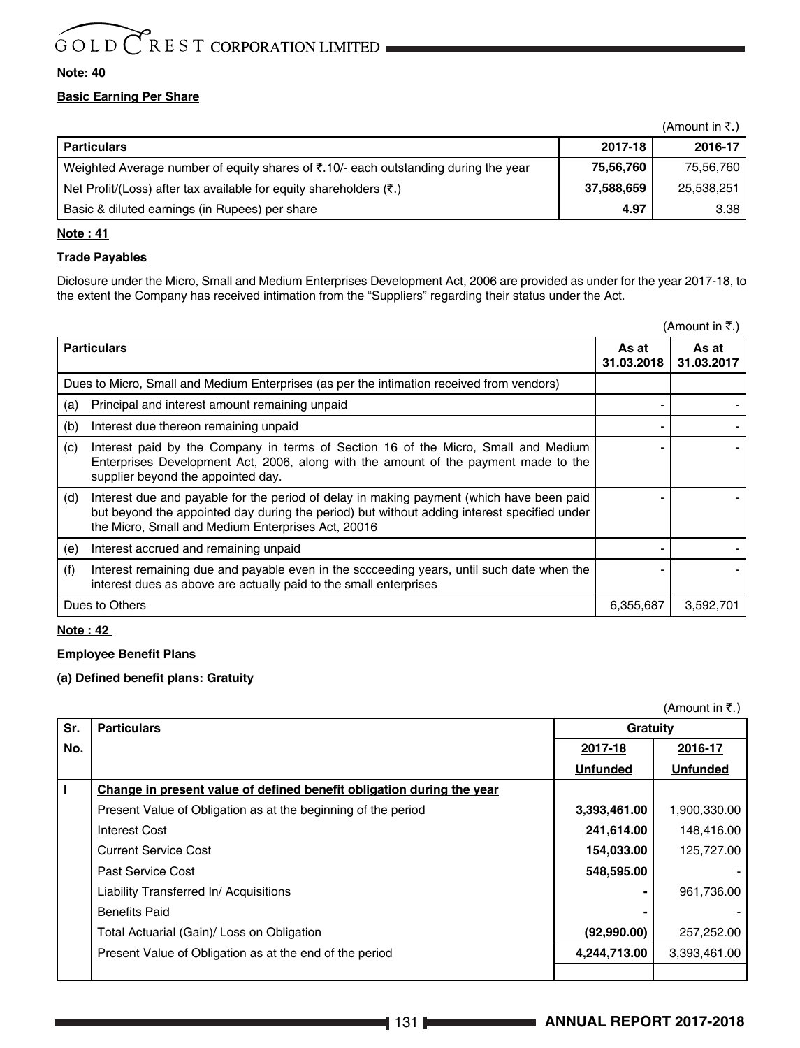**Note: 40**

**Basic Earning Per Share**

(Amount in ₹.)

| Particulars | 2017-18 | 2016-17 |
|---|---|---|
| Weighted Average number of equity shares of ₹.10/- each outstanding during the year | **75,56,760** | 75,56,760 |
| Net Profit/(Loss) after tax available for equity shareholders (₹.) | **37,588,659** | 25,538,251 |
| Basic & diluted earnings (in Rupees) per share | **4.97** | 3.38 |

**Note : 41**

**Trade Payables**

Diclosure under the Micro, Small and Medium Enterprises Development Act, 2006 are provided as under for the year 2017-18, to the extent the Company has received intimation from the "Suppliers" regarding their status under the Act.

(Amount in ₹.)

| | Particulars | As at 31.03.2018 | As at 31.03.2017 |
|---|---|---|---|
| | Dues to Micro, Small and Medium Enterprises (as per the intimation received from vendors) | | |
| (a) | Principal and interest amount remaining unpaid | - | - |
| (b) | Interest due thereon remaining unpaid | - | - |
| (c) | Interest paid by the Company in terms of Section 16 of the Micro, Small and Medium Enterprises Development Act, 2006, along with the amount of the payment made to the supplier beyond the appointed day. | - | - |
| (d) | Interest due and payable for the period of delay in making payment (which have been paid but beyond the appointed day during the period) but without adding interest specified under the Micro, Small and Medium Enterprises Act, 20016 | - | - |
| (e) | Interest accrued and remaining unpaid | - | - |
| (f) | Interest remaining due and payable even in the sccceeding years, until such date when the interest dues as above are actually paid to the small enterprises | - | - |
| | Dues to Others | 6,355,687 | 3,592,701 |

**Note : 42**

**Employee Benefit Plans**

**(a) Defined benefit plans: Gratuity**

(Amount in ₹.)

| Sr. No. | Particulars | Gratuity | |
|---|---|---|---|
| | | 2017-18 | 2016-17 |
| | | Unfunded | Unfunded |
| I | Change in present value of defined benefit obligation during the year | | |
| | Present Value of Obligation as at the beginning of the period | **3,393,461.00** | 1,900,330.00 |
| | Interest Cost | **241,614.00** | 148,416.00 |
| | Current Service Cost | **154,033.00** | 125,727.00 |
| | Past Service Cost | **548,595.00** | - |
| | Liability Transferred In/ Acquisitions | **-** | 961,736.00 |
| | Benefits Paid | **-** | - |
| | Total Actuarial (Gain)/ Loss on Obligation | **(92,990.00)** | 257,252.00 |
| | Present Value of Obligation as at the end of the period | **4,244,713.00** | 3,393,461.00 |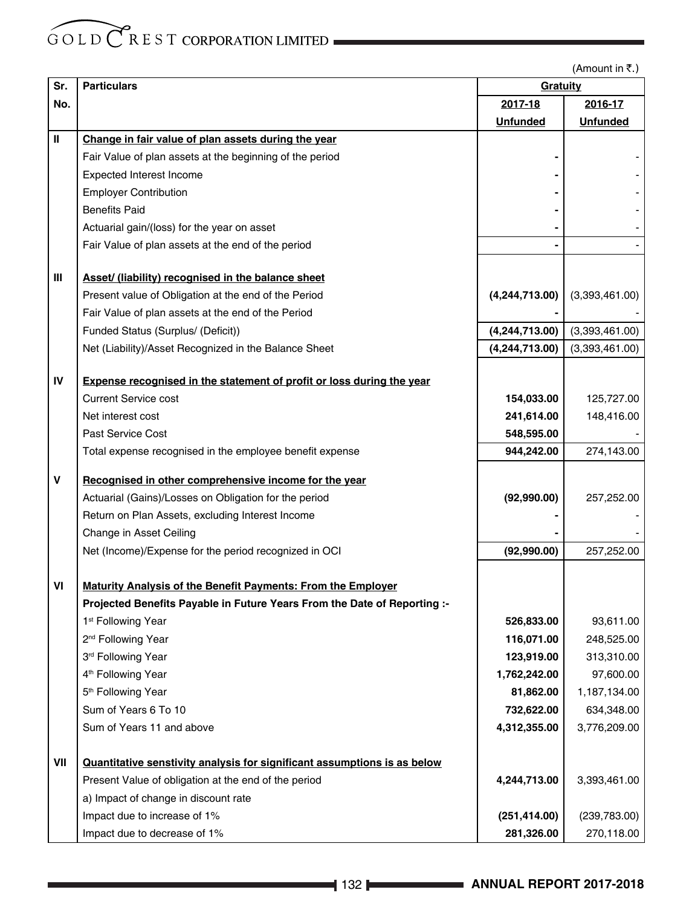(Amount in ₹.)

| Sr. No. | Particulars | Gratuity | |
|---|---|---|---|
| | | 2017-18 Unfunded | 2016-17 Unfunded |
| II | **Change in fair value of plan assets during the year** | | |
| | Fair Value of plan assets at the beginning of the period | - | - |
| | Expected Interest Income | - | - |
| | Employer Contribution | - | - |
| | Benefits Paid | - | - |
| | Actuarial gain/(loss) for the year on asset | - | - |
| | Fair Value of plan assets at the end of the period | - | - |
| III | **Asset/ (liability) recognised in the balance sheet** | | |
| | Present value of Obligation at the end of the Period | **(4,244,713.00)** | (3,393,461.00) |
| | Fair Value of plan assets at the end of the Period | - | - |
| | Funded Status (Surplus/ (Deficit)) | **(4,244,713.00)** | (3,393,461.00) |
| | Net (Liability)/Asset Recognized in the Balance Sheet | **(4,244,713.00)** | (3,393,461.00) |
| IV | **Expense recognised in the statement of profit or loss during the year** | | |
| | Current Service cost | **154,033.00** | 125,727.00 |
| | Net interest cost | **241,614.00** | 148,416.00 |
| | Past Service Cost | **548,595.00** | - |
| | Total expense recognised in the employee benefit expense | **944,242.00** | 274,143.00 |
| V | **Recognised in other comprehensive income for the year** | | |
| | Actuarial (Gains)/Losses on Obligation for the period | **(92,990.00)** | 257,252.00 |
| | Return on Plan Assets, excluding Interest Income | - | - |
| | Change in Asset Ceiling | - | - |
| | Net (Income)/Expense for the period recognized in OCI | **(92,990.00)** | 257,252.00 |
| VI | **Maturity Analysis of the Benefit Payments: From the Employer** | | |
| | **Projected Benefits Payable in Future Years From the Date of Reporting :-** | | |
| | 1st Following Year | **526,833.00** | 93,611.00 |
| | 2nd Following Year | **116,071.00** | 248,525.00 |
| | 3rd Following Year | **123,919.00** | 313,310.00 |
| | 4th Following Year | **1,762,242.00** | 97,600.00 |
| | 5th Following Year | **81,862.00** | 1,187,134.00 |
| | Sum of Years 6 To 10 | **732,622.00** | 634,348.00 |
| | Sum of Years 11 and above | **4,312,355.00** | 3,776,209.00 |
| VII | **Quantitative senstivity analysis for significant assumptions is as below** | | |
| | Present Value of obligation at the end of the period | **4,244,713.00** | 3,393,461.00 |
| | a) Impact of change in discount rate | | |
| | Impact due to increase of 1% | **(251,414.00)** | (239,783.00) |
| | Impact due to decrease of 1% | **281,326.00** | 270,118.00 |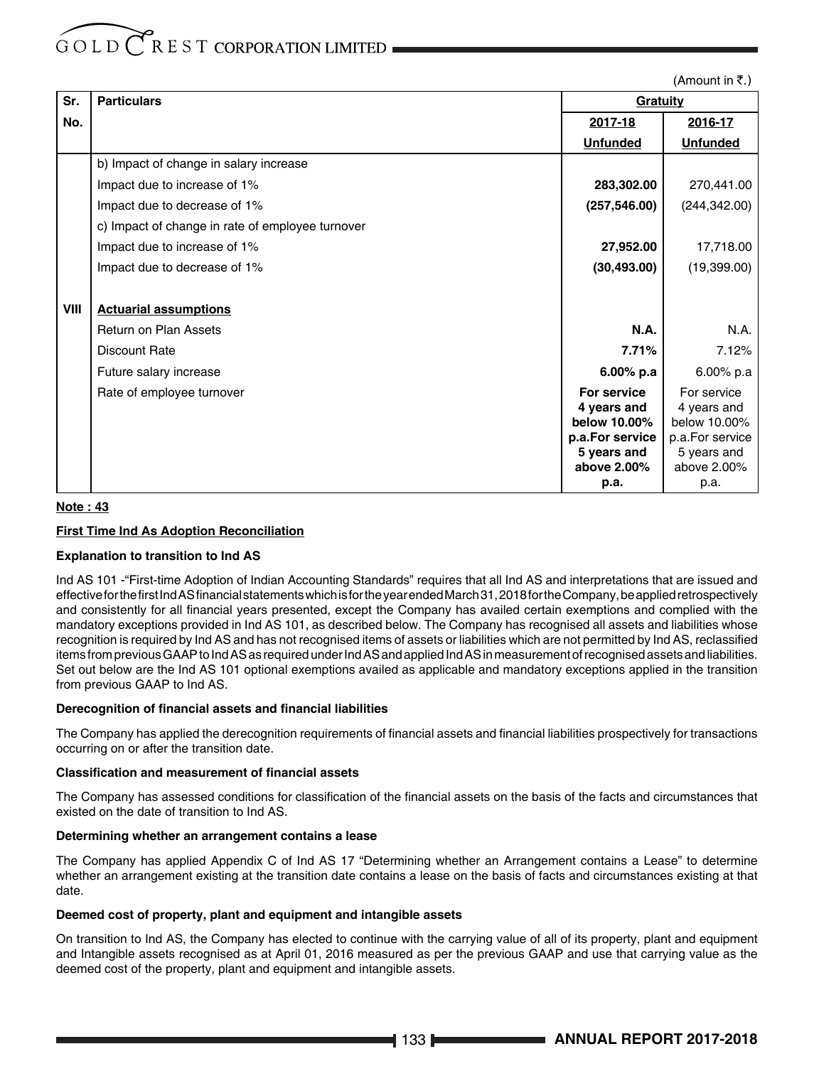(Amount in ₹.)

| Sr. No. | Particulars | Gratuity | |
|---|---|---|---|
| | | 2017-18 Unfunded | 2016-17 Unfunded |
| | b) Impact of change in salary increase | | |
| | Impact due to increase of 1% | **283,302.00** | 270,441.00 |
| | Impact due to decrease of 1% | **(257,546.00)** | (244,342.00) |
| | c) Impact of change in rate of employee turnover | | |
| | Impact due to increase of 1% | **27,952.00** | 17,718.00 |
| | Impact due to decrease of 1% | **(30,493.00)** | (19,399.00) |
| VIII | **Actuarial assumptions** | | |
| | Return on Plan Assets | **N.A.** | N.A. |
| | Discount Rate | **7.71%** | 7.12% |
| | Future salary increase | **6.00% p.a** | 6.00% p.a |
| | Rate of employee turnover | **For service 4 years and below 10.00% p.a.For service 5 years and above 2.00% p.a.** | For service 4 years and below 10.00% p.a.For service 5 years and above 2.00% p.a. |

**Note : 43**

**First Time Ind As Adoption Reconciliation**

**Explanation to transition to Ind AS**

Ind AS 101 -"First-time Adoption of Indian Accounting Standards" requires that all Ind AS and interpretations that are issued and effective for the first Ind AS financial statements which is for the year ended March 31, 2018 for the Company, be applied retrospectively and consistently for all financial years presented, except the Company has availed certain exemptions and complied with the mandatory exceptions provided in Ind AS 101, as described below. The Company has recognised all assets and liabilities whose recognition is required by Ind AS and has not recognised items of assets or liabilities which are not permitted by Ind AS, reclassified items from previous GAAP to Ind AS as required under Ind AS and applied Ind AS in measurement of recognised assets and liabilities. Set out below are the Ind AS 101 optional exemptions availed as applicable and mandatory exceptions applied in the transition from previous GAAP to Ind AS.

**Derecognition of financial assets and financial liabilities**

The Company has applied the derecognition requirements of financial assets and financial liabilities prospectively for transactions occurring on or after the transition date.

**Classification and measurement of financial assets**

The Company has assessed conditions for classification of the financial assets on the basis of the facts and circumstances that existed on the date of transition to Ind AS.

**Determining whether an arrangement contains a lease**

The Company has applied Appendix C of Ind AS 17 "Determining whether an Arrangement contains a Lease" to determine whether an arrangement existing at the transition date contains a lease on the basis of facts and circumstances existing at that date.

**Deemed cost of property, plant and equipment and intangible assets**

On transition to Ind AS, the Company has elected to continue with the carrying value of all of its property, plant and equipment and Intangible assets recognised as at April 01, 2016 measured as per the previous GAAP and use that carrying value as the deemed cost of the property, plant and equipment and intangible assets.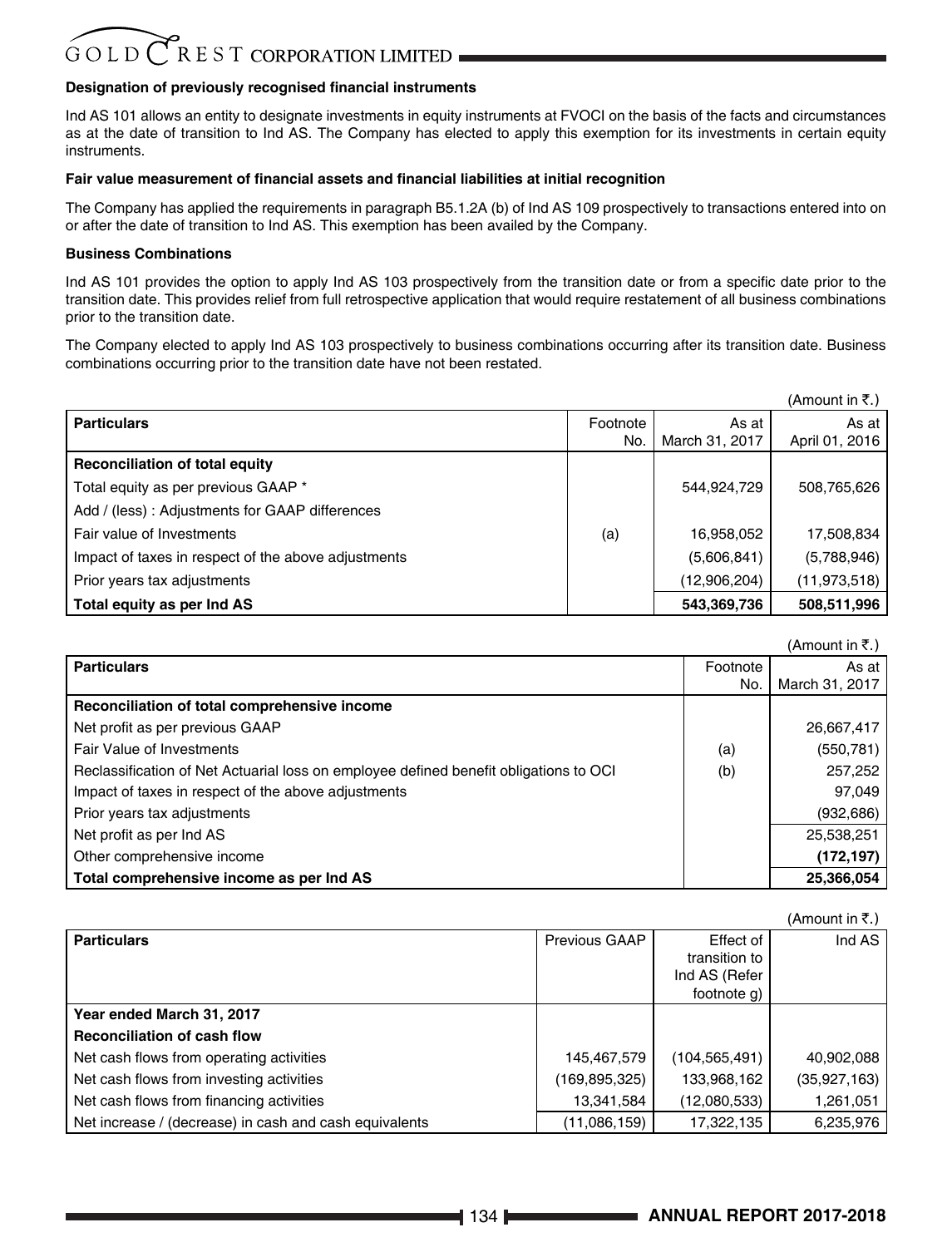**Designation of previously recognised financial instruments**

Ind AS 101 allows an entity to designate investments in equity instruments at FVOCI on the basis of the facts and circumstances as at the date of transition to Ind AS. The Company has elected to apply this exemption for its investments in certain equity instruments.

**Fair value measurement of financial assets and financial liabilities at initial recognition**

The Company has applied the requirements in paragraph B5.1.2A (b) of Ind AS 109 prospectively to transactions entered into on or after the date of transition to Ind AS. This exemption has been availed by the Company.

**Business Combinations**

Ind AS 101 provides the option to apply Ind AS 103 prospectively from the transition date or from a specific date prior to the transition date. This provides relief from full retrospective application that would require restatement of all business combinations prior to the transition date.

The Company elected to apply Ind AS 103 prospectively to business combinations occurring after its transition date. Business combinations occurring prior to the transition date have not been restated.

(Amount in ₹.)

| Particulars | Footnote No. | As at March 31, 2017 | As at April 01, 2016 |
|---|---|---|---|
| **Reconciliation of total equity** | | | |
| Total equity as per previous GAAP * | | 544,924,729 | 508,765,626 |
| Add / (less) : Adjustments for GAAP differences | | | |
| Fair value of Investments | (a) | 16,958,052 | 17,508,834 |
| Impact of taxes in respect of the above adjustments | | (5,606,841) | (5,788,946) |
| Prior years tax adjustments | | (12,906,204) | (11,973,518) |
| **Total equity as per Ind AS** | | **543,369,736** | **508,511,996** |

(Amount in ₹.)

| Particulars | Footnote No. | As at March 31, 2017 |
|---|---|---|
| **Reconciliation of total comprehensive income** | | |
| Net profit as per previous GAAP | | 26,667,417 |
| Fair Value of Investments | (a) | (550,781) |
| Reclassification of Net Actuarial loss on employee defined benefit obligations to OCI | (b) | 257,252 |
| Impact of taxes in respect of the above adjustments | | 97,049 |
| Prior years tax adjustments | | (932,686) |
| Net profit as per Ind AS | | 25,538,251 |
| Other comprehensive income | | **(172,197)** |
| **Total comprehensive income as per Ind AS** | | **25,366,054** |

(Amount in ₹.)

| Particulars | Previous GAAP | Effect of transition to Ind AS (Refer footnote g) | Ind AS |
|---|---|---|---|
| **Year ended March 31, 2017** | | | |
| **Reconciliation of cash flow** | | | |
| Net cash flows from operating activities | 145,467,579 | (104,565,491) | 40,902,088 |
| Net cash flows from investing activities | (169,895,325) | 133,968,162 | (35,927,163) |
| Net cash flows from financing activities | 13,341,584 | (12,080,533) | 1,261,051 |
| Net increase / (decrease) in cash and cash equivalents | (11,086,159) | 17,322,135 | 6,235,976 |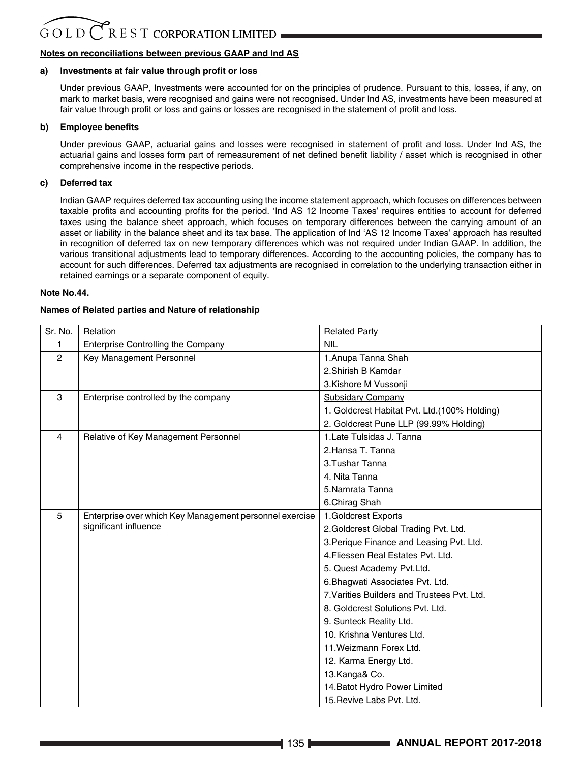**Notes on reconciliations between previous GAAP and Ind AS**

**a) Investments at fair value through profit or loss**

Under previous GAAP, Investments were accounted for on the principles of prudence. Pursuant to this, losses, if any, on mark to market basis, were recognised and gains were not recognised. Under Ind AS, investments have been measured at fair value through profit or loss and gains or losses are recognised in the statement of profit and loss.

**b) Employee benefits**

Under previous GAAP, actuarial gains and losses were recognised in statement of profit and loss. Under Ind AS, the actuarial gains and losses form part of remeasurement of net defined benefit liability / asset which is recognised in other comprehensive income in the respective periods.

**c) Deferred tax**

Indian GAAP requires deferred tax accounting using the income statement approach, which focuses on differences between taxable profits and accounting profits for the period. 'Ind AS 12 Income Taxes' requires entities to account for deferred taxes using the balance sheet approach, which focuses on temporary differences between the carrying amount of an asset or liability in the balance sheet and its tax base. The application of Ind 'AS 12 Income Taxes' approach has resulted in recognition of deferred tax on new temporary differences which was not required under Indian GAAP. In addition, the various transitional adjustments lead to temporary differences. According to the accounting policies, the company has to account for such differences. Deferred tax adjustments are recognised in correlation to the underlying transaction either in retained earnings or a separate component of equity.

**Note No.44.**

**Names of Related parties and Nature of relationship**

| Sr. No. | Relation | Related Party |
|---|---|---|
| 1 | Enterprise Controlling the Company | NIL |
| 2 | Key Management Personnel | 1.Anupa Tanna Shah |
| | | 2.Shirish B Kamdar |
| | | 3.Kishore M Vussonji |
| 3 | Enterprise controlled by the company | Subsidary Company |
| | | 1. Goldcrest Habitat Pvt. Ltd.(100% Holding) |
| | | 2. Goldcrest Pune LLP (99.99% Holding) |
| 4 | Relative of Key Management Personnel | 1.Late Tulsidas J. Tanna |
| | | 2.Hansa T. Tanna |
| | | 3.Tushar Tanna |
| | | 4. Nita Tanna |
| | | 5.Namrata Tanna |
| | | 6.Chirag Shah |
| 5 | Enterprise over which Key Management personnel exercise significant influence | 1.Goldcrest Exports |
| | | 2.Goldcrest Global Trading Pvt. Ltd. |
| | | 3.Perique Finance and Leasing Pvt. Ltd. |
| | | 4.Fliessen Real Estates Pvt. Ltd. |
| | | 5. Quest Academy Pvt.Ltd. |
| | | 6.Bhagwati Associates Pvt. Ltd. |
| | | 7.Varities Builders and Trustees Pvt. Ltd. |
| | | 8. Goldcrest Solutions Pvt. Ltd. |
| | | 9. Sunteck Reality Ltd. |
| | | 10. Krishna Ventures Ltd. |
| | | 11.Weizmann Forex Ltd. |
| | | 12. Karma Energy Ltd. |
| | | 13.Kanga& Co. |
| | | 14.Batot Hydro Power Limited |
| | | 15.Revive Labs Pvt. Ltd. |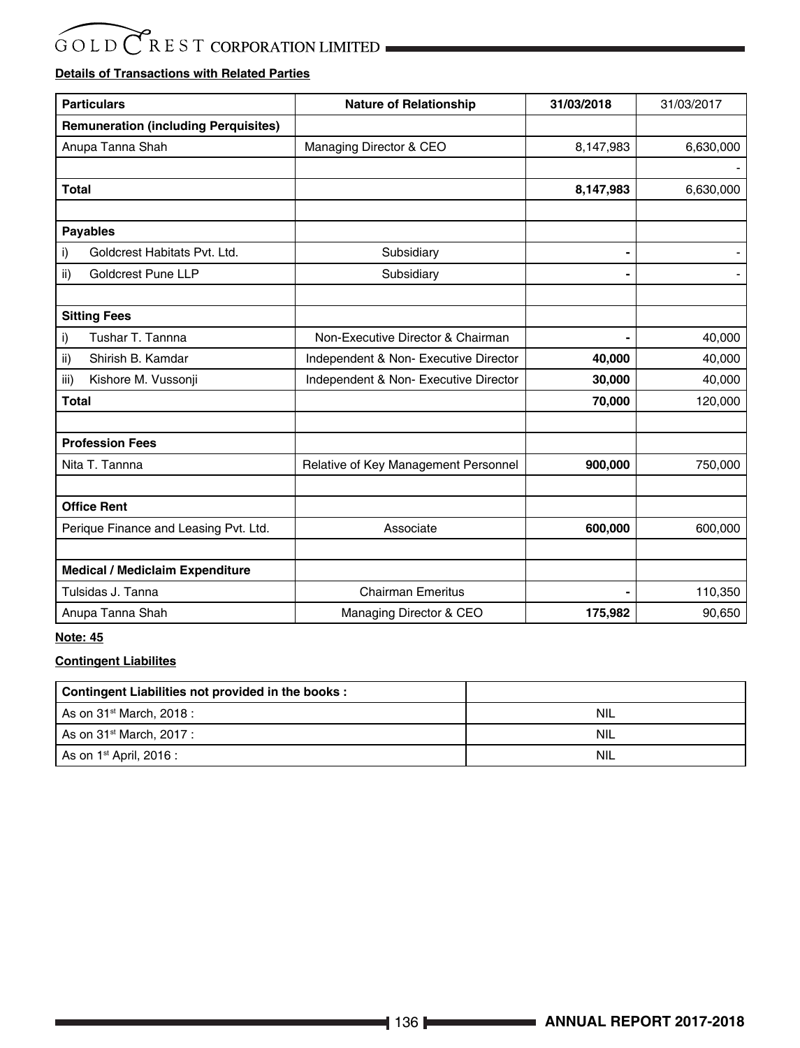**Details of Transactions with Related Parties**

| Particulars | Nature of Relationship | 31/03/2018 | 31/03/2017 |
|---|---|---|---|
| **Remuneration (including Perquisites)** | | | |
| Anupa Tanna Shah | Managing Director & CEO | 8,147,983 | 6,630,000 |
| | | | - |
| **Total** | | **8,147,983** | 6,630,000 |
| | | | |
| **Payables** | | | |
| i) Goldcrest Habitats Pvt. Ltd. | Subsidiary | **-** | - |
| ii) Goldcrest Pune LLP | Subsidiary | **-** | - |
| | | | |
| **Sitting Fees** | | | |
| i) Tushar T. Tannna | Non-Executive Director & Chairman | **-** | 40,000 |
| ii) Shirish B. Kamdar | Independent & Non- Executive Director | **40,000** | 40,000 |
| iii) Kishore M. Vussonji | Independent & Non- Executive Director | **30,000** | 40,000 |
| **Total** | | **70,000** | 120,000 |
| | | | |
| **Profession Fees** | | | |
| Nita T. Tannna | Relative of Key Management Personnel | **900,000** | 750,000 |
| | | | |
| **Office Rent** | | | |
| Perique Finance and Leasing Pvt. Ltd. | Associate | **600,000** | 600,000 |
| | | | |
| **Medical / Mediclaim Expenditure** | | | |
| Tulsidas J. Tanna | Chairman Emeritus | **-** | 110,350 |
| Anupa Tanna Shah | Managing Director & CEO | **175,982** | 90,650 |

**Note: 45**

**Contingent Liabilites**

| Contingent Liabilities not provided in the books : | |
|---|---|
| As on 31st March, 2018 : | NIL |
| As on 31st March, 2017 : | NIL |
| As on 1st April, 2016 : | NIL |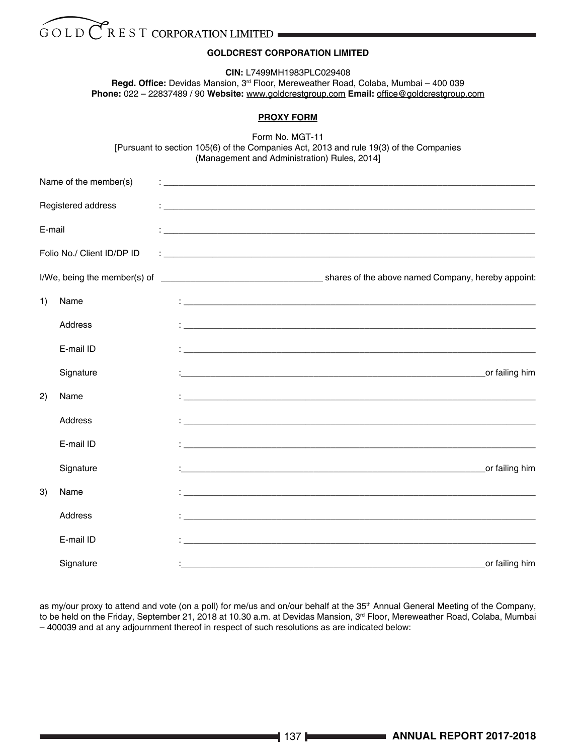**GOLDCREST CORPORATION LIMITED**

**CIN:** L7499MH1983PLC029408

**Regd. Office:** Devidas Mansion, 3rd Floor, Mereweather Road, Colaba, Mumbai – 400 039

**Phone:** 022 – 22837489 / 90 **Website:** www.goldcrestgroup.com **Email:** office@goldcrestgroup.com

**PROXY FORM**

Form No. MGT-11

[Pursuant to section 105(6) of the Companies Act, 2013 and rule 19(3) of the Companies (Management and Administration) Rules, 2014]

Name of the member(s) : ____________________

Registered address : ____________________

E-mail : ____________________

Folio No./ Client ID/DP ID : ____________________

I/We, being the member(s) of ____________________ shares of the above named Company, hereby appoint:

1) Name : ____________________

   Address : ____________________

   E-mail ID : ____________________

   Signature : ____________________ or failing him

2) Name : ____________________

   Address : ____________________

   E-mail ID : ____________________

   Signature : ____________________ or failing him

3) Name : ____________________

   Address : ____________________

   E-mail ID : ____________________

   Signature : ____________________ or failing him

as my/our proxy to attend and vote (on a poll) for me/us and on/our behalf at the 35th Annual General Meeting of the Company, to be held on the Friday, September 21, 2018 at 10.30 a.m. at Devidas Mansion, 3rd Floor, Mereweather Road, Colaba, Mumbai – 400039 and at any adjournment thereof in respect of such resolutions as are indicated below: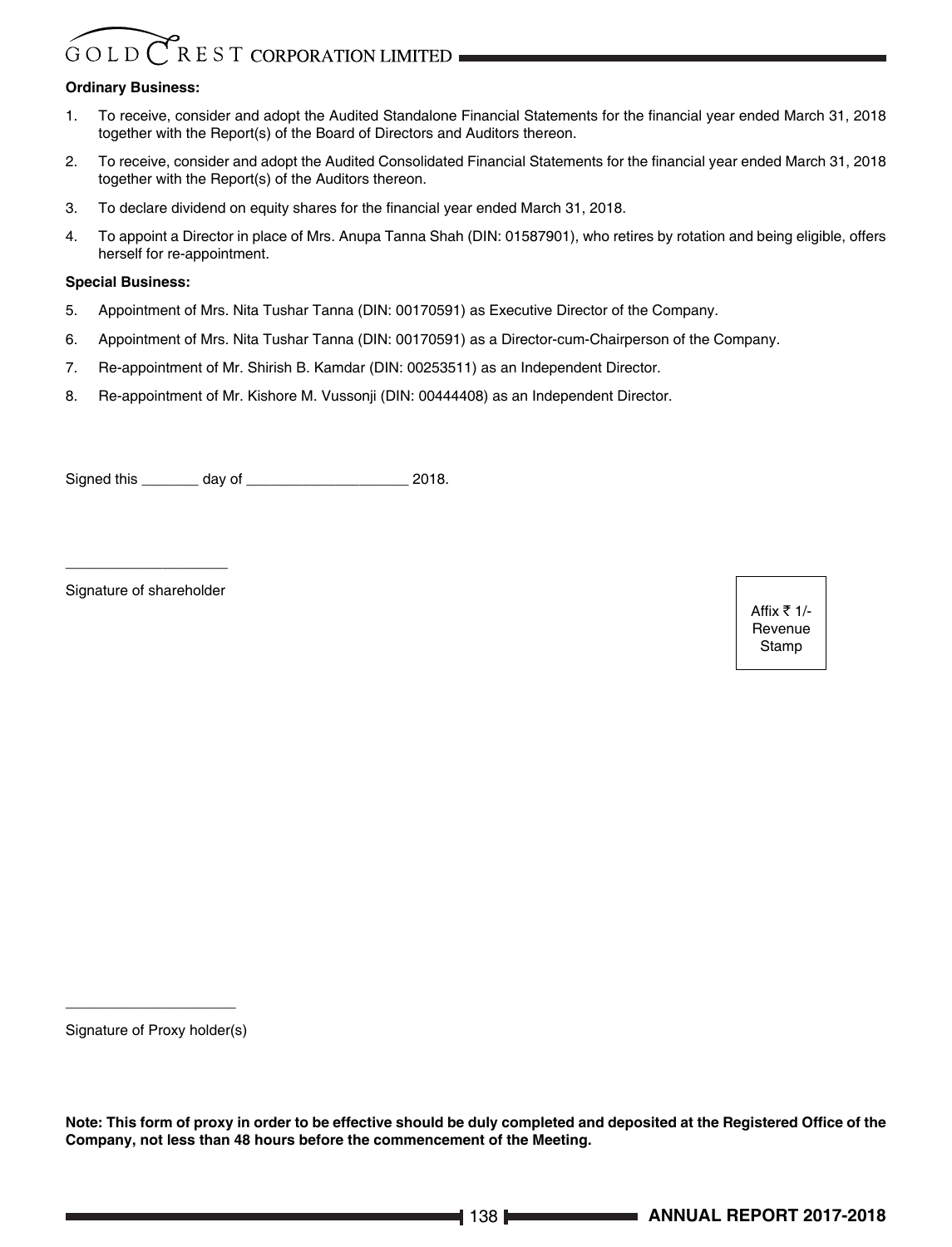**Ordinary Business:**

1. To receive, consider and adopt the Audited Standalone Financial Statements for the financial year ended March 31, 2018 together with the Report(s) of the Board of Directors and Auditors thereon.
2. To receive, consider and adopt the Audited Consolidated Financial Statements for the financial year ended March 31, 2018 together with the Report(s) of the Auditors thereon.
3. To declare dividend on equity shares for the financial year ended March 31, 2018.
4. To appoint a Director in place of Mrs. Anupa Tanna Shah (DIN: 01587901), who retires by rotation and being eligible, offers herself for re-appointment.

**Special Business:**

5. Appointment of Mrs. Nita Tushar Tanna (DIN: 00170591) as Executive Director of the Company.
6. Appointment of Mrs. Nita Tushar Tanna (DIN: 00170591) as a Director-cum-Chairperson of the Company.
7. Re-appointment of Mr. Shirish B. Kamdar (DIN: 00253511) as an Independent Director.
8. Re-appointment of Mr. Kishore M. Vussonji (DIN: 00444408) as an Independent Director.

Signed this _______ day of ____________________ 2018.

____________________

Signature of shareholder

Affix ₹ 1/- Revenue Stamp

____________________

Signature of Proxy holder(s)

**Note: This form of proxy in order to be effective should be duly completed and deposited at the Registered Office of the Company, not less than 48 hours before the commencement of the Meeting.**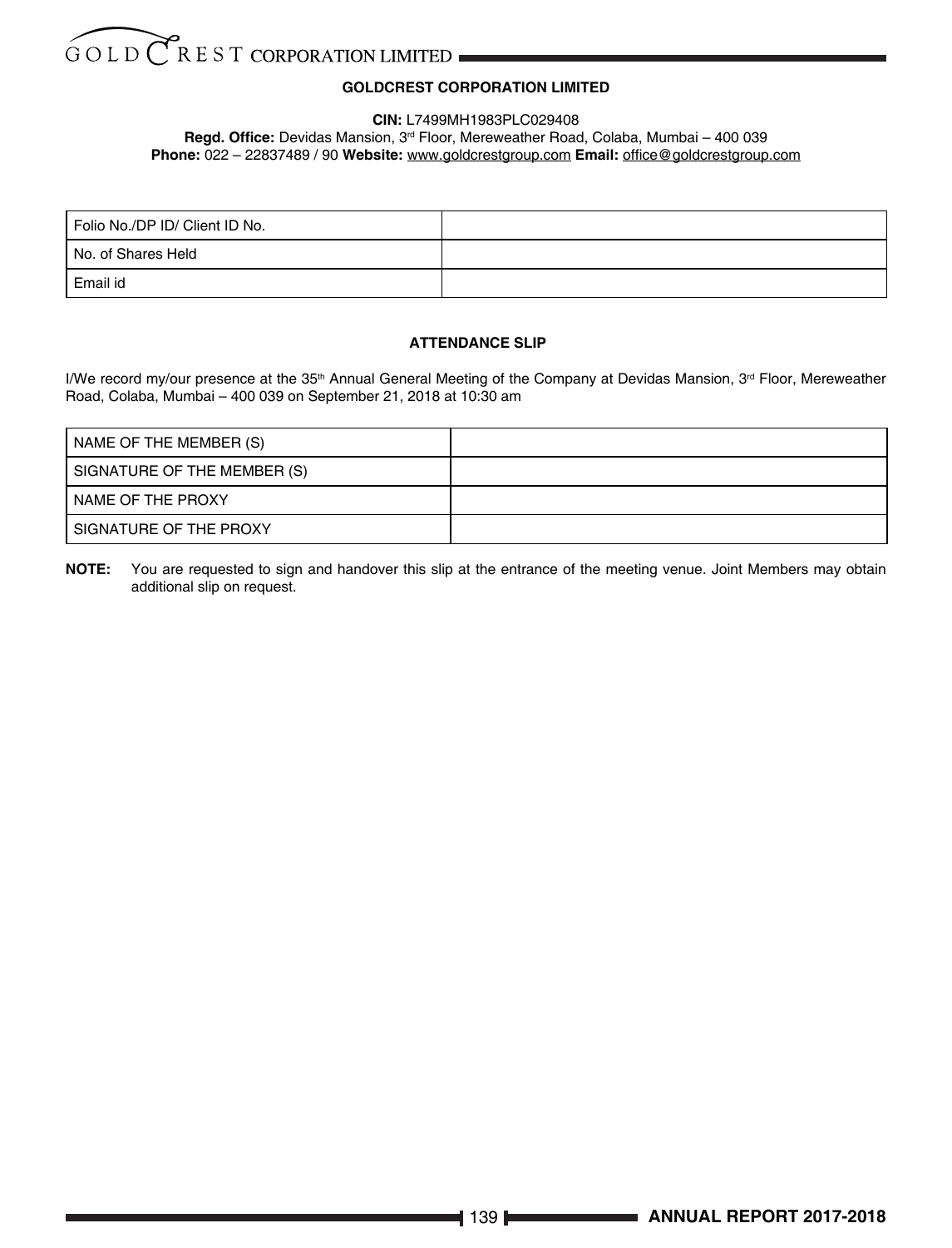**GOLDCREST CORPORATION LIMITED**

**CIN:** L7499MH1983PLC029408

**Regd. Office:** Devidas Mansion, 3rd Floor, Mereweather Road, Colaba, Mumbai – 400 039

**Phone:** 022 – 22837489 / 90 **Website:** www.goldcrestgroup.com **Email:** office@goldcrestgroup.com

| | |
|---|---|
| Folio No./DP ID/ Client ID No. | |
| No. of Shares Held | |
| Email id | |

## ATTENDANCE SLIP

I/We record my/our presence at the 35th Annual General Meeting of the Company at Devidas Mansion, 3rd Floor, Mereweather Road, Colaba, Mumbai – 400 039 on September 21, 2018 at 10:30 am

| | |
|---|---|
| NAME OF THE MEMBER (S) | |
| SIGNATURE OF THE MEMBER (S) | |
| NAME OF THE PROXY | |
| SIGNATURE OF THE PROXY | |

**NOTE:** You are requested to sign and handover this slip at the entrance of the meeting venue. Joint Members may obtain additional slip on request.